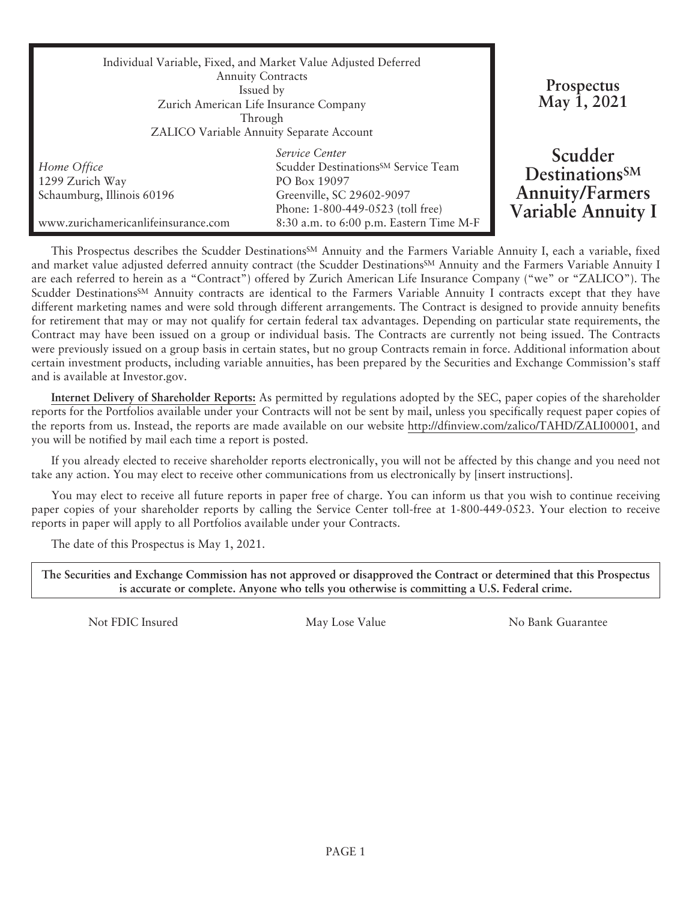Individual Variable, Fixed, and Market Value Adjusted Deferred Annuity Contracts
Issued by
Zurich American Life Insurance Company
Through
ZALICO Variable Annuity Separate Account

*Home Office*
1299 Zurich Way
Schaumburg, Illinois 60196

www.zurichamericanlifeinsurance.com

*Service Center*
Scudder Destinations[SM] Service Team
PO Box 19097
Greenville, SC 29602-9097
Phone: 1-800-449-0523 (toll free)
8:30 a.m. to 6:00 p.m. Eastern Time M-F

**Prospectus**
**May 1, 2021**

# Scudder Destinations[SM] Annuity/Farmers Variable Annuity I

This Prospectus describes the Scudder Destinations[SM] Annuity and the Farmers Variable Annuity I, each a variable, fixed and market value adjusted deferred annuity contract (the Scudder Destinations[SM] Annuity and the Farmers Variable Annuity I are each referred to herein as a "Contract") offered by Zurich American Life Insurance Company ("we" or "ZALICO"). The Scudder Destinations[SM] Annuity contracts are identical to the Farmers Variable Annuity I contracts except that they have different marketing names and were sold through different arrangements. The Contract is designed to provide annuity benefits for retirement that may or may not qualify for certain federal tax advantages. Depending on particular state requirements, the Contract may have been issued on a group or individual basis. The Contracts are currently not being issued. The Contracts were previously issued on a group basis in certain states, but no group Contracts remain in force. Additional information about certain investment products, including variable annuities, has been prepared by the Securities and Exchange Commission's staff and is available at Investor.gov.

**Internet Delivery of Shareholder Reports:** As permitted by regulations adopted by the SEC, paper copies of the shareholder reports for the Portfolios available under your Contracts will not be sent by mail, unless you specifically request paper copies of the reports from us. Instead, the reports are made available on our website http://dfinview.com/zalico/TAHD/ZALI00001, and you will be notified by mail each time a report is posted.

If you already elected to receive shareholder reports electronically, you will not be affected by this change and you need not take any action. You may elect to receive other communications from us electronically by [insert instructions].

You may elect to receive all future reports in paper free of charge. You can inform us that you wish to continue receiving paper copies of your shareholder reports by calling the Service Center toll-free at 1-800-449-0523. Your election to receive reports in paper will apply to all Portfolios available under your Contracts.

The date of this Prospectus is May 1, 2021.

**The Securities and Exchange Commission has not approved or disapproved the Contract or determined that this Prospectus is accurate or complete. Anyone who tells you otherwise is committing a U.S. Federal crime.**

Not FDIC Insured | May Lose Value | No Bank Guarantee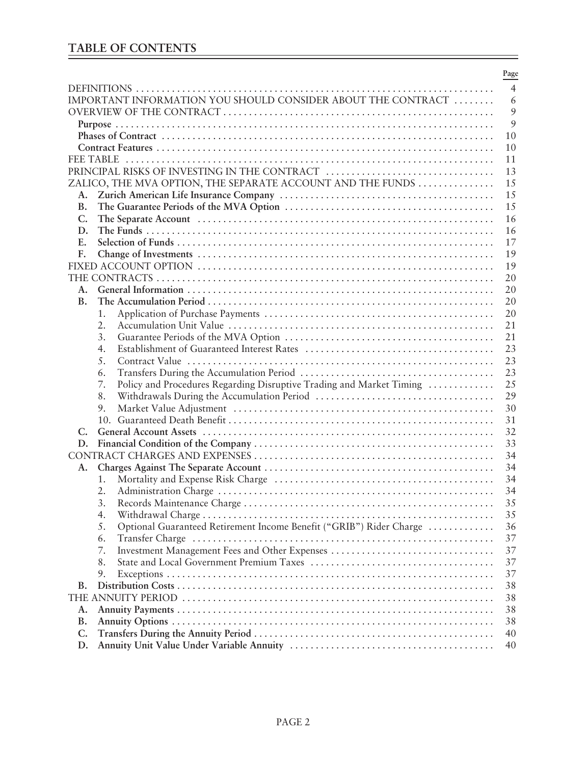## TABLE OF CONTENTS

| | Page |
|---|---|
| DEFINITIONS | 4 |
| IMPORTANT INFORMATION YOU SHOULD CONSIDER ABOUT THE CONTRACT | 6 |
| OVERVIEW OF THE CONTRACT | 9 |
| **Purpose** | 9 |
| **Phases of Contract** | 10 |
| **Contract Features** | 10 |
| FEE TABLE | 11 |
| PRINCIPAL RISKS OF INVESTING IN THE CONTRACT | 13 |
| ZALICO, THE MVA OPTION, THE SEPARATE ACCOUNT AND THE FUNDS | 15 |
| **A. Zurich American Life Insurance Company** | 15 |
| **B. The Guarantee Periods of the MVA Option** | 15 |
| **C. The Separate Account** | 16 |
| **D. The Funds** | 16 |
| **E. Selection of Funds** | 17 |
| **F. Change of Investments** | 19 |
| FIXED ACCOUNT OPTION | 19 |
| THE CONTRACTS | 20 |
| **A. General Information** | 20 |
| **B. The Accumulation Period** | 20 |
| 1. Application of Purchase Payments | 20 |
| 2. Accumulation Unit Value | 21 |
| 3. Guarantee Periods of the MVA Option | 21 |
| 4. Establishment of Guaranteed Interest Rates | 23 |
| 5. Contract Value | 23 |
| 6. Transfers During the Accumulation Period | 23 |
| 7. Policy and Procedures Regarding Disruptive Trading and Market Timing | 25 |
| 8. Withdrawals During the Accumulation Period | 29 |
| 9. Market Value Adjustment | 30 |
| 10. Guaranteed Death Benefit | 31 |
| **C. General Account Assets** | 32 |
| **D. Financial Condition of the Company** | 33 |
| CONTRACT CHARGES AND EXPENSES | 34 |
| **A. Charges Against The Separate Account** | 34 |
| 1. Mortality and Expense Risk Charge | 34 |
| 2. Administration Charge | 34 |
| 3. Records Maintenance Charge | 35 |
| 4. Withdrawal Charge | 35 |
| 5. Optional Guaranteed Retirement Income Benefit ("GRIB") Rider Charge | 36 |
| 6. Transfer Charge | 37 |
| 7. Investment Management Fees and Other Expenses | 37 |
| 8. State and Local Government Premium Taxes | 37 |
| 9. Exceptions | 37 |
| **B. Distribution Costs** | 38 |
| THE ANNUITY PERIOD | 38 |
| **A. Annuity Payments** | 38 |
| **B. Annuity Options** | 38 |
| **C. Transfers During the Annuity Period** | 40 |
| **D. Annuity Unit Value Under Variable Annuity** | 40 |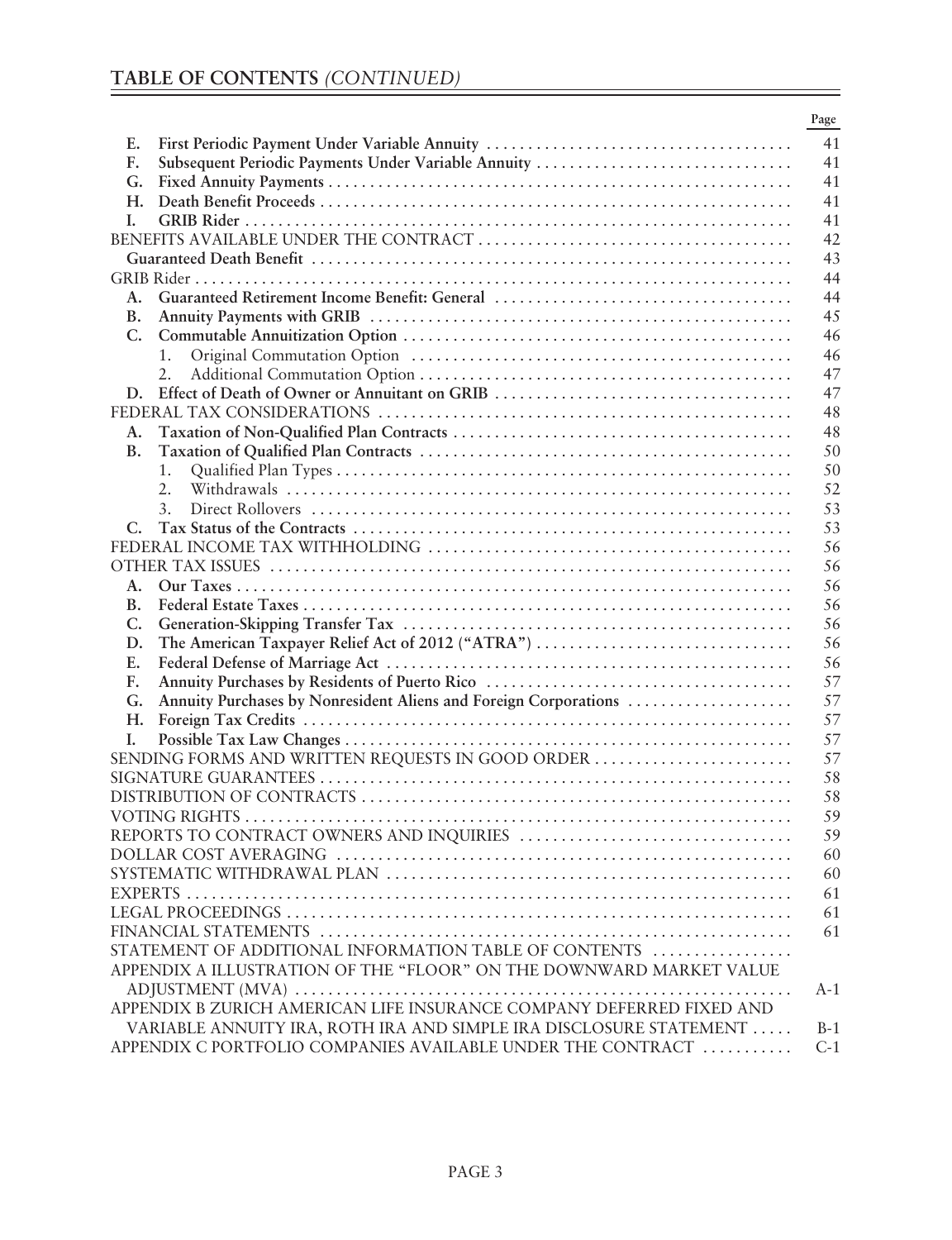## TABLE OF CONTENTS *(CONTINUED)*

| | Page |
|---|---|
| **E. First Periodic Payment Under Variable Annuity** | 41 |
| **F. Subsequent Periodic Payments Under Variable Annuity** | 41 |
| **G. Fixed Annuity Payments** | 41 |
| **H. Death Benefit Proceeds** | 41 |
| **I. GRIB Rider** | 41 |
| BENEFITS AVAILABLE UNDER THE CONTRACT | 42 |
| **Guaranteed Death Benefit** | 43 |
| GRIB Rider | 44 |
| **A. Guaranteed Retirement Income Benefit: General** | 44 |
| **B. Annuity Payments with GRIB** | 45 |
| **C. Commutable Annuitization Option** | 46 |
| 1. Original Commutation Option | 46 |
| 2. Additional Commutation Option | 47 |
| **D. Effect of Death of Owner or Annuitant on GRIB** | 47 |
| FEDERAL TAX CONSIDERATIONS | 48 |
| **A. Taxation of Non-Qualified Plan Contracts** | 48 |
| **B. Taxation of Qualified Plan Contracts** | 50 |
| 1. Qualified Plan Types | 50 |
| 2. Withdrawals | 52 |
| 3. Direct Rollovers | 53 |
| **C. Tax Status of the Contracts** | 53 |
| FEDERAL INCOME TAX WITHHOLDING | 56 |
| OTHER TAX ISSUES | 56 |
| **A. Our Taxes** | 56 |
| **B. Federal Estate Taxes** | 56 |
| **C. Generation-Skipping Transfer Tax** | 56 |
| **D. The American Taxpayer Relief Act of 2012 ("ATRA")** | 56 |
| **E. Federal Defense of Marriage Act** | 56 |
| **F. Annuity Purchases by Residents of Puerto Rico** | 57 |
| **G. Annuity Purchases by Nonresident Aliens and Foreign Corporations** | 57 |
| **H. Foreign Tax Credits** | 57 |
| **I. Possible Tax Law Changes** | 57 |
| SENDING FORMS AND WRITTEN REQUESTS IN GOOD ORDER | 57 |
| SIGNATURE GUARANTEES | 58 |
| DISTRIBUTION OF CONTRACTS | 58 |
| VOTING RIGHTS | 59 |
| REPORTS TO CONTRACT OWNERS AND INQUIRIES | 59 |
| DOLLAR COST AVERAGING | 60 |
| SYSTEMATIC WITHDRAWAL PLAN | 60 |
| EXPERTS | 61 |
| LEGAL PROCEEDINGS | 61 |
| FINANCIAL STATEMENTS | 61 |
| STATEMENT OF ADDITIONAL INFORMATION TABLE OF CONTENTS | |
| APPENDIX A ILLUSTRATION OF THE "FLOOR" ON THE DOWNWARD MARKET VALUE ADJUSTMENT (MVA) | A-1 |
| APPENDIX B ZURICH AMERICAN LIFE INSURANCE COMPANY DEFERRED FIXED AND VARIABLE ANNUITY IRA, ROTH IRA AND SIMPLE IRA DISCLOSURE STATEMENT | B-1 |
| APPENDIX C PORTFOLIO COMPANIES AVAILABLE UNDER THE CONTRACT | C-1 |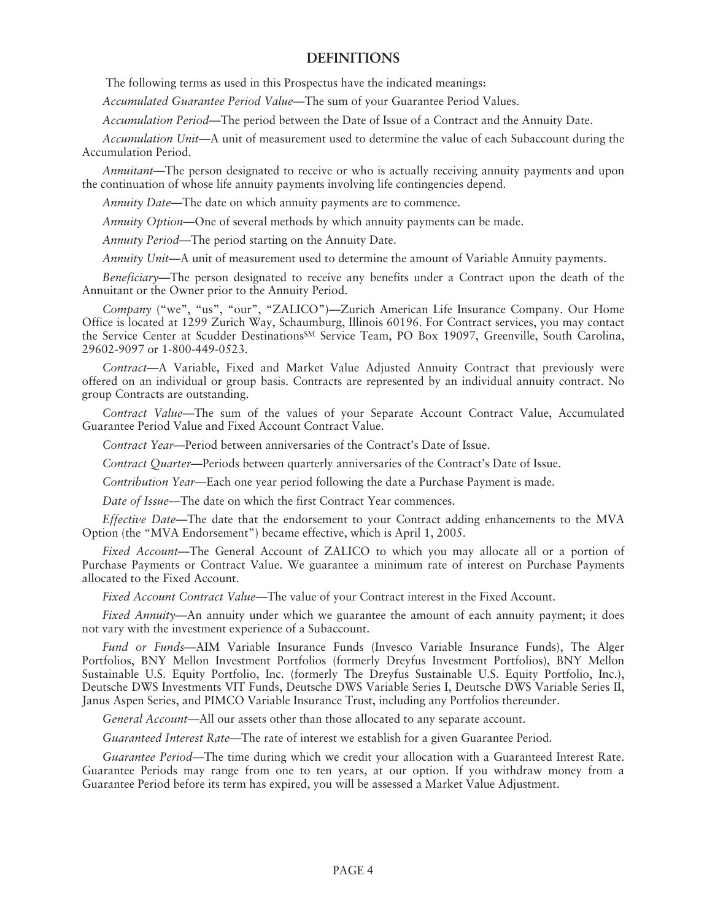## DEFINITIONS

The following terms as used in this Prospectus have the indicated meanings:

*Accumulated Guarantee Period Value*—The sum of your Guarantee Period Values.

*Accumulation Period*—The period between the Date of Issue of a Contract and the Annuity Date.

*Accumulation Unit*—A unit of measurement used to determine the value of each Subaccount during the Accumulation Period.

*Annuitant*—The person designated to receive or who is actually receiving annuity payments and upon the continuation of whose life annuity payments involving life contingencies depend.

*Annuity Date*—The date on which annuity payments are to commence.

*Annuity Option*—One of several methods by which annuity payments can be made.

*Annuity Period*—The period starting on the Annuity Date.

*Annuity Unit*—A unit of measurement used to determine the amount of Variable Annuity payments.

*Beneficiary*—The person designated to receive any benefits under a Contract upon the death of the Annuitant or the Owner prior to the Annuity Period.

*Company* ("we", "us", "our", "ZALICO")—Zurich American Life Insurance Company. Our Home Office is located at 1299 Zurich Way, Schaumburg, Illinois 60196. For Contract services, you may contact the Service Center at Scudder Destinations℠ Service Team, PO Box 19097, Greenville, South Carolina, 29602-9097 or 1-800-449-0523.

*Contract*—A Variable, Fixed and Market Value Adjusted Annuity Contract that previously were offered on an individual or group basis. Contracts are represented by an individual annuity contract. No group Contracts are outstanding.

*Contract Value*—The sum of the values of your Separate Account Contract Value, Accumulated Guarantee Period Value and Fixed Account Contract Value.

*Contract Year*—Period between anniversaries of the Contract's Date of Issue.

*Contract Quarter*—Periods between quarterly anniversaries of the Contract's Date of Issue.

*Contribution Year*—Each one year period following the date a Purchase Payment is made.

*Date of Issue*—The date on which the first Contract Year commences.

*Effective Date*—The date that the endorsement to your Contract adding enhancements to the MVA Option (the "MVA Endorsement") became effective, which is April 1, 2005.

*Fixed Account*—The General Account of ZALICO to which you may allocate all or a portion of Purchase Payments or Contract Value. We guarantee a minimum rate of interest on Purchase Payments allocated to the Fixed Account.

*Fixed Account Contract Value*—The value of your Contract interest in the Fixed Account.

*Fixed Annuity*—An annuity under which we guarantee the amount of each annuity payment; it does not vary with the investment experience of a Subaccount.

*Fund or Funds*—AIM Variable Insurance Funds (Invesco Variable Insurance Funds), The Alger Portfolios, BNY Mellon Investment Portfolios (formerly Dreyfus Investment Portfolios), BNY Mellon Sustainable U.S. Equity Portfolio, Inc. (formerly The Dreyfus Sustainable U.S. Equity Portfolio, Inc.), Deutsche DWS Investments VIT Funds, Deutsche DWS Variable Series I, Deutsche DWS Variable Series II, Janus Aspen Series, and PIMCO Variable Insurance Trust, including any Portfolios thereunder.

*General Account*—All our assets other than those allocated to any separate account.

*Guaranteed Interest Rate*—The rate of interest we establish for a given Guarantee Period.

*Guarantee Period*—The time during which we credit your allocation with a Guaranteed Interest Rate. Guarantee Periods may range from one to ten years, at our option. If you withdraw money from a Guarantee Period before its term has expired, you will be assessed a Market Value Adjustment.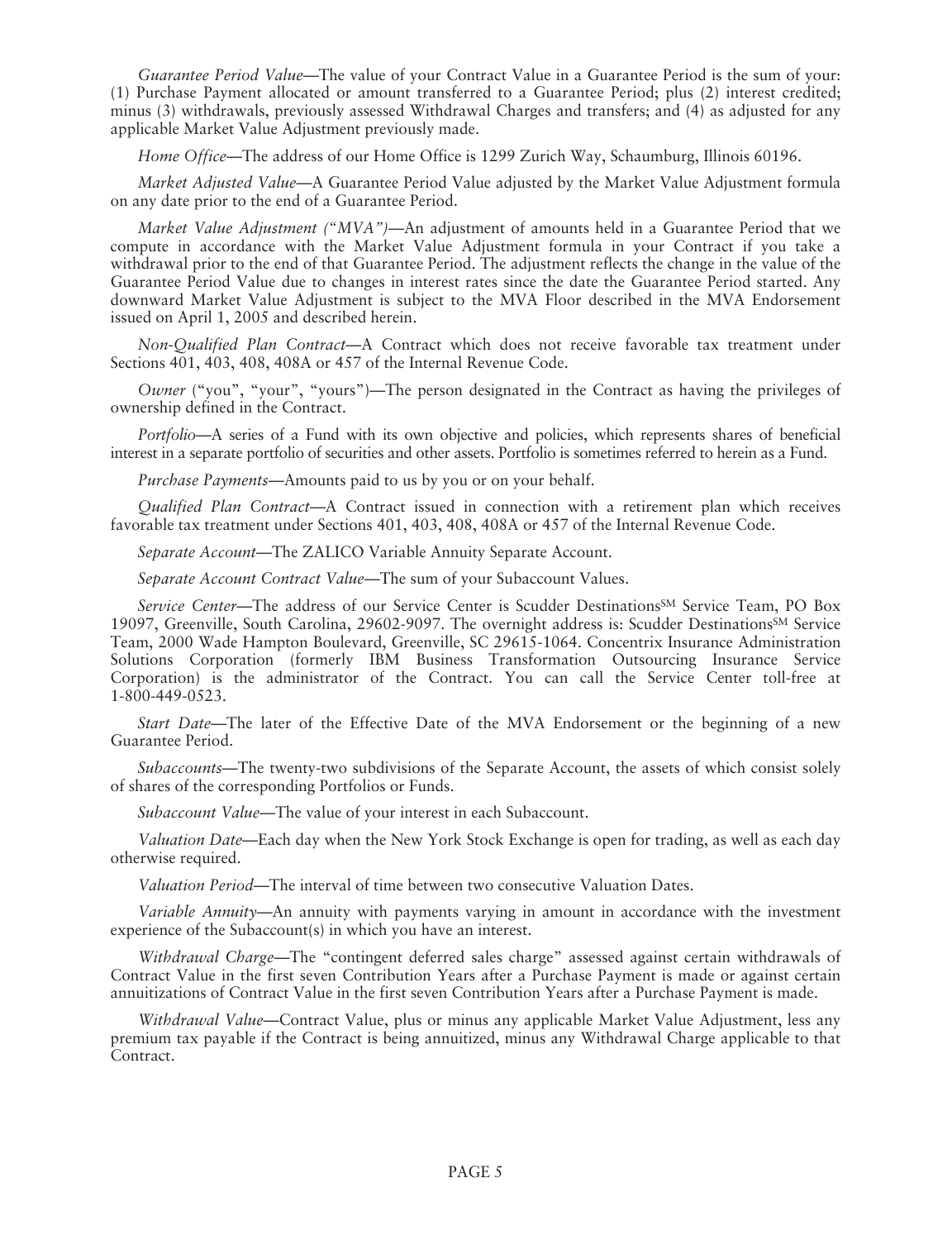*Guarantee Period Value*—The value of your Contract Value in a Guarantee Period is the sum of your: (1) Purchase Payment allocated or amount transferred to a Guarantee Period; plus (2) interest credited; minus (3) withdrawals, previously assessed Withdrawal Charges and transfers; and (4) as adjusted for any applicable Market Value Adjustment previously made.

*Home Office*—The address of our Home Office is 1299 Zurich Way, Schaumburg, Illinois 60196.

*Market Adjusted Value*—A Guarantee Period Value adjusted by the Market Value Adjustment formula on any date prior to the end of a Guarantee Period.

*Market Value Adjustment ("MVA")*—An adjustment of amounts held in a Guarantee Period that we compute in accordance with the Market Value Adjustment formula in your Contract if you take a withdrawal prior to the end of that Guarantee Period. The adjustment reflects the change in the value of the Guarantee Period Value due to changes in interest rates since the date the Guarantee Period started. Any downward Market Value Adjustment is subject to the MVA Floor described in the MVA Endorsement issued on April 1, 2005 and described herein.

*Non-Qualified Plan Contract*—A Contract which does not receive favorable tax treatment under Sections 401, 403, 408, 408A or 457 of the Internal Revenue Code.

*Owner* ("you", "your", "yours")—The person designated in the Contract as having the privileges of ownership defined in the Contract.

*Portfolio*—A series of a Fund with its own objective and policies, which represents shares of beneficial interest in a separate portfolio of securities and other assets. Portfolio is sometimes referred to herein as a Fund.

*Purchase Payments*—Amounts paid to us by you or on your behalf.

*Qualified Plan Contract*—A Contract issued in connection with a retirement plan which receives favorable tax treatment under Sections 401, 403, 408, 408A or 457 of the Internal Revenue Code.

*Separate Account*—The ZALICO Variable Annuity Separate Account.

*Separate Account Contract Value*—The sum of your Subaccount Values.

*Service Center*—The address of our Service Center is Scudder Destinations℠ Service Team, PO Box 19097, Greenville, South Carolina, 29602-9097. The overnight address is: Scudder Destinations℠ Service Team, 2000 Wade Hampton Boulevard, Greenville, SC 29615-1064. Concentrix Insurance Administration Solutions Corporation (formerly IBM Business Transformation Outsourcing Insurance Service Corporation) is the administrator of the Contract. You can call the Service Center toll-free at 1-800-449-0523.

*Start Date*—The later of the Effective Date of the MVA Endorsement or the beginning of a new Guarantee Period.

*Subaccounts*—The twenty-two subdivisions of the Separate Account, the assets of which consist solely of shares of the corresponding Portfolios or Funds.

*Subaccount Value*—The value of your interest in each Subaccount.

*Valuation Date*—Each day when the New York Stock Exchange is open for trading, as well as each day otherwise required.

*Valuation Period*—The interval of time between two consecutive Valuation Dates.

*Variable Annuity*—An annuity with payments varying in amount in accordance with the investment experience of the Subaccount(s) in which you have an interest.

*Withdrawal Charge*—The "contingent deferred sales charge" assessed against certain withdrawals of Contract Value in the first seven Contribution Years after a Purchase Payment is made or against certain annuitizations of Contract Value in the first seven Contribution Years after a Purchase Payment is made.

*Withdrawal Value*—Contract Value, plus or minus any applicable Market Value Adjustment, less any premium tax payable if the Contract is being annuitized, minus any Withdrawal Charge applicable to that Contract.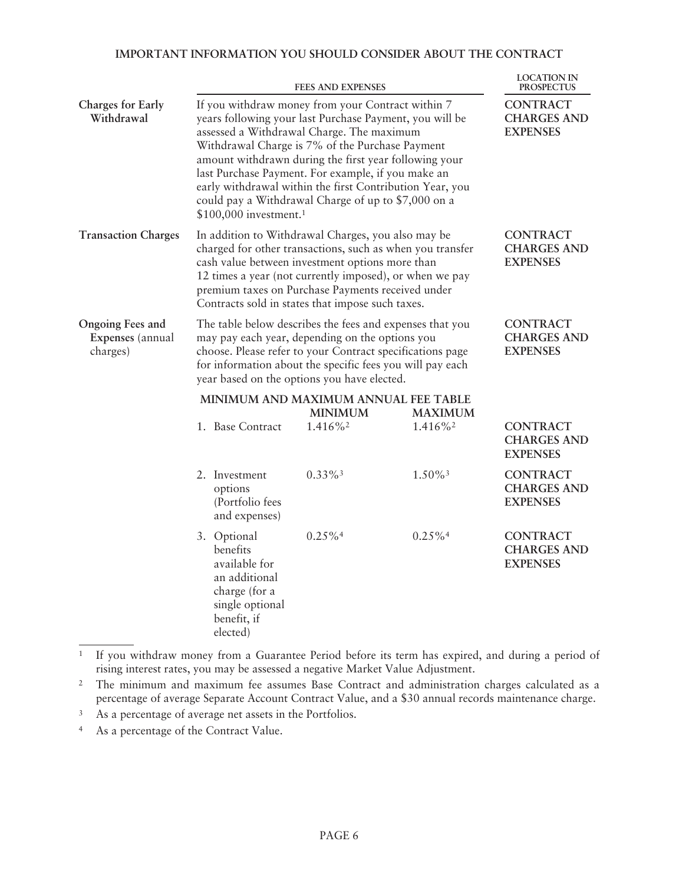## IMPORTANT INFORMATION YOU SHOULD CONSIDER ABOUT THE CONTRACT

| | FEES AND EXPENSES | LOCATION IN PROSPECTUS |
|---|---|---|
| **Charges for Early Withdrawal** | If you withdraw money from your Contract within 7 years following your last Purchase Payment, you will be assessed a Withdrawal Charge. The maximum Withdrawal Charge is 7% of the Purchase Payment amount withdrawn during the first year following your last Purchase Payment. For example, if you make an early withdrawal within the first Contribution Year, you could pay a Withdrawal Charge of up to $7,000 on a $100,000 investment.[1] | **CONTRACT CHARGES AND EXPENSES** |
| **Transaction Charges** | In addition to Withdrawal Charges, you also may be charged for other transactions, such as when you transfer cash value between investment options more than 12 times a year (not currently imposed), or when we pay premium taxes on Purchase Payments received under Contracts sold in states that impose such taxes. | **CONTRACT CHARGES AND EXPENSES** |
| **Ongoing Fees and Expenses** (annual charges) | The table below describes the fees and expenses that you may pay each year, depending on the options you choose. Please refer to your Contract specifications page for information about the specific fees you will pay each year based on the options you have elected. | **CONTRACT CHARGES AND EXPENSES** |

**MINIMUM AND MAXIMUM ANNUAL FEE TABLE**

| | MINIMUM | MAXIMUM | |
|---|---|---|---|
| 1. Base Contract | 1.416%[2] | 1.416%[2] | **CONTRACT CHARGES AND EXPENSES** |
| 2. Investment options (Portfolio fees and expenses) | 0.33%[3] | 1.50%[3] | **CONTRACT CHARGES AND EXPENSES** |
| 3. Optional benefits available for an additional charge (for a single optional benefit, if elected) | 0.25%[4] | 0.25%[4] | **CONTRACT CHARGES AND EXPENSES** |

[1] If you withdraw money from a Guarantee Period before its term has expired, and during a period of rising interest rates, you may be assessed a negative Market Value Adjustment.

[2] The minimum and maximum fee assumes Base Contract and administration charges calculated as a percentage of average Separate Account Contract Value, and a $30 annual records maintenance charge.

[3] As a percentage of average net assets in the Portfolios.

[4] As a percentage of the Contract Value.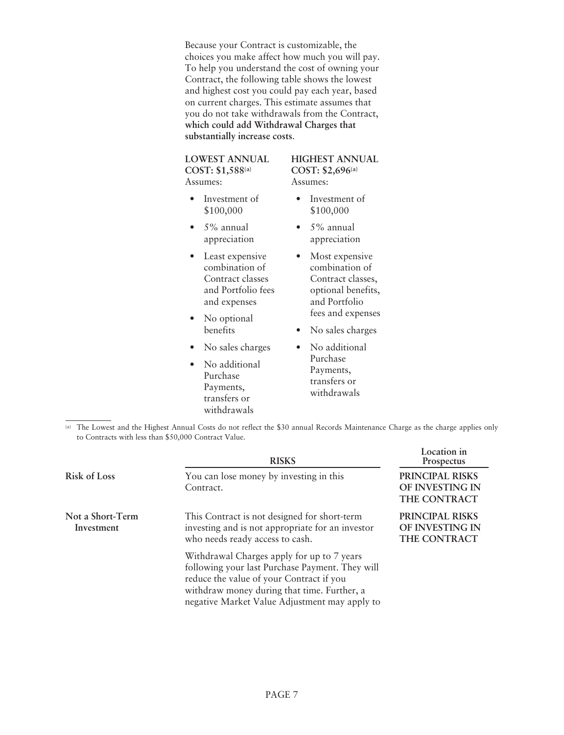Because your Contract is customizable, the choices you make affect how much you will pay. To help you understand the cost of owning your Contract, the following table shows the lowest and highest cost you could pay each year, based on current charges. This estimate assumes that you do not take withdrawals from the Contract, **which could add Withdrawal Charges that substantially increase costs**.

| **LOWEST ANNUAL COST: $1,588[a]** | **HIGHEST ANNUAL COST: $2,696[a]** |
|---|---|
| Assumes: | Assumes: |
| • Investment of $100,000 | • Investment of $100,000 |
| • 5% annual appreciation | • 5% annual appreciation |
| • Least expensive combination of Contract classes and Portfolio fees and expenses | • Most expensive combination of Contract classes, optional benefits, and Portfolio fees and expenses |
| • No optional benefits | • No sales charges |
| • No sales charges | • No additional Purchase Payments, transfers or withdrawals |
| • No additional Purchase Payments, transfers or withdrawals | |

[a] The Lowest and the Highest Annual Costs do not reflect the $30 annual Records Maintenance Charge as the charge applies only to Contracts with less than $50,000 Contract Value.

| | RISKS | Location in Prospectus |
|---|---|---|
| **Risk of Loss** | You can lose money by investing in this Contract. | **PRINCIPAL RISKS OF INVESTING IN THE CONTRACT** |
| **Not a Short-Term Investment** | This Contract is not designed for short-term investing and is not appropriate for an investor who needs ready access to cash.<br><br>Withdrawal Charges apply for up to 7 years following your last Purchase Payment. They will reduce the value of your Contract if you withdraw money during that time. Further, a negative Market Value Adjustment may apply to | **PRINCIPAL RISKS OF INVESTING IN THE CONTRACT** |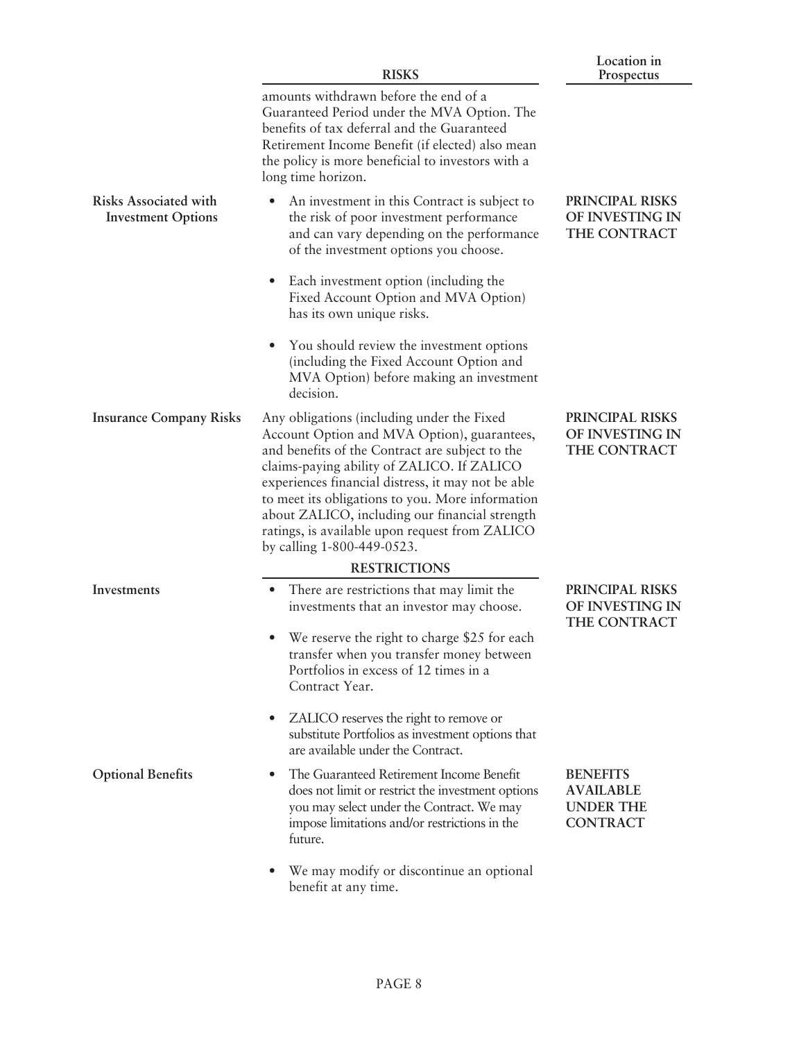| | RISKS | Location in Prospectus |
|---|---|---|
| | amounts withdrawn before the end of a Guaranteed Period under the MVA Option. The benefits of tax deferral and the Guaranteed Retirement Income Benefit (if elected) also mean the policy is more beneficial to investors with a long time horizon. | |
| **Risks Associated with Investment Options** | • An investment in this Contract is subject to the risk of poor investment performance and can vary depending on the performance of the investment options you choose.<br>• Each investment option (including the Fixed Account Option and MVA Option) has its own unique risks.<br>• You should review the investment options (including the Fixed Account Option and MVA Option) before making an investment decision. | **PRINCIPAL RISKS OF INVESTING IN THE CONTRACT** |
| **Insurance Company Risks** | Any obligations (including under the Fixed Account Option and MVA Option), guarantees, and benefits of the Contract are subject to the claims-paying ability of ZALICO. If ZALICO experiences financial distress, it may not be able to meet its obligations to you. More information about ZALICO, including our financial strength ratings, is available upon request from ZALICO by calling 1-800-449-0523. | **PRINCIPAL RISKS OF INVESTING IN THE CONTRACT** |
| | **RESTRICTIONS** | |
| **Investments** | • There are restrictions that may limit the investments that an investor may choose.<br>• We reserve the right to charge $25 for each transfer when you transfer money between Portfolios in excess of 12 times in a Contract Year.<br>• ZALICO reserves the right to remove or substitute Portfolios as investment options that are available under the Contract. | **PRINCIPAL RISKS OF INVESTING IN THE CONTRACT** |
| **Optional Benefits** | • The Guaranteed Retirement Income Benefit does not limit or restrict the investment options you may select under the Contract. We may impose limitations and/or restrictions in the future.<br>• We may modify or discontinue an optional benefit at any time. | **BENEFITS AVAILABLE UNDER THE CONTRACT** |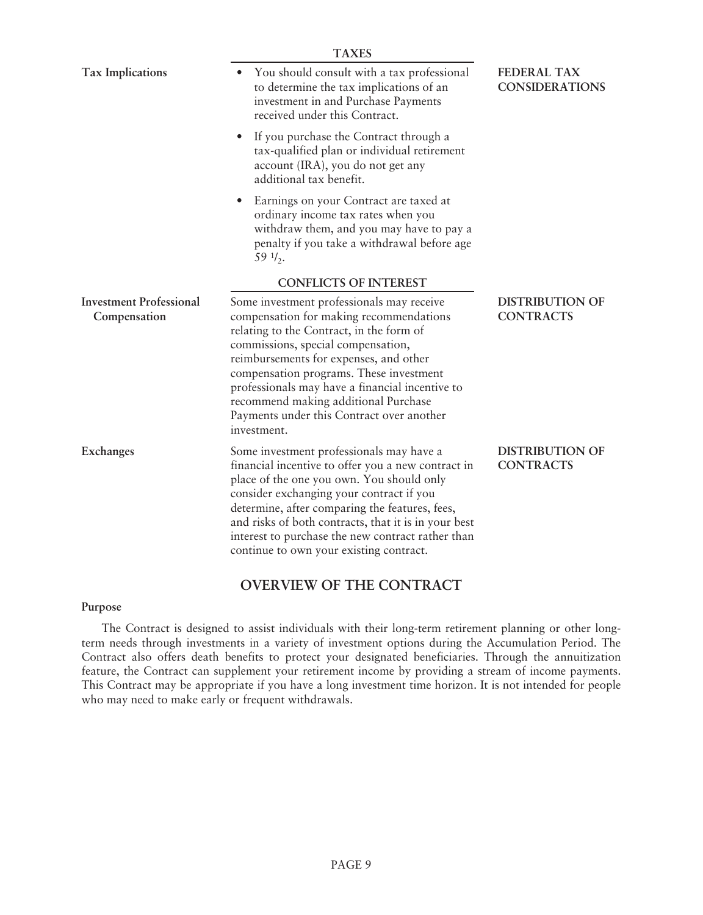| | TAXES | |
|---|---|---|
| **Tax Implications** | • You should consult with a tax professional to determine the tax implications of an investment in and Purchase Payments received under this Contract.<br>• If you purchase the Contract through a tax-qualified plan or individual retirement account (IRA), you do not get any additional tax benefit.<br>• Earnings on your Contract are taxed at ordinary income tax rates when you withdraw them, and you may have to pay a penalty if you take a withdrawal before age 59 ½. | **FEDERAL TAX CONSIDERATIONS** |
| | **CONFLICTS OF INTEREST** | |
| **Investment Professional Compensation** | Some investment professionals may receive compensation for making recommendations relating to the Contract, in the form of commissions, special compensation, reimbursements for expenses, and other compensation programs. These investment professionals may have a financial incentive to recommend making additional Purchase Payments under this Contract over another investment. | **DISTRIBUTION OF CONTRACTS** |
| **Exchanges** | Some investment professionals may have a financial incentive to offer you a new contract in place of the one you own. You should only consider exchanging your contract if you determine, after comparing the features, fees, and risks of both contracts, that it is in your best interest to purchase the new contract rather than continue to own your existing contract. | **DISTRIBUTION OF CONTRACTS** |

# OVERVIEW OF THE CONTRACT

**Purpose**

The Contract is designed to assist individuals with their long-term retirement planning or other long-term needs through investments in a variety of investment options during the Accumulation Period. The Contract also offers death benefits to protect your designated beneficiaries. Through the annuitization feature, the Contract can supplement your retirement income by providing a stream of income payments. This Contract may be appropriate if you have a long investment time horizon. It is not intended for people who may need to make early or frequent withdrawals.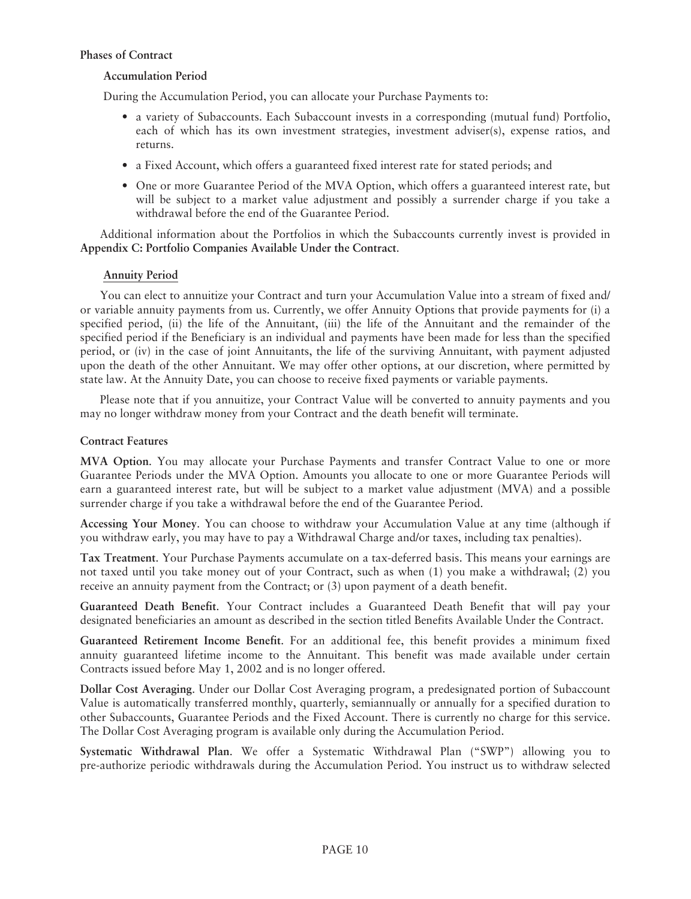## Phases of Contract

### Accumulation Period

During the Accumulation Period, you can allocate your Purchase Payments to:

- a variety of Subaccounts. Each Subaccount invests in a corresponding (mutual fund) Portfolio, each of which has its own investment strategies, investment adviser(s), expense ratios, and returns.
- a Fixed Account, which offers a guaranteed fixed interest rate for stated periods; and
- One or more Guarantee Period of the MVA Option, which offers a guaranteed interest rate, but will be subject to a market value adjustment and possibly a surrender charge if you take a withdrawal before the end of the Guarantee Period.

Additional information about the Portfolios in which the Subaccounts currently invest is provided in **Appendix C: Portfolio Companies Available Under the Contract**.

### Annuity Period

You can elect to annuitize your Contract and turn your Accumulation Value into a stream of fixed and/or variable annuity payments from us. Currently, we offer Annuity Options that provide payments for (i) a specified period, (ii) the life of the Annuitant, (iii) the life of the Annuitant and the remainder of the specified period if the Beneficiary is an individual and payments have been made for less than the specified period, or (iv) in the case of joint Annuitants, the life of the surviving Annuitant, with payment adjusted upon the death of the other Annuitant. We may offer other options, at our discretion, where permitted by state law. At the Annuity Date, you can choose to receive fixed payments or variable payments.

Please note that if you annuitize, your Contract Value will be converted to annuity payments and you may no longer withdraw money from your Contract and the death benefit will terminate.

## Contract Features

**MVA Option**. You may allocate your Purchase Payments and transfer Contract Value to one or more Guarantee Periods under the MVA Option. Amounts you allocate to one or more Guarantee Periods will earn a guaranteed interest rate, but will be subject to a market value adjustment (MVA) and a possible surrender charge if you take a withdrawal before the end of the Guarantee Period.

**Accessing Your Money**. You can choose to withdraw your Accumulation Value at any time (although if you withdraw early, you may have to pay a Withdrawal Charge and/or taxes, including tax penalties).

**Tax Treatment**. Your Purchase Payments accumulate on a tax-deferred basis. This means your earnings are not taxed until you take money out of your Contract, such as when (1) you make a withdrawal; (2) you receive an annuity payment from the Contract; or (3) upon payment of a death benefit.

**Guaranteed Death Benefit**. Your Contract includes a Guaranteed Death Benefit that will pay your designated beneficiaries an amount as described in the section titled Benefits Available Under the Contract.

**Guaranteed Retirement Income Benefit**. For an additional fee, this benefit provides a minimum fixed annuity guaranteed lifetime income to the Annuitant. This benefit was made available under certain Contracts issued before May 1, 2002 and is no longer offered.

**Dollar Cost Averaging**. Under our Dollar Cost Averaging program, a predesignated portion of Subaccount Value is automatically transferred monthly, quarterly, semiannually or annually for a specified duration to other Subaccounts, Guarantee Periods and the Fixed Account. There is currently no charge for this service. The Dollar Cost Averaging program is available only during the Accumulation Period.

**Systematic Withdrawal Plan**. We offer a Systematic Withdrawal Plan ("SWP") allowing you to pre-authorize periodic withdrawals during the Accumulation Period. You instruct us to withdraw selected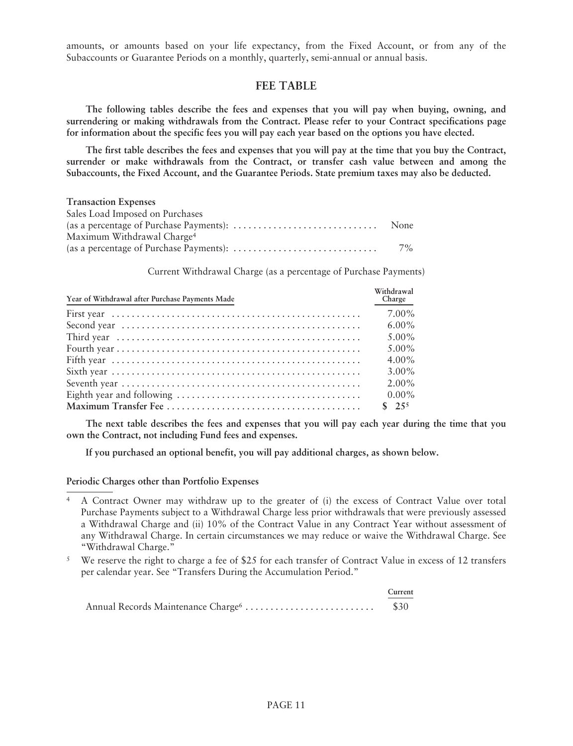amounts, or amounts based on your life expectancy, from the Fixed Account, or from any of the Subaccounts or Guarantee Periods on a monthly, quarterly, semi-annual or annual basis.

## FEE TABLE

**The following tables describe the fees and expenses that you will pay when buying, owning, and surrendering or making withdrawals from the Contract. Please refer to your Contract specifications page for information about the specific fees you will pay each year based on the options you have elected.**

**The first table describes the fees and expenses that you will pay at the time that you buy the Contract, surrender or make withdrawals from the Contract, or transfer cash value between and among the Subaccounts, the Fixed Account, and the Guarantee Periods. State premium taxes may also be deducted.**

**Transaction Expenses**

| | |
|---|---|
| Sales Load Imposed on Purchases (as a percentage of Purchase Payments): | None |
| Maximum Withdrawal Charge[4] (as a percentage of Purchase Payments): | 7% |

Current Withdrawal Charge (as a percentage of Purchase Payments)

| Year of Withdrawal after Purchase Payments Made | Withdrawal Charge |
|---|---|
| First year | 7.00% |
| Second year | 6.00% |
| Third year | 5.00% |
| Fourth year | 5.00% |
| Fifth year | 4.00% |
| Sixth year | 3.00% |
| Seventh year | 2.00% |
| Eighth year and following | 0.00% |
| **Maximum Transfer Fee** | **$ 25**[5] |

**The next table describes the fees and expenses that you will pay each year during the time that you own the Contract, not including Fund fees and expenses.**

**If you purchased an optional benefit, you will pay additional charges, as shown below.**

**Periodic Charges other than Portfolio Expenses**

| | Current |
|---|---|
| Annual Records Maintenance Charge[6] | $30 |

---

[4] A Contract Owner may withdraw up to the greater of (i) the excess of Contract Value over total Purchase Payments subject to a Withdrawal Charge less prior withdrawals that were previously assessed a Withdrawal Charge and (ii) 10% of the Contract Value in any Contract Year without assessment of any Withdrawal Charge. In certain circumstances we may reduce or waive the Withdrawal Charge. See "Withdrawal Charge."

[5] We reserve the right to charge a fee of $25 for each transfer of Contract Value in excess of 12 transfers per calendar year. See "Transfers During the Accumulation Period."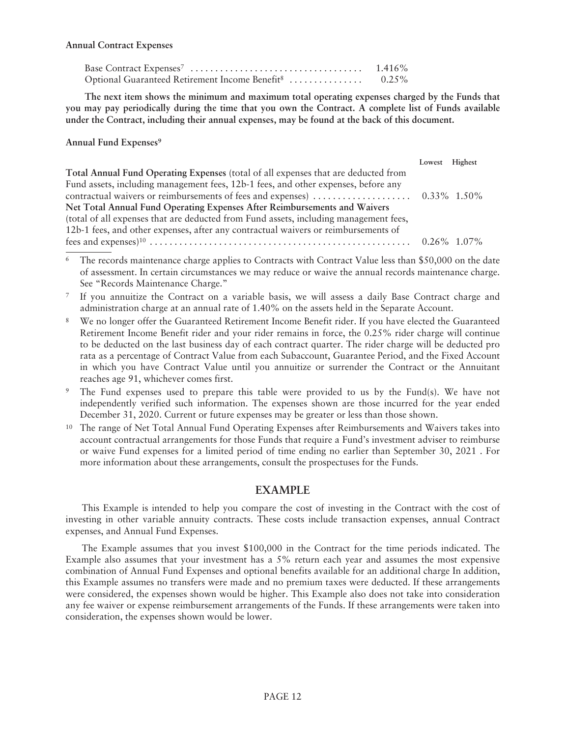**Annual Contract Expenses**

| | |
|---|---|
| Base Contract Expenses[7] | 1.416% |
| Optional Guaranteed Retirement Income Benefit[8] | 0.25% |

**The next item shows the minimum and maximum total operating expenses charged by the Funds that you may pay periodically during the time that you own the Contract. A complete list of Funds available under the Contract, including their annual expenses, may be found at the back of this document.**

**Annual Fund Expenses[9]**

| | Lowest | Highest |
|---|---|---|
| **Total Annual Fund Operating Expenses** (total of all expenses that are deducted from Fund assets, including management fees, 12b-1 fees, and other expenses, before any contractual waivers or reimbursements of fees and expenses) | 0.33% | 1.50% |
| **Net Total Annual Fund Operating Expenses After Reimbursements and Waivers** (total of all expenses that are deducted from Fund assets, including management fees, 12b-1 fees, and other expenses, after any contractual waivers or reimbursements of fees and expenses)[10] | 0.26% | 1.07% |

[6] The records maintenance charge applies to Contracts with Contract Value less than $50,000 on the date of assessment. In certain circumstances we may reduce or waive the annual records maintenance charge. See "Records Maintenance Charge."

[7] If you annuitize the Contract on a variable basis, we will assess a daily Base Contract charge and administration charge at an annual rate of 1.40% on the assets held in the Separate Account.

[8] We no longer offer the Guaranteed Retirement Income Benefit rider. If you have elected the Guaranteed Retirement Income Benefit rider and your rider remains in force, the 0.25% rider charge will continue to be deducted on the last business day of each contract quarter. The rider charge will be deducted pro rata as a percentage of Contract Value from each Subaccount, Guarantee Period, and the Fixed Account in which you have Contract Value until you annuitize or surrender the Contract or the Annuitant reaches age 91, whichever comes first.

[9] The Fund expenses used to prepare this table were provided to us by the Fund(s). We have not independently verified such information. The expenses shown are those incurred for the year ended December 31, 2020. Current or future expenses may be greater or less than those shown.

[10] The range of Net Total Annual Fund Operating Expenses after Reimbursements and Waivers takes into account contractual arrangements for those Funds that require a Fund's investment adviser to reimburse or waive Fund expenses for a limited period of time ending no earlier than September 30, 2021 . For more information about these arrangements, consult the prospectuses for the Funds.

## EXAMPLE

This Example is intended to help you compare the cost of investing in the Contract with the cost of investing in other variable annuity contracts. These costs include transaction expenses, annual Contract expenses, and Annual Fund Expenses.

The Example assumes that you invest $100,000 in the Contract for the time periods indicated. The Example also assumes that your investment has a 5% return each year and assumes the most expensive combination of Annual Fund Expenses and optional benefits available for an additional charge In addition, this Example assumes no transfers were made and no premium taxes were deducted. If these arrangements were considered, the expenses shown would be higher. This Example also does not take into consideration any fee waiver or expense reimbursement arrangements of the Funds. If these arrangements were taken into consideration, the expenses shown would be lower.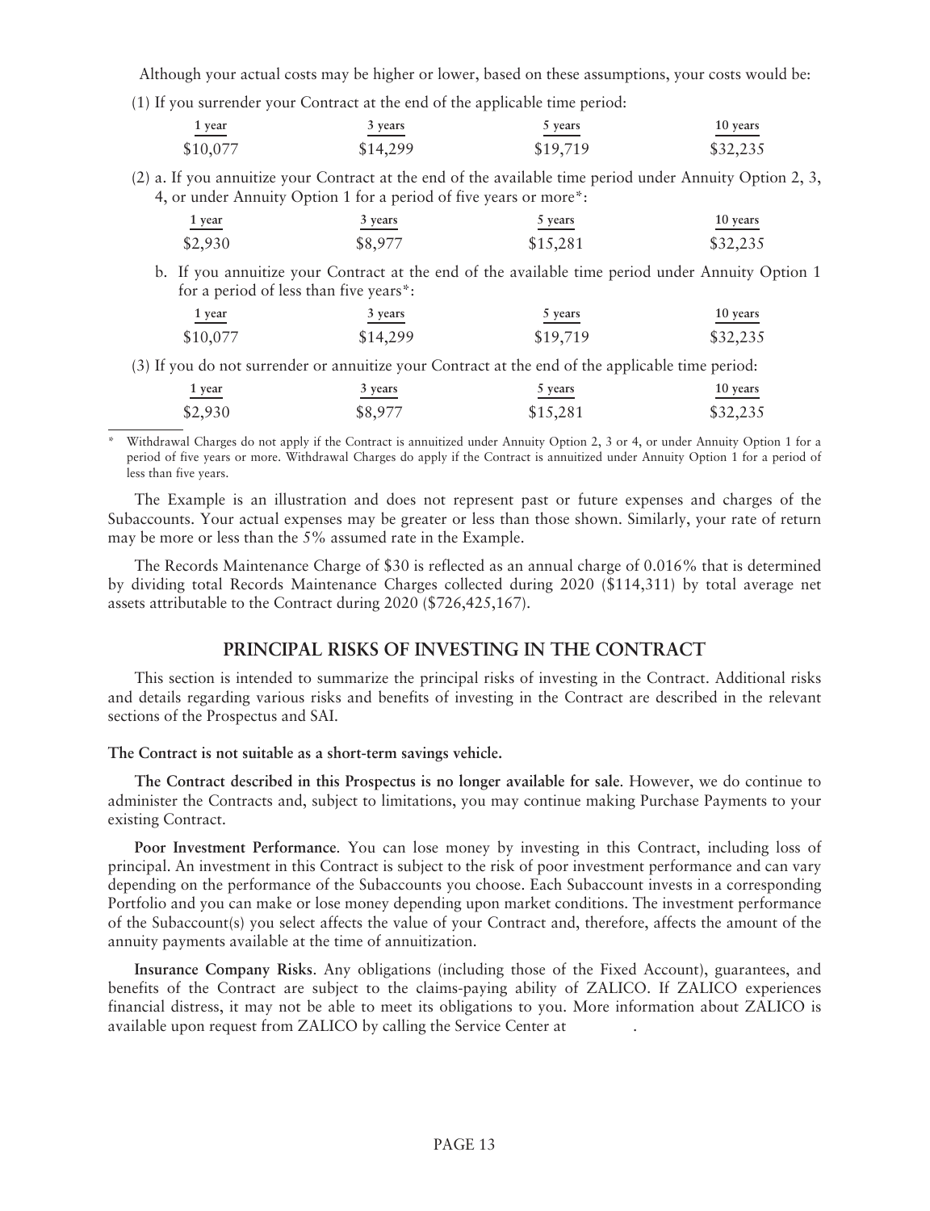Although your actual costs may be higher or lower, based on these assumptions, your costs would be:

(1) If you surrender your Contract at the end of the applicable time period:

| 1 year | 3 years | 5 years | 10 years |
|---|---|---|---|
| $10,077 | $14,299 | $19,719 | $32,235 |

(2) a. If you annuitize your Contract at the end of the available time period under Annuity Option 2, 3, 4, or under Annuity Option 1 for a period of five years or more*:

| 1 year | 3 years | 5 years | 10 years |
|---|---|---|---|
| $2,930 | $8,977 | $15,281 | $32,235 |

b. If you annuitize your Contract at the end of the available time period under Annuity Option 1 for a period of less than five years*:

| 1 year | 3 years | 5 years | 10 years |
|---|---|---|---|
| $10,077 | $14,299 | $19,719 | $32,235 |

(3) If you do not surrender or annuitize your Contract at the end of the applicable time period:

| 1 year | 3 years | 5 years | 10 years |
|---|---|---|---|
| $2,930 | $8,977 | $15,281 | $32,235 |

\* Withdrawal Charges do not apply if the Contract is annuitized under Annuity Option 2, 3 or 4, or under Annuity Option 1 for a period of five years or more. Withdrawal Charges do apply if the Contract is annuitized under Annuity Option 1 for a period of less than five years.

The Example is an illustration and does not represent past or future expenses and charges of the Subaccounts. Your actual expenses may be greater or less than those shown. Similarly, your rate of return may be more or less than the 5% assumed rate in the Example.

The Records Maintenance Charge of $30 is reflected as an annual charge of 0.016% that is determined by dividing total Records Maintenance Charges collected during 2020 ($114,311) by total average net assets attributable to the Contract during 2020 ($726,425,167).

## PRINCIPAL RISKS OF INVESTING IN THE CONTRACT

This section is intended to summarize the principal risks of investing in the Contract. Additional risks and details regarding various risks and benefits of investing in the Contract are described in the relevant sections of the Prospectus and SAI.

**The Contract is not suitable as a short-term savings vehicle.**

**The Contract described in this Prospectus is no longer available for sale**. However, we do continue to administer the Contracts and, subject to limitations, you may continue making Purchase Payments to your existing Contract.

**Poor Investment Performance**. You can lose money by investing in this Contract, including loss of principal. An investment in this Contract is subject to the risk of poor investment performance and can vary depending on the performance of the Subaccounts you choose. Each Subaccount invests in a corresponding Portfolio and you can make or lose money depending upon market conditions. The investment performance of the Subaccount(s) you select affects the value of your Contract and, therefore, affects the amount of the annuity payments available at the time of annuitization.

**Insurance Company Risks**. Any obligations (including those of the Fixed Account), guarantees, and benefits of the Contract are subject to the claims-paying ability of ZALICO. If ZALICO experiences financial distress, it may not be able to meet its obligations to you. More information about ZALICO is available upon request from ZALICO by calling the Service Center at .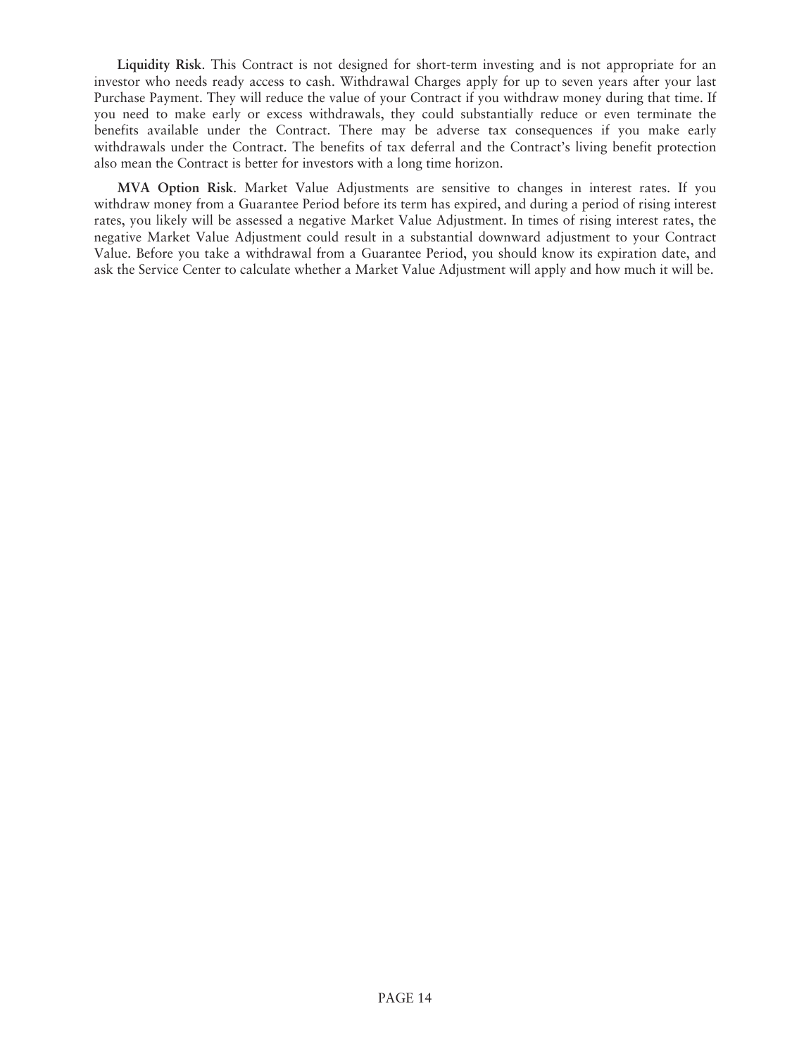**Liquidity Risk**. This Contract is not designed for short-term investing and is not appropriate for an investor who needs ready access to cash. Withdrawal Charges apply for up to seven years after your last Purchase Payment. They will reduce the value of your Contract if you withdraw money during that time. If you need to make early or excess withdrawals, they could substantially reduce or even terminate the benefits available under the Contract. There may be adverse tax consequences if you make early withdrawals under the Contract. The benefits of tax deferral and the Contract's living benefit protection also mean the Contract is better for investors with a long time horizon.

**MVA Option Risk**. Market Value Adjustments are sensitive to changes in interest rates. If you withdraw money from a Guarantee Period before its term has expired, and during a period of rising interest rates, you likely will be assessed a negative Market Value Adjustment. In times of rising interest rates, the negative Market Value Adjustment could result in a substantial downward adjustment to your Contract Value. Before you take a withdrawal from a Guarantee Period, you should know its expiration date, and ask the Service Center to calculate whether a Market Value Adjustment will apply and how much it will be.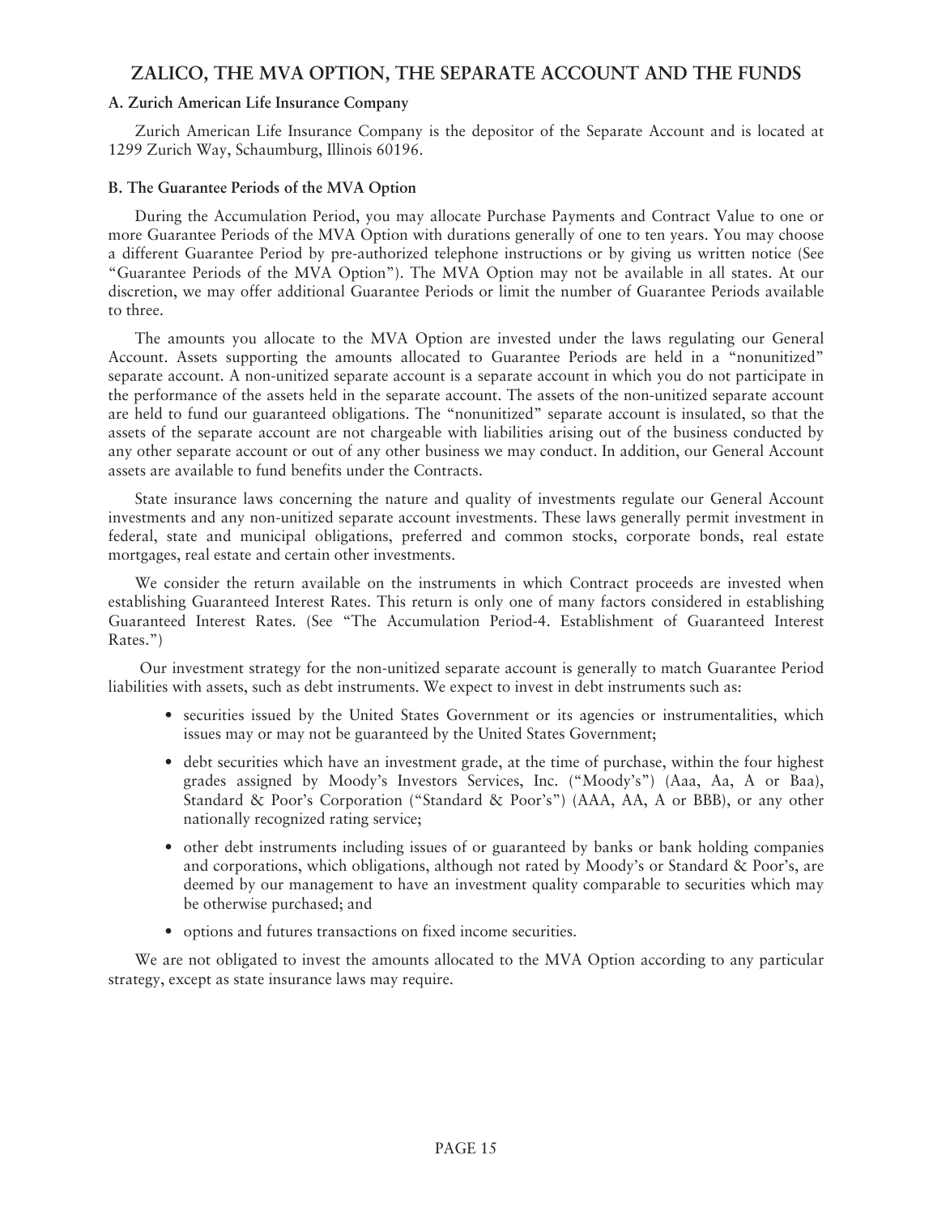## ZALICO, THE MVA OPTION, THE SEPARATE ACCOUNT AND THE FUNDS

### A. Zurich American Life Insurance Company

Zurich American Life Insurance Company is the depositor of the Separate Account and is located at 1299 Zurich Way, Schaumburg, Illinois 60196.

### B. The Guarantee Periods of the MVA Option

During the Accumulation Period, you may allocate Purchase Payments and Contract Value to one or more Guarantee Periods of the MVA Option with durations generally of one to ten years. You may choose a different Guarantee Period by pre-authorized telephone instructions or by giving us written notice (See "Guarantee Periods of the MVA Option"). The MVA Option may not be available in all states. At our discretion, we may offer additional Guarantee Periods or limit the number of Guarantee Periods available to three.

The amounts you allocate to the MVA Option are invested under the laws regulating our General Account. Assets supporting the amounts allocated to Guarantee Periods are held in a "nonunitized" separate account. A non-unitized separate account is a separate account in which you do not participate in the performance of the assets held in the separate account. The assets of the non-unitized separate account are held to fund our guaranteed obligations. The "nonunitized" separate account is insulated, so that the assets of the separate account are not chargeable with liabilities arising out of the business conducted by any other separate account or out of any other business we may conduct. In addition, our General Account assets are available to fund benefits under the Contracts.

State insurance laws concerning the nature and quality of investments regulate our General Account investments and any non-unitized separate account investments. These laws generally permit investment in federal, state and municipal obligations, preferred and common stocks, corporate bonds, real estate mortgages, real estate and certain other investments.

We consider the return available on the instruments in which Contract proceeds are invested when establishing Guaranteed Interest Rates. This return is only one of many factors considered in establishing Guaranteed Interest Rates. (See "The Accumulation Period-4. Establishment of Guaranteed Interest Rates.")

Our investment strategy for the non-unitized separate account is generally to match Guarantee Period liabilities with assets, such as debt instruments. We expect to invest in debt instruments such as:

- securities issued by the United States Government or its agencies or instrumentalities, which issues may or may not be guaranteed by the United States Government;
- debt securities which have an investment grade, at the time of purchase, within the four highest grades assigned by Moody's Investors Services, Inc. ("Moody's") (Aaa, Aa, A or Baa), Standard & Poor's Corporation ("Standard & Poor's") (AAA, AA, A or BBB), or any other nationally recognized rating service;
- other debt instruments including issues of or guaranteed by banks or bank holding companies and corporations, which obligations, although not rated by Moody's or Standard & Poor's, are deemed by our management to have an investment quality comparable to securities which may be otherwise purchased; and
- options and futures transactions on fixed income securities.

We are not obligated to invest the amounts allocated to the MVA Option according to any particular strategy, except as state insurance laws may require.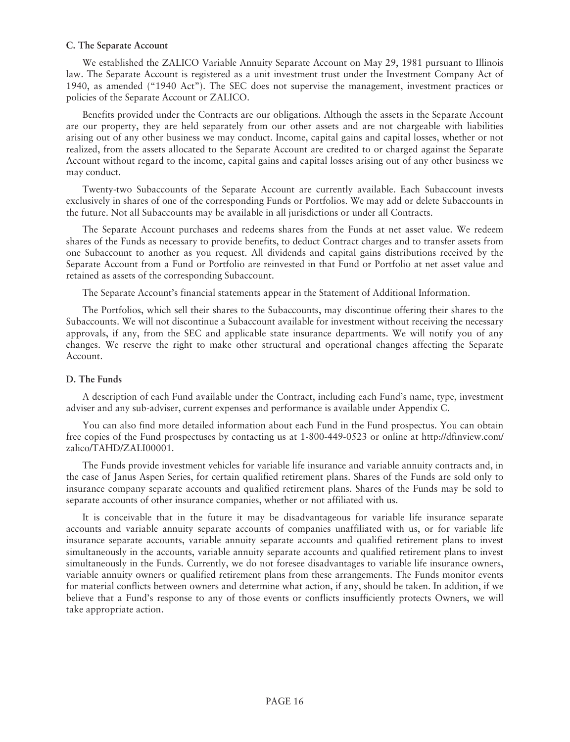### C. The Separate Account

We established the ZALICO Variable Annuity Separate Account on May 29, 1981 pursuant to Illinois law. The Separate Account is registered as a unit investment trust under the Investment Company Act of 1940, as amended ("1940 Act"). The SEC does not supervise the management, investment practices or policies of the Separate Account or ZALICO.

Benefits provided under the Contracts are our obligations. Although the assets in the Separate Account are our property, they are held separately from our other assets and are not chargeable with liabilities arising out of any other business we may conduct. Income, capital gains and capital losses, whether or not realized, from the assets allocated to the Separate Account are credited to or charged against the Separate Account without regard to the income, capital gains and capital losses arising out of any other business we may conduct.

Twenty-two Subaccounts of the Separate Account are currently available. Each Subaccount invests exclusively in shares of one of the corresponding Funds or Portfolios. We may add or delete Subaccounts in the future. Not all Subaccounts may be available in all jurisdictions or under all Contracts.

The Separate Account purchases and redeems shares from the Funds at net asset value. We redeem shares of the Funds as necessary to provide benefits, to deduct Contract charges and to transfer assets from one Subaccount to another as you request. All dividends and capital gains distributions received by the Separate Account from a Fund or Portfolio are reinvested in that Fund or Portfolio at net asset value and retained as assets of the corresponding Subaccount.

The Separate Account's financial statements appear in the Statement of Additional Information.

The Portfolios, which sell their shares to the Subaccounts, may discontinue offering their shares to the Subaccounts. We will not discontinue a Subaccount available for investment without receiving the necessary approvals, if any, from the SEC and applicable state insurance departments. We will notify you of any changes. We reserve the right to make other structural and operational changes affecting the Separate Account.

### D. The Funds

A description of each Fund available under the Contract, including each Fund's name, type, investment adviser and any sub-adviser, current expenses and performance is available under Appendix C.

You can also find more detailed information about each Fund in the Fund prospectus. You can obtain free copies of the Fund prospectuses by contacting us at 1-800-449-0523 or online at http://dfinview.com/zalico/TAHD/ZALI00001.

The Funds provide investment vehicles for variable life insurance and variable annuity contracts and, in the case of Janus Aspen Series, for certain qualified retirement plans. Shares of the Funds are sold only to insurance company separate accounts and qualified retirement plans. Shares of the Funds may be sold to separate accounts of other insurance companies, whether or not affiliated with us.

It is conceivable that in the future it may be disadvantageous for variable life insurance separate accounts and variable annuity separate accounts of companies unaffiliated with us, or for variable life insurance separate accounts, variable annuity separate accounts and qualified retirement plans to invest simultaneously in the accounts, variable annuity separate accounts and qualified retirement plans to invest simultaneously in the Funds. Currently, we do not foresee disadvantages to variable life insurance owners, variable annuity owners or qualified retirement plans from these arrangements. The Funds monitor events for material conflicts between owners and determine what action, if any, should be taken. In addition, if we believe that a Fund's response to any of those events or conflicts insufficiently protects Owners, we will take appropriate action.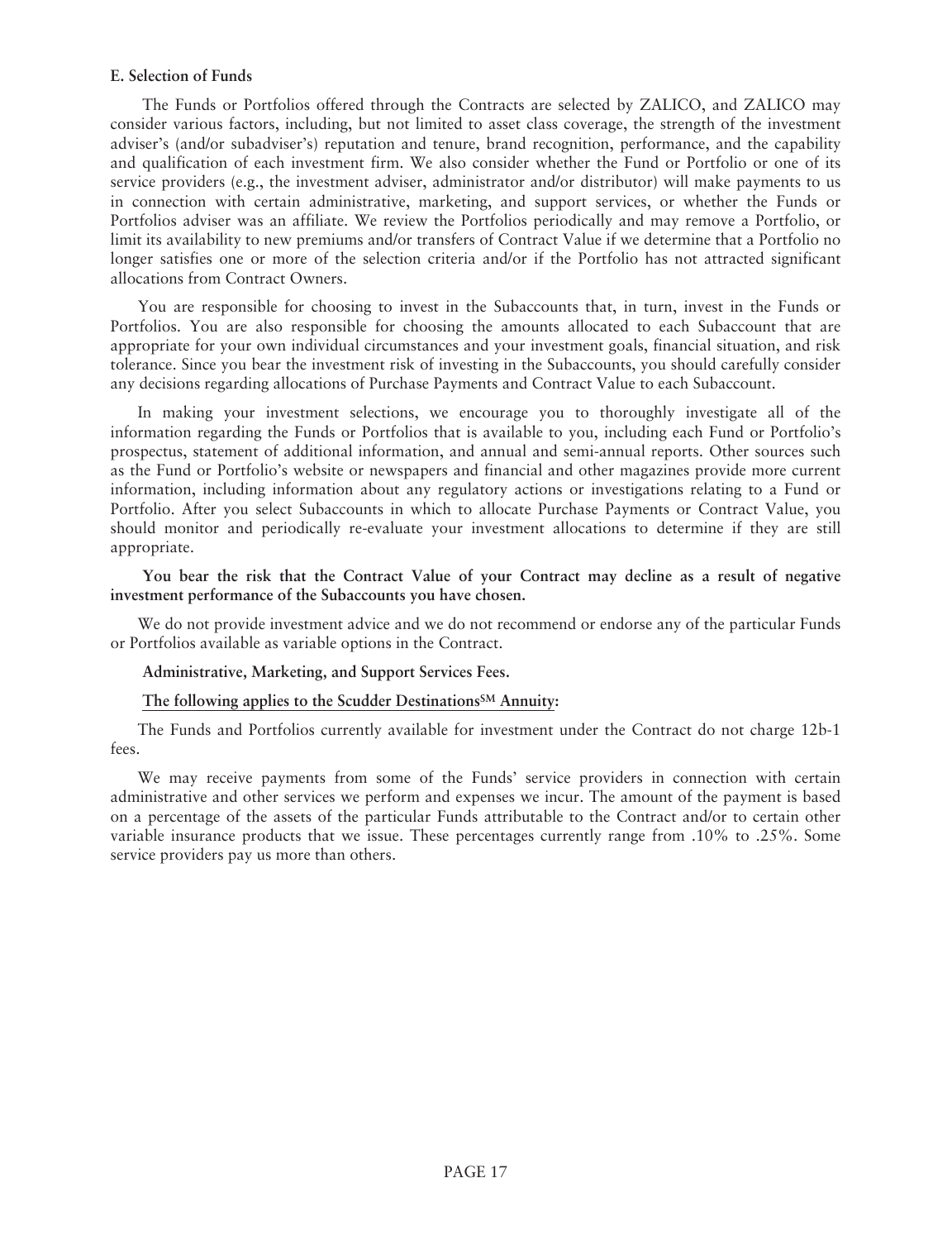### E. Selection of Funds

The Funds or Portfolios offered through the Contracts are selected by ZALICO, and ZALICO may consider various factors, including, but not limited to asset class coverage, the strength of the investment adviser's (and/or subadviser's) reputation and tenure, brand recognition, performance, and the capability and qualification of each investment firm. We also consider whether the Fund or Portfolio or one of its service providers (e.g., the investment adviser, administrator and/or distributor) will make payments to us in connection with certain administrative, marketing, and support services, or whether the Funds or Portfolios adviser was an affiliate. We review the Portfolios periodically and may remove a Portfolio, or limit its availability to new premiums and/or transfers of Contract Value if we determine that a Portfolio no longer satisfies one or more of the selection criteria and/or if the Portfolio has not attracted significant allocations from Contract Owners.

You are responsible for choosing to invest in the Subaccounts that, in turn, invest in the Funds or Portfolios. You are also responsible for choosing the amounts allocated to each Subaccount that are appropriate for your own individual circumstances and your investment goals, financial situation, and risk tolerance. Since you bear the investment risk of investing in the Subaccounts, you should carefully consider any decisions regarding allocations of Purchase Payments and Contract Value to each Subaccount.

In making your investment selections, we encourage you to thoroughly investigate all of the information regarding the Funds or Portfolios that is available to you, including each Fund or Portfolio's prospectus, statement of additional information, and annual and semi-annual reports. Other sources such as the Fund or Portfolio's website or newspapers and financial and other magazines provide more current information, including information about any regulatory actions or investigations relating to a Fund or Portfolio. After you select Subaccounts in which to allocate Purchase Payments or Contract Value, you should monitor and periodically re-evaluate your investment allocations to determine if they are still appropriate.

**You bear the risk that the Contract Value of your Contract may decline as a result of negative investment performance of the Subaccounts you have chosen.**

We do not provide investment advice and we do not recommend or endorse any of the particular Funds or Portfolios available as variable options in the Contract.

**Administrative, Marketing, and Support Services Fees.**

**The following applies to the Scudder Destinations[SM] Annuity:**

The Funds and Portfolios currently available for investment under the Contract do not charge 12b-1 fees.

We may receive payments from some of the Funds' service providers in connection with certain administrative and other services we perform and expenses we incur. The amount of the payment is based on a percentage of the assets of the particular Funds attributable to the Contract and/or to certain other variable insurance products that we issue. These percentages currently range from .10% to .25%. Some service providers pay us more than others.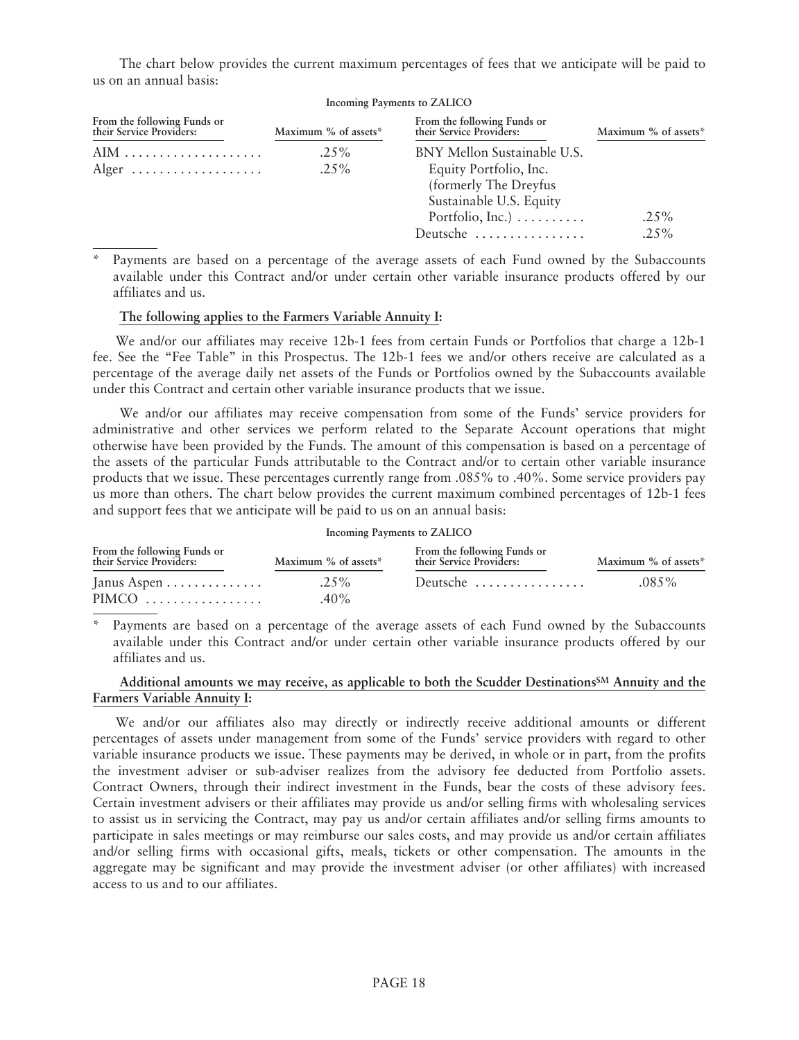The chart below provides the current maximum percentages of fees that we anticipate will be paid to us on an annual basis:

**Incoming Payments to ZALICO**

| From the following Funds or their Service Providers: | Maximum % of assets* | From the following Funds or their Service Providers: | Maximum % of assets* |
|---|---|---|---|
| AIM | .25% | BNY Mellon Sustainable U.S. Equity Portfolio, Inc. (formerly The Dreyfus Sustainable U.S. Equity Portfolio, Inc.) | .25% |
| Alger | .25% | Deutsche | .25% |

\* Payments are based on a percentage of the average assets of each Fund owned by the Subaccounts available under this Contract and/or under certain other variable insurance products offered by our affiliates and us.

**The following applies to the Farmers Variable Annuity I:**

We and/or our affiliates may receive 12b-1 fees from certain Funds or Portfolios that charge a 12b-1 fee. See the "Fee Table" in this Prospectus. The 12b-1 fees we and/or others receive are calculated as a percentage of the average daily net assets of the Funds or Portfolios owned by the Subaccounts available under this Contract and certain other variable insurance products that we issue.

We and/or our affiliates may receive compensation from some of the Funds' service providers for administrative and other services we perform related to the Separate Account operations that might otherwise have been provided by the Funds. The amount of this compensation is based on a percentage of the assets of the particular Funds attributable to the Contract and/or to certain other variable insurance products that we issue. These percentages currently range from .085% to .40%. Some service providers pay us more than others. The chart below provides the current maximum combined percentages of 12b-1 fees and support fees that we anticipate will be paid to us on an annual basis:

**Incoming Payments to ZALICO**

| From the following Funds or their Service Providers: | Maximum % of assets* | From the following Funds or their Service Providers: | Maximum % of assets* |
|---|---|---|---|
| Janus Aspen | .25% | Deutsche | .085% |
| PIMCO | .40% | | |

\* Payments are based on a percentage of the average assets of each Fund owned by the Subaccounts available under this Contract and/or under certain other variable insurance products offered by our affiliates and us.

**Additional amounts we may receive, as applicable to both the Scudder Destinations[SM] Annuity and the Farmers Variable Annuity I:**

We and/or our affiliates also may directly or indirectly receive additional amounts or different percentages of assets under management from some of the Funds' service providers with regard to other variable insurance products we issue. These payments may be derived, in whole or in part, from the profits the investment adviser or sub-adviser realizes from the advisory fee deducted from Portfolio assets. Contract Owners, through their indirect investment in the Funds, bear the costs of these advisory fees. Certain investment advisers or their affiliates may provide us and/or selling firms with wholesaling services to assist us in servicing the Contract, may pay us and/or certain affiliates and/or selling firms amounts to participate in sales meetings or may reimburse our sales costs, and may provide us and/or certain affiliates and/or selling firms with occasional gifts, meals, tickets or other compensation. The amounts in the aggregate may be significant and may provide the investment adviser (or other affiliates) with increased access to us and to our affiliates.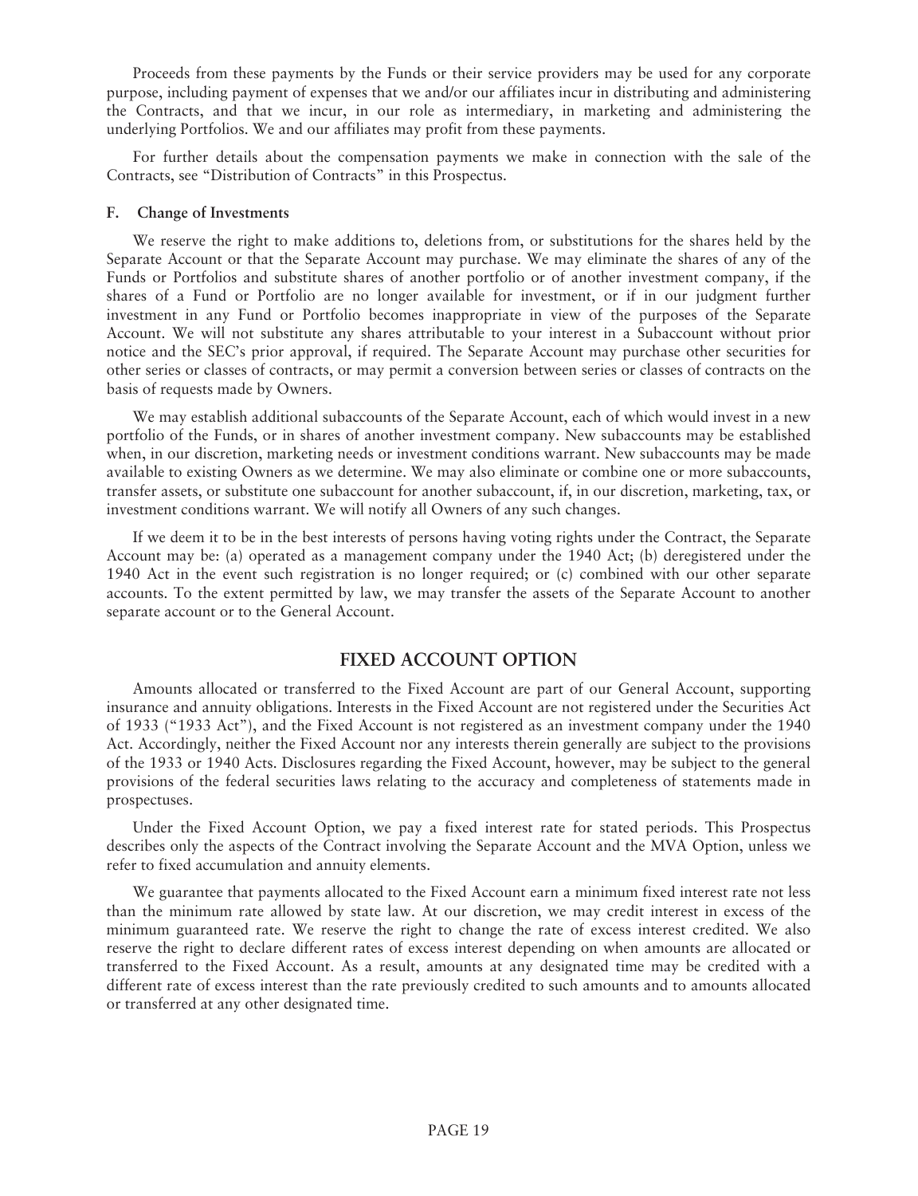Proceeds from these payments by the Funds or their service providers may be used for any corporate purpose, including payment of expenses that we and/or our affiliates incur in distributing and administering the Contracts, and that we incur, in our role as intermediary, in marketing and administering the underlying Portfolios. We and our affiliates may profit from these payments.

For further details about the compensation payments we make in connection with the sale of the Contracts, see "Distribution of Contracts" in this Prospectus.

### F. Change of Investments

We reserve the right to make additions to, deletions from, or substitutions for the shares held by the Separate Account or that the Separate Account may purchase. We may eliminate the shares of any of the Funds or Portfolios and substitute shares of another portfolio or of another investment company, if the shares of a Fund or Portfolio are no longer available for investment, or if in our judgment further investment in any Fund or Portfolio becomes inappropriate in view of the purposes of the Separate Account. We will not substitute any shares attributable to your interest in a Subaccount without prior notice and the SEC's prior approval, if required. The Separate Account may purchase other securities for other series or classes of contracts, or may permit a conversion between series or classes of contracts on the basis of requests made by Owners.

We may establish additional subaccounts of the Separate Account, each of which would invest in a new portfolio of the Funds, or in shares of another investment company. New subaccounts may be established when, in our discretion, marketing needs or investment conditions warrant. New subaccounts may be made available to existing Owners as we determine. We may also eliminate or combine one or more subaccounts, transfer assets, or substitute one subaccount for another subaccount, if, in our discretion, marketing, tax, or investment conditions warrant. We will notify all Owners of any such changes.

If we deem it to be in the best interests of persons having voting rights under the Contract, the Separate Account may be: (a) operated as a management company under the 1940 Act; (b) deregistered under the 1940 Act in the event such registration is no longer required; or (c) combined with our other separate accounts. To the extent permitted by law, we may transfer the assets of the Separate Account to another separate account or to the General Account.

## FIXED ACCOUNT OPTION

Amounts allocated or transferred to the Fixed Account are part of our General Account, supporting insurance and annuity obligations. Interests in the Fixed Account are not registered under the Securities Act of 1933 ("1933 Act"), and the Fixed Account is not registered as an investment company under the 1940 Act. Accordingly, neither the Fixed Account nor any interests therein generally are subject to the provisions of the 1933 or 1940 Acts. Disclosures regarding the Fixed Account, however, may be subject to the general provisions of the federal securities laws relating to the accuracy and completeness of statements made in prospectuses.

Under the Fixed Account Option, we pay a fixed interest rate for stated periods. This Prospectus describes only the aspects of the Contract involving the Separate Account and the MVA Option, unless we refer to fixed accumulation and annuity elements.

We guarantee that payments allocated to the Fixed Account earn a minimum fixed interest rate not less than the minimum rate allowed by state law. At our discretion, we may credit interest in excess of the minimum guaranteed rate. We reserve the right to change the rate of excess interest credited. We also reserve the right to declare different rates of excess interest depending on when amounts are allocated or transferred to the Fixed Account. As a result, amounts at any designated time may be credited with a different rate of excess interest than the rate previously credited to such amounts and to amounts allocated or transferred at any other designated time.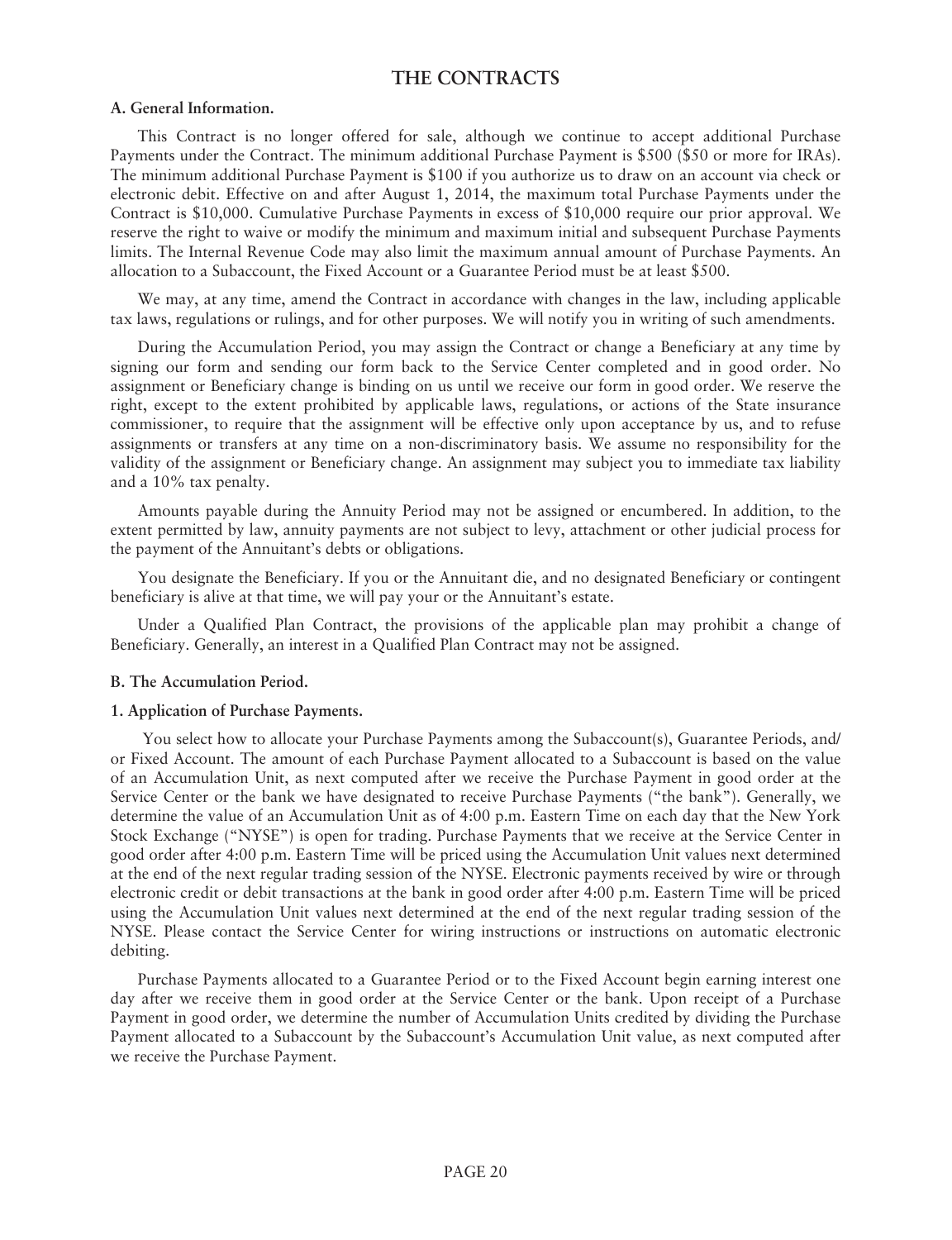# THE CONTRACTS

### A. General Information.

This Contract is no longer offered for sale, although we continue to accept additional Purchase Payments under the Contract. The minimum additional Purchase Payment is $500 ($50 or more for IRAs). The minimum additional Purchase Payment is $100 if you authorize us to draw on an account via check or electronic debit. Effective on and after August 1, 2014, the maximum total Purchase Payments under the Contract is $10,000. Cumulative Purchase Payments in excess of $10,000 require our prior approval. We reserve the right to waive or modify the minimum and maximum initial and subsequent Purchase Payments limits. The Internal Revenue Code may also limit the maximum annual amount of Purchase Payments. An allocation to a Subaccount, the Fixed Account or a Guarantee Period must be at least $500.

We may, at any time, amend the Contract in accordance with changes in the law, including applicable tax laws, regulations or rulings, and for other purposes. We will notify you in writing of such amendments.

During the Accumulation Period, you may assign the Contract or change a Beneficiary at any time by signing our form and sending our form back to the Service Center completed and in good order. No assignment or Beneficiary change is binding on us until we receive our form in good order. We reserve the right, except to the extent prohibited by applicable laws, regulations, or actions of the State insurance commissioner, to require that the assignment will be effective only upon acceptance by us, and to refuse assignments or transfers at any time on a non-discriminatory basis. We assume no responsibility for the validity of the assignment or Beneficiary change. An assignment may subject you to immediate tax liability and a 10% tax penalty.

Amounts payable during the Annuity Period may not be assigned or encumbered. In addition, to the extent permitted by law, annuity payments are not subject to levy, attachment or other judicial process for the payment of the Annuitant's debts or obligations.

You designate the Beneficiary. If you or the Annuitant die, and no designated Beneficiary or contingent beneficiary is alive at that time, we will pay your or the Annuitant's estate.

Under a Qualified Plan Contract, the provisions of the applicable plan may prohibit a change of Beneficiary. Generally, an interest in a Qualified Plan Contract may not be assigned.

### B. The Accumulation Period.

#### 1. Application of Purchase Payments.

You select how to allocate your Purchase Payments among the Subaccount(s), Guarantee Periods, and/or Fixed Account. The amount of each Purchase Payment allocated to a Subaccount is based on the value of an Accumulation Unit, as next computed after we receive the Purchase Payment in good order at the Service Center or the bank we have designated to receive Purchase Payments ("the bank"). Generally, we determine the value of an Accumulation Unit as of 4:00 p.m. Eastern Time on each day that the New York Stock Exchange ("NYSE") is open for trading. Purchase Payments that we receive at the Service Center in good order after 4:00 p.m. Eastern Time will be priced using the Accumulation Unit values next determined at the end of the next regular trading session of the NYSE. Electronic payments received by wire or through electronic credit or debit transactions at the bank in good order after 4:00 p.m. Eastern Time will be priced using the Accumulation Unit values next determined at the end of the next regular trading session of the NYSE. Please contact the Service Center for wiring instructions or instructions on automatic electronic debiting.

Purchase Payments allocated to a Guarantee Period or to the Fixed Account begin earning interest one day after we receive them in good order at the Service Center or the bank. Upon receipt of a Purchase Payment in good order, we determine the number of Accumulation Units credited by dividing the Purchase Payment allocated to a Subaccount by the Subaccount's Accumulation Unit value, as next computed after we receive the Purchase Payment.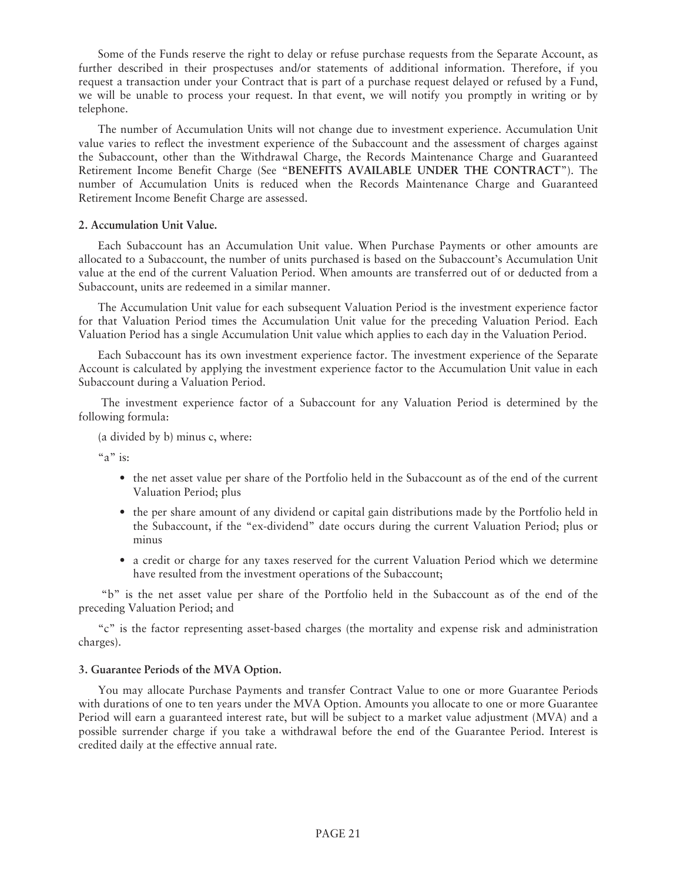Some of the Funds reserve the right to delay or refuse purchase requests from the Separate Account, as further described in their prospectuses and/or statements of additional information. Therefore, if you request a transaction under your Contract that is part of a purchase request delayed or refused by a Fund, we will be unable to process your request. In that event, we will notify you promptly in writing or by telephone.

The number of Accumulation Units will not change due to investment experience. Accumulation Unit value varies to reflect the investment experience of the Subaccount and the assessment of charges against the Subaccount, other than the Withdrawal Charge, the Records Maintenance Charge and Guaranteed Retirement Income Benefit Charge (See "**BENEFITS AVAILABLE UNDER THE CONTRACT**"). The number of Accumulation Units is reduced when the Records Maintenance Charge and Guaranteed Retirement Income Benefit Charge are assessed.

### 2. Accumulation Unit Value.

Each Subaccount has an Accumulation Unit value. When Purchase Payments or other amounts are allocated to a Subaccount, the number of units purchased is based on the Subaccount's Accumulation Unit value at the end of the current Valuation Period. When amounts are transferred out of or deducted from a Subaccount, units are redeemed in a similar manner.

The Accumulation Unit value for each subsequent Valuation Period is the investment experience factor for that Valuation Period times the Accumulation Unit value for the preceding Valuation Period. Each Valuation Period has a single Accumulation Unit value which applies to each day in the Valuation Period.

Each Subaccount has its own investment experience factor. The investment experience of the Separate Account is calculated by applying the investment experience factor to the Accumulation Unit value in each Subaccount during a Valuation Period.

The investment experience factor of a Subaccount for any Valuation Period is determined by the following formula:

(a divided by b) minus c, where:

"a" is:

- the net asset value per share of the Portfolio held in the Subaccount as of the end of the current Valuation Period; plus
- the per share amount of any dividend or capital gain distributions made by the Portfolio held in the Subaccount, if the "ex-dividend" date occurs during the current Valuation Period; plus or minus
- a credit or charge for any taxes reserved for the current Valuation Period which we determine have resulted from the investment operations of the Subaccount;

"b" is the net asset value per share of the Portfolio held in the Subaccount as of the end of the preceding Valuation Period; and

"c" is the factor representing asset-based charges (the mortality and expense risk and administration charges).

### 3. Guarantee Periods of the MVA Option.

You may allocate Purchase Payments and transfer Contract Value to one or more Guarantee Periods with durations of one to ten years under the MVA Option. Amounts you allocate to one or more Guarantee Period will earn a guaranteed interest rate, but will be subject to a market value adjustment (MVA) and a possible surrender charge if you take a withdrawal before the end of the Guarantee Period. Interest is credited daily at the effective annual rate.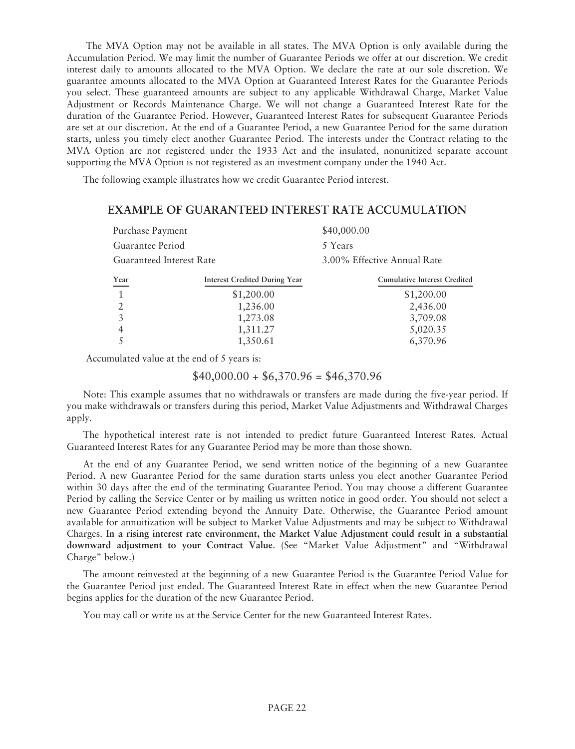The MVA Option may not be available in all states. The MVA Option is only available during the Accumulation Period. We may limit the number of Guarantee Periods we offer at our discretion. We credit interest daily to amounts allocated to the MVA Option. We declare the rate at our sole discretion. We guarantee amounts allocated to the MVA Option at Guaranteed Interest Rates for the Guarantee Periods you select. These guaranteed amounts are subject to any applicable Withdrawal Charge, Market Value Adjustment or Records Maintenance Charge. We will not change a Guaranteed Interest Rate for the duration of the Guarantee Period. However, Guaranteed Interest Rates for subsequent Guarantee Periods are set at our discretion. At the end of a Guarantee Period, a new Guarantee Period for the same duration starts, unless you timely elect another Guarantee Period. The interests under the Contract relating to the MVA Option are not registered under the 1933 Act and the insulated, nonunitized separate account supporting the MVA Option is not registered as an investment company under the 1940 Act.

The following example illustrates how we credit Guarantee Period interest.

## EXAMPLE OF GUARANTEED INTEREST RATE ACCUMULATION

| | |
|---|---|
| Purchase Payment | $40,000.00 |
| Guarantee Period | 5 Years |
| Guaranteed Interest Rate | 3.00% Effective Annual Rate |

| Year | Interest Credited During Year | Cumulative Interest Credited |
|---|---|---|
| 1 | $1,200.00 | $1,200.00 |
| 2 | 1,236.00 | 2,436.00 |
| 3 | 1,273.08 | 3,709.08 |
| 4 | 1,311.27 | 5,020.35 |
| 5 | 1,350.61 | 6,370.96 |

Accumulated value at the end of 5 years is:

$40,000.00 + $6,370.96 = $46,370.96

Note: This example assumes that no withdrawals or transfers are made during the five-year period. If you make withdrawals or transfers during this period, Market Value Adjustments and Withdrawal Charges apply.

The hypothetical interest rate is not intended to predict future Guaranteed Interest Rates. Actual Guaranteed Interest Rates for any Guarantee Period may be more than those shown.

At the end of any Guarantee Period, we send written notice of the beginning of a new Guarantee Period. A new Guarantee Period for the same duration starts unless you elect another Guarantee Period within 30 days after the end of the terminating Guarantee Period. You may choose a different Guarantee Period by calling the Service Center or by mailing us written notice in good order. You should not select a new Guarantee Period extending beyond the Annuity Date. Otherwise, the Guarantee Period amount available for annuitization will be subject to Market Value Adjustments and may be subject to Withdrawal Charges. **In a rising interest rate environment, the Market Value Adjustment could result in a substantial downward adjustment to your Contract Value**. (See "Market Value Adjustment" and "Withdrawal Charge" below.)

The amount reinvested at the beginning of a new Guarantee Period is the Guarantee Period Value for the Guarantee Period just ended. The Guaranteed Interest Rate in effect when the new Guarantee Period begins applies for the duration of the new Guarantee Period.

You may call or write us at the Service Center for the new Guaranteed Interest Rates.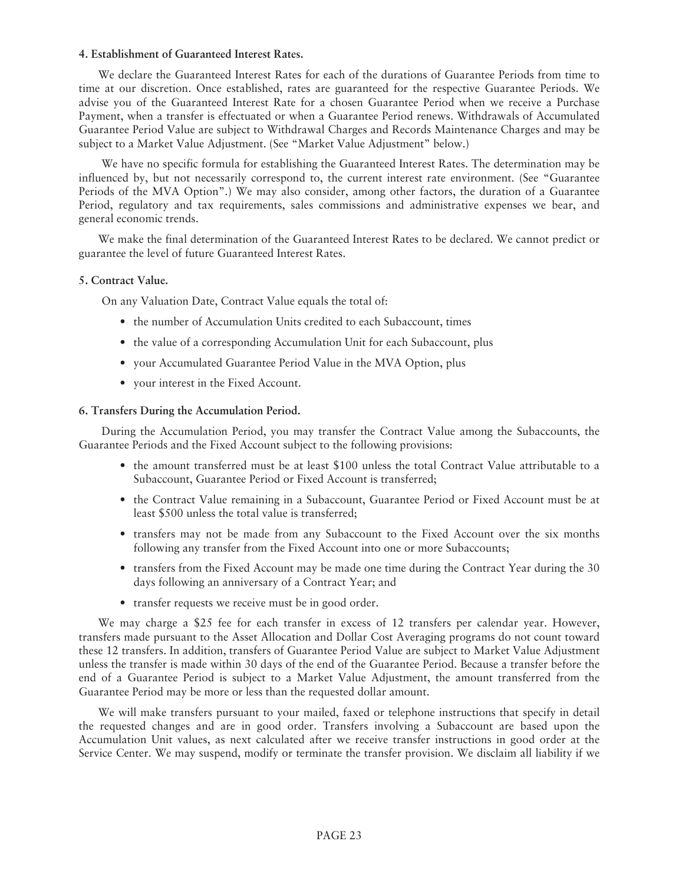#### 4. Establishment of Guaranteed Interest Rates.

We declare the Guaranteed Interest Rates for each of the durations of Guarantee Periods from time to time at our discretion. Once established, rates are guaranteed for the respective Guarantee Periods. We advise you of the Guaranteed Interest Rate for a chosen Guarantee Period when we receive a Purchase Payment, when a transfer is effectuated or when a Guarantee Period renews. Withdrawals of Accumulated Guarantee Period Value are subject to Withdrawal Charges and Records Maintenance Charges and may be subject to a Market Value Adjustment. (See "Market Value Adjustment" below.)

We have no specific formula for establishing the Guaranteed Interest Rates. The determination may be influenced by, but not necessarily correspond to, the current interest rate environment. (See "Guarantee Periods of the MVA Option".) We may also consider, among other factors, the duration of a Guarantee Period, regulatory and tax requirements, sales commissions and administrative expenses we bear, and general economic trends.

We make the final determination of the Guaranteed Interest Rates to be declared. We cannot predict or guarantee the level of future Guaranteed Interest Rates.

#### 5. Contract Value.

On any Valuation Date, Contract Value equals the total of:

- the number of Accumulation Units credited to each Subaccount, times
- the value of a corresponding Accumulation Unit for each Subaccount, plus
- your Accumulated Guarantee Period Value in the MVA Option, plus
- your interest in the Fixed Account.

#### 6. Transfers During the Accumulation Period.

During the Accumulation Period, you may transfer the Contract Value among the Subaccounts, the Guarantee Periods and the Fixed Account subject to the following provisions:

- the amount transferred must be at least $100 unless the total Contract Value attributable to a Subaccount, Guarantee Period or Fixed Account is transferred;
- the Contract Value remaining in a Subaccount, Guarantee Period or Fixed Account must be at least $500 unless the total value is transferred;
- transfers may not be made from any Subaccount to the Fixed Account over the six months following any transfer from the Fixed Account into one or more Subaccounts;
- transfers from the Fixed Account may be made one time during the Contract Year during the 30 days following an anniversary of a Contract Year; and
- transfer requests we receive must be in good order.

We may charge a $25 fee for each transfer in excess of 12 transfers per calendar year. However, transfers made pursuant to the Asset Allocation and Dollar Cost Averaging programs do not count toward these 12 transfers. In addition, transfers of Guarantee Period Value are subject to Market Value Adjustment unless the transfer is made within 30 days of the end of the Guarantee Period. Because a transfer before the end of a Guarantee Period is subject to a Market Value Adjustment, the amount transferred from the Guarantee Period may be more or less than the requested dollar amount.

We will make transfers pursuant to your mailed, faxed or telephone instructions that specify in detail the requested changes and are in good order. Transfers involving a Subaccount are based upon the Accumulation Unit values, as next calculated after we receive transfer instructions in good order at the Service Center. We may suspend, modify or terminate the transfer provision. We disclaim all liability if we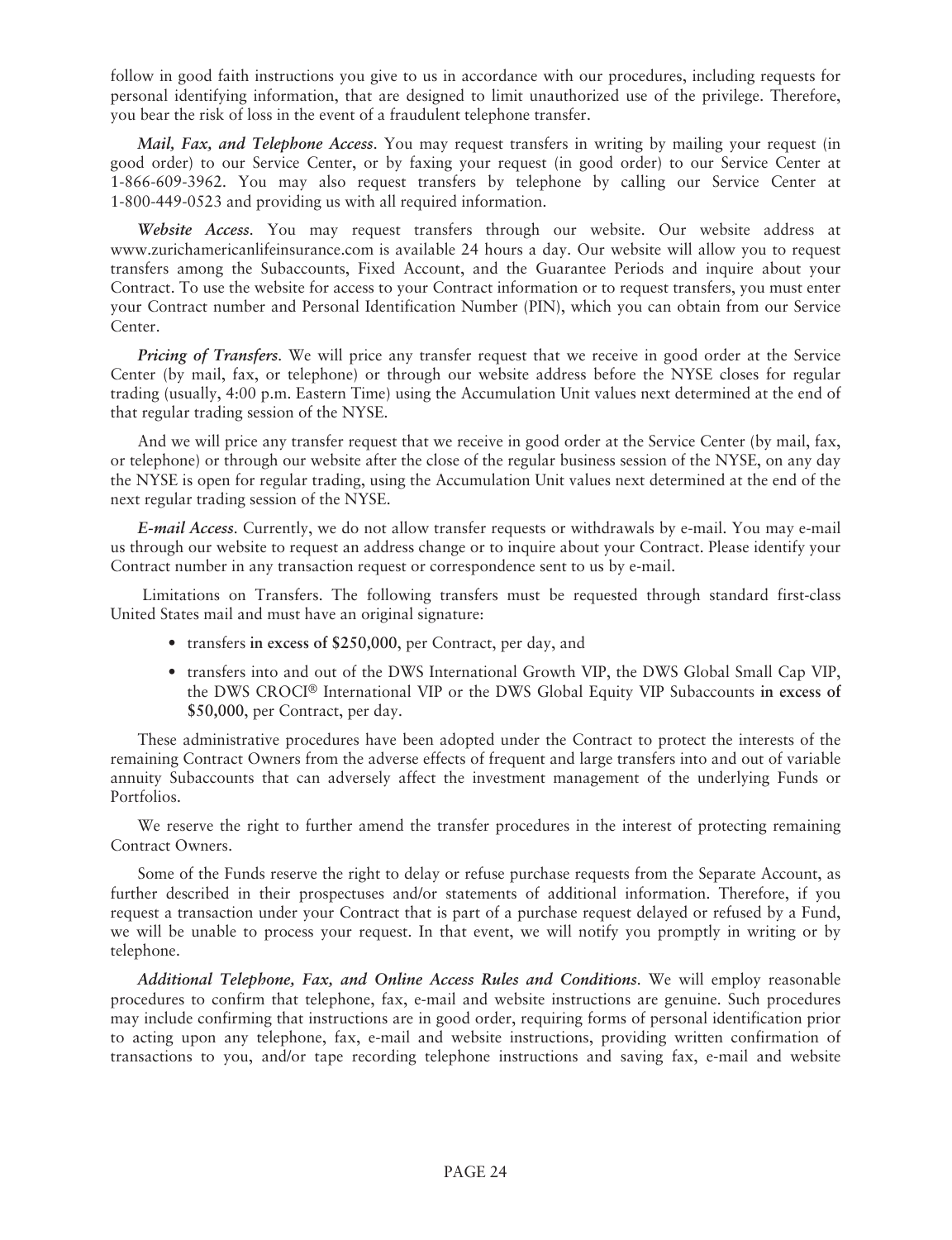follow in good faith instructions you give to us in accordance with our procedures, including requests for personal identifying information, that are designed to limit unauthorized use of the privilege. Therefore, you bear the risk of loss in the event of a fraudulent telephone transfer.

***Mail, Fax, and Telephone Access.*** You may request transfers in writing by mailing your request (in good order) to our Service Center, or by faxing your request (in good order) to our Service Center at 1-866-609-3962. You may also request transfers by telephone by calling our Service Center at 1-800-449-0523 and providing us with all required information.

***Website Access.*** You may request transfers through our website. Our website address at www.zurichamericanlifeinsurance.com is available 24 hours a day. Our website will allow you to request transfers among the Subaccounts, Fixed Account, and the Guarantee Periods and inquire about your Contract. To use the website for access to your Contract information or to request transfers, you must enter your Contract number and Personal Identification Number (PIN), which you can obtain from our Service Center.

***Pricing of Transfers.*** We will price any transfer request that we receive in good order at the Service Center (by mail, fax, or telephone) or through our website address before the NYSE closes for regular trading (usually, 4:00 p.m. Eastern Time) using the Accumulation Unit values next determined at the end of that regular trading session of the NYSE.

And we will price any transfer request that we receive in good order at the Service Center (by mail, fax, or telephone) or through our website after the close of the regular business session of the NYSE, on any day the NYSE is open for regular trading, using the Accumulation Unit values next determined at the end of the next regular trading session of the NYSE.

***E-mail Access.*** Currently, we do not allow transfer requests or withdrawals by e-mail. You may e-mail us through our website to request an address change or to inquire about your Contract. Please identify your Contract number in any transaction request or correspondence sent to us by e-mail.

Limitations on Transfers. The following transfers must be requested through standard first-class United States mail and must have an original signature:

- transfers **in excess of $250,000**, per Contract, per day, and
- transfers into and out of the DWS International Growth VIP, the DWS Global Small Cap VIP, the DWS CROCI® International VIP or the DWS Global Equity VIP Subaccounts **in excess of $50,000**, per Contract, per day.

These administrative procedures have been adopted under the Contract to protect the interests of the remaining Contract Owners from the adverse effects of frequent and large transfers into and out of variable annuity Subaccounts that can adversely affect the investment management of the underlying Funds or Portfolios.

We reserve the right to further amend the transfer procedures in the interest of protecting remaining Contract Owners.

Some of the Funds reserve the right to delay or refuse purchase requests from the Separate Account, as further described in their prospectuses and/or statements of additional information. Therefore, if you request a transaction under your Contract that is part of a purchase request delayed or refused by a Fund, we will be unable to process your request. In that event, we will notify you promptly in writing or by telephone.

***Additional Telephone, Fax, and Online Access Rules and Conditions.*** We will employ reasonable procedures to confirm that telephone, fax, e-mail and website instructions are genuine. Such procedures may include confirming that instructions are in good order, requiring forms of personal identification prior to acting upon any telephone, fax, e-mail and website instructions, providing written confirmation of transactions to you, and/or tape recording telephone instructions and saving fax, e-mail and website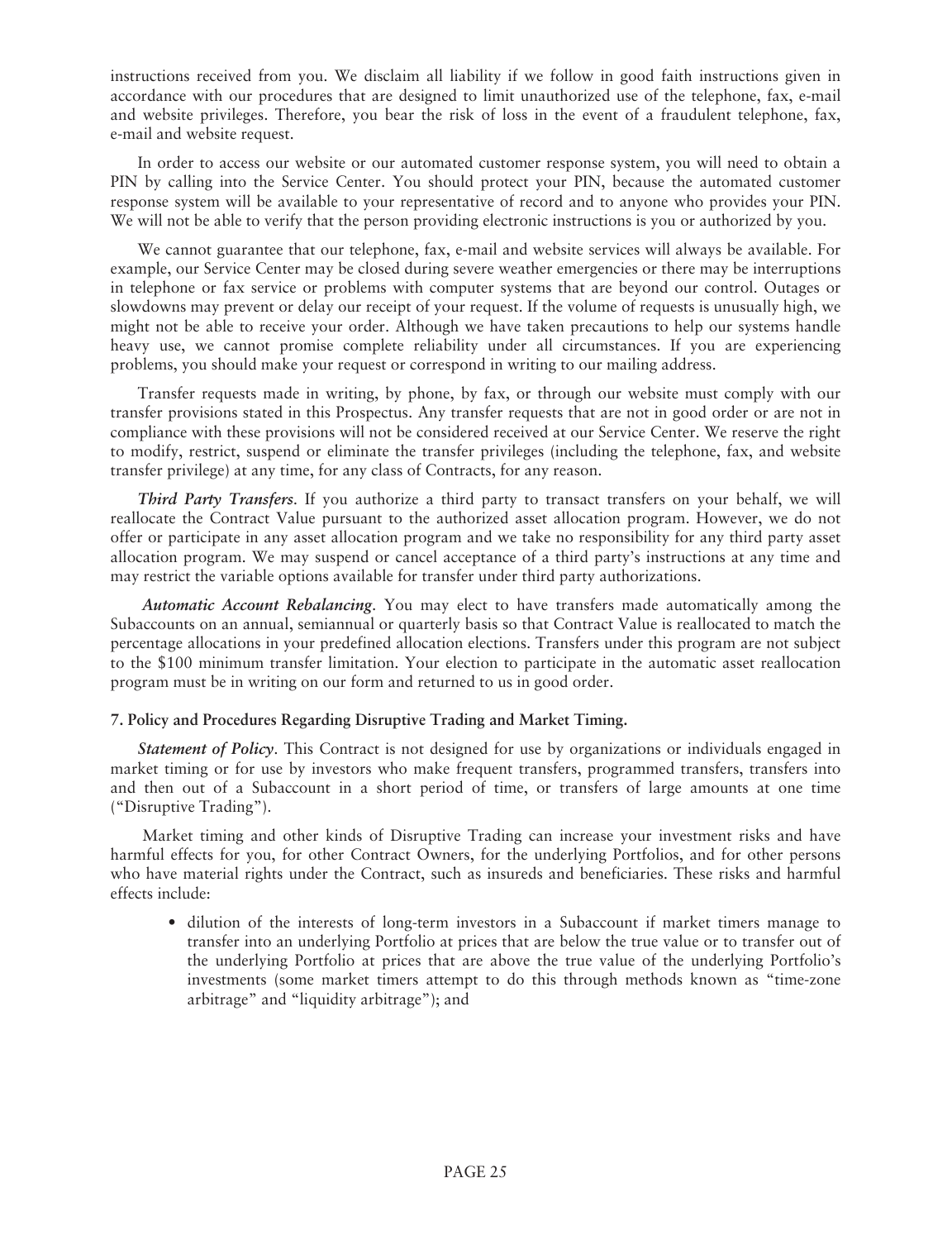instructions received from you. We disclaim all liability if we follow in good faith instructions given in accordance with our procedures that are designed to limit unauthorized use of the telephone, fax, e-mail and website privileges. Therefore, you bear the risk of loss in the event of a fraudulent telephone, fax, e-mail and website request.

In order to access our website or our automated customer response system, you will need to obtain a PIN by calling into the Service Center. You should protect your PIN, because the automated customer response system will be available to your representative of record and to anyone who provides your PIN. We will not be able to verify that the person providing electronic instructions is you or authorized by you.

We cannot guarantee that our telephone, fax, e-mail and website services will always be available. For example, our Service Center may be closed during severe weather emergencies or there may be interruptions in telephone or fax service or problems with computer systems that are beyond our control. Outages or slowdowns may prevent or delay our receipt of your request. If the volume of requests is unusually high, we might not be able to receive your order. Although we have taken precautions to help our systems handle heavy use, we cannot promise complete reliability under all circumstances. If you are experiencing problems, you should make your request or correspond in writing to our mailing address.

Transfer requests made in writing, by phone, by fax, or through our website must comply with our transfer provisions stated in this Prospectus. Any transfer requests that are not in good order or are not in compliance with these provisions will not be considered received at our Service Center. We reserve the right to modify, restrict, suspend or eliminate the transfer privileges (including the telephone, fax, and website transfer privilege) at any time, for any class of Contracts, for any reason.

***Third Party Transfers***. If you authorize a third party to transact transfers on your behalf, we will reallocate the Contract Value pursuant to the authorized asset allocation program. However, we do not offer or participate in any asset allocation program and we take no responsibility for any third party asset allocation program. We may suspend or cancel acceptance of a third party's instructions at any time and may restrict the variable options available for transfer under third party authorizations.

***Automatic Account Rebalancing***. You may elect to have transfers made automatically among the Subaccounts on an annual, semiannual or quarterly basis so that Contract Value is reallocated to match the percentage allocations in your predefined allocation elections. Transfers under this program are not subject to the $100 minimum transfer limitation. Your election to participate in the automatic asset reallocation program must be in writing on our form and returned to us in good order.

**7. Policy and Procedures Regarding Disruptive Trading and Market Timing.**

***Statement of Policy***. This Contract is not designed for use by organizations or individuals engaged in market timing or for use by investors who make frequent transfers, programmed transfers, transfers into and then out of a Subaccount in a short period of time, or transfers of large amounts at one time ("Disruptive Trading").

Market timing and other kinds of Disruptive Trading can increase your investment risks and have harmful effects for you, for other Contract Owners, for the underlying Portfolios, and for other persons who have material rights under the Contract, such as insureds and beneficiaries. These risks and harmful effects include:

- dilution of the interests of long-term investors in a Subaccount if market timers manage to transfer into an underlying Portfolio at prices that are below the true value or to transfer out of the underlying Portfolio at prices that are above the true value of the underlying Portfolio's investments (some market timers attempt to do this through methods known as "time-zone arbitrage" and "liquidity arbitrage"); and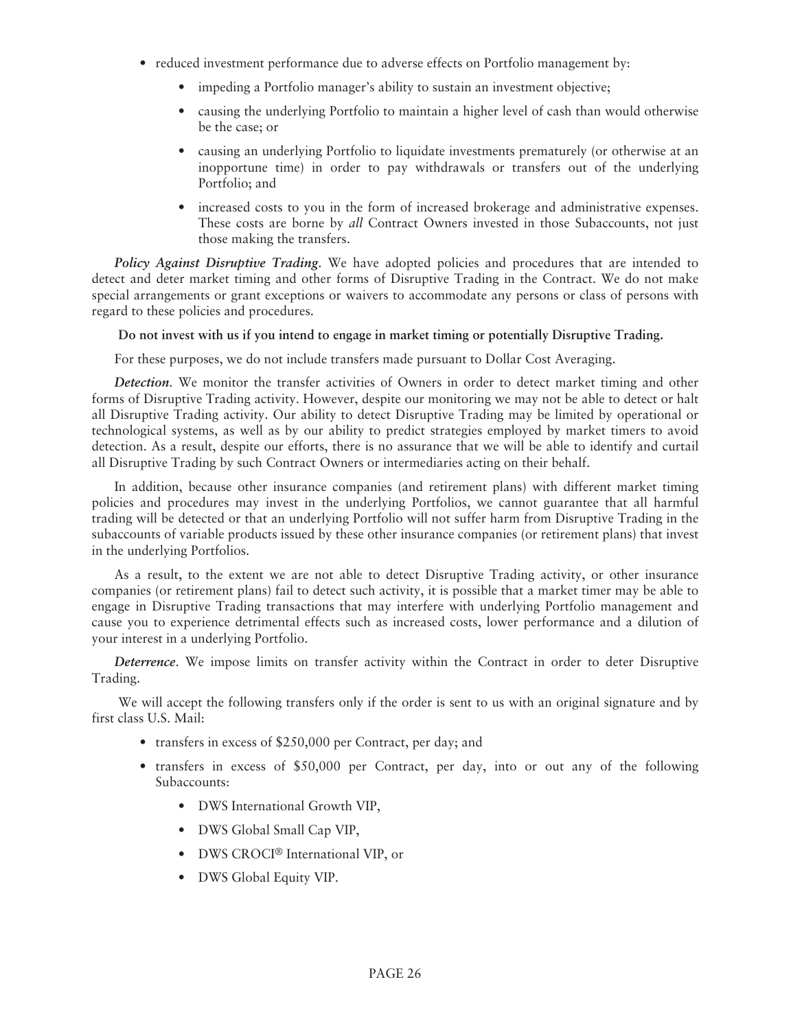- reduced investment performance due to adverse effects on Portfolio management by:
  - impeding a Portfolio manager's ability to sustain an investment objective;
  - causing the underlying Portfolio to maintain a higher level of cash than would otherwise be the case; or
  - causing an underlying Portfolio to liquidate investments prematurely (or otherwise at an inopportune time) in order to pay withdrawals or transfers out of the underlying Portfolio; and
  - increased costs to you in the form of increased brokerage and administrative expenses. These costs are borne by *all* Contract Owners invested in those Subaccounts, not just those making the transfers.

***Policy Against Disruptive Trading***. We have adopted policies and procedures that are intended to detect and deter market timing and other forms of Disruptive Trading in the Contract. We do not make special arrangements or grant exceptions or waivers to accommodate any persons or class of persons with regard to these policies and procedures.

**Do not invest with us if you intend to engage in market timing or potentially Disruptive Trading.**

For these purposes, we do not include transfers made pursuant to Dollar Cost Averaging.

***Detection***. We monitor the transfer activities of Owners in order to detect market timing and other forms of Disruptive Trading activity. However, despite our monitoring we may not be able to detect or halt all Disruptive Trading activity. Our ability to detect Disruptive Trading may be limited by operational or technological systems, as well as by our ability to predict strategies employed by market timers to avoid detection. As a result, despite our efforts, there is no assurance that we will be able to identify and curtail all Disruptive Trading by such Contract Owners or intermediaries acting on their behalf.

In addition, because other insurance companies (and retirement plans) with different market timing policies and procedures may invest in the underlying Portfolios, we cannot guarantee that all harmful trading will be detected or that an underlying Portfolio will not suffer harm from Disruptive Trading in the subaccounts of variable products issued by these other insurance companies (or retirement plans) that invest in the underlying Portfolios.

As a result, to the extent we are not able to detect Disruptive Trading activity, or other insurance companies (or retirement plans) fail to detect such activity, it is possible that a market timer may be able to engage in Disruptive Trading transactions that may interfere with underlying Portfolio management and cause you to experience detrimental effects such as increased costs, lower performance and a dilution of your interest in a underlying Portfolio.

***Deterrence***. We impose limits on transfer activity within the Contract in order to deter Disruptive Trading.

We will accept the following transfers only if the order is sent to us with an original signature and by first class U.S. Mail:

- transfers in excess of $250,000 per Contract, per day; and
- transfers in excess of $50,000 per Contract, per day, into or out any of the following Subaccounts:
  - DWS International Growth VIP,
  - DWS Global Small Cap VIP,
  - DWS CROCI® International VIP, or
  - DWS Global Equity VIP.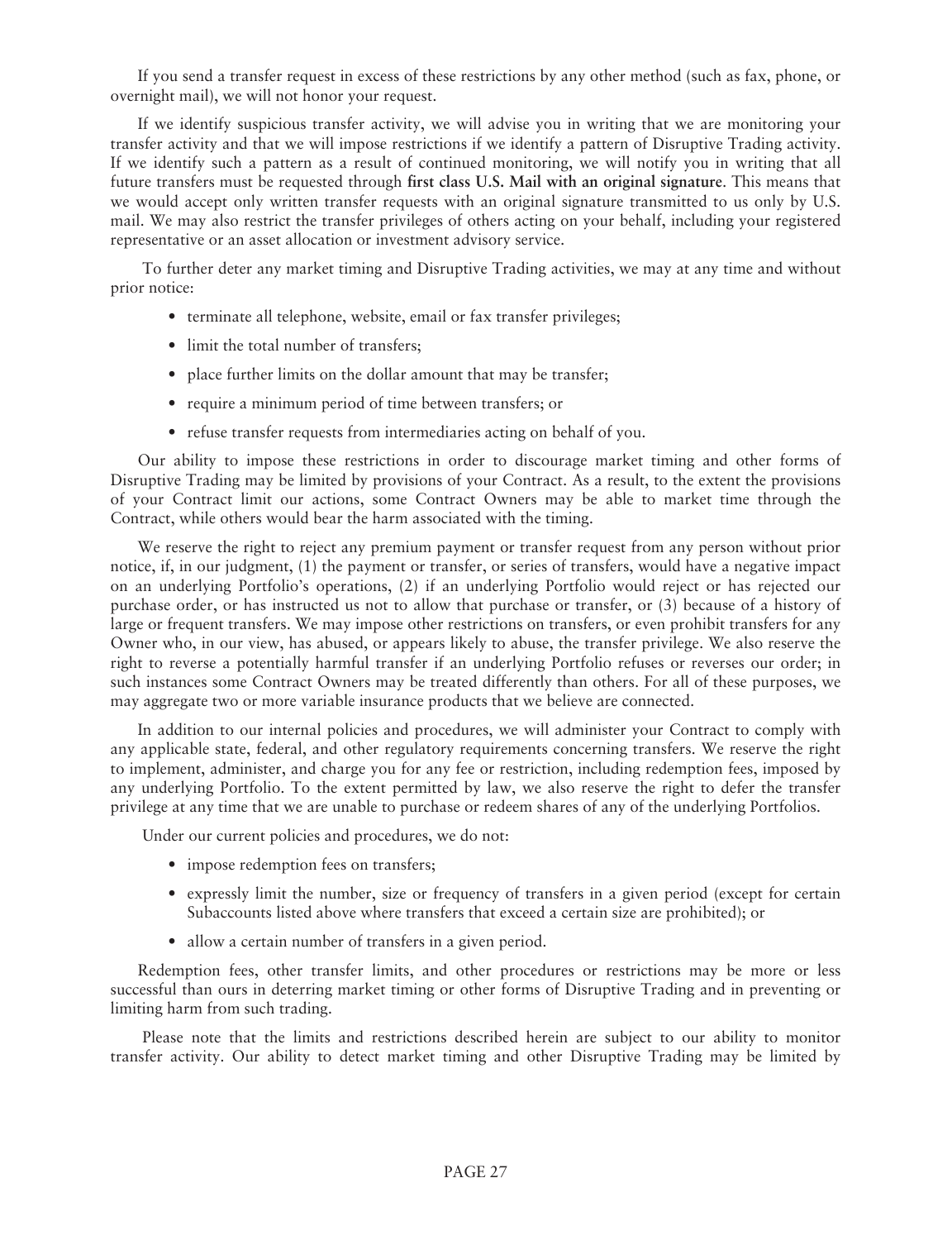If you send a transfer request in excess of these restrictions by any other method (such as fax, phone, or overnight mail), we will not honor your request.

If we identify suspicious transfer activity, we will advise you in writing that we are monitoring your transfer activity and that we will impose restrictions if we identify a pattern of Disruptive Trading activity. If we identify such a pattern as a result of continued monitoring, we will notify you in writing that all future transfers must be requested through **first class U.S. Mail with an original signature**. This means that we would accept only written transfer requests with an original signature transmitted to us only by U.S. mail. We may also restrict the transfer privileges of others acting on your behalf, including your registered representative or an asset allocation or investment advisory service.

To further deter any market timing and Disruptive Trading activities, we may at any time and without prior notice:

- terminate all telephone, website, email or fax transfer privileges;
- limit the total number of transfers;
- place further limits on the dollar amount that may be transfer;
- require a minimum period of time between transfers; or
- refuse transfer requests from intermediaries acting on behalf of you.

Our ability to impose these restrictions in order to discourage market timing and other forms of Disruptive Trading may be limited by provisions of your Contract. As a result, to the extent the provisions of your Contract limit our actions, some Contract Owners may be able to market time through the Contract, while others would bear the harm associated with the timing.

We reserve the right to reject any premium payment or transfer request from any person without prior notice, if, in our judgment, (1) the payment or transfer, or series of transfers, would have a negative impact on an underlying Portfolio's operations, (2) if an underlying Portfolio would reject or has rejected our purchase order, or has instructed us not to allow that purchase or transfer, or (3) because of a history of large or frequent transfers. We may impose other restrictions on transfers, or even prohibit transfers for any Owner who, in our view, has abused, or appears likely to abuse, the transfer privilege. We also reserve the right to reverse a potentially harmful transfer if an underlying Portfolio refuses or reverses our order; in such instances some Contract Owners may be treated differently than others. For all of these purposes, we may aggregate two or more variable insurance products that we believe are connected.

In addition to our internal policies and procedures, we will administer your Contract to comply with any applicable state, federal, and other regulatory requirements concerning transfers. We reserve the right to implement, administer, and charge you for any fee or restriction, including redemption fees, imposed by any underlying Portfolio. To the extent permitted by law, we also reserve the right to defer the transfer privilege at any time that we are unable to purchase or redeem shares of any of the underlying Portfolios.

Under our current policies and procedures, we do not:

- impose redemption fees on transfers;
- expressly limit the number, size or frequency of transfers in a given period (except for certain Subaccounts listed above where transfers that exceed a certain size are prohibited); or
- allow a certain number of transfers in a given period.

Redemption fees, other transfer limits, and other procedures or restrictions may be more or less successful than ours in deterring market timing or other forms of Disruptive Trading and in preventing or limiting harm from such trading.

Please note that the limits and restrictions described herein are subject to our ability to monitor transfer activity. Our ability to detect market timing and other Disruptive Trading may be limited by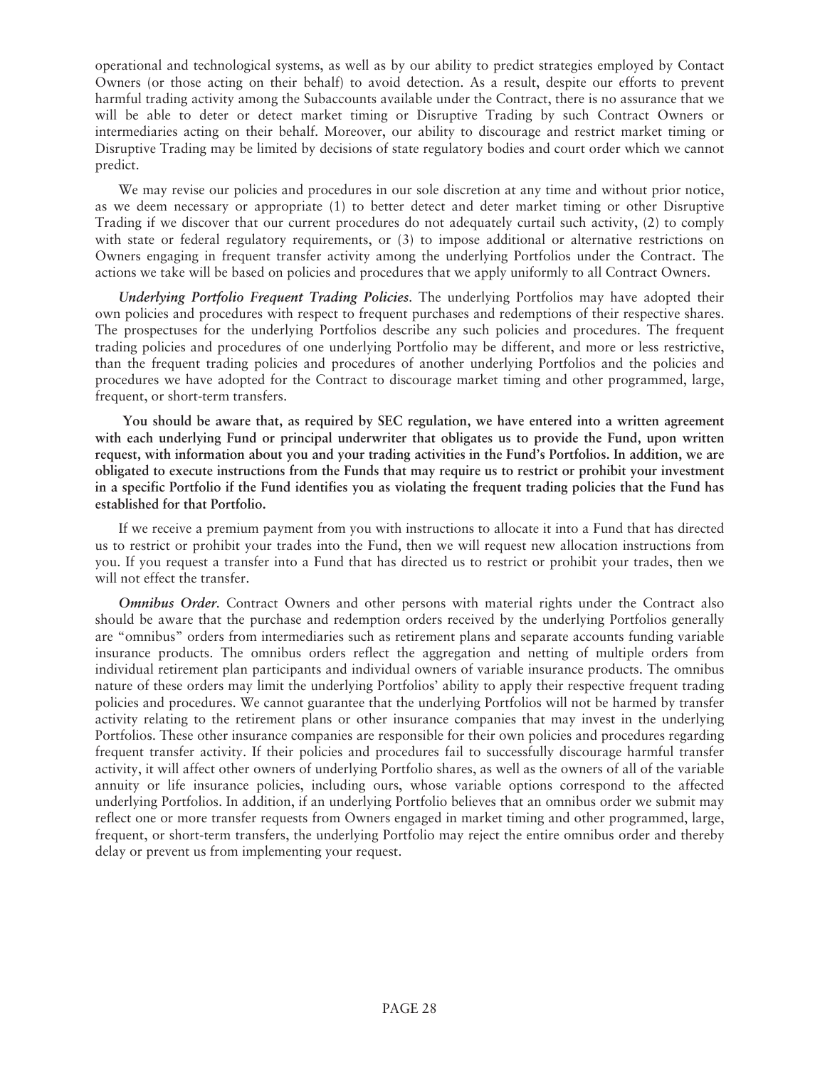operational and technological systems, as well as by our ability to predict strategies employed by Contact Owners (or those acting on their behalf) to avoid detection. As a result, despite our efforts to prevent harmful trading activity among the Subaccounts available under the Contract, there is no assurance that we will be able to deter or detect market timing or Disruptive Trading by such Contract Owners or intermediaries acting on their behalf. Moreover, our ability to discourage and restrict market timing or Disruptive Trading may be limited by decisions of state regulatory bodies and court order which we cannot predict.

We may revise our policies and procedures in our sole discretion at any time and without prior notice, as we deem necessary or appropriate (1) to better detect and deter market timing or other Disruptive Trading if we discover that our current procedures do not adequately curtail such activity, (2) to comply with state or federal regulatory requirements, or (3) to impose additional or alternative restrictions on Owners engaging in frequent transfer activity among the underlying Portfolios under the Contract. The actions we take will be based on policies and procedures that we apply uniformly to all Contract Owners.

***Underlying Portfolio Frequent Trading Policies.*** The underlying Portfolios may have adopted their own policies and procedures with respect to frequent purchases and redemptions of their respective shares. The prospectuses for the underlying Portfolios describe any such policies and procedures. The frequent trading policies and procedures of one underlying Portfolio may be different, and more or less restrictive, than the frequent trading policies and procedures of another underlying Portfolios and the policies and procedures we have adopted for the Contract to discourage market timing and other programmed, large, frequent, or short-term transfers.

**You should be aware that, as required by SEC regulation, we have entered into a written agreement with each underlying Fund or principal underwriter that obligates us to provide the Fund, upon written request, with information about you and your trading activities in the Fund's Portfolios. In addition, we are obligated to execute instructions from the Funds that may require us to restrict or prohibit your investment in a specific Portfolio if the Fund identifies you as violating the frequent trading policies that the Fund has established for that Portfolio.**

If we receive a premium payment from you with instructions to allocate it into a Fund that has directed us to restrict or prohibit your trades into the Fund, then we will request new allocation instructions from you. If you request a transfer into a Fund that has directed us to restrict or prohibit your trades, then we will not effect the transfer.

***Omnibus Order.*** Contract Owners and other persons with material rights under the Contract also should be aware that the purchase and redemption orders received by the underlying Portfolios generally are "omnibus" orders from intermediaries such as retirement plans and separate accounts funding variable insurance products. The omnibus orders reflect the aggregation and netting of multiple orders from individual retirement plan participants and individual owners of variable insurance products. The omnibus nature of these orders may limit the underlying Portfolios' ability to apply their respective frequent trading policies and procedures. We cannot guarantee that the underlying Portfolios will not be harmed by transfer activity relating to the retirement plans or other insurance companies that may invest in the underlying Portfolios. These other insurance companies are responsible for their own policies and procedures regarding frequent transfer activity. If their policies and procedures fail to successfully discourage harmful transfer activity, it will affect other owners of underlying Portfolio shares, as well as the owners of all of the variable annuity or life insurance policies, including ours, whose variable options correspond to the affected underlying Portfolios. In addition, if an underlying Portfolio believes that an omnibus order we submit may reflect one or more transfer requests from Owners engaged in market timing and other programmed, large, frequent, or short-term transfers, the underlying Portfolio may reject the entire omnibus order and thereby delay or prevent us from implementing your request.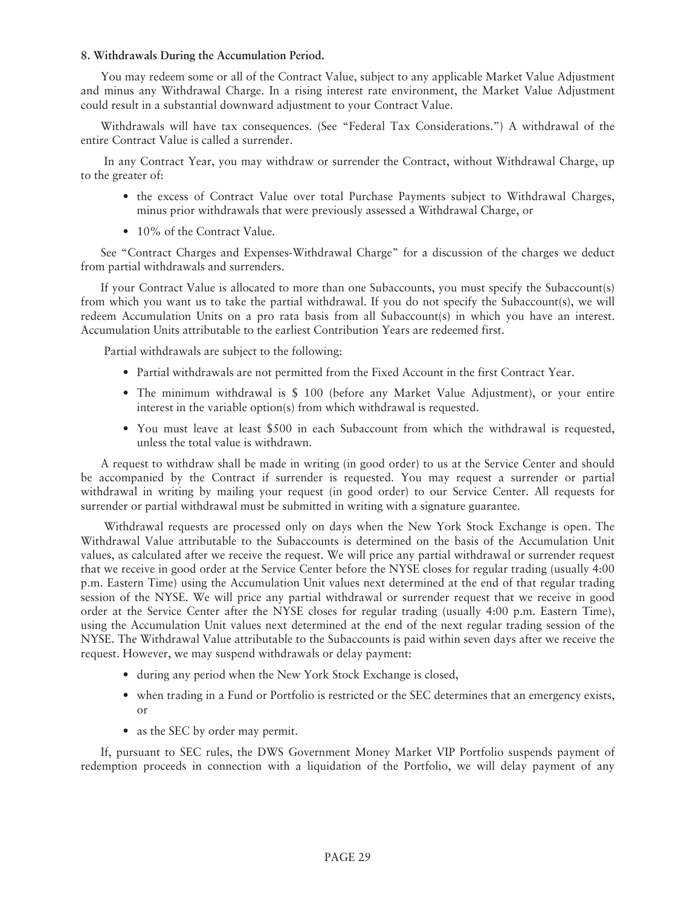**8. Withdrawals During the Accumulation Period.**

You may redeem some or all of the Contract Value, subject to any applicable Market Value Adjustment and minus any Withdrawal Charge. In a rising interest rate environment, the Market Value Adjustment could result in a substantial downward adjustment to your Contract Value.

Withdrawals will have tax consequences. (See "Federal Tax Considerations.") A withdrawal of the entire Contract Value is called a surrender.

In any Contract Year, you may withdraw or surrender the Contract, without Withdrawal Charge, up to the greater of:

- the excess of Contract Value over total Purchase Payments subject to Withdrawal Charges, minus prior withdrawals that were previously assessed a Withdrawal Charge, or
- 10% of the Contract Value.

See "Contract Charges and Expenses-Withdrawal Charge" for a discussion of the charges we deduct from partial withdrawals and surrenders.

If your Contract Value is allocated to more than one Subaccounts, you must specify the Subaccount(s) from which you want us to take the partial withdrawal. If you do not specify the Subaccount(s), we will redeem Accumulation Units on a pro rata basis from all Subaccount(s) in which you have an interest. Accumulation Units attributable to the earliest Contribution Years are redeemed first.

Partial withdrawals are subject to the following:

- Partial withdrawals are not permitted from the Fixed Account in the first Contract Year.
- The minimum withdrawal is $ 100 (before any Market Value Adjustment), or your entire interest in the variable option(s) from which withdrawal is requested.
- You must leave at least $500 in each Subaccount from which the withdrawal is requested, unless the total value is withdrawn.

A request to withdraw shall be made in writing (in good order) to us at the Service Center and should be accompanied by the Contract if surrender is requested. You may request a surrender or partial withdrawal in writing by mailing your request (in good order) to our Service Center. All requests for surrender or partial withdrawal must be submitted in writing with a signature guarantee.

Withdrawal requests are processed only on days when the New York Stock Exchange is open. The Withdrawal Value attributable to the Subaccounts is determined on the basis of the Accumulation Unit values, as calculated after we receive the request. We will price any partial withdrawal or surrender request that we receive in good order at the Service Center before the NYSE closes for regular trading (usually 4:00 p.m. Eastern Time) using the Accumulation Unit values next determined at the end of that regular trading session of the NYSE. We will price any partial withdrawal or surrender request that we receive in good order at the Service Center after the NYSE closes for regular trading (usually 4:00 p.m. Eastern Time), using the Accumulation Unit values next determined at the end of the next regular trading session of the NYSE. The Withdrawal Value attributable to the Subaccounts is paid within seven days after we receive the request. However, we may suspend withdrawals or delay payment:

- during any period when the New York Stock Exchange is closed,
- when trading in a Fund or Portfolio is restricted or the SEC determines that an emergency exists, or
- as the SEC by order may permit.

If, pursuant to SEC rules, the DWS Government Money Market VIP Portfolio suspends payment of redemption proceeds in connection with a liquidation of the Portfolio, we will delay payment of any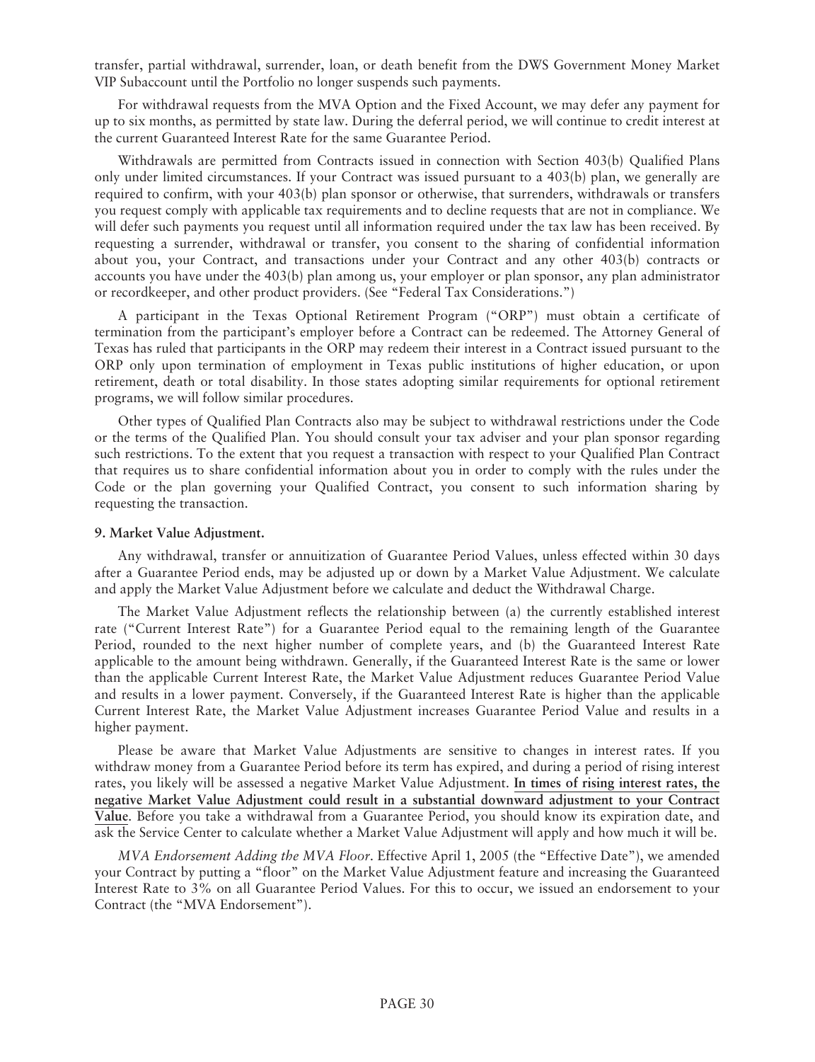transfer, partial withdrawal, surrender, loan, or death benefit from the DWS Government Money Market VIP Subaccount until the Portfolio no longer suspends such payments.

For withdrawal requests from the MVA Option and the Fixed Account, we may defer any payment for up to six months, as permitted by state law. During the deferral period, we will continue to credit interest at the current Guaranteed Interest Rate for the same Guarantee Period.

Withdrawals are permitted from Contracts issued in connection with Section 403(b) Qualified Plans only under limited circumstances. If your Contract was issued pursuant to a 403(b) plan, we generally are required to confirm, with your 403(b) plan sponsor or otherwise, that surrenders, withdrawals or transfers you request comply with applicable tax requirements and to decline requests that are not in compliance. We will defer such payments you request until all information required under the tax law has been received. By requesting a surrender, withdrawal or transfer, you consent to the sharing of confidential information about you, your Contract, and transactions under your Contract and any other 403(b) contracts or accounts you have under the 403(b) plan among us, your employer or plan sponsor, any plan administrator or recordkeeper, and other product providers. (See "Federal Tax Considerations.")

A participant in the Texas Optional Retirement Program ("ORP") must obtain a certificate of termination from the participant's employer before a Contract can be redeemed. The Attorney General of Texas has ruled that participants in the ORP may redeem their interest in a Contract issued pursuant to the ORP only upon termination of employment in Texas public institutions of higher education, or upon retirement, death or total disability. In those states adopting similar requirements for optional retirement programs, we will follow similar procedures.

Other types of Qualified Plan Contracts also may be subject to withdrawal restrictions under the Code or the terms of the Qualified Plan. You should consult your tax adviser and your plan sponsor regarding such restrictions. To the extent that you request a transaction with respect to your Qualified Plan Contract that requires us to share confidential information about you in order to comply with the rules under the Code or the plan governing your Qualified Contract, you consent to such information sharing by requesting the transaction.

**9. Market Value Adjustment.**

Any withdrawal, transfer or annuitization of Guarantee Period Values, unless effected within 30 days after a Guarantee Period ends, may be adjusted up or down by a Market Value Adjustment. We calculate and apply the Market Value Adjustment before we calculate and deduct the Withdrawal Charge.

The Market Value Adjustment reflects the relationship between (a) the currently established interest rate ("Current Interest Rate") for a Guarantee Period equal to the remaining length of the Guarantee Period, rounded to the next higher number of complete years, and (b) the Guaranteed Interest Rate applicable to the amount being withdrawn. Generally, if the Guaranteed Interest Rate is the same or lower than the applicable Current Interest Rate, the Market Value Adjustment reduces Guarantee Period Value and results in a lower payment. Conversely, if the Guaranteed Interest Rate is higher than the applicable Current Interest Rate, the Market Value Adjustment increases Guarantee Period Value and results in a higher payment.

Please be aware that Market Value Adjustments are sensitive to changes in interest rates. If you withdraw money from a Guarantee Period before its term has expired, and during a period of rising interest rates, you likely will be assessed a negative Market Value Adjustment. **In times of rising interest rates, the negative Market Value Adjustment could result in a substantial downward adjustment to your Contract Value**. Before you take a withdrawal from a Guarantee Period, you should know its expiration date, and ask the Service Center to calculate whether a Market Value Adjustment will apply and how much it will be.

*MVA Endorsement Adding the MVA Floor*. Effective April 1, 2005 (the "Effective Date"), we amended your Contract by putting a "floor" on the Market Value Adjustment feature and increasing the Guaranteed Interest Rate to 3% on all Guarantee Period Values. For this to occur, we issued an endorsement to your Contract (the "MVA Endorsement").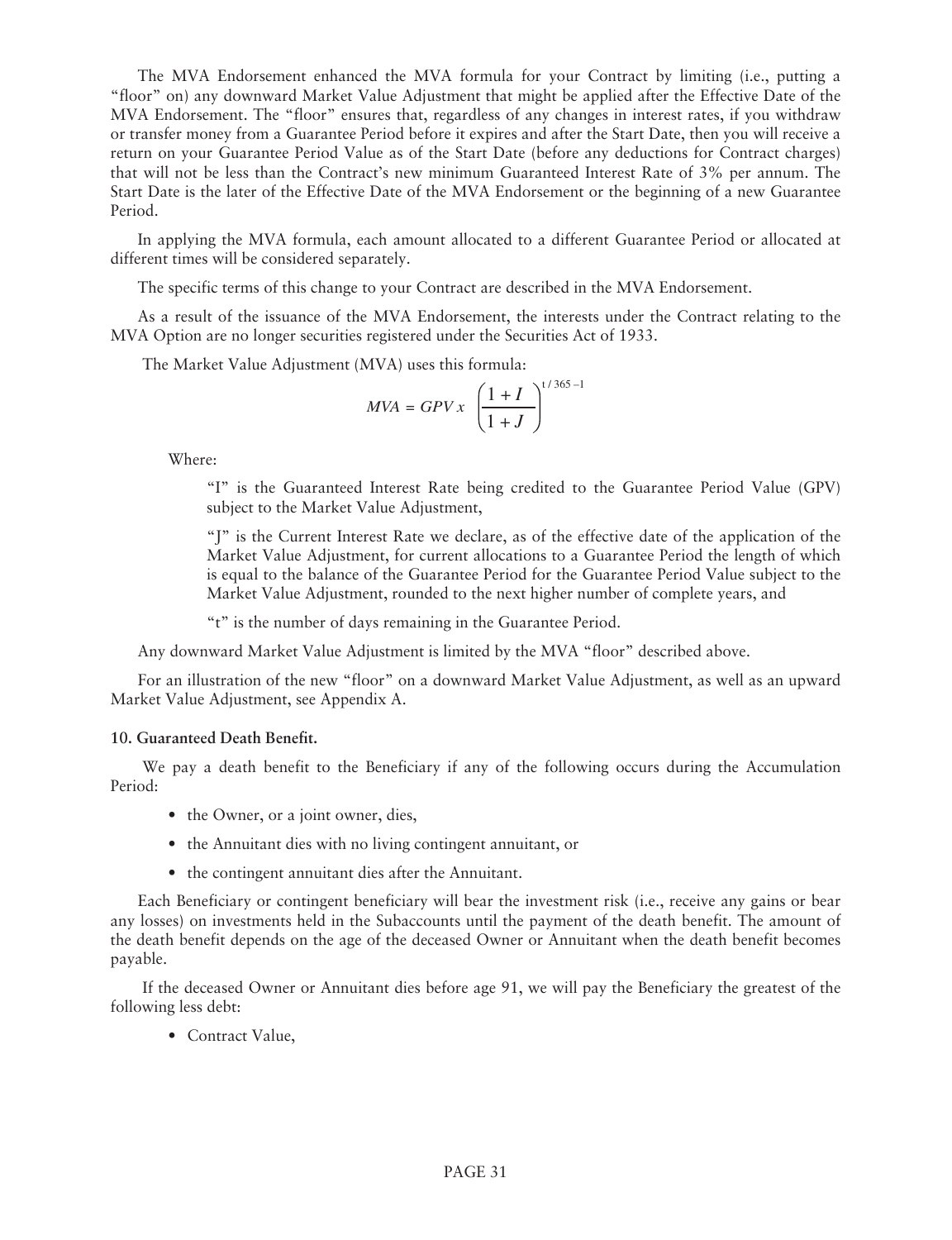The MVA Endorsement enhanced the MVA formula for your Contract by limiting (i.e., putting a "floor" on) any downward Market Value Adjustment that might be applied after the Effective Date of the MVA Endorsement. The "floor" ensures that, regardless of any changes in interest rates, if you withdraw or transfer money from a Guarantee Period before it expires and after the Start Date, then you will receive a return on your Guarantee Period Value as of the Start Date (before any deductions for Contract charges) that will not be less than the Contract's new minimum Guaranteed Interest Rate of 3% per annum. The Start Date is the later of the Effective Date of the MVA Endorsement or the beginning of a new Guarantee Period.

In applying the MVA formula, each amount allocated to a different Guarantee Period or allocated at different times will be considered separately.

The specific terms of this change to your Contract are described in the MVA Endorsement.

As a result of the issuance of the MVA Endorsement, the interests under the Contract relating to the MVA Option are no longer securities registered under the Securities Act of 1933.

The Market Value Adjustment (MVA) uses this formula:

$$MVA = GPV \, x \, \left(\frac{1+I}{1+J}\right)^{t/365-1}$$

Where:

"I" is the Guaranteed Interest Rate being credited to the Guarantee Period Value (GPV) subject to the Market Value Adjustment,

"J" is the Current Interest Rate we declare, as of the effective date of the application of the Market Value Adjustment, for current allocations to a Guarantee Period the length of which is equal to the balance of the Guarantee Period for the Guarantee Period Value subject to the Market Value Adjustment, rounded to the next higher number of complete years, and

"t" is the number of days remaining in the Guarantee Period.

Any downward Market Value Adjustment is limited by the MVA "floor" described above.

For an illustration of the new "floor" on a downward Market Value Adjustment, as well as an upward Market Value Adjustment, see Appendix A.

**10. Guaranteed Death Benefit.**

We pay a death benefit to the Beneficiary if any of the following occurs during the Accumulation Period:

- the Owner, or a joint owner, dies,
- the Annuitant dies with no living contingent annuitant, or
- the contingent annuitant dies after the Annuitant.

Each Beneficiary or contingent beneficiary will bear the investment risk (i.e., receive any gains or bear any losses) on investments held in the Subaccounts until the payment of the death benefit. The amount of the death benefit depends on the age of the deceased Owner or Annuitant when the death benefit becomes payable.

If the deceased Owner or Annuitant dies before age 91, we will pay the Beneficiary the greatest of the following less debt:

- Contract Value,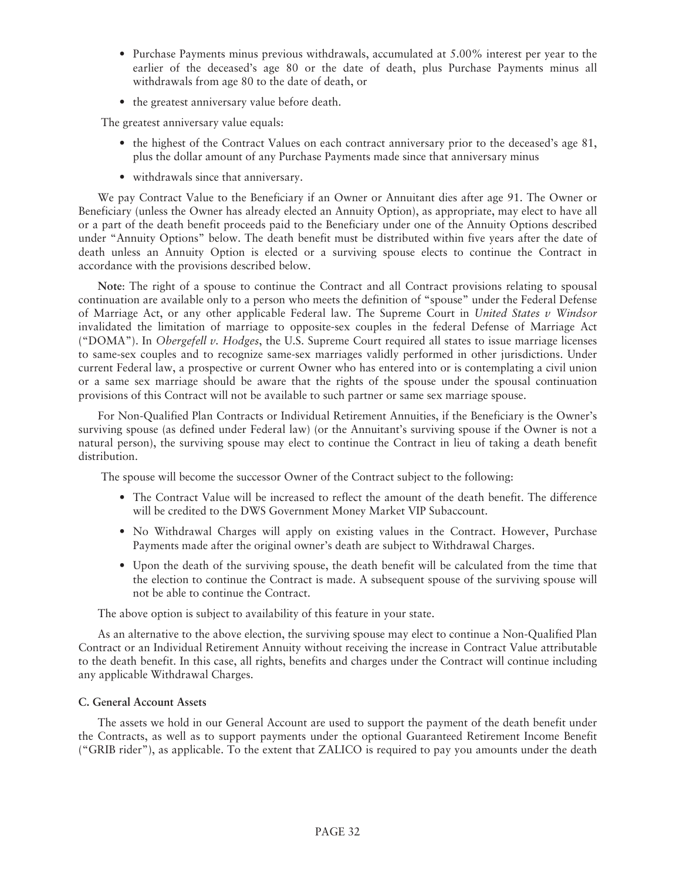- Purchase Payments minus previous withdrawals, accumulated at 5.00% interest per year to the earlier of the deceased's age 80 or the date of death, plus Purchase Payments minus all withdrawals from age 80 to the date of death, or
- the greatest anniversary value before death.

The greatest anniversary value equals:

- the highest of the Contract Values on each contract anniversary prior to the deceased's age 81, plus the dollar amount of any Purchase Payments made since that anniversary minus
- withdrawals since that anniversary.

We pay Contract Value to the Beneficiary if an Owner or Annuitant dies after age 91. The Owner or Beneficiary (unless the Owner has already elected an Annuity Option), as appropriate, may elect to have all or a part of the death benefit proceeds paid to the Beneficiary under one of the Annuity Options described under "Annuity Options" below. The death benefit must be distributed within five years after the date of death unless an Annuity Option is elected or a surviving spouse elects to continue the Contract in accordance with the provisions described below.

**Note**: The right of a spouse to continue the Contract and all Contract provisions relating to spousal continuation are available only to a person who meets the definition of "spouse" under the Federal Defense of Marriage Act, or any other applicable Federal law. The Supreme Court in *United States v Windsor* invalidated the limitation of marriage to opposite-sex couples in the federal Defense of Marriage Act ("DOMA"). In *Obergefell v. Hodges*, the U.S. Supreme Court required all states to issue marriage licenses to same-sex couples and to recognize same-sex marriages validly performed in other jurisdictions. Under current Federal law, a prospective or current Owner who has entered into or is contemplating a civil union or a same sex marriage should be aware that the rights of the spouse under the spousal continuation provisions of this Contract will not be available to such partner or same sex marriage spouse.

For Non-Qualified Plan Contracts or Individual Retirement Annuities, if the Beneficiary is the Owner's surviving spouse (as defined under Federal law) (or the Annuitant's surviving spouse if the Owner is not a natural person), the surviving spouse may elect to continue the Contract in lieu of taking a death benefit distribution.

The spouse will become the successor Owner of the Contract subject to the following:

- The Contract Value will be increased to reflect the amount of the death benefit. The difference will be credited to the DWS Government Money Market VIP Subaccount.
- No Withdrawal Charges will apply on existing values in the Contract. However, Purchase Payments made after the original owner's death are subject to Withdrawal Charges.
- Upon the death of the surviving spouse, the death benefit will be calculated from the time that the election to continue the Contract is made. A subsequent spouse of the surviving spouse will not be able to continue the Contract.

The above option is subject to availability of this feature in your state.

As an alternative to the above election, the surviving spouse may elect to continue a Non-Qualified Plan Contract or an Individual Retirement Annuity without receiving the increase in Contract Value attributable to the death benefit. In this case, all rights, benefits and charges under the Contract will continue including any applicable Withdrawal Charges.

**C. General Account Assets**

The assets we hold in our General Account are used to support the payment of the death benefit under the Contracts, as well as to support payments under the optional Guaranteed Retirement Income Benefit ("GRIB rider"), as applicable. To the extent that ZALICO is required to pay you amounts under the death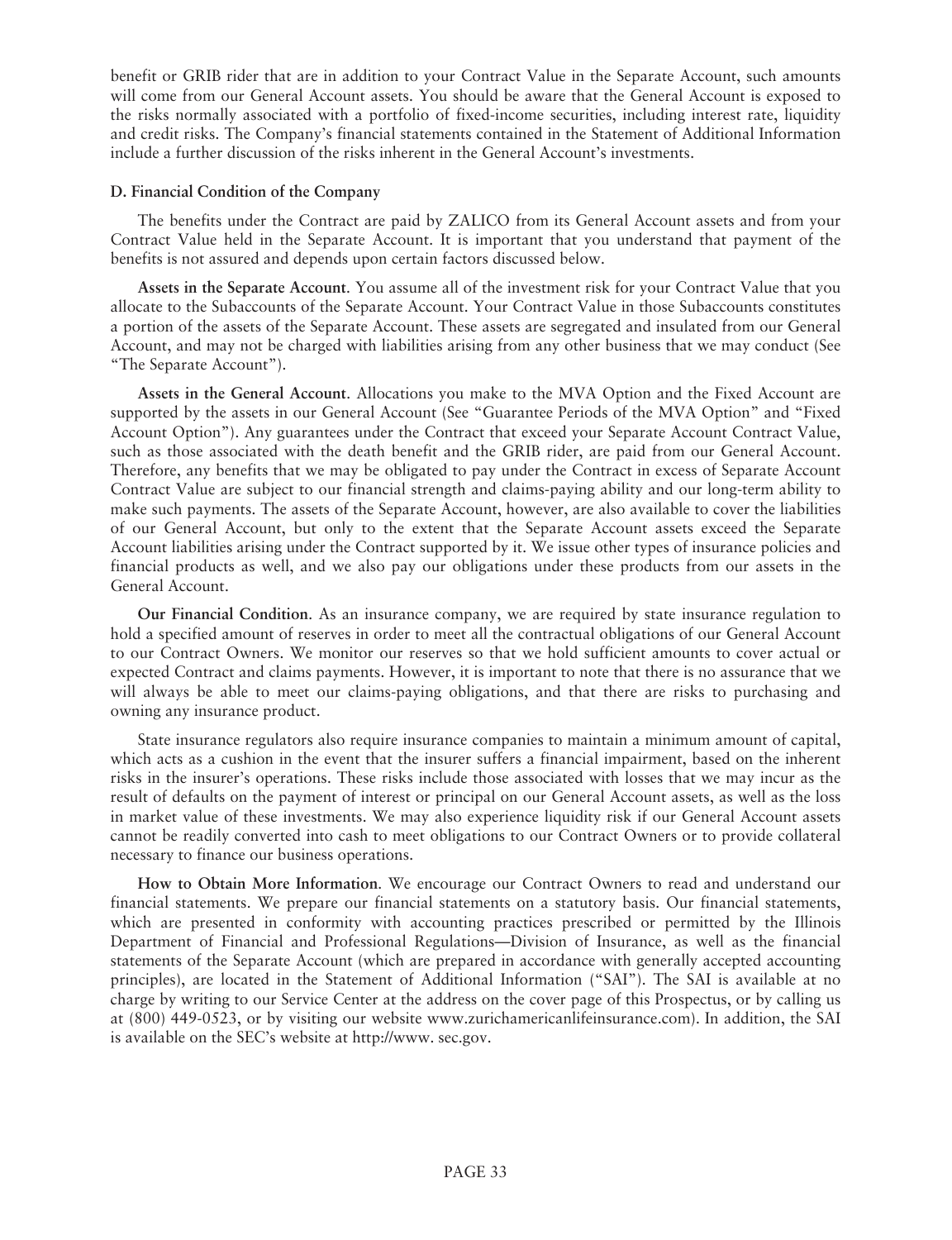benefit or GRIB rider that are in addition to your Contract Value in the Separate Account, such amounts will come from our General Account assets. You should be aware that the General Account is exposed to the risks normally associated with a portfolio of fixed-income securities, including interest rate, liquidity and credit risks. The Company's financial statements contained in the Statement of Additional Information include a further discussion of the risks inherent in the General Account's investments.

### D. Financial Condition of the Company

The benefits under the Contract are paid by ZALICO from its General Account assets and from your Contract Value held in the Separate Account. It is important that you understand that payment of the benefits is not assured and depends upon certain factors discussed below.

**Assets in the Separate Account**. You assume all of the investment risk for your Contract Value that you allocate to the Subaccounts of the Separate Account. Your Contract Value in those Subaccounts constitutes a portion of the assets of the Separate Account. These assets are segregated and insulated from our General Account, and may not be charged with liabilities arising from any other business that we may conduct (See "The Separate Account").

**Assets in the General Account**. Allocations you make to the MVA Option and the Fixed Account are supported by the assets in our General Account (See "Guarantee Periods of the MVA Option" and "Fixed Account Option"). Any guarantees under the Contract that exceed your Separate Account Contract Value, such as those associated with the death benefit and the GRIB rider, are paid from our General Account. Therefore, any benefits that we may be obligated to pay under the Contract in excess of Separate Account Contract Value are subject to our financial strength and claims-paying ability and our long-term ability to make such payments. The assets of the Separate Account, however, are also available to cover the liabilities of our General Account, but only to the extent that the Separate Account assets exceed the Separate Account liabilities arising under the Contract supported by it. We issue other types of insurance policies and financial products as well, and we also pay our obligations under these products from our assets in the General Account.

**Our Financial Condition**. As an insurance company, we are required by state insurance regulation to hold a specified amount of reserves in order to meet all the contractual obligations of our General Account to our Contract Owners. We monitor our reserves so that we hold sufficient amounts to cover actual or expected Contract and claims payments. However, it is important to note that there is no assurance that we will always be able to meet our claims-paying obligations, and that there are risks to purchasing and owning any insurance product.

State insurance regulators also require insurance companies to maintain a minimum amount of capital, which acts as a cushion in the event that the insurer suffers a financial impairment, based on the inherent risks in the insurer's operations. These risks include those associated with losses that we may incur as the result of defaults on the payment of interest or principal on our General Account assets, as well as the loss in market value of these investments. We may also experience liquidity risk if our General Account assets cannot be readily converted into cash to meet obligations to our Contract Owners or to provide collateral necessary to finance our business operations.

**How to Obtain More Information**. We encourage our Contract Owners to read and understand our financial statements. We prepare our financial statements on a statutory basis. Our financial statements, which are presented in conformity with accounting practices prescribed or permitted by the Illinois Department of Financial and Professional Regulations—Division of Insurance, as well as the financial statements of the Separate Account (which are prepared in accordance with generally accepted accounting principles), are located in the Statement of Additional Information ("SAI"). The SAI is available at no charge by writing to our Service Center at the address on the cover page of this Prospectus, or by calling us at (800) 449-0523, or by visiting our website www.zurichamericanlifeinsurance.com). In addition, the SAI is available on the SEC's website at http://www. sec.gov.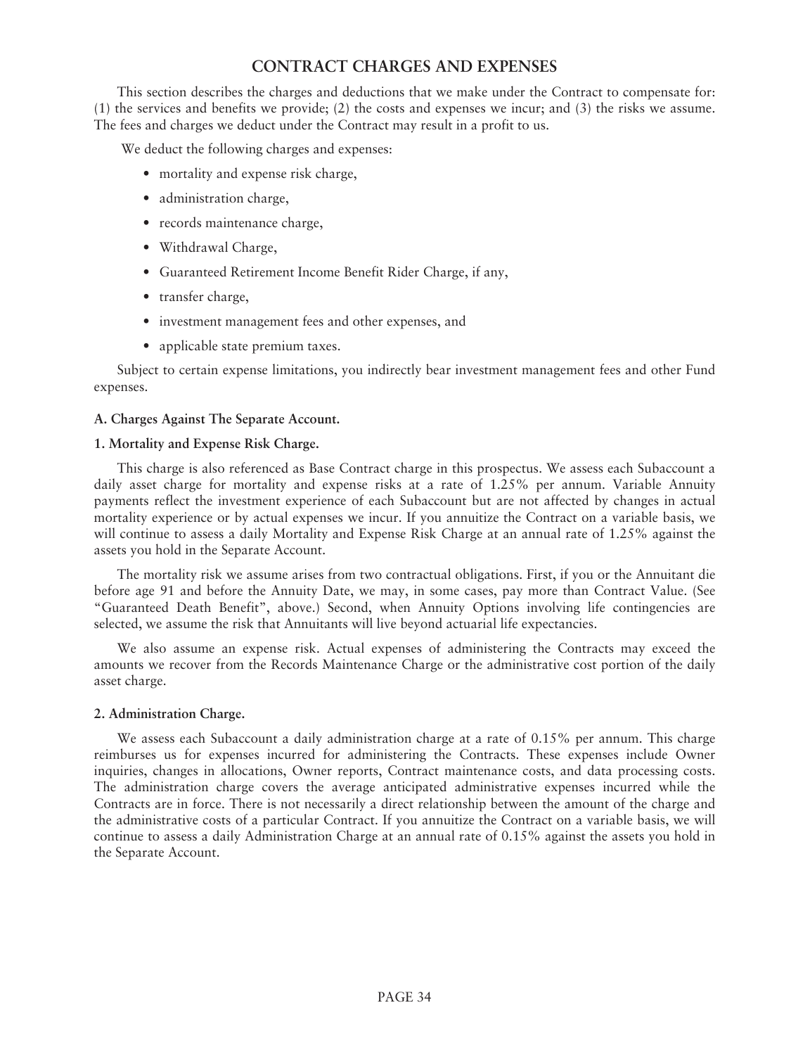## CONTRACT CHARGES AND EXPENSES

This section describes the charges and deductions that we make under the Contract to compensate for: (1) the services and benefits we provide; (2) the costs and expenses we incur; and (3) the risks we assume. The fees and charges we deduct under the Contract may result in a profit to us.

We deduct the following charges and expenses:

- mortality and expense risk charge,
- administration charge,
- records maintenance charge,
- Withdrawal Charge,
- Guaranteed Retirement Income Benefit Rider Charge, if any,
- transfer charge,
- investment management fees and other expenses, and
- applicable state premium taxes.

Subject to certain expense limitations, you indirectly bear investment management fees and other Fund expenses.

**A. Charges Against The Separate Account.**

**1. Mortality and Expense Risk Charge.**

This charge is also referenced as Base Contract charge in this prospectus. We assess each Subaccount a daily asset charge for mortality and expense risks at a rate of 1.25% per annum. Variable Annuity payments reflect the investment experience of each Subaccount but are not affected by changes in actual mortality experience or by actual expenses we incur. If you annuitize the Contract on a variable basis, we will continue to assess a daily Mortality and Expense Risk Charge at an annual rate of 1.25% against the assets you hold in the Separate Account.

The mortality risk we assume arises from two contractual obligations. First, if you or the Annuitant die before age 91 and before the Annuity Date, we may, in some cases, pay more than Contract Value. (See "Guaranteed Death Benefit", above.) Second, when Annuity Options involving life contingencies are selected, we assume the risk that Annuitants will live beyond actuarial life expectancies.

We also assume an expense risk. Actual expenses of administering the Contracts may exceed the amounts we recover from the Records Maintenance Charge or the administrative cost portion of the daily asset charge.

**2. Administration Charge.**

We assess each Subaccount a daily administration charge at a rate of 0.15% per annum. This charge reimburses us for expenses incurred for administering the Contracts. These expenses include Owner inquiries, changes in allocations, Owner reports, Contract maintenance costs, and data processing costs. The administration charge covers the average anticipated administrative expenses incurred while the Contracts are in force. There is not necessarily a direct relationship between the amount of the charge and the administrative costs of a particular Contract. If you annuitize the Contract on a variable basis, we will continue to assess a daily Administration Charge at an annual rate of 0.15% against the assets you hold in the Separate Account.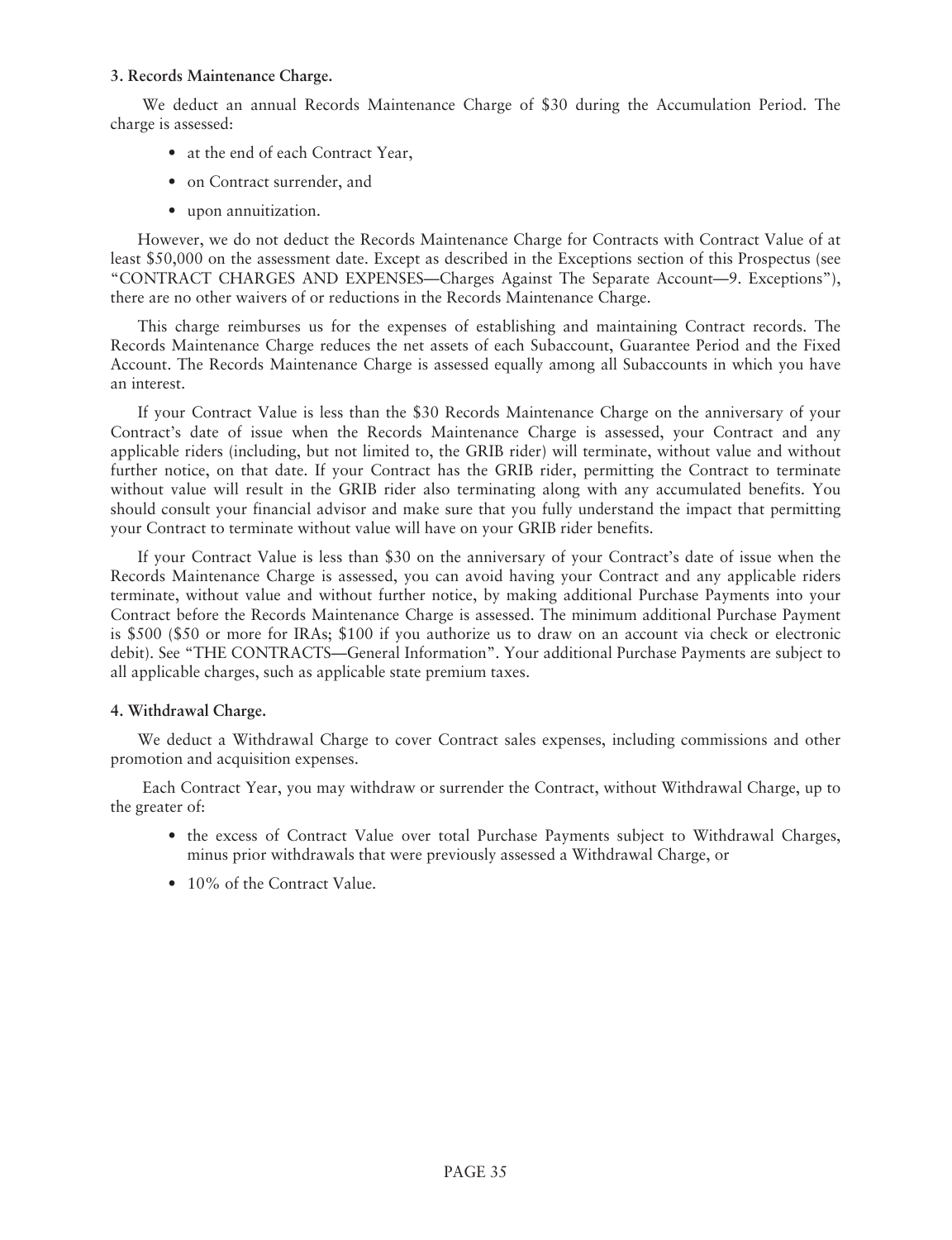**3. Records Maintenance Charge.**

We deduct an annual Records Maintenance Charge of $30 during the Accumulation Period. The charge is assessed:

- at the end of each Contract Year,
- on Contract surrender, and
- upon annuitization.

However, we do not deduct the Records Maintenance Charge for Contracts with Contract Value of at least $50,000 on the assessment date. Except as described in the Exceptions section of this Prospectus (see "CONTRACT CHARGES AND EXPENSES—Charges Against The Separate Account—9. Exceptions"), there are no other waivers of or reductions in the Records Maintenance Charge.

This charge reimburses us for the expenses of establishing and maintaining Contract records. The Records Maintenance Charge reduces the net assets of each Subaccount, Guarantee Period and the Fixed Account. The Records Maintenance Charge is assessed equally among all Subaccounts in which you have an interest.

If your Contract Value is less than the $30 Records Maintenance Charge on the anniversary of your Contract's date of issue when the Records Maintenance Charge is assessed, your Contract and any applicable riders (including, but not limited to, the GRIB rider) will terminate, without value and without further notice, on that date. If your Contract has the GRIB rider, permitting the Contract to terminate without value will result in the GRIB rider also terminating along with any accumulated benefits. You should consult your financial advisor and make sure that you fully understand the impact that permitting your Contract to terminate without value will have on your GRIB rider benefits.

If your Contract Value is less than $30 on the anniversary of your Contract's date of issue when the Records Maintenance Charge is assessed, you can avoid having your Contract and any applicable riders terminate, without value and without further notice, by making additional Purchase Payments into your Contract before the Records Maintenance Charge is assessed. The minimum additional Purchase Payment is $500 ($50 or more for IRAs; $100 if you authorize us to draw on an account via check or electronic debit). See "THE CONTRACTS—General Information". Your additional Purchase Payments are subject to all applicable charges, such as applicable state premium taxes.

**4. Withdrawal Charge.**

We deduct a Withdrawal Charge to cover Contract sales expenses, including commissions and other promotion and acquisition expenses.

Each Contract Year, you may withdraw or surrender the Contract, without Withdrawal Charge, up to the greater of:

- the excess of Contract Value over total Purchase Payments subject to Withdrawal Charges, minus prior withdrawals that were previously assessed a Withdrawal Charge, or
- 10% of the Contract Value.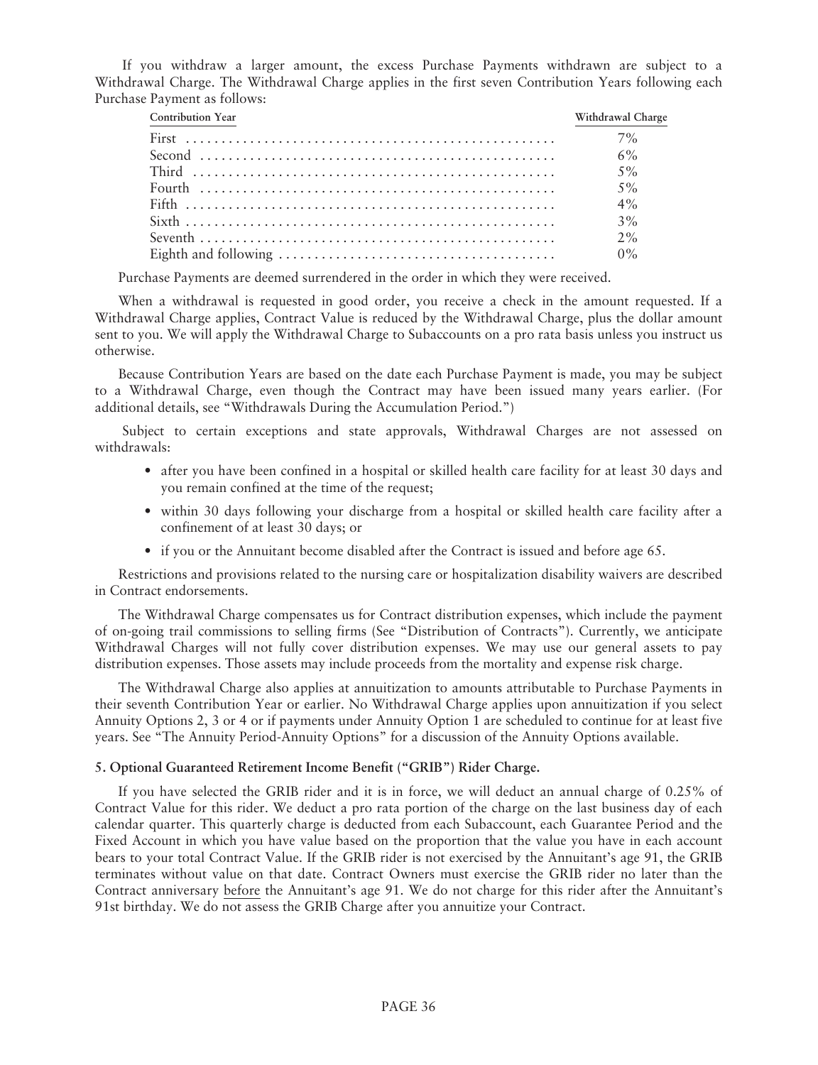If you withdraw a larger amount, the excess Purchase Payments withdrawn are subject to a Withdrawal Charge. The Withdrawal Charge applies in the first seven Contribution Years following each Purchase Payment as follows:

| Contribution Year | Withdrawal Charge |
|---|---|
| First | 7% |
| Second | 6% |
| Third | 5% |
| Fourth | 5% |
| Fifth | 4% |
| Sixth | 3% |
| Seventh | 2% |
| Eighth and following | 0% |

Purchase Payments are deemed surrendered in the order in which they were received.

When a withdrawal is requested in good order, you receive a check in the amount requested. If a Withdrawal Charge applies, Contract Value is reduced by the Withdrawal Charge, plus the dollar amount sent to you. We will apply the Withdrawal Charge to Subaccounts on a pro rata basis unless you instruct us otherwise.

Because Contribution Years are based on the date each Purchase Payment is made, you may be subject to a Withdrawal Charge, even though the Contract may have been issued many years earlier. (For additional details, see "Withdrawals During the Accumulation Period.")

Subject to certain exceptions and state approvals, Withdrawal Charges are not assessed on withdrawals:

- after you have been confined in a hospital or skilled health care facility for at least 30 days and you remain confined at the time of the request;
- within 30 days following your discharge from a hospital or skilled health care facility after a confinement of at least 30 days; or
- if you or the Annuitant become disabled after the Contract is issued and before age 65.

Restrictions and provisions related to the nursing care or hospitalization disability waivers are described in Contract endorsements.

The Withdrawal Charge compensates us for Contract distribution expenses, which include the payment of on-going trail commissions to selling firms (See "Distribution of Contracts"). Currently, we anticipate Withdrawal Charges will not fully cover distribution expenses. We may use our general assets to pay distribution expenses. Those assets may include proceeds from the mortality and expense risk charge.

The Withdrawal Charge also applies at annuitization to amounts attributable to Purchase Payments in their seventh Contribution Year or earlier. No Withdrawal Charge applies upon annuitization if you select Annuity Options 2, 3 or 4 or if payments under Annuity Option 1 are scheduled to continue for at least five years. See "The Annuity Period-Annuity Options" for a discussion of the Annuity Options available.

**5. Optional Guaranteed Retirement Income Benefit ("GRIB") Rider Charge.**

If you have selected the GRIB rider and it is in force, we will deduct an annual charge of 0.25% of Contract Value for this rider. We deduct a pro rata portion of the charge on the last business day of each calendar quarter. This quarterly charge is deducted from each Subaccount, each Guarantee Period and the Fixed Account in which you have value based on the proportion that the value you have in each account bears to your total Contract Value. If the GRIB rider is not exercised by the Annuitant's age 91, the GRIB terminates without value on that date. Contract Owners must exercise the GRIB rider no later than the Contract anniversary before the Annuitant's age 91. We do not charge for this rider after the Annuitant's 91st birthday. We do not assess the GRIB Charge after you annuitize your Contract.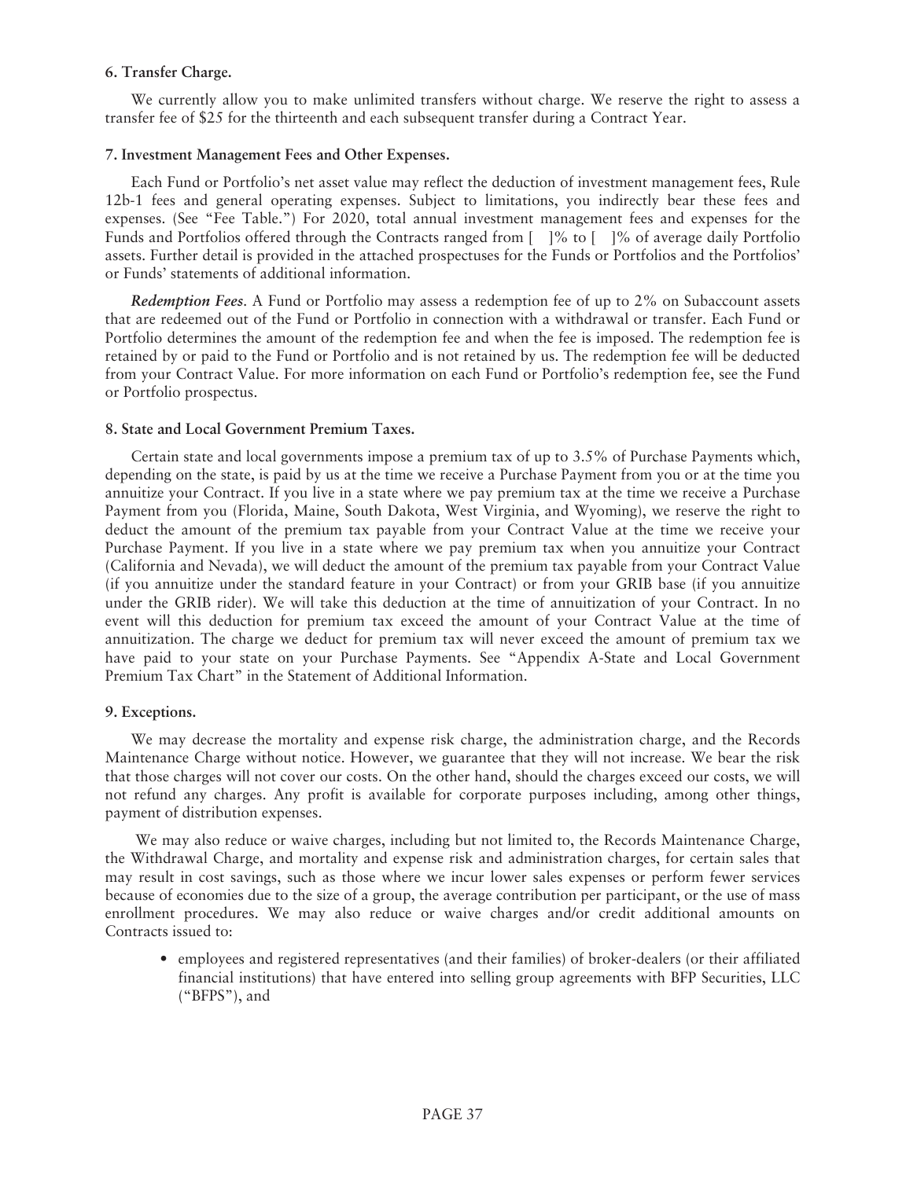**6. Transfer Charge.**

We currently allow you to make unlimited transfers without charge. We reserve the right to assess a transfer fee of $25 for the thirteenth and each subsequent transfer during a Contract Year.

**7. Investment Management Fees and Other Expenses.**

Each Fund or Portfolio's net asset value may reflect the deduction of investment management fees, Rule 12b-1 fees and general operating expenses. Subject to limitations, you indirectly bear these fees and expenses. (See "Fee Table.") For 2020, total annual investment management fees and expenses for the Funds and Portfolios offered through the Contracts ranged from [ ]% to [ ]% of average daily Portfolio assets. Further detail is provided in the attached prospectuses for the Funds or Portfolios and the Portfolios' or Funds' statements of additional information.

***Redemption Fees.*** A Fund or Portfolio may assess a redemption fee of up to 2% on Subaccount assets that are redeemed out of the Fund or Portfolio in connection with a withdrawal or transfer. Each Fund or Portfolio determines the amount of the redemption fee and when the fee is imposed. The redemption fee is retained by or paid to the Fund or Portfolio and is not retained by us. The redemption fee will be deducted from your Contract Value. For more information on each Fund or Portfolio's redemption fee, see the Fund or Portfolio prospectus.

**8. State and Local Government Premium Taxes.**

Certain state and local governments impose a premium tax of up to 3.5% of Purchase Payments which, depending on the state, is paid by us at the time we receive a Purchase Payment from you or at the time you annuitize your Contract. If you live in a state where we pay premium tax at the time we receive a Purchase Payment from you (Florida, Maine, South Dakota, West Virginia, and Wyoming), we reserve the right to deduct the amount of the premium tax payable from your Contract Value at the time we receive your Purchase Payment. If you live in a state where we pay premium tax when you annuitize your Contract (California and Nevada), we will deduct the amount of the premium tax payable from your Contract Value (if you annuitize under the standard feature in your Contract) or from your GRIB base (if you annuitize under the GRIB rider). We will take this deduction at the time of annuitization of your Contract. In no event will this deduction for premium tax exceed the amount of your Contract Value at the time of annuitization. The charge we deduct for premium tax will never exceed the amount of premium tax we have paid to your state on your Purchase Payments. See "Appendix A-State and Local Government Premium Tax Chart" in the Statement of Additional Information.

**9. Exceptions.**

We may decrease the mortality and expense risk charge, the administration charge, and the Records Maintenance Charge without notice. However, we guarantee that they will not increase. We bear the risk that those charges will not cover our costs. On the other hand, should the charges exceed our costs, we will not refund any charges. Any profit is available for corporate purposes including, among other things, payment of distribution expenses.

We may also reduce or waive charges, including but not limited to, the Records Maintenance Charge, the Withdrawal Charge, and mortality and expense risk and administration charges, for certain sales that may result in cost savings, such as those where we incur lower sales expenses or perform fewer services because of economies due to the size of a group, the average contribution per participant, or the use of mass enrollment procedures. We may also reduce or waive charges and/or credit additional amounts on Contracts issued to:

- employees and registered representatives (and their families) of broker-dealers (or their affiliated financial institutions) that have entered into selling group agreements with BFP Securities, LLC ("BFPS"), and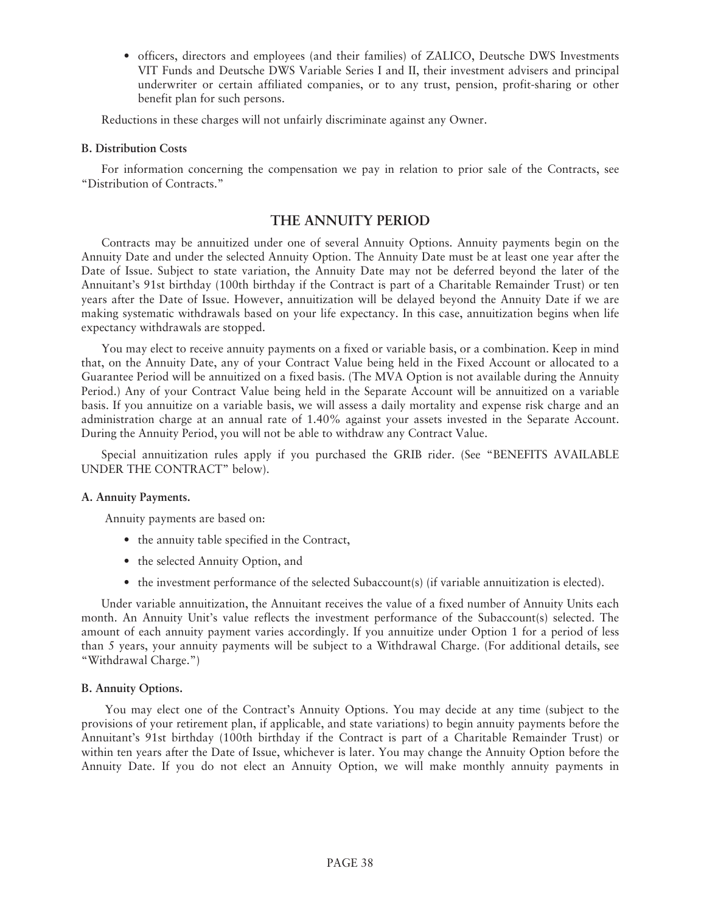- officers, directors and employees (and their families) of ZALICO, Deutsche DWS Investments VIT Funds and Deutsche DWS Variable Series I and II, their investment advisers and principal underwriter or certain affiliated companies, or to any trust, pension, profit-sharing or other benefit plan for such persons.

Reductions in these charges will not unfairly discriminate against any Owner.

**B. Distribution Costs**

For information concerning the compensation we pay in relation to prior sale of the Contracts, see "Distribution of Contracts."

## THE ANNUITY PERIOD

Contracts may be annuitized under one of several Annuity Options. Annuity payments begin on the Annuity Date and under the selected Annuity Option. The Annuity Date must be at least one year after the Date of Issue. Subject to state variation, the Annuity Date may not be deferred beyond the later of the Annuitant's 91st birthday (100th birthday if the Contract is part of a Charitable Remainder Trust) or ten years after the Date of Issue. However, annuitization will be delayed beyond the Annuity Date if we are making systematic withdrawals based on your life expectancy. In this case, annuitization begins when life expectancy withdrawals are stopped.

You may elect to receive annuity payments on a fixed or variable basis, or a combination. Keep in mind that, on the Annuity Date, any of your Contract Value being held in the Fixed Account or allocated to a Guarantee Period will be annuitized on a fixed basis. (The MVA Option is not available during the Annuity Period.) Any of your Contract Value being held in the Separate Account will be annuitized on a variable basis. If you annuitize on a variable basis, we will assess a daily mortality and expense risk charge and an administration charge at an annual rate of 1.40% against your assets invested in the Separate Account. During the Annuity Period, you will not be able to withdraw any Contract Value.

Special annuitization rules apply if you purchased the GRIB rider. (See "BENEFITS AVAILABLE UNDER THE CONTRACT" below).

**A. Annuity Payments.**

Annuity payments are based on:

- the annuity table specified in the Contract,
- the selected Annuity Option, and
- the investment performance of the selected Subaccount(s) (if variable annuitization is elected).

Under variable annuitization, the Annuitant receives the value of a fixed number of Annuity Units each month. An Annuity Unit's value reflects the investment performance of the Subaccount(s) selected. The amount of each annuity payment varies accordingly. If you annuitize under Option 1 for a period of less than 5 years, your annuity payments will be subject to a Withdrawal Charge. (For additional details, see "Withdrawal Charge.")

**B. Annuity Options.**

You may elect one of the Contract's Annuity Options. You may decide at any time (subject to the provisions of your retirement plan, if applicable, and state variations) to begin annuity payments before the Annuitant's 91st birthday (100th birthday if the Contract is part of a Charitable Remainder Trust) or within ten years after the Date of Issue, whichever is later. You may change the Annuity Option before the Annuity Date. If you do not elect an Annuity Option, we will make monthly annuity payments in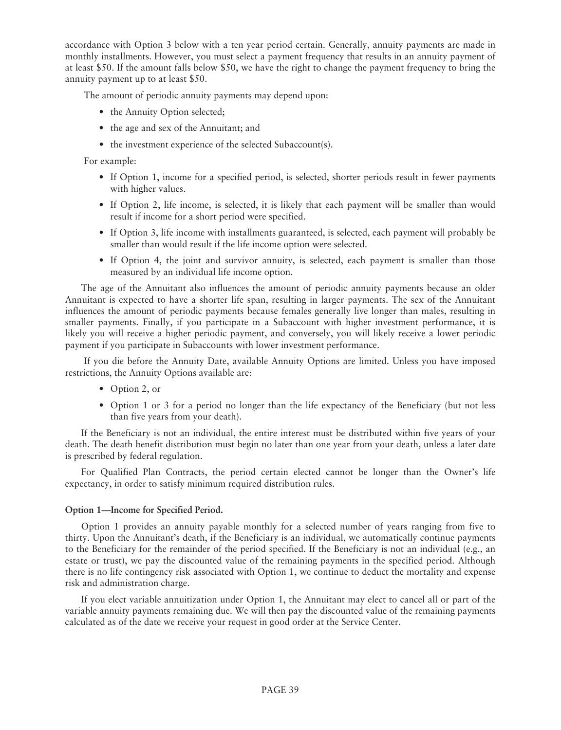accordance with Option 3 below with a ten year period certain. Generally, annuity payments are made in monthly installments. However, you must select a payment frequency that results in an annuity payment of at least $50. If the amount falls below $50, we have the right to change the payment frequency to bring the annuity payment up to at least $50.

The amount of periodic annuity payments may depend upon:

- the Annuity Option selected;
- the age and sex of the Annuitant; and
- the investment experience of the selected Subaccount(s).

For example:

- If Option 1, income for a specified period, is selected, shorter periods result in fewer payments with higher values.
- If Option 2, life income, is selected, it is likely that each payment will be smaller than would result if income for a short period were specified.
- If Option 3, life income with installments guaranteed, is selected, each payment will probably be smaller than would result if the life income option were selected.
- If Option 4, the joint and survivor annuity, is selected, each payment is smaller than those measured by an individual life income option.

The age of the Annuitant also influences the amount of periodic annuity payments because an older Annuitant is expected to have a shorter life span, resulting in larger payments. The sex of the Annuitant influences the amount of periodic payments because females generally live longer than males, resulting in smaller payments. Finally, if you participate in a Subaccount with higher investment performance, it is likely you will receive a higher periodic payment, and conversely, you will likely receive a lower periodic payment if you participate in Subaccounts with lower investment performance.

If you die before the Annuity Date, available Annuity Options are limited. Unless you have imposed restrictions, the Annuity Options available are:

- Option 2, or
- Option 1 or 3 for a period no longer than the life expectancy of the Beneficiary (but not less than five years from your death).

If the Beneficiary is not an individual, the entire interest must be distributed within five years of your death. The death benefit distribution must begin no later than one year from your death, unless a later date is prescribed by federal regulation.

For Qualified Plan Contracts, the period certain elected cannot be longer than the Owner's life expectancy, in order to satisfy minimum required distribution rules.

**Option 1—Income for Specified Period.**

Option 1 provides an annuity payable monthly for a selected number of years ranging from five to thirty. Upon the Annuitant's death, if the Beneficiary is an individual, we automatically continue payments to the Beneficiary for the remainder of the period specified. If the Beneficiary is not an individual (e.g., an estate or trust), we pay the discounted value of the remaining payments in the specified period. Although there is no life contingency risk associated with Option 1, we continue to deduct the mortality and expense risk and administration charge.

If you elect variable annuitization under Option 1, the Annuitant may elect to cancel all or part of the variable annuity payments remaining due. We will then pay the discounted value of the remaining payments calculated as of the date we receive your request in good order at the Service Center.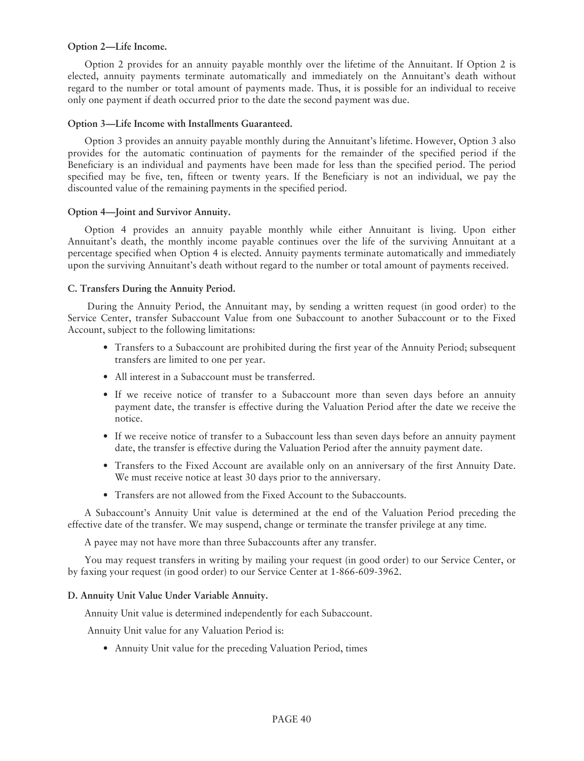**Option 2—Life Income.**

Option 2 provides for an annuity payable monthly over the lifetime of the Annuitant. If Option 2 is elected, annuity payments terminate automatically and immediately on the Annuitant's death without regard to the number or total amount of payments made. Thus, it is possible for an individual to receive only one payment if death occurred prior to the date the second payment was due.

**Option 3—Life Income with Installments Guaranteed.**

Option 3 provides an annuity payable monthly during the Annuitant's lifetime. However, Option 3 also provides for the automatic continuation of payments for the remainder of the specified period if the Beneficiary is an individual and payments have been made for less than the specified period. The period specified may be five, ten, fifteen or twenty years. If the Beneficiary is not an individual, we pay the discounted value of the remaining payments in the specified period.

**Option 4—Joint and Survivor Annuity.**

Option 4 provides an annuity payable monthly while either Annuitant is living. Upon either Annuitant's death, the monthly income payable continues over the life of the surviving Annuitant at a percentage specified when Option 4 is elected. Annuity payments terminate automatically and immediately upon the surviving Annuitant's death without regard to the number or total amount of payments received.

**C. Transfers During the Annuity Period.**

During the Annuity Period, the Annuitant may, by sending a written request (in good order) to the Service Center, transfer Subaccount Value from one Subaccount to another Subaccount or to the Fixed Account, subject to the following limitations:

- Transfers to a Subaccount are prohibited during the first year of the Annuity Period; subsequent transfers are limited to one per year.
- All interest in a Subaccount must be transferred.
- If we receive notice of transfer to a Subaccount more than seven days before an annuity payment date, the transfer is effective during the Valuation Period after the date we receive the notice.
- If we receive notice of transfer to a Subaccount less than seven days before an annuity payment date, the transfer is effective during the Valuation Period after the annuity payment date.
- Transfers to the Fixed Account are available only on an anniversary of the first Annuity Date. We must receive notice at least 30 days prior to the anniversary.
- Transfers are not allowed from the Fixed Account to the Subaccounts.

A Subaccount's Annuity Unit value is determined at the end of the Valuation Period preceding the effective date of the transfer. We may suspend, change or terminate the transfer privilege at any time.

A payee may not have more than three Subaccounts after any transfer.

You may request transfers in writing by mailing your request (in good order) to our Service Center, or by faxing your request (in good order) to our Service Center at 1-866-609-3962.

**D. Annuity Unit Value Under Variable Annuity.**

Annuity Unit value is determined independently for each Subaccount.

Annuity Unit value for any Valuation Period is:

- Annuity Unit value for the preceding Valuation Period, times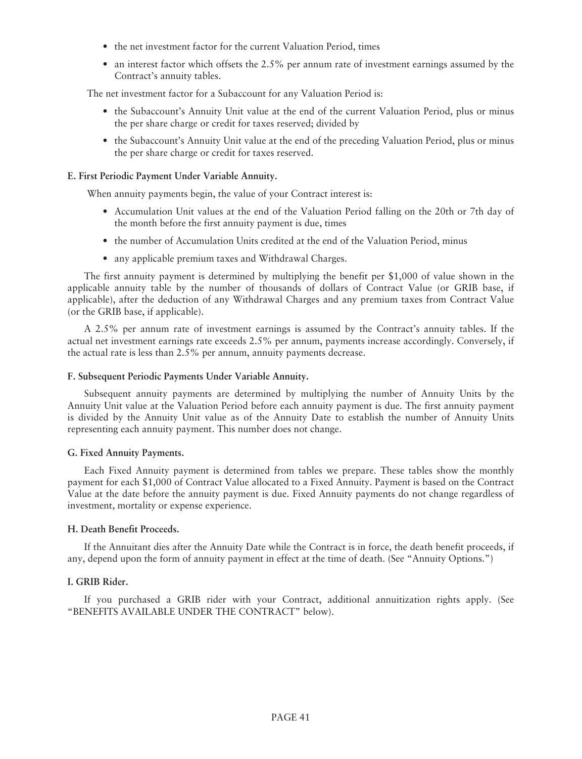- the net investment factor for the current Valuation Period, times
- an interest factor which offsets the 2.5% per annum rate of investment earnings assumed by the Contract's annuity tables.

The net investment factor for a Subaccount for any Valuation Period is:

- the Subaccount's Annuity Unit value at the end of the current Valuation Period, plus or minus the per share charge or credit for taxes reserved; divided by
- the Subaccount's Annuity Unit value at the end of the preceding Valuation Period, plus or minus the per share charge or credit for taxes reserved.

**E. First Periodic Payment Under Variable Annuity.**

When annuity payments begin, the value of your Contract interest is:

- Accumulation Unit values at the end of the Valuation Period falling on the 20th or 7th day of the month before the first annuity payment is due, times
- the number of Accumulation Units credited at the end of the Valuation Period, minus
- any applicable premium taxes and Withdrawal Charges.

The first annuity payment is determined by multiplying the benefit per $1,000 of value shown in the applicable annuity table by the number of thousands of dollars of Contract Value (or GRIB base, if applicable), after the deduction of any Withdrawal Charges and any premium taxes from Contract Value (or the GRIB base, if applicable).

A 2.5% per annum rate of investment earnings is assumed by the Contract's annuity tables. If the actual net investment earnings rate exceeds 2.5% per annum, payments increase accordingly. Conversely, if the actual rate is less than 2.5% per annum, annuity payments decrease.

**F. Subsequent Periodic Payments Under Variable Annuity.**

Subsequent annuity payments are determined by multiplying the number of Annuity Units by the Annuity Unit value at the Valuation Period before each annuity payment is due. The first annuity payment is divided by the Annuity Unit value as of the Annuity Date to establish the number of Annuity Units representing each annuity payment. This number does not change.

**G. Fixed Annuity Payments.**

Each Fixed Annuity payment is determined from tables we prepare. These tables show the monthly payment for each $1,000 of Contract Value allocated to a Fixed Annuity. Payment is based on the Contract Value at the date before the annuity payment is due. Fixed Annuity payments do not change regardless of investment, mortality or expense experience.

**H. Death Benefit Proceeds.**

If the Annuitant dies after the Annuity Date while the Contract is in force, the death benefit proceeds, if any, depend upon the form of annuity payment in effect at the time of death. (See "Annuity Options.")

**I. GRIB Rider.**

If you purchased a GRIB rider with your Contract, additional annuitization rights apply. (See "BENEFITS AVAILABLE UNDER THE CONTRACT" below).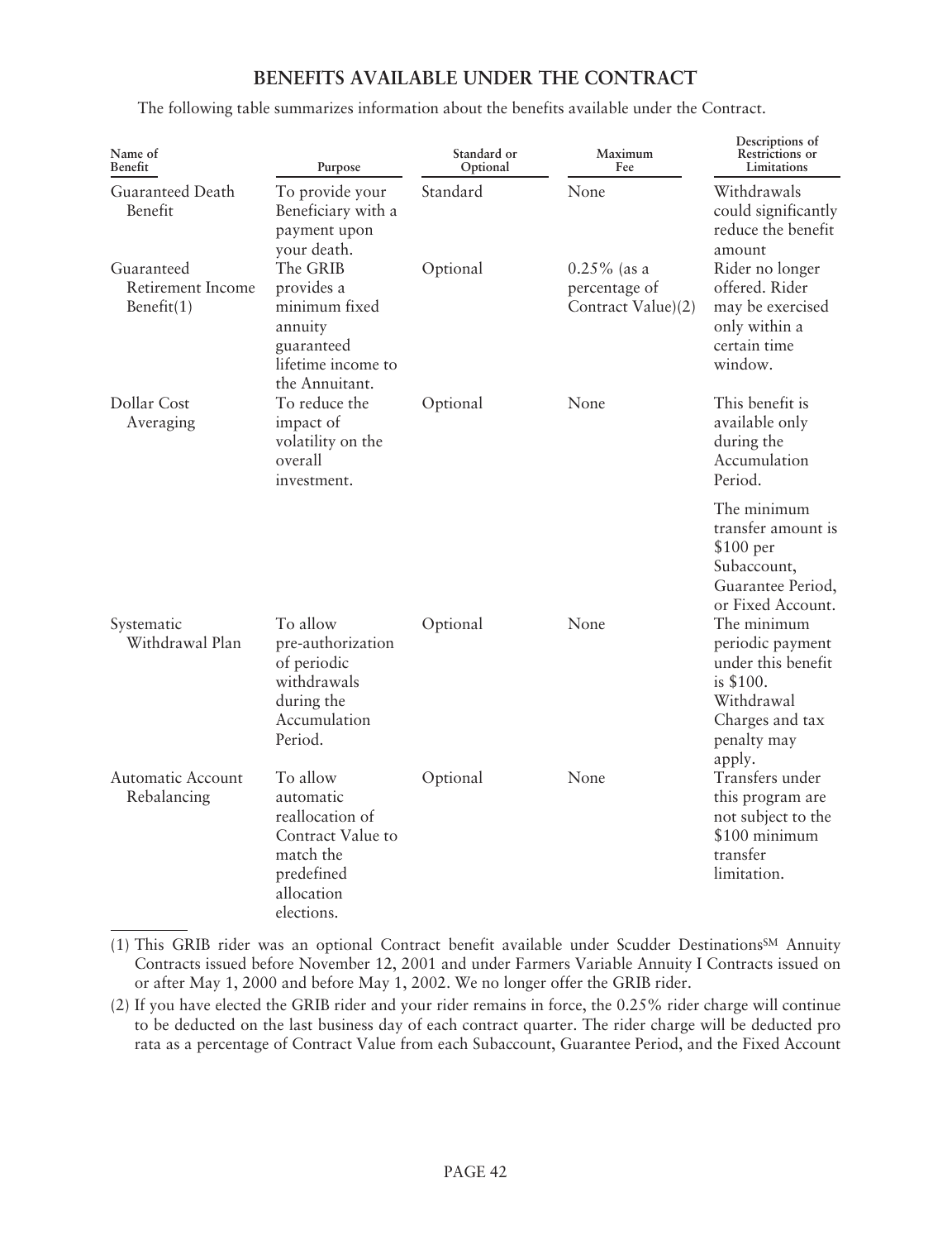## BENEFITS AVAILABLE UNDER THE CONTRACT

The following table summarizes information about the benefits available under the Contract.

| Name of Benefit | Purpose | Standard or Optional | Maximum Fee | Descriptions of Restrictions or Limitations |
|---|---|---|---|---|
| Guaranteed Death Benefit | To provide your Beneficiary with a payment upon your death. | Standard | None | Withdrawals could significantly reduce the benefit amount |
| Guaranteed Retirement Income Benefit(1) | The GRIB provides a minimum fixed annuity guaranteed lifetime income to the Annuitant. | Optional | 0.25% (as a percentage of Contract Value)(2) | Rider no longer offered. Rider may be exercised only within a certain time window. |
| Dollar Cost Averaging | To reduce the impact of volatility on the overall investment. | Optional | None | This benefit is available only during the Accumulation Period.<br><br>The minimum transfer amount is $100 per Subaccount, Guarantee Period, or Fixed Account. |
| Systematic Withdrawal Plan | To allow pre-authorization of periodic withdrawals during the Accumulation Period. | Optional | None | The minimum periodic payment under this benefit is $100. Withdrawal Charges and tax penalty may apply. |
| Automatic Account Rebalancing | To allow automatic reallocation of Contract Value to match the predefined allocation elections. | Optional | None | Transfers under this program are not subject to the $100 minimum transfer limitation. |

---

(1) This GRIB rider was an optional Contract benefit available under Scudder Destinations℠ Annuity Contracts issued before November 12, 2001 and under Farmers Variable Annuity I Contracts issued on or after May 1, 2000 and before May 1, 2002. We no longer offer the GRIB rider.

(2) If you have elected the GRIB rider and your rider remains in force, the 0.25% rider charge will continue to be deducted on the last business day of each contract quarter. The rider charge will be deducted pro rata as a percentage of Contract Value from each Subaccount, Guarantee Period, and the Fixed Account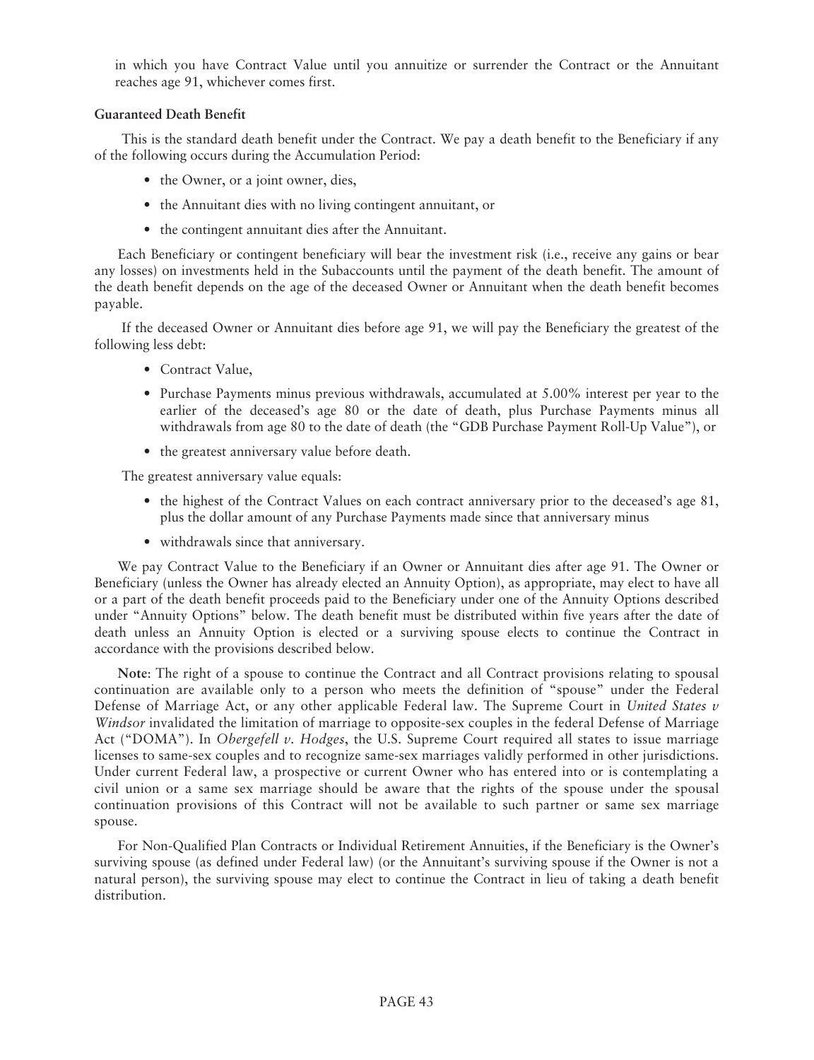in which you have Contract Value until you annuitize or surrender the Contract or the Annuitant reaches age 91, whichever comes first.

**Guaranteed Death Benefit**

This is the standard death benefit under the Contract. We pay a death benefit to the Beneficiary if any of the following occurs during the Accumulation Period:

- the Owner, or a joint owner, dies,
- the Annuitant dies with no living contingent annuitant, or
- the contingent annuitant dies after the Annuitant.

Each Beneficiary or contingent beneficiary will bear the investment risk (i.e., receive any gains or bear any losses) on investments held in the Subaccounts until the payment of the death benefit. The amount of the death benefit depends on the age of the deceased Owner or Annuitant when the death benefit becomes payable.

If the deceased Owner or Annuitant dies before age 91, we will pay the Beneficiary the greatest of the following less debt:

- Contract Value,
- Purchase Payments minus previous withdrawals, accumulated at 5.00% interest per year to the earlier of the deceased's age 80 or the date of death, plus Purchase Payments minus all withdrawals from age 80 to the date of death (the "GDB Purchase Payment Roll-Up Value"), or
- the greatest anniversary value before death.

The greatest anniversary value equals:

- the highest of the Contract Values on each contract anniversary prior to the deceased's age 81, plus the dollar amount of any Purchase Payments made since that anniversary minus
- withdrawals since that anniversary.

We pay Contract Value to the Beneficiary if an Owner or Annuitant dies after age 91. The Owner or Beneficiary (unless the Owner has already elected an Annuity Option), as appropriate, may elect to have all or a part of the death benefit proceeds paid to the Beneficiary under one of the Annuity Options described under "Annuity Options" below. The death benefit must be distributed within five years after the date of death unless an Annuity Option is elected or a surviving spouse elects to continue the Contract in accordance with the provisions described below.

**Note**: The right of a spouse to continue the Contract and all Contract provisions relating to spousal continuation are available only to a person who meets the definition of "spouse" under the Federal Defense of Marriage Act, or any other applicable Federal law. The Supreme Court in *United States v Windsor* invalidated the limitation of marriage to opposite-sex couples in the federal Defense of Marriage Act ("DOMA"). In *Obergefell v. Hodges*, the U.S. Supreme Court required all states to issue marriage licenses to same-sex couples and to recognize same-sex marriages validly performed in other jurisdictions. Under current Federal law, a prospective or current Owner who has entered into or is contemplating a civil union or a same sex marriage should be aware that the rights of the spouse under the spousal continuation provisions of this Contract will not be available to such partner or same sex marriage spouse.

For Non-Qualified Plan Contracts or Individual Retirement Annuities, if the Beneficiary is the Owner's surviving spouse (as defined under Federal law) (or the Annuitant's surviving spouse if the Owner is not a natural person), the surviving spouse may elect to continue the Contract in lieu of taking a death benefit distribution.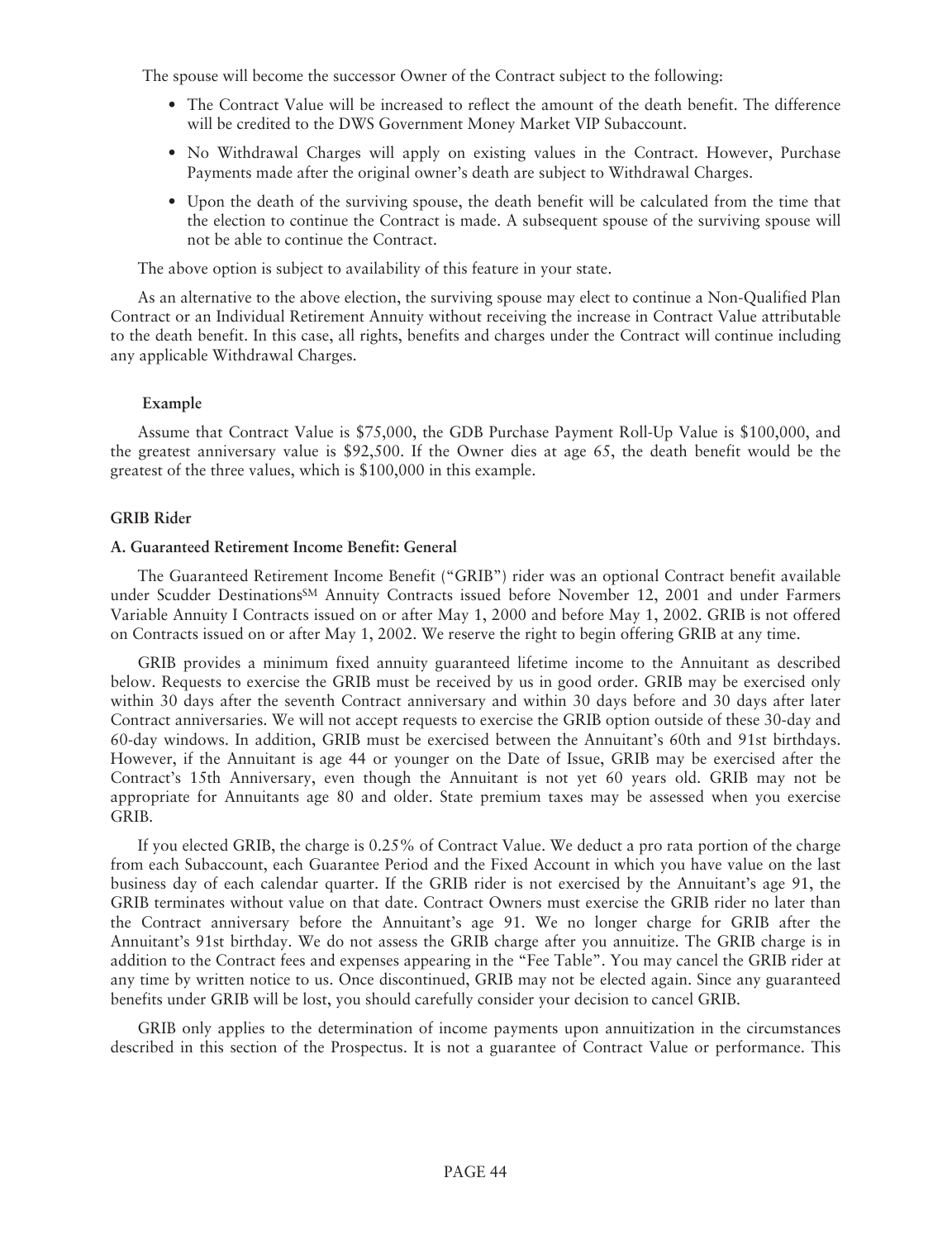The spouse will become the successor Owner of the Contract subject to the following:

- The Contract Value will be increased to reflect the amount of the death benefit. The difference will be credited to the DWS Government Money Market VIP Subaccount.
- No Withdrawal Charges will apply on existing values in the Contract. However, Purchase Payments made after the original owner's death are subject to Withdrawal Charges.
- Upon the death of the surviving spouse, the death benefit will be calculated from the time that the election to continue the Contract is made. A subsequent spouse of the surviving spouse will not be able to continue the Contract.

The above option is subject to availability of this feature in your state.

As an alternative to the above election, the surviving spouse may elect to continue a Non-Qualified Plan Contract or an Individual Retirement Annuity without receiving the increase in Contract Value attributable to the death benefit. In this case, all rights, benefits and charges under the Contract will continue including any applicable Withdrawal Charges.

**Example**

Assume that Contract Value is $75,000, the GDB Purchase Payment Roll-Up Value is $100,000, and the greatest anniversary value is $92,500. If the Owner dies at age 65, the death benefit would be the greatest of the three values, which is $100,000 in this example.

### GRIB Rider

#### A. Guaranteed Retirement Income Benefit: General

The Guaranteed Retirement Income Benefit ("GRIB") rider was an optional Contract benefit available under Scudder Destinations℠ Annuity Contracts issued before November 12, 2001 and under Farmers Variable Annuity I Contracts issued on or after May 1, 2000 and before May 1, 2002. GRIB is not offered on Contracts issued on or after May 1, 2002. We reserve the right to begin offering GRIB at any time.

GRIB provides a minimum fixed annuity guaranteed lifetime income to the Annuitant as described below. Requests to exercise the GRIB must be received by us in good order. GRIB may be exercised only within 30 days after the seventh Contract anniversary and within 30 days before and 30 days after later Contract anniversaries. We will not accept requests to exercise the GRIB option outside of these 30-day and 60-day windows. In addition, GRIB must be exercised between the Annuitant's 60th and 91st birthdays. However, if the Annuitant is age 44 or younger on the Date of Issue, GRIB may be exercised after the Contract's 15th Anniversary, even though the Annuitant is not yet 60 years old. GRIB may not be appropriate for Annuitants age 80 and older. State premium taxes may be assessed when you exercise GRIB.

If you elected GRIB, the charge is 0.25% of Contract Value. We deduct a pro rata portion of the charge from each Subaccount, each Guarantee Period and the Fixed Account in which you have value on the last business day of each calendar quarter. If the GRIB rider is not exercised by the Annuitant's age 91, the GRIB terminates without value on that date. Contract Owners must exercise the GRIB rider no later than the Contract anniversary before the Annuitant's age 91. We no longer charge for GRIB after the Annuitant's 91st birthday. We do not assess the GRIB charge after you annuitize. The GRIB charge is in addition to the Contract fees and expenses appearing in the "Fee Table". You may cancel the GRIB rider at any time by written notice to us. Once discontinued, GRIB may not be elected again. Since any guaranteed benefits under GRIB will be lost, you should carefully consider your decision to cancel GRIB.

GRIB only applies to the determination of income payments upon annuitization in the circumstances described in this section of the Prospectus. It is not a guarantee of Contract Value or performance. This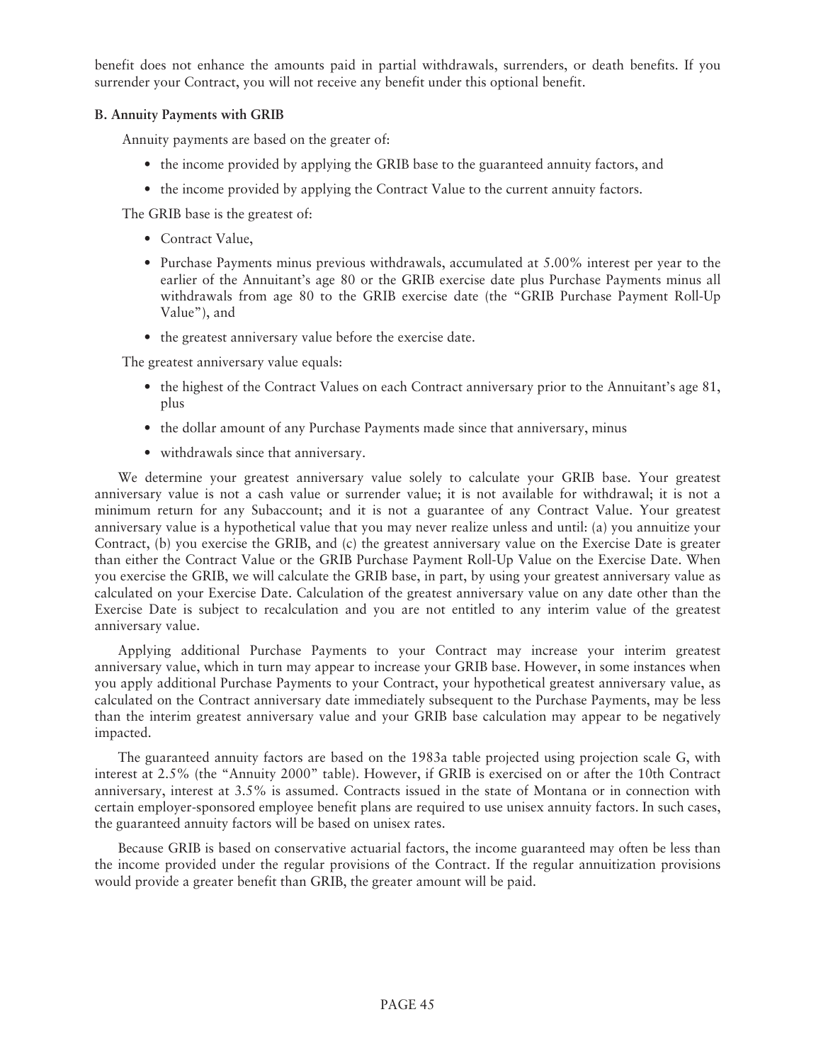benefit does not enhance the amounts paid in partial withdrawals, surrenders, or death benefits. If you surrender your Contract, you will not receive any benefit under this optional benefit.

**B. Annuity Payments with GRIB**

Annuity payments are based on the greater of:

- the income provided by applying the GRIB base to the guaranteed annuity factors, and
- the income provided by applying the Contract Value to the current annuity factors.

The GRIB base is the greatest of:

- Contract Value,
- Purchase Payments minus previous withdrawals, accumulated at 5.00% interest per year to the earlier of the Annuitant's age 80 or the GRIB exercise date plus Purchase Payments minus all withdrawals from age 80 to the GRIB exercise date (the "GRIB Purchase Payment Roll-Up Value"), and
- the greatest anniversary value before the exercise date.

The greatest anniversary value equals:

- the highest of the Contract Values on each Contract anniversary prior to the Annuitant's age 81, plus
- the dollar amount of any Purchase Payments made since that anniversary, minus
- withdrawals since that anniversary.

We determine your greatest anniversary value solely to calculate your GRIB base. Your greatest anniversary value is not a cash value or surrender value; it is not available for withdrawal; it is not a minimum return for any Subaccount; and it is not a guarantee of any Contract Value. Your greatest anniversary value is a hypothetical value that you may never realize unless and until: (a) you annuitize your Contract, (b) you exercise the GRIB, and (c) the greatest anniversary value on the Exercise Date is greater than either the Contract Value or the GRIB Purchase Payment Roll-Up Value on the Exercise Date. When you exercise the GRIB, we will calculate the GRIB base, in part, by using your greatest anniversary value as calculated on your Exercise Date. Calculation of the greatest anniversary value on any date other than the Exercise Date is subject to recalculation and you are not entitled to any interim value of the greatest anniversary value.

Applying additional Purchase Payments to your Contract may increase your interim greatest anniversary value, which in turn may appear to increase your GRIB base. However, in some instances when you apply additional Purchase Payments to your Contract, your hypothetical greatest anniversary value, as calculated on the Contract anniversary date immediately subsequent to the Purchase Payments, may be less than the interim greatest anniversary value and your GRIB base calculation may appear to be negatively impacted.

The guaranteed annuity factors are based on the 1983a table projected using projection scale G, with interest at 2.5% (the "Annuity 2000" table). However, if GRIB is exercised on or after the 10th Contract anniversary, interest at 3.5% is assumed. Contracts issued in the state of Montana or in connection with certain employer-sponsored employee benefit plans are required to use unisex annuity factors. In such cases, the guaranteed annuity factors will be based on unisex rates.

Because GRIB is based on conservative actuarial factors, the income guaranteed may often be less than the income provided under the regular provisions of the Contract. If the regular annuitization provisions would provide a greater benefit than GRIB, the greater amount will be paid.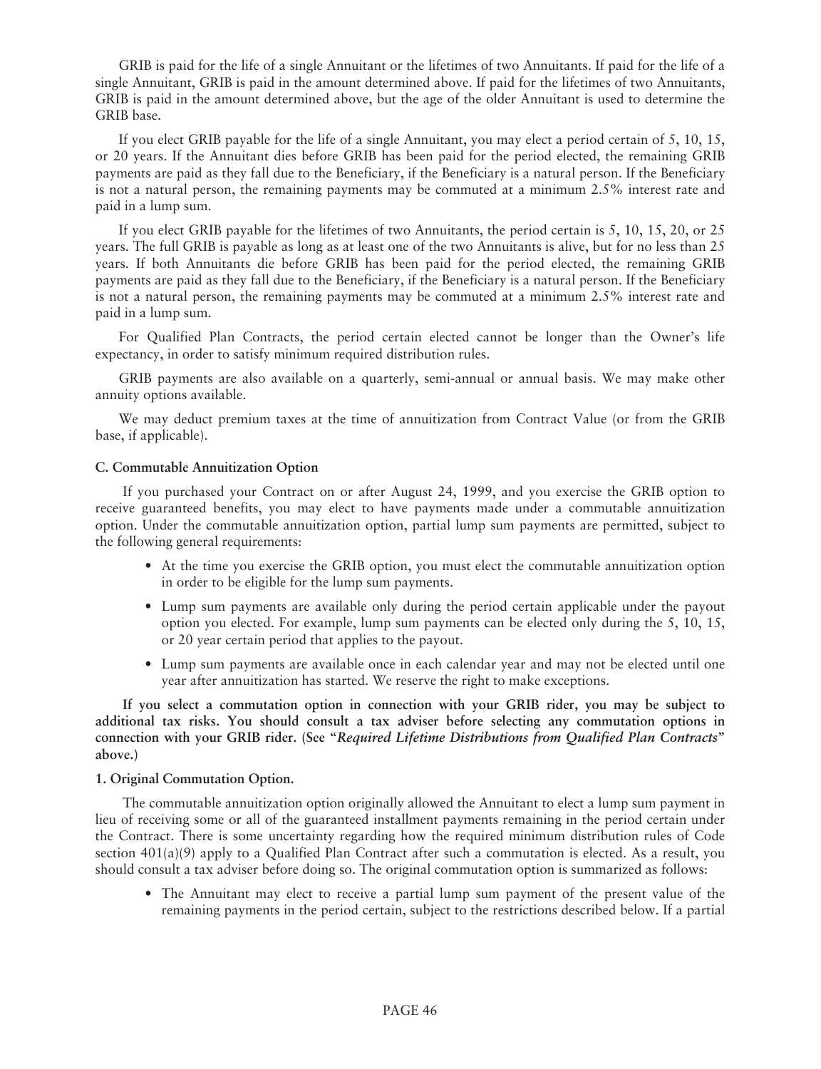GRIB is paid for the life of a single Annuitant or the lifetimes of two Annuitants. If paid for the life of a single Annuitant, GRIB is paid in the amount determined above. If paid for the lifetimes of two Annuitants, GRIB is paid in the amount determined above, but the age of the older Annuitant is used to determine the GRIB base.

If you elect GRIB payable for the life of a single Annuitant, you may elect a period certain of 5, 10, 15, or 20 years. If the Annuitant dies before GRIB has been paid for the period elected, the remaining GRIB payments are paid as they fall due to the Beneficiary, if the Beneficiary is a natural person. If the Beneficiary is not a natural person, the remaining payments may be commuted at a minimum 2.5% interest rate and paid in a lump sum.

If you elect GRIB payable for the lifetimes of two Annuitants, the period certain is 5, 10, 15, 20, or 25 years. The full GRIB is payable as long as at least one of the two Annuitants is alive, but for no less than 25 years. If both Annuitants die before GRIB has been paid for the period elected, the remaining GRIB payments are paid as they fall due to the Beneficiary, if the Beneficiary is a natural person. If the Beneficiary is not a natural person, the remaining payments may be commuted at a minimum 2.5% interest rate and paid in a lump sum.

For Qualified Plan Contracts, the period certain elected cannot be longer than the Owner's life expectancy, in order to satisfy minimum required distribution rules.

GRIB payments are also available on a quarterly, semi-annual or annual basis. We may make other annuity options available.

We may deduct premium taxes at the time of annuitization from Contract Value (or from the GRIB base, if applicable).

**C. Commutable Annuitization Option**

If you purchased your Contract on or after August 24, 1999, and you exercise the GRIB option to receive guaranteed benefits, you may elect to have payments made under a commutable annuitization option. Under the commutable annuitization option, partial lump sum payments are permitted, subject to the following general requirements:

- At the time you exercise the GRIB option, you must elect the commutable annuitization option in order to be eligible for the lump sum payments.
- Lump sum payments are available only during the period certain applicable under the payout option you elected. For example, lump sum payments can be elected only during the 5, 10, 15, or 20 year certain period that applies to the payout.
- Lump sum payments are available once in each calendar year and may not be elected until one year after annuitization has started. We reserve the right to make exceptions.

**If you select a commutation option in connection with your GRIB rider, you may be subject to additional tax risks. You should consult a tax adviser before selecting any commutation options in connection with your GRIB rider. (See "*Required Lifetime Distributions from Qualified Plan Contracts*" above.)**

**1. Original Commutation Option.**

The commutable annuitization option originally allowed the Annuitant to elect a lump sum payment in lieu of receiving some or all of the guaranteed installment payments remaining in the period certain under the Contract. There is some uncertainty regarding how the required minimum distribution rules of Code section 401(a)(9) apply to a Qualified Plan Contract after such a commutation is elected. As a result, you should consult a tax adviser before doing so. The original commutation option is summarized as follows:

- The Annuitant may elect to receive a partial lump sum payment of the present value of the remaining payments in the period certain, subject to the restrictions described below. If a partial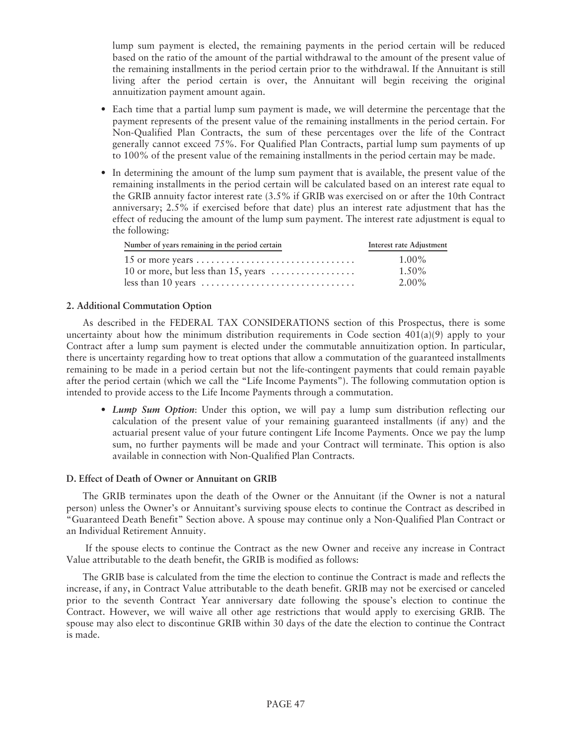lump sum payment is elected, the remaining payments in the period certain will be reduced based on the ratio of the amount of the partial withdrawal to the amount of the present value of the remaining installments in the period certain prior to the withdrawal. If the Annuitant is still living after the period certain is over, the Annuitant will begin receiving the original annuitization payment amount again.

- Each time that a partial lump sum payment is made, we will determine the percentage that the payment represents of the present value of the remaining installments in the period certain. For Non-Qualified Plan Contracts, the sum of these percentages over the life of the Contract generally cannot exceed 75%. For Qualified Plan Contracts, partial lump sum payments of up to 100% of the present value of the remaining installments in the period certain may be made.
- In determining the amount of the lump sum payment that is available, the present value of the remaining installments in the period certain will be calculated based on an interest rate equal to the GRIB annuity factor interest rate (3.5% if GRIB was exercised on or after the 10th Contract anniversary; 2.5% if exercised before that date) plus an interest rate adjustment that has the effect of reducing the amount of the lump sum payment. The interest rate adjustment is equal to the following:

| Number of years remaining in the period certain | Interest rate Adjustment |
|---|---|
| 15 or more years | 1.00% |
| 10 or more, but less than 15, years | 1.50% |
| less than 10 years | 2.00% |

#### 2. Additional Commutation Option

As described in the FEDERAL TAX CONSIDERATIONS section of this Prospectus, there is some uncertainty about how the minimum distribution requirements in Code section 401(a)(9) apply to your Contract after a lump sum payment is elected under the commutable annuitization option. In particular, there is uncertainty regarding how to treat options that allow a commutation of the guaranteed installments remaining to be made in a period certain but not the life-contingent payments that could remain payable after the period certain (which we call the "Life Income Payments"). The following commutation option is intended to provide access to the Life Income Payments through a commutation.

- ***Lump Sum Option***: Under this option, we will pay a lump sum distribution reflecting our calculation of the present value of your remaining guaranteed installments (if any) and the actuarial present value of your future contingent Life Income Payments. Once we pay the lump sum, no further payments will be made and your Contract will terminate. This option is also available in connection with Non-Qualified Plan Contracts.

### D. Effect of Death of Owner or Annuitant on GRIB

The GRIB terminates upon the death of the Owner or the Annuitant (if the Owner is not a natural person) unless the Owner's or Annuitant's surviving spouse elects to continue the Contract as described in "Guaranteed Death Benefit" Section above. A spouse may continue only a Non-Qualified Plan Contract or an Individual Retirement Annuity.

If the spouse elects to continue the Contract as the new Owner and receive any increase in Contract Value attributable to the death benefit, the GRIB is modified as follows:

The GRIB base is calculated from the time the election to continue the Contract is made and reflects the increase, if any, in Contract Value attributable to the death benefit. GRIB may not be exercised or canceled prior to the seventh Contract Year anniversary date following the spouse's election to continue the Contract. However, we will waive all other age restrictions that would apply to exercising GRIB. The spouse may also elect to discontinue GRIB within 30 days of the date the election to continue the Contract is made.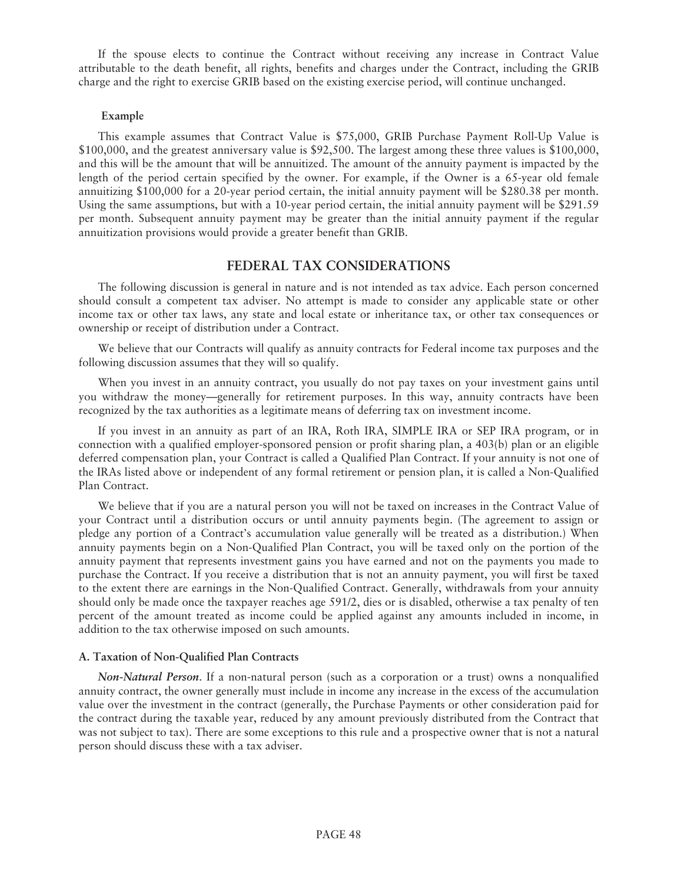If the spouse elects to continue the Contract without receiving any increase in Contract Value attributable to the death benefit, all rights, benefits and charges under the Contract, including the GRIB charge and the right to exercise GRIB based on the existing exercise period, will continue unchanged.

**Example**

This example assumes that Contract Value is $75,000, GRIB Purchase Payment Roll-Up Value is $100,000, and the greatest anniversary value is $92,500. The largest among these three values is $100,000, and this will be the amount that will be annuitized. The amount of the annuity payment is impacted by the length of the period certain specified by the owner. For example, if the Owner is a 65-year old female annuitizing $100,000 for a 20-year period certain, the initial annuity payment will be $280.38 per month. Using the same assumptions, but with a 10-year period certain, the initial annuity payment will be $291.59 per month. Subsequent annuity payment may be greater than the initial annuity payment if the regular annuitization provisions would provide a greater benefit than GRIB.

## FEDERAL TAX CONSIDERATIONS

The following discussion is general in nature and is not intended as tax advice. Each person concerned should consult a competent tax adviser. No attempt is made to consider any applicable state or other income tax or other tax laws, any state and local estate or inheritance tax, or other tax consequences or ownership or receipt of distribution under a Contract.

We believe that our Contracts will qualify as annuity contracts for Federal income tax purposes and the following discussion assumes that they will so qualify.

When you invest in an annuity contract, you usually do not pay taxes on your investment gains until you withdraw the money—generally for retirement purposes. In this way, annuity contracts have been recognized by the tax authorities as a legitimate means of deferring tax on investment income.

If you invest in an annuity as part of an IRA, Roth IRA, SIMPLE IRA or SEP IRA program, or in connection with a qualified employer-sponsored pension or profit sharing plan, a 403(b) plan or an eligible deferred compensation plan, your Contract is called a Qualified Plan Contract. If your annuity is not one of the IRAs listed above or independent of any formal retirement or pension plan, it is called a Non-Qualified Plan Contract.

We believe that if you are a natural person you will not be taxed on increases in the Contract Value of your Contract until a distribution occurs or until annuity payments begin. (The agreement to assign or pledge any portion of a Contract's accumulation value generally will be treated as a distribution.) When annuity payments begin on a Non-Qualified Plan Contract, you will be taxed only on the portion of the annuity payment that represents investment gains you have earned and not on the payments you made to purchase the Contract. If you receive a distribution that is not an annuity payment, you will first be taxed to the extent there are earnings in the Non-Qualified Contract. Generally, withdrawals from your annuity should only be made once the taxpayer reaches age 591/2, dies or is disabled, otherwise a tax penalty of ten percent of the amount treated as income could be applied against any amounts included in income, in addition to the tax otherwise imposed on such amounts.

### A. Taxation of Non-Qualified Plan Contracts

***Non-Natural Person.*** If a non-natural person (such as a corporation or a trust) owns a nonqualified annuity contract, the owner generally must include in income any increase in the excess of the accumulation value over the investment in the contract (generally, the Purchase Payments or other consideration paid for the contract during the taxable year, reduced by any amount previously distributed from the Contract that was not subject to tax). There are some exceptions to this rule and a prospective owner that is not a natural person should discuss these with a tax adviser.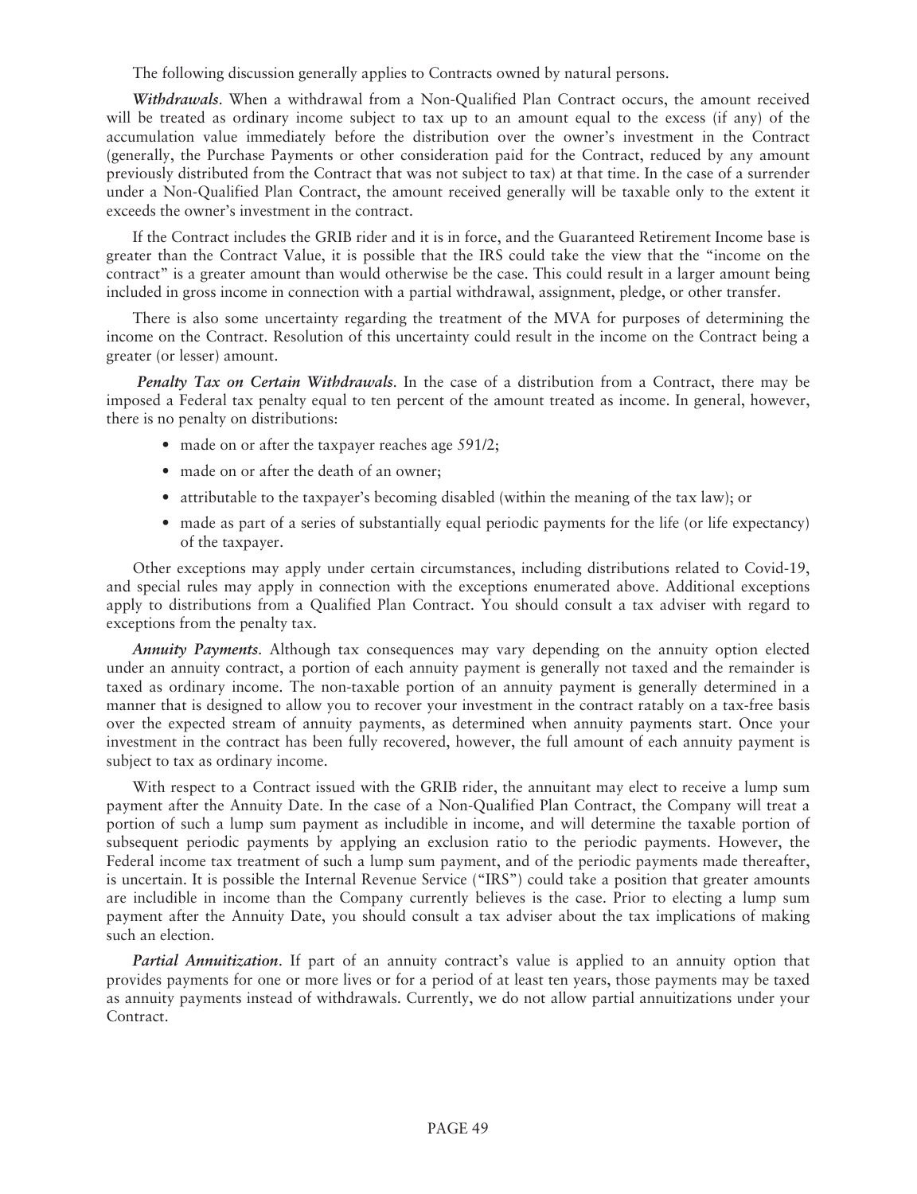The following discussion generally applies to Contracts owned by natural persons.

***Withdrawals***. When a withdrawal from a Non-Qualified Plan Contract occurs, the amount received will be treated as ordinary income subject to tax up to an amount equal to the excess (if any) of the accumulation value immediately before the distribution over the owner's investment in the Contract (generally, the Purchase Payments or other consideration paid for the Contract, reduced by any amount previously distributed from the Contract that was not subject to tax) at that time. In the case of a surrender under a Non-Qualified Plan Contract, the amount received generally will be taxable only to the extent it exceeds the owner's investment in the contract.

If the Contract includes the GRIB rider and it is in force, and the Guaranteed Retirement Income base is greater than the Contract Value, it is possible that the IRS could take the view that the "income on the contract" is a greater amount than would otherwise be the case. This could result in a larger amount being included in gross income in connection with a partial withdrawal, assignment, pledge, or other transfer.

There is also some uncertainty regarding the treatment of the MVA for purposes of determining the income on the Contract. Resolution of this uncertainty could result in the income on the Contract being a greater (or lesser) amount.

***Penalty Tax on Certain Withdrawals***. In the case of a distribution from a Contract, there may be imposed a Federal tax penalty equal to ten percent of the amount treated as income. In general, however, there is no penalty on distributions:

- made on or after the taxpayer reaches age 591/2;
- made on or after the death of an owner;
- attributable to the taxpayer's becoming disabled (within the meaning of the tax law); or
- made as part of a series of substantially equal periodic payments for the life (or life expectancy) of the taxpayer.

Other exceptions may apply under certain circumstances, including distributions related to Covid-19, and special rules may apply in connection with the exceptions enumerated above. Additional exceptions apply to distributions from a Qualified Plan Contract. You should consult a tax adviser with regard to exceptions from the penalty tax.

***Annuity Payments***. Although tax consequences may vary depending on the annuity option elected under an annuity contract, a portion of each annuity payment is generally not taxed and the remainder is taxed as ordinary income. The non-taxable portion of an annuity payment is generally determined in a manner that is designed to allow you to recover your investment in the contract ratably on a tax-free basis over the expected stream of annuity payments, as determined when annuity payments start. Once your investment in the contract has been fully recovered, however, the full amount of each annuity payment is subject to tax as ordinary income.

With respect to a Contract issued with the GRIB rider, the annuitant may elect to receive a lump sum payment after the Annuity Date. In the case of a Non-Qualified Plan Contract, the Company will treat a portion of such a lump sum payment as includible in income, and will determine the taxable portion of subsequent periodic payments by applying an exclusion ratio to the periodic payments. However, the Federal income tax treatment of such a lump sum payment, and of the periodic payments made thereafter, is uncertain. It is possible the Internal Revenue Service ("IRS") could take a position that greater amounts are includible in income than the Company currently believes is the case. Prior to electing a lump sum payment after the Annuity Date, you should consult a tax adviser about the tax implications of making such an election.

***Partial Annuitization***. If part of an annuity contract's value is applied to an annuity option that provides payments for one or more lives or for a period of at least ten years, those payments may be taxed as annuity payments instead of withdrawals. Currently, we do not allow partial annuitizations under your Contract.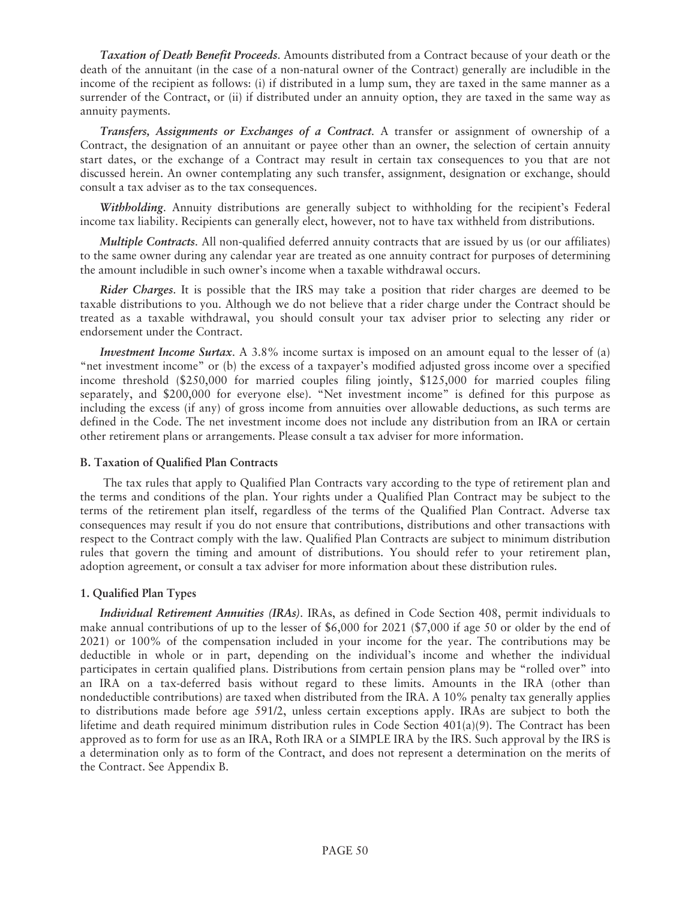***Taxation of Death Benefit Proceeds***. Amounts distributed from a Contract because of your death or the death of the annuitant (in the case of a non-natural owner of the Contract) generally are includible in the income of the recipient as follows: (i) if distributed in a lump sum, they are taxed in the same manner as a surrender of the Contract, or (ii) if distributed under an annuity option, they are taxed in the same way as annuity payments.

***Transfers, Assignments or Exchanges of a Contract***. A transfer or assignment of ownership of a Contract, the designation of an annuitant or payee other than an owner, the selection of certain annuity start dates, or the exchange of a Contract may result in certain tax consequences to you that are not discussed herein. An owner contemplating any such transfer, assignment, designation or exchange, should consult a tax adviser as to the tax consequences.

***Withholding***. Annuity distributions are generally subject to withholding for the recipient's Federal income tax liability. Recipients can generally elect, however, not to have tax withheld from distributions.

***Multiple Contracts***. All non-qualified deferred annuity contracts that are issued by us (or our affiliates) to the same owner during any calendar year are treated as one annuity contract for purposes of determining the amount includible in such owner's income when a taxable withdrawal occurs.

***Rider Charges***. It is possible that the IRS may take a position that rider charges are deemed to be taxable distributions to you. Although we do not believe that a rider charge under the Contract should be treated as a taxable withdrawal, you should consult your tax adviser prior to selecting any rider or endorsement under the Contract.

***Investment Income Surtax***. A 3.8% income surtax is imposed on an amount equal to the lesser of (a) "net investment income" or (b) the excess of a taxpayer's modified adjusted gross income over a specified income threshold ($250,000 for married couples filing jointly, $125,000 for married couples filing separately, and $200,000 for everyone else). "Net investment income" is defined for this purpose as including the excess (if any) of gross income from annuities over allowable deductions, as such terms are defined in the Code. The net investment income does not include any distribution from an IRA or certain other retirement plans or arrangements. Please consult a tax adviser for more information.

**B. Taxation of Qualified Plan Contracts**

The tax rules that apply to Qualified Plan Contracts vary according to the type of retirement plan and the terms and conditions of the plan. Your rights under a Qualified Plan Contract may be subject to the terms of the retirement plan itself, regardless of the terms of the Qualified Plan Contract. Adverse tax consequences may result if you do not ensure that contributions, distributions and other transactions with respect to the Contract comply with the law. Qualified Plan Contracts are subject to minimum distribution rules that govern the timing and amount of distributions. You should refer to your retirement plan, adoption agreement, or consult a tax adviser for more information about these distribution rules.

**1. Qualified Plan Types**

***Individual Retirement Annuities (IRAs)***. IRAs, as defined in Code Section 408, permit individuals to make annual contributions of up to the lesser of $6,000 for 2021 ($7,000 if age 50 or older by the end of 2021) or 100% of the compensation included in your income for the year. The contributions may be deductible in whole or in part, depending on the individual's income and whether the individual participates in certain qualified plans. Distributions from certain pension plans may be "rolled over" into an IRA on a tax-deferred basis without regard to these limits. Amounts in the IRA (other than nondeductible contributions) are taxed when distributed from the IRA. A 10% penalty tax generally applies to distributions made before age 591/2, unless certain exceptions apply. IRAs are subject to both the lifetime and death required minimum distribution rules in Code Section 401(a)(9). The Contract has been approved as to form for use as an IRA, Roth IRA or a SIMPLE IRA by the IRS. Such approval by the IRS is a determination only as to form of the Contract, and does not represent a determination on the merits of the Contract. See Appendix B.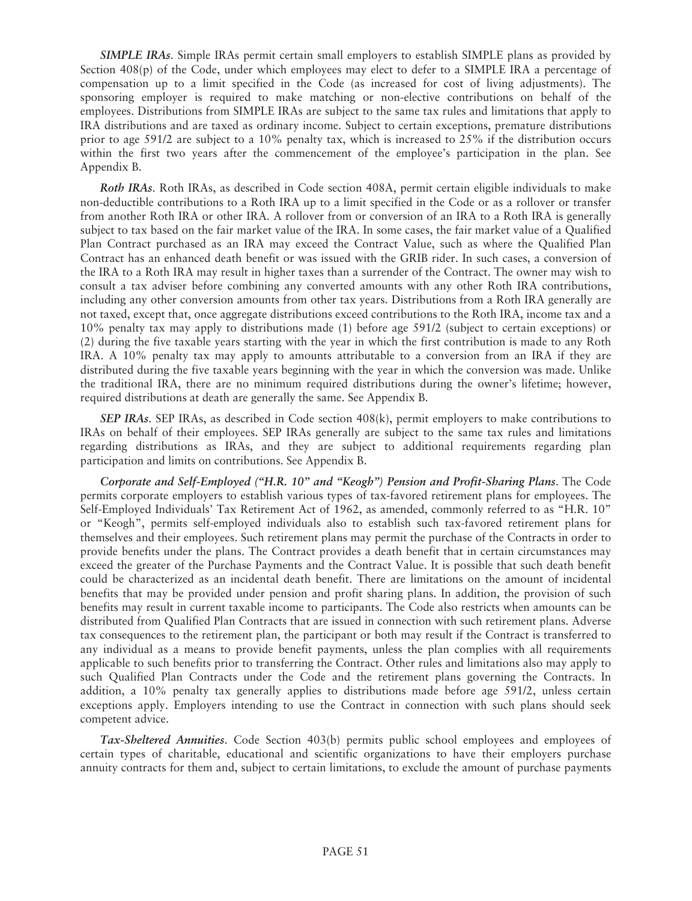***SIMPLE IRAs***. Simple IRAs permit certain small employers to establish SIMPLE plans as provided by Section 408(p) of the Code, under which employees may elect to defer to a SIMPLE IRA a percentage of compensation up to a limit specified in the Code (as increased for cost of living adjustments). The sponsoring employer is required to make matching or non-elective contributions on behalf of the employees. Distributions from SIMPLE IRAs are subject to the same tax rules and limitations that apply to IRA distributions and are taxed as ordinary income. Subject to certain exceptions, premature distributions prior to age 591/2 are subject to a 10% penalty tax, which is increased to 25% if the distribution occurs within the first two years after the commencement of the employee's participation in the plan. See Appendix B.

***Roth IRAs***. Roth IRAs, as described in Code section 408A, permit certain eligible individuals to make non-deductible contributions to a Roth IRA up to a limit specified in the Code or as a rollover or transfer from another Roth IRA or other IRA. A rollover from or conversion of an IRA to a Roth IRA is generally subject to tax based on the fair market value of the IRA. In some cases, the fair market value of a Qualified Plan Contract purchased as an IRA may exceed the Contract Value, such as where the Qualified Plan Contract has an enhanced death benefit or was issued with the GRIB rider. In such cases, a conversion of the IRA to a Roth IRA may result in higher taxes than a surrender of the Contract. The owner may wish to consult a tax adviser before combining any converted amounts with any other Roth IRA contributions, including any other conversion amounts from other tax years. Distributions from a Roth IRA generally are not taxed, except that, once aggregate distributions exceed contributions to the Roth IRA, income tax and a 10% penalty tax may apply to distributions made (1) before age 591/2 (subject to certain exceptions) or (2) during the five taxable years starting with the year in which the first contribution is made to any Roth IRA. A 10% penalty tax may apply to amounts attributable to a conversion from an IRA if they are distributed during the five taxable years beginning with the year in which the conversion was made. Unlike the traditional IRA, there are no minimum required distributions during the owner's lifetime; however, required distributions at death are generally the same. See Appendix B.

***SEP IRAs***. SEP IRAs, as described in Code section 408(k), permit employers to make contributions to IRAs on behalf of their employees. SEP IRAs generally are subject to the same tax rules and limitations regarding distributions as IRAs, and they are subject to additional requirements regarding plan participation and limits on contributions. See Appendix B.

***Corporate and Self-Employed ("H.R. 10" and "Keogh") Pension and Profit-Sharing Plans***. The Code permits corporate employers to establish various types of tax-favored retirement plans for employees. The Self-Employed Individuals' Tax Retirement Act of 1962, as amended, commonly referred to as "H.R. 10" or "Keogh", permits self-employed individuals also to establish such tax-favored retirement plans for themselves and their employees. Such retirement plans may permit the purchase of the Contracts in order to provide benefits under the plans. The Contract provides a death benefit that in certain circumstances may exceed the greater of the Purchase Payments and the Contract Value. It is possible that such death benefit could be characterized as an incidental death benefit. There are limitations on the amount of incidental benefits that may be provided under pension and profit sharing plans. In addition, the provision of such benefits may result in current taxable income to participants. The Code also restricts when amounts can be distributed from Qualified Plan Contracts that are issued in connection with such retirement plans. Adverse tax consequences to the retirement plan, the participant or both may result if the Contract is transferred to any individual as a means to provide benefit payments, unless the plan complies with all requirements applicable to such benefits prior to transferring the Contract. Other rules and limitations also may apply to such Qualified Plan Contracts under the Code and the retirement plans governing the Contracts. In addition, a 10% penalty tax generally applies to distributions made before age 591/2, unless certain exceptions apply. Employers intending to use the Contract in connection with such plans should seek competent advice.

***Tax-Sheltered Annuities***. Code Section 403(b) permits public school employees and employees of certain types of charitable, educational and scientific organizations to have their employers purchase annuity contracts for them and, subject to certain limitations, to exclude the amount of purchase payments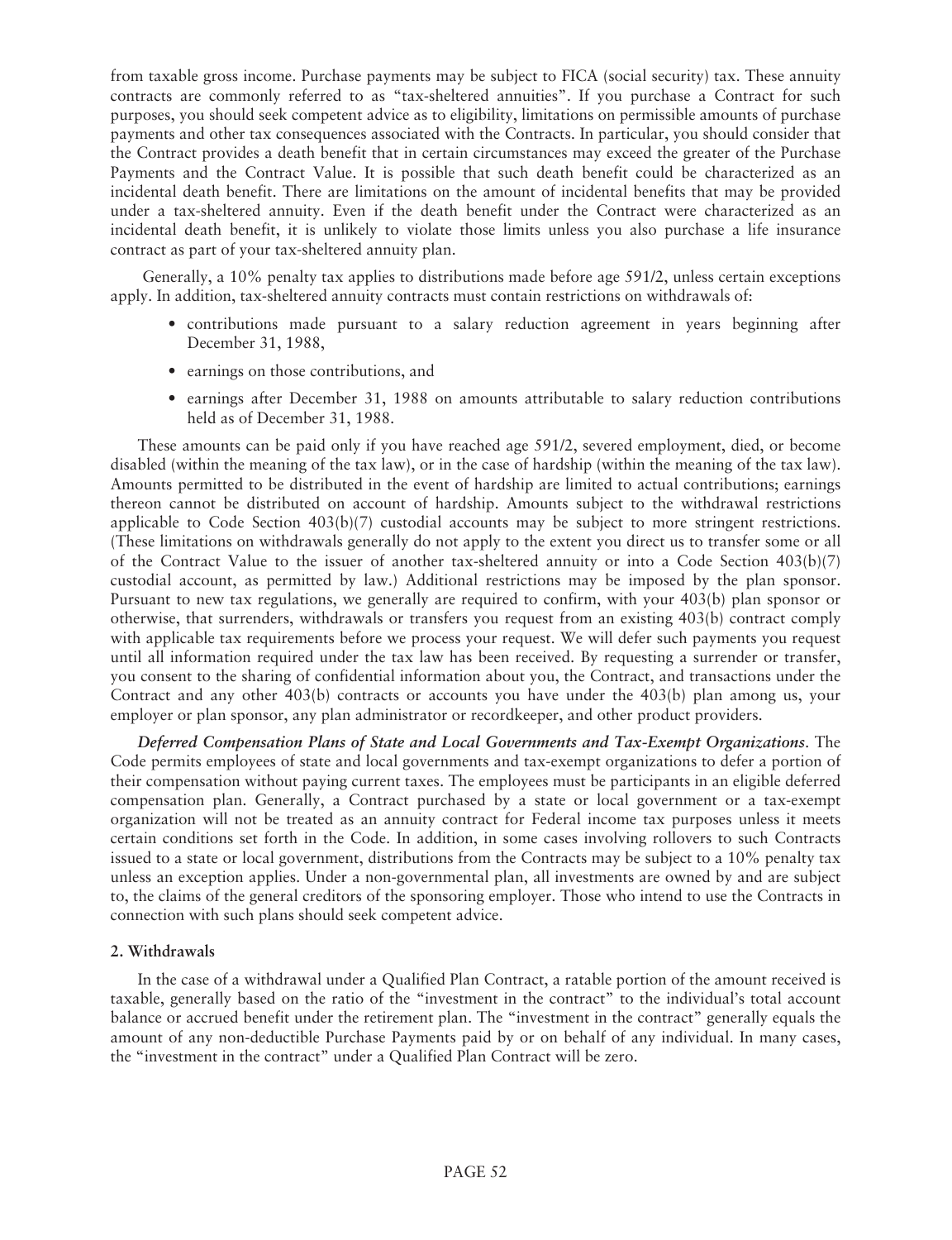from taxable gross income. Purchase payments may be subject to FICA (social security) tax. These annuity contracts are commonly referred to as "tax-sheltered annuities". If you purchase a Contract for such purposes, you should seek competent advice as to eligibility, limitations on permissible amounts of purchase payments and other tax consequences associated with the Contracts. In particular, you should consider that the Contract provides a death benefit that in certain circumstances may exceed the greater of the Purchase Payments and the Contract Value. It is possible that such death benefit could be characterized as an incidental death benefit. There are limitations on the amount of incidental benefits that may be provided under a tax-sheltered annuity. Even if the death benefit under the Contract were characterized as an incidental death benefit, it is unlikely to violate those limits unless you also purchase a life insurance contract as part of your tax-sheltered annuity plan.

Generally, a 10% penalty tax applies to distributions made before age 591/2, unless certain exceptions apply. In addition, tax-sheltered annuity contracts must contain restrictions on withdrawals of:

- contributions made pursuant to a salary reduction agreement in years beginning after December 31, 1988,
- earnings on those contributions, and
- earnings after December 31, 1988 on amounts attributable to salary reduction contributions held as of December 31, 1988.

These amounts can be paid only if you have reached age 591/2, severed employment, died, or become disabled (within the meaning of the tax law), or in the case of hardship (within the meaning of the tax law). Amounts permitted to be distributed in the event of hardship are limited to actual contributions; earnings thereon cannot be distributed on account of hardship. Amounts subject to the withdrawal restrictions applicable to Code Section 403(b)(7) custodial accounts may be subject to more stringent restrictions. (These limitations on withdrawals generally do not apply to the extent you direct us to transfer some or all of the Contract Value to the issuer of another tax-sheltered annuity or into a Code Section 403(b)(7) custodial account, as permitted by law.) Additional restrictions may be imposed by the plan sponsor. Pursuant to new tax regulations, we generally are required to confirm, with your 403(b) plan sponsor or otherwise, that surrenders, withdrawals or transfers you request from an existing 403(b) contract comply with applicable tax requirements before we process your request. We will defer such payments you request until all information required under the tax law has been received. By requesting a surrender or transfer, you consent to the sharing of confidential information about you, the Contract, and transactions under the Contract and any other 403(b) contracts or accounts you have under the 403(b) plan among us, your employer or plan sponsor, any plan administrator or recordkeeper, and other product providers.

***Deferred Compensation Plans of State and Local Governments and Tax-Exempt Organizations***. The Code permits employees of state and local governments and tax-exempt organizations to defer a portion of their compensation without paying current taxes. The employees must be participants in an eligible deferred compensation plan. Generally, a Contract purchased by a state or local government or a tax-exempt organization will not be treated as an annuity contract for Federal income tax purposes unless it meets certain conditions set forth in the Code. In addition, in some cases involving rollovers to such Contracts issued to a state or local government, distributions from the Contracts may be subject to a 10% penalty tax unless an exception applies. Under a non-governmental plan, all investments are owned by and are subject to, the claims of the general creditors of the sponsoring employer. Those who intend to use the Contracts in connection with such plans should seek competent advice.

**2. Withdrawals**

In the case of a withdrawal under a Qualified Plan Contract, a ratable portion of the amount received is taxable, generally based on the ratio of the "investment in the contract" to the individual's total account balance or accrued benefit under the retirement plan. The "investment in the contract" generally equals the amount of any non-deductible Purchase Payments paid by or on behalf of any individual. In many cases, the "investment in the contract" under a Qualified Plan Contract will be zero.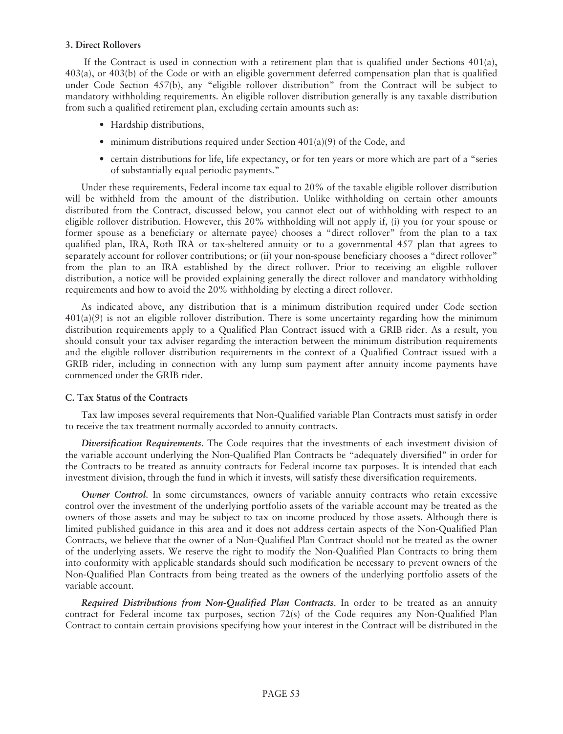### 3. Direct Rollovers

If the Contract is used in connection with a retirement plan that is qualified under Sections 401(a), 403(a), or 403(b) of the Code or with an eligible government deferred compensation plan that is qualified under Code Section 457(b), any "eligible rollover distribution" from the Contract will be subject to mandatory withholding requirements. An eligible rollover distribution generally is any taxable distribution from such a qualified retirement plan, excluding certain amounts such as:

- Hardship distributions,
- minimum distributions required under Section 401(a)(9) of the Code, and
- certain distributions for life, life expectancy, or for ten years or more which are part of a "series of substantially equal periodic payments."

Under these requirements, Federal income tax equal to 20% of the taxable eligible rollover distribution will be withheld from the amount of the distribution. Unlike withholding on certain other amounts distributed from the Contract, discussed below, you cannot elect out of withholding with respect to an eligible rollover distribution. However, this 20% withholding will not apply if, (i) you (or your spouse or former spouse as a beneficiary or alternate payee) chooses a "direct rollover" from the plan to a tax qualified plan, IRA, Roth IRA or tax-sheltered annuity or to a governmental 457 plan that agrees to separately account for rollover contributions; or (ii) your non-spouse beneficiary chooses a "direct rollover" from the plan to an IRA established by the direct rollover. Prior to receiving an eligible rollover distribution, a notice will be provided explaining generally the direct rollover and mandatory withholding requirements and how to avoid the 20% withholding by electing a direct rollover.

As indicated above, any distribution that is a minimum distribution required under Code section 401(a)(9) is not an eligible rollover distribution. There is some uncertainty regarding how the minimum distribution requirements apply to a Qualified Plan Contract issued with a GRIB rider. As a result, you should consult your tax adviser regarding the interaction between the minimum distribution requirements and the eligible rollover distribution requirements in the context of a Qualified Contract issued with a GRIB rider, including in connection with any lump sum payment after annuity income payments have commenced under the GRIB rider.

### C. Tax Status of the Contracts

Tax law imposes several requirements that Non-Qualified variable Plan Contracts must satisfy in order to receive the tax treatment normally accorded to annuity contracts.

***Diversification Requirements***. The Code requires that the investments of each investment division of the variable account underlying the Non-Qualified Plan Contracts be "adequately diversified" in order for the Contracts to be treated as annuity contracts for Federal income tax purposes. It is intended that each investment division, through the fund in which it invests, will satisfy these diversification requirements.

***Owner Control***. In some circumstances, owners of variable annuity contracts who retain excessive control over the investment of the underlying portfolio assets of the variable account may be treated as the owners of those assets and may be subject to tax on income produced by those assets. Although there is limited published guidance in this area and it does not address certain aspects of the Non-Qualified Plan Contracts, we believe that the owner of a Non-Qualified Plan Contract should not be treated as the owner of the underlying assets. We reserve the right to modify the Non-Qualified Plan Contracts to bring them into conformity with applicable standards should such modification be necessary to prevent owners of the Non-Qualified Plan Contracts from being treated as the owners of the underlying portfolio assets of the variable account.

***Required Distributions from Non-Qualified Plan Contracts***. In order to be treated as an annuity contract for Federal income tax purposes, section 72(s) of the Code requires any Non-Qualified Plan Contract to contain certain provisions specifying how your interest in the Contract will be distributed in the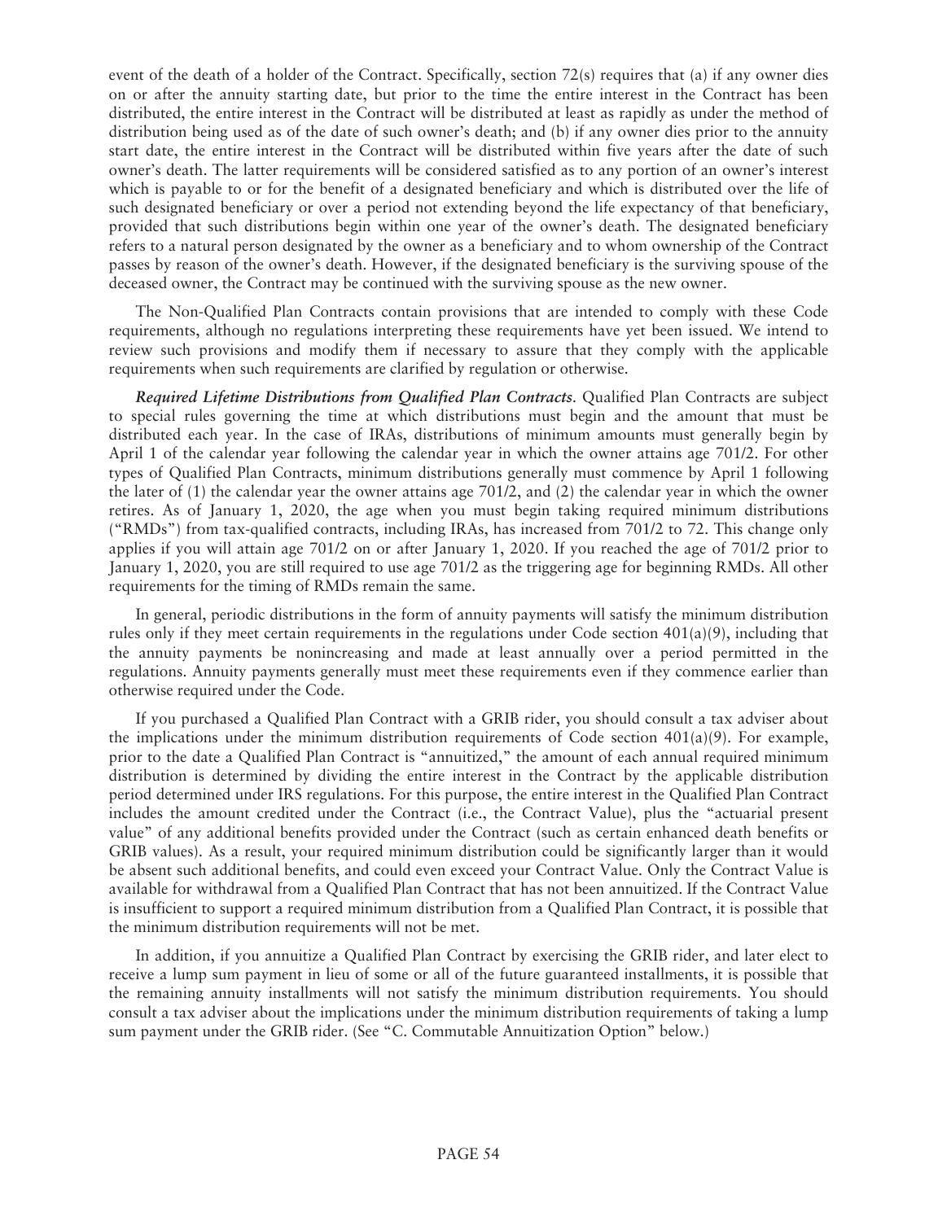event of the death of a holder of the Contract. Specifically, section 72(s) requires that (a) if any owner dies on or after the annuity starting date, but prior to the time the entire interest in the Contract has been distributed, the entire interest in the Contract will be distributed at least as rapidly as under the method of distribution being used as of the date of such owner's death; and (b) if any owner dies prior to the annuity start date, the entire interest in the Contract will be distributed within five years after the date of such owner's death. The latter requirements will be considered satisfied as to any portion of an owner's interest which is payable to or for the benefit of a designated beneficiary and which is distributed over the life of such designated beneficiary or over a period not extending beyond the life expectancy of that beneficiary, provided that such distributions begin within one year of the owner's death. The designated beneficiary refers to a natural person designated by the owner as a beneficiary and to whom ownership of the Contract passes by reason of the owner's death. However, if the designated beneficiary is the surviving spouse of the deceased owner, the Contract may be continued with the surviving spouse as the new owner.

The Non-Qualified Plan Contracts contain provisions that are intended to comply with these Code requirements, although no regulations interpreting these requirements have yet been issued. We intend to review such provisions and modify them if necessary to assure that they comply with the applicable requirements when such requirements are clarified by regulation or otherwise.

***Required Lifetime Distributions from Qualified Plan Contracts***. Qualified Plan Contracts are subject to special rules governing the time at which distributions must begin and the amount that must be distributed each year. In the case of IRAs, distributions of minimum amounts must generally begin by April 1 of the calendar year following the calendar year in which the owner attains age 701/2. For other types of Qualified Plan Contracts, minimum distributions generally must commence by April 1 following the later of (1) the calendar year the owner attains age 701/2, and (2) the calendar year in which the owner retires. As of January 1, 2020, the age when you must begin taking required minimum distributions ("RMDs") from tax-qualified contracts, including IRAs, has increased from 701/2 to 72. This change only applies if you will attain age 701/2 on or after January 1, 2020. If you reached the age of 701/2 prior to January 1, 2020, you are still required to use age 701/2 as the triggering age for beginning RMDs. All other requirements for the timing of RMDs remain the same.

In general, periodic distributions in the form of annuity payments will satisfy the minimum distribution rules only if they meet certain requirements in the regulations under Code section 401(a)(9), including that the annuity payments be nonincreasing and made at least annually over a period permitted in the regulations. Annuity payments generally must meet these requirements even if they commence earlier than otherwise required under the Code.

If you purchased a Qualified Plan Contract with a GRIB rider, you should consult a tax adviser about the implications under the minimum distribution requirements of Code section 401(a)(9). For example, prior to the date a Qualified Plan Contract is "annuitized," the amount of each annual required minimum distribution is determined by dividing the entire interest in the Contract by the applicable distribution period determined under IRS regulations. For this purpose, the entire interest in the Qualified Plan Contract includes the amount credited under the Contract (i.e., the Contract Value), plus the "actuarial present value" of any additional benefits provided under the Contract (such as certain enhanced death benefits or GRIB values). As a result, your required minimum distribution could be significantly larger than it would be absent such additional benefits, and could even exceed your Contract Value. Only the Contract Value is available for withdrawal from a Qualified Plan Contract that has not been annuitized. If the Contract Value is insufficient to support a required minimum distribution from a Qualified Plan Contract, it is possible that the minimum distribution requirements will not be met.

In addition, if you annuitize a Qualified Plan Contract by exercising the GRIB rider, and later elect to receive a lump sum payment in lieu of some or all of the future guaranteed installments, it is possible that the remaining annuity installments will not satisfy the minimum distribution requirements. You should consult a tax adviser about the implications under the minimum distribution requirements of taking a lump sum payment under the GRIB rider. (See "C. Commutable Annuitization Option" below.)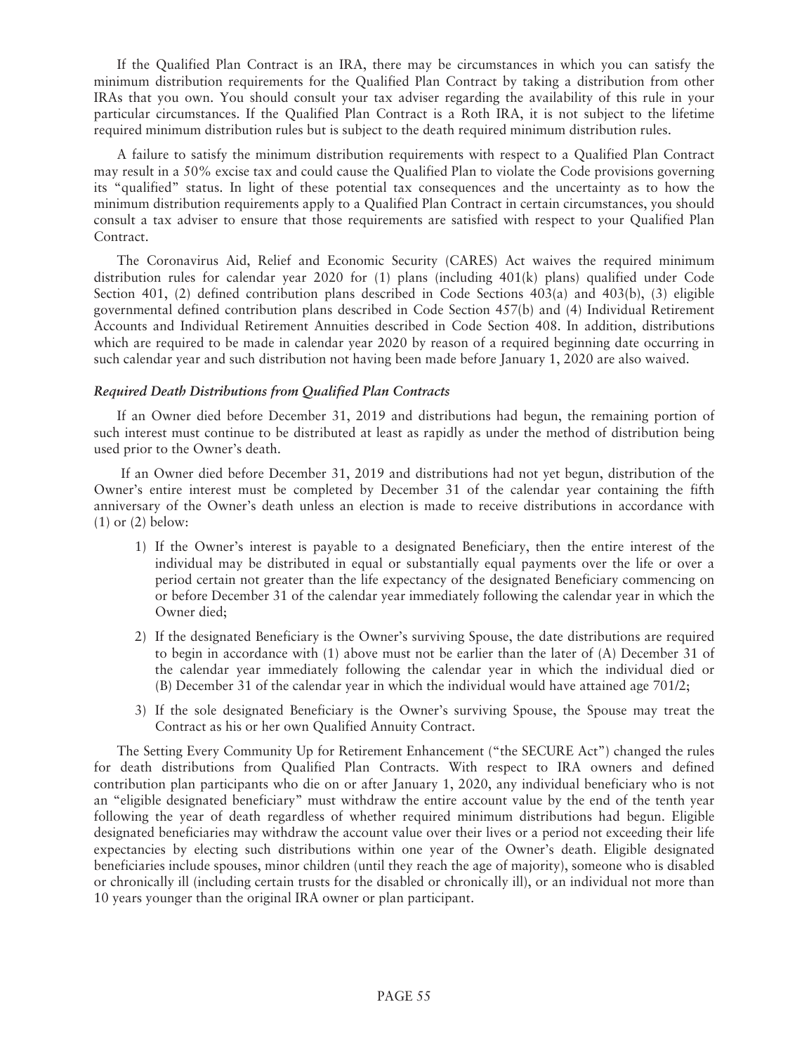If the Qualified Plan Contract is an IRA, there may be circumstances in which you can satisfy the minimum distribution requirements for the Qualified Plan Contract by taking a distribution from other IRAs that you own. You should consult your tax adviser regarding the availability of this rule in your particular circumstances. If the Qualified Plan Contract is a Roth IRA, it is not subject to the lifetime required minimum distribution rules but is subject to the death required minimum distribution rules.

A failure to satisfy the minimum distribution requirements with respect to a Qualified Plan Contract may result in a 50% excise tax and could cause the Qualified Plan to violate the Code provisions governing its "qualified" status. In light of these potential tax consequences and the uncertainty as to how the minimum distribution requirements apply to a Qualified Plan Contract in certain circumstances, you should consult a tax adviser to ensure that those requirements are satisfied with respect to your Qualified Plan Contract.

The Coronavirus Aid, Relief and Economic Security (CARES) Act waives the required minimum distribution rules for calendar year 2020 for (1) plans (including 401(k) plans) qualified under Code Section 401, (2) defined contribution plans described in Code Sections 403(a) and 403(b), (3) eligible governmental defined contribution plans described in Code Section 457(b) and (4) Individual Retirement Accounts and Individual Retirement Annuities described in Code Section 408. In addition, distributions which are required to be made in calendar year 2020 by reason of a required beginning date occurring in such calendar year and such distribution not having been made before January 1, 2020 are also waived.

### *Required Death Distributions from Qualified Plan Contracts*

If an Owner died before December 31, 2019 and distributions had begun, the remaining portion of such interest must continue to be distributed at least as rapidly as under the method of distribution being used prior to the Owner's death.

If an Owner died before December 31, 2019 and distributions had not yet begun, distribution of the Owner's entire interest must be completed by December 31 of the calendar year containing the fifth anniversary of the Owner's death unless an election is made to receive distributions in accordance with (1) or (2) below:

1) If the Owner's interest is payable to a designated Beneficiary, then the entire interest of the individual may be distributed in equal or substantially equal payments over the life or over a period certain not greater than the life expectancy of the designated Beneficiary commencing on or before December 31 of the calendar year immediately following the calendar year in which the Owner died;
2) If the designated Beneficiary is the Owner's surviving Spouse, the date distributions are required to begin in accordance with (1) above must not be earlier than the later of (A) December 31 of the calendar year immediately following the calendar year in which the individual died or (B) December 31 of the calendar year in which the individual would have attained age 701/2;
3) If the sole designated Beneficiary is the Owner's surviving Spouse, the Spouse may treat the Contract as his or her own Qualified Annuity Contract.

The Setting Every Community Up for Retirement Enhancement ("the SECURE Act") changed the rules for death distributions from Qualified Plan Contracts. With respect to IRA owners and defined contribution plan participants who die on or after January 1, 2020, any individual beneficiary who is not an "eligible designated beneficiary" must withdraw the entire account value by the end of the tenth year following the year of death regardless of whether required minimum distributions had begun. Eligible designated beneficiaries may withdraw the account value over their lives or a period not exceeding their life expectancies by electing such distributions within one year of the Owner's death. Eligible designated beneficiaries include spouses, minor children (until they reach the age of majority), someone who is disabled or chronically ill (including certain trusts for the disabled or chronically ill), or an individual not more than 10 years younger than the original IRA owner or plan participant.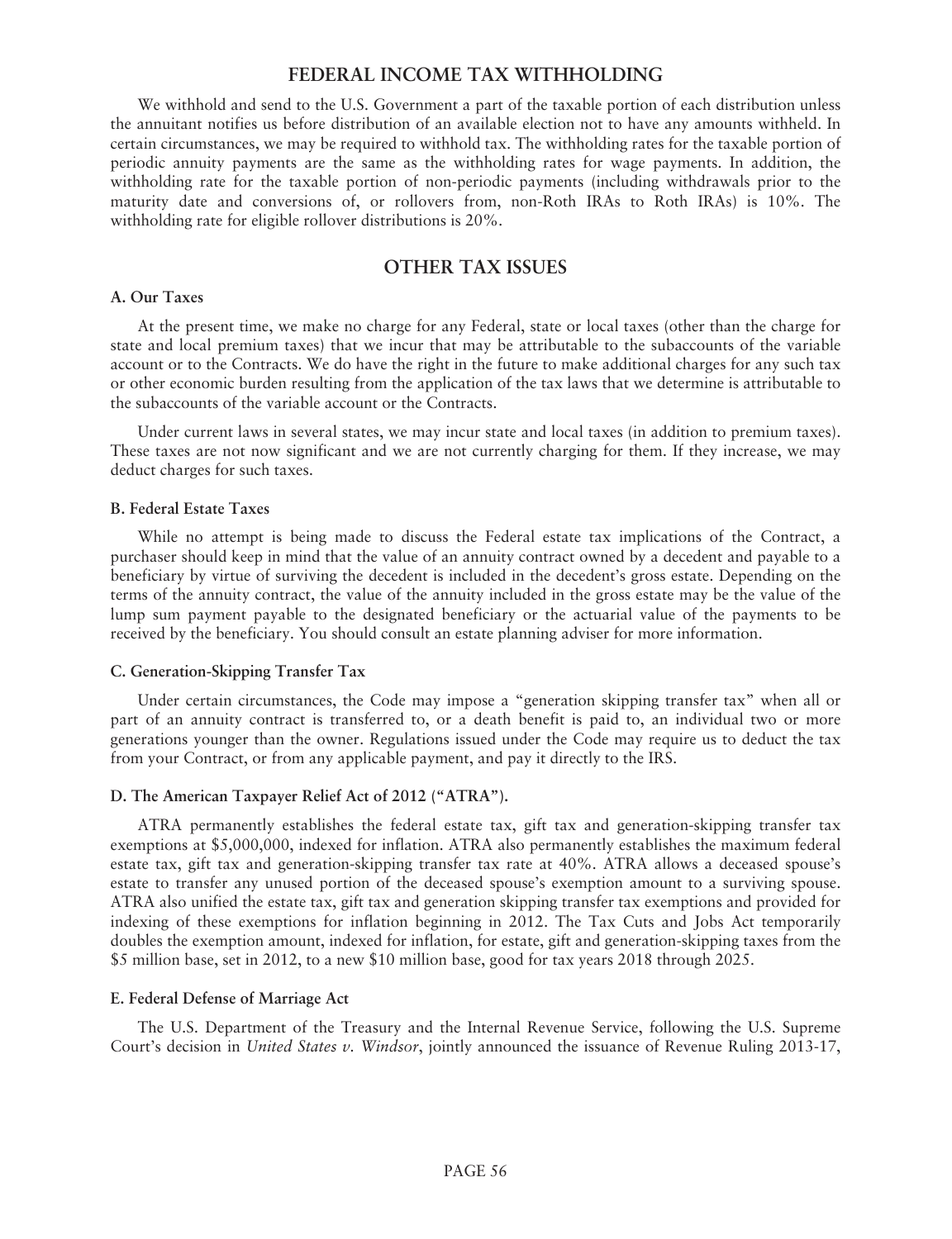## FEDERAL INCOME TAX WITHHOLDING

We withhold and send to the U.S. Government a part of the taxable portion of each distribution unless the annuitant notifies us before distribution of an available election not to have any amounts withheld. In certain circumstances, we may be required to withhold tax. The withholding rates for the taxable portion of periodic annuity payments are the same as the withholding rates for wage payments. In addition, the withholding rate for the taxable portion of non-periodic payments (including withdrawals prior to the maturity date and conversions of, or rollovers from, non-Roth IRAs to Roth IRAs) is 10%. The withholding rate for eligible rollover distributions is 20%.

## OTHER TAX ISSUES

### A. Our Taxes

At the present time, we make no charge for any Federal, state or local taxes (other than the charge for state and local premium taxes) that we incur that may be attributable to the subaccounts of the variable account or to the Contracts. We do have the right in the future to make additional charges for any such tax or other economic burden resulting from the application of the tax laws that we determine is attributable to the subaccounts of the variable account or the Contracts.

Under current laws in several states, we may incur state and local taxes (in addition to premium taxes). These taxes are not now significant and we are not currently charging for them. If they increase, we may deduct charges for such taxes.

### B. Federal Estate Taxes

While no attempt is being made to discuss the Federal estate tax implications of the Contract, a purchaser should keep in mind that the value of an annuity contract owned by a decedent and payable to a beneficiary by virtue of surviving the decedent is included in the decedent's gross estate. Depending on the terms of the annuity contract, the value of the annuity included in the gross estate may be the value of the lump sum payment payable to the designated beneficiary or the actuarial value of the payments to be received by the beneficiary. You should consult an estate planning adviser for more information.

### C. Generation-Skipping Transfer Tax

Under certain circumstances, the Code may impose a "generation skipping transfer tax" when all or part of an annuity contract is transferred to, or a death benefit is paid to, an individual two or more generations younger than the owner. Regulations issued under the Code may require us to deduct the tax from your Contract, or from any applicable payment, and pay it directly to the IRS.

### D. The American Taxpayer Relief Act of 2012 ("ATRA").

ATRA permanently establishes the federal estate tax, gift tax and generation-skipping transfer tax exemptions at $5,000,000, indexed for inflation. ATRA also permanently establishes the maximum federal estate tax, gift tax and generation-skipping transfer tax rate at 40%. ATRA allows a deceased spouse's estate to transfer any unused portion of the deceased spouse's exemption amount to a surviving spouse. ATRA also unified the estate tax, gift tax and generation skipping transfer tax exemptions and provided for indexing of these exemptions for inflation beginning in 2012. The Tax Cuts and Jobs Act temporarily doubles the exemption amount, indexed for inflation, for estate, gift and generation-skipping taxes from the $5 million base, set in 2012, to a new $10 million base, good for tax years 2018 through 2025.

### E. Federal Defense of Marriage Act

The U.S. Department of the Treasury and the Internal Revenue Service, following the U.S. Supreme Court's decision in *United States v. Windsor*, jointly announced the issuance of Revenue Ruling 2013-17,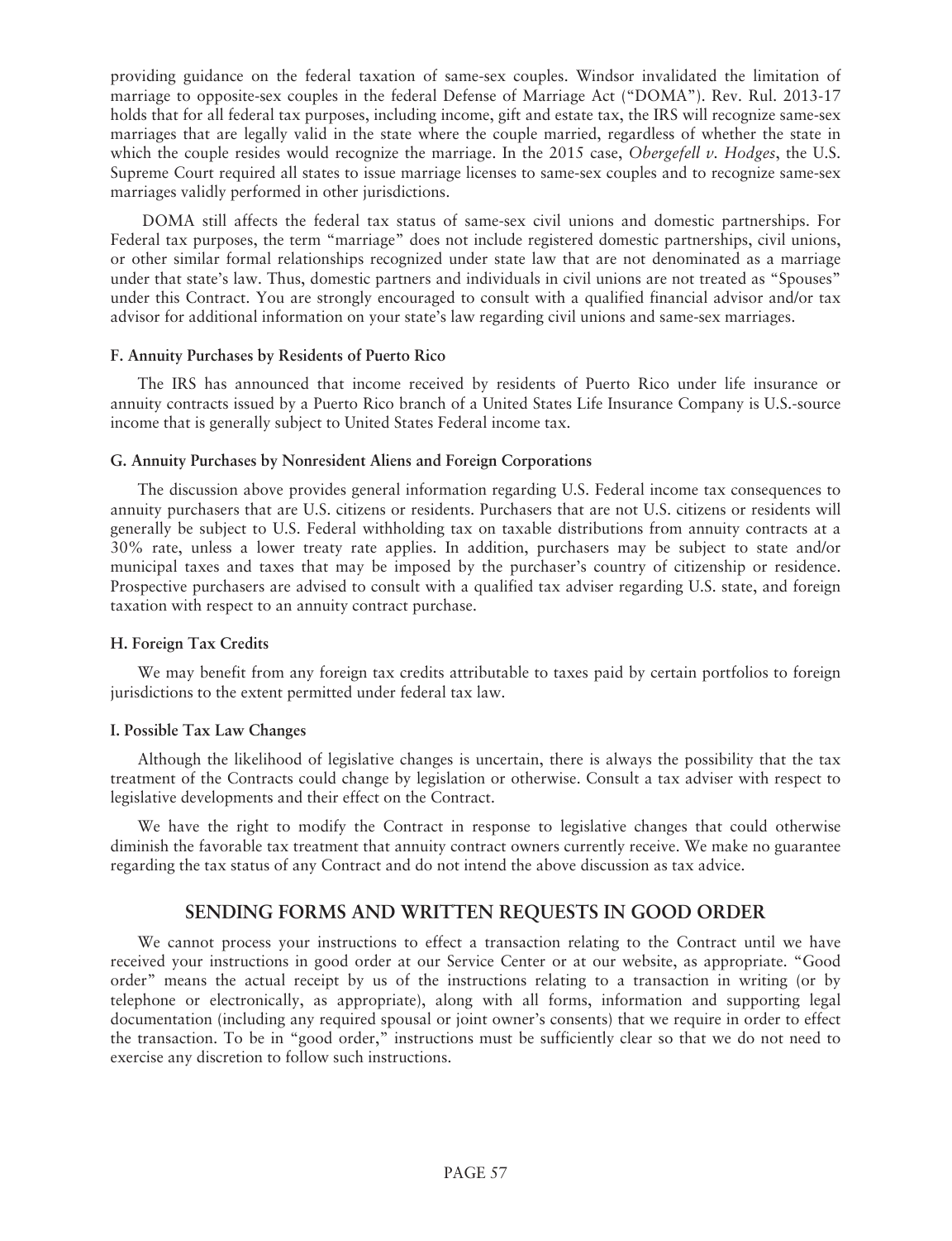providing guidance on the federal taxation of same-sex couples. Windsor invalidated the limitation of marriage to opposite-sex couples in the federal Defense of Marriage Act ("DOMA"). Rev. Rul. 2013-17 holds that for all federal tax purposes, including income, gift and estate tax, the IRS will recognize same-sex marriages that are legally valid in the state where the couple married, regardless of whether the state in which the couple resides would recognize the marriage. In the 2015 case, *Obergefell v. Hodges*, the U.S. Supreme Court required all states to issue marriage licenses to same-sex couples and to recognize same-sex marriages validly performed in other jurisdictions.

DOMA still affects the federal tax status of same-sex civil unions and domestic partnerships. For Federal tax purposes, the term "marriage" does not include registered domestic partnerships, civil unions, or other similar formal relationships recognized under state law that are not denominated as a marriage under that state's law. Thus, domestic partners and individuals in civil unions are not treated as "Spouses" under this Contract. You are strongly encouraged to consult with a qualified financial advisor and/or tax advisor for additional information on your state's law regarding civil unions and same-sex marriages.

#### F. Annuity Purchases by Residents of Puerto Rico

The IRS has announced that income received by residents of Puerto Rico under life insurance or annuity contracts issued by a Puerto Rico branch of a United States Life Insurance Company is U.S.-source income that is generally subject to United States Federal income tax.

#### G. Annuity Purchases by Nonresident Aliens and Foreign Corporations

The discussion above provides general information regarding U.S. Federal income tax consequences to annuity purchasers that are U.S. citizens or residents. Purchasers that are not U.S. citizens or residents will generally be subject to U.S. Federal withholding tax on taxable distributions from annuity contracts at a 30% rate, unless a lower treaty rate applies. In addition, purchasers may be subject to state and/or municipal taxes and taxes that may be imposed by the purchaser's country of citizenship or residence. Prospective purchasers are advised to consult with a qualified tax adviser regarding U.S. state, and foreign taxation with respect to an annuity contract purchase.

#### H. Foreign Tax Credits

We may benefit from any foreign tax credits attributable to taxes paid by certain portfolios to foreign jurisdictions to the extent permitted under federal tax law.

#### I. Possible Tax Law Changes

Although the likelihood of legislative changes is uncertain, there is always the possibility that the tax treatment of the Contracts could change by legislation or otherwise. Consult a tax adviser with respect to legislative developments and their effect on the Contract.

We have the right to modify the Contract in response to legislative changes that could otherwise diminish the favorable tax treatment that annuity contract owners currently receive. We make no guarantee regarding the tax status of any Contract and do not intend the above discussion as tax advice.

## SENDING FORMS AND WRITTEN REQUESTS IN GOOD ORDER

We cannot process your instructions to effect a transaction relating to the Contract until we have received your instructions in good order at our Service Center or at our website, as appropriate. "Good order" means the actual receipt by us of the instructions relating to a transaction in writing (or by telephone or electronically, as appropriate), along with all forms, information and supporting legal documentation (including any required spousal or joint owner's consents) that we require in order to effect the transaction. To be in "good order," instructions must be sufficiently clear so that we do not need to exercise any discretion to follow such instructions.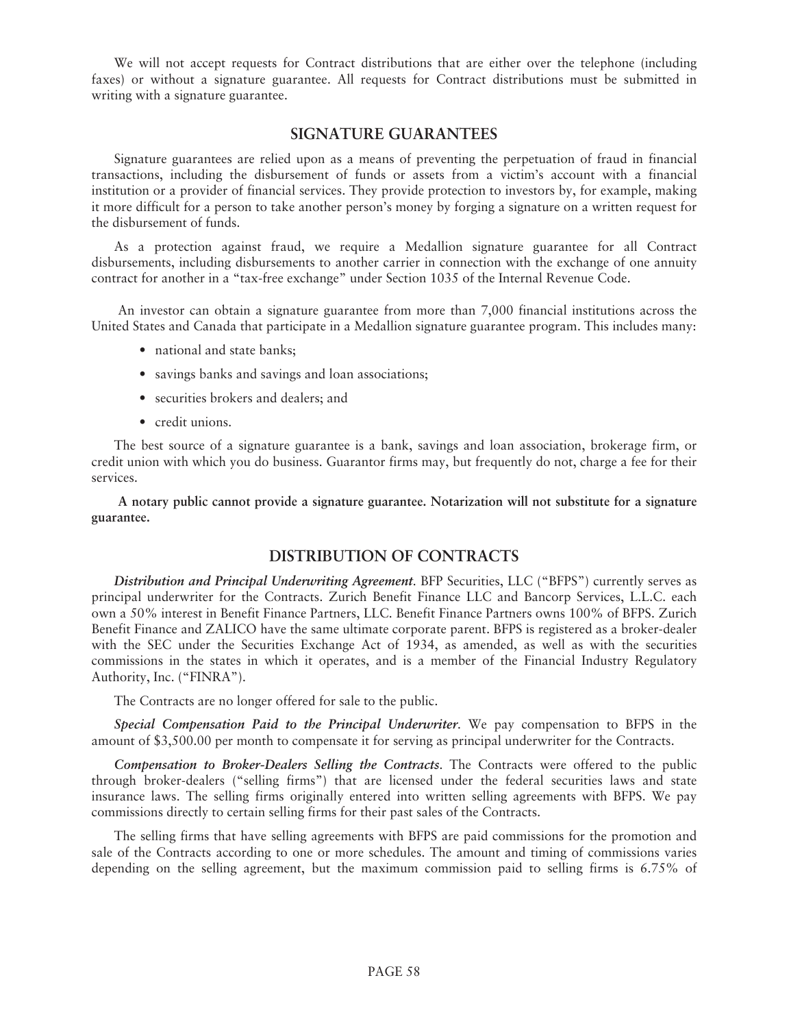We will not accept requests for Contract distributions that are either over the telephone (including faxes) or without a signature guarantee. All requests for Contract distributions must be submitted in writing with a signature guarantee.

## SIGNATURE GUARANTEES

Signature guarantees are relied upon as a means of preventing the perpetuation of fraud in financial transactions, including the disbursement of funds or assets from a victim's account with a financial institution or a provider of financial services. They provide protection to investors by, for example, making it more difficult for a person to take another person's money by forging a signature on a written request for the disbursement of funds.

As a protection against fraud, we require a Medallion signature guarantee for all Contract disbursements, including disbursements to another carrier in connection with the exchange of one annuity contract for another in a "tax-free exchange" under Section 1035 of the Internal Revenue Code.

An investor can obtain a signature guarantee from more than 7,000 financial institutions across the United States and Canada that participate in a Medallion signature guarantee program. This includes many:

- national and state banks;
- savings banks and savings and loan associations;
- securities brokers and dealers; and
- credit unions.

The best source of a signature guarantee is a bank, savings and loan association, brokerage firm, or credit union with which you do business. Guarantor firms may, but frequently do not, charge a fee for their services.

**A notary public cannot provide a signature guarantee. Notarization will not substitute for a signature guarantee.**

## DISTRIBUTION OF CONTRACTS

***Distribution and Principal Underwriting Agreement***. BFP Securities, LLC ("BFPS") currently serves as principal underwriter for the Contracts. Zurich Benefit Finance LLC and Bancorp Services, L.L.C. each own a 50% interest in Benefit Finance Partners, LLC. Benefit Finance Partners owns 100% of BFPS. Zurich Benefit Finance and ZALICO have the same ultimate corporate parent. BFPS is registered as a broker-dealer with the SEC under the Securities Exchange Act of 1934, as amended, as well as with the securities commissions in the states in which it operates, and is a member of the Financial Industry Regulatory Authority, Inc. ("FINRA").

The Contracts are no longer offered for sale to the public.

***Special Compensation Paid to the Principal Underwriter***. We pay compensation to BFPS in the amount of $3,500.00 per month to compensate it for serving as principal underwriter for the Contracts.

***Compensation to Broker-Dealers Selling the Contracts***. The Contracts were offered to the public through broker-dealers ("selling firms") that are licensed under the federal securities laws and state insurance laws. The selling firms originally entered into written selling agreements with BFPS. We pay commissions directly to certain selling firms for their past sales of the Contracts.

The selling firms that have selling agreements with BFPS are paid commissions for the promotion and sale of the Contracts according to one or more schedules. The amount and timing of commissions varies depending on the selling agreement, but the maximum commission paid to selling firms is 6.75% of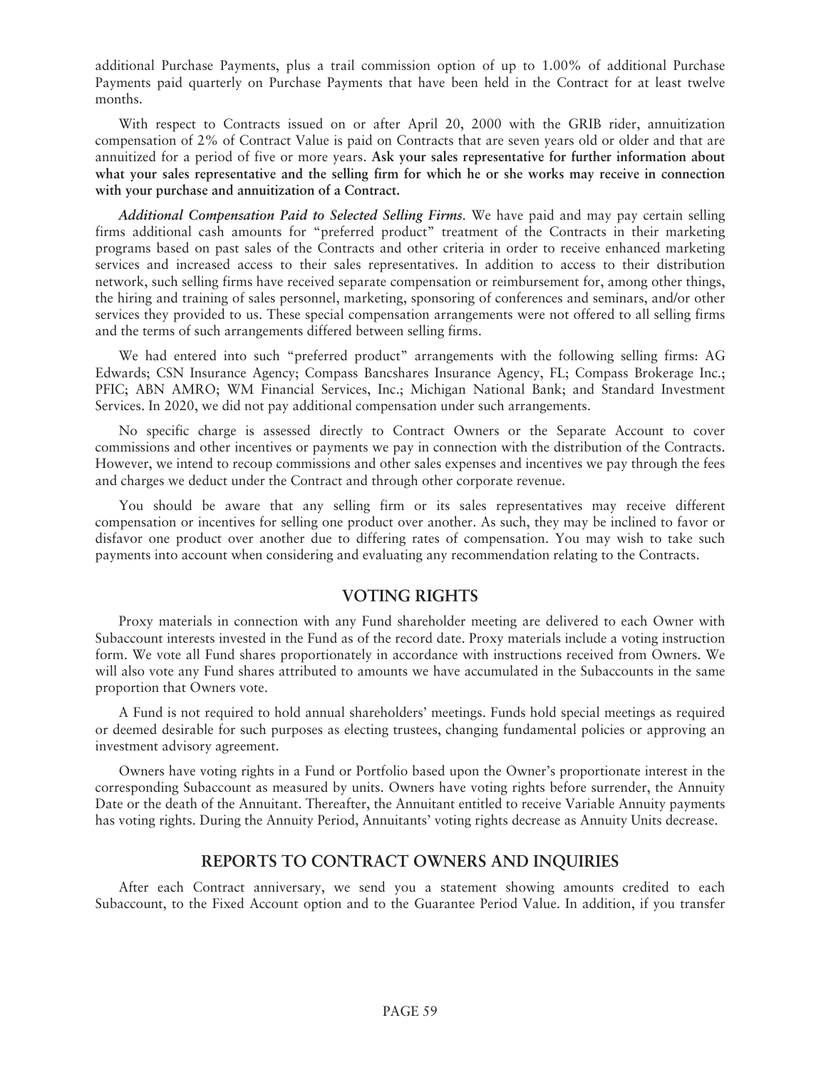additional Purchase Payments, plus a trail commission option of up to 1.00% of additional Purchase Payments paid quarterly on Purchase Payments that have been held in the Contract for at least twelve months.

With respect to Contracts issued on or after April 20, 2000 with the GRIB rider, annuitization compensation of 2% of Contract Value is paid on Contracts that are seven years old or older and that are annuitized for a period of five or more years. **Ask your sales representative for further information about what your sales representative and the selling firm for which he or she works may receive in connection with your purchase and annuitization of a Contract.**

***Additional Compensation Paid to Selected Selling Firms.*** We have paid and may pay certain selling firms additional cash amounts for "preferred product" treatment of the Contracts in their marketing programs based on past sales of the Contracts and other criteria in order to receive enhanced marketing services and increased access to their sales representatives. In addition to access to their distribution network, such selling firms have received separate compensation or reimbursement for, among other things, the hiring and training of sales personnel, marketing, sponsoring of conferences and seminars, and/or other services they provided to us. These special compensation arrangements were not offered to all selling firms and the terms of such arrangements differed between selling firms.

We had entered into such "preferred product" arrangements with the following selling firms: AG Edwards; CSN Insurance Agency; Compass Bancshares Insurance Agency, FL; Compass Brokerage Inc.; PFIC; ABN AMRO; WM Financial Services, Inc.; Michigan National Bank; and Standard Investment Services. In 2020, we did not pay additional compensation under such arrangements.

No specific charge is assessed directly to Contract Owners or the Separate Account to cover commissions and other incentives or payments we pay in connection with the distribution of the Contracts. However, we intend to recoup commissions and other sales expenses and incentives we pay through the fees and charges we deduct under the Contract and through other corporate revenue.

You should be aware that any selling firm or its sales representatives may receive different compensation or incentives for selling one product over another. As such, they may be inclined to favor or disfavor one product over another due to differing rates of compensation. You may wish to take such payments into account when considering and evaluating any recommendation relating to the Contracts.

## VOTING RIGHTS

Proxy materials in connection with any Fund shareholder meeting are delivered to each Owner with Subaccount interests invested in the Fund as of the record date. Proxy materials include a voting instruction form. We vote all Fund shares proportionately in accordance with instructions received from Owners. We will also vote any Fund shares attributed to amounts we have accumulated in the Subaccounts in the same proportion that Owners vote.

A Fund is not required to hold annual shareholders' meetings. Funds hold special meetings as required or deemed desirable for such purposes as electing trustees, changing fundamental policies or approving an investment advisory agreement.

Owners have voting rights in a Fund or Portfolio based upon the Owner's proportionate interest in the corresponding Subaccount as measured by units. Owners have voting rights before surrender, the Annuity Date or the death of the Annuitant. Thereafter, the Annuitant entitled to receive Variable Annuity payments has voting rights. During the Annuity Period, Annuitants' voting rights decrease as Annuity Units decrease.

## REPORTS TO CONTRACT OWNERS AND INQUIRIES

After each Contract anniversary, we send you a statement showing amounts credited to each Subaccount, to the Fixed Account option and to the Guarantee Period Value. In addition, if you transfer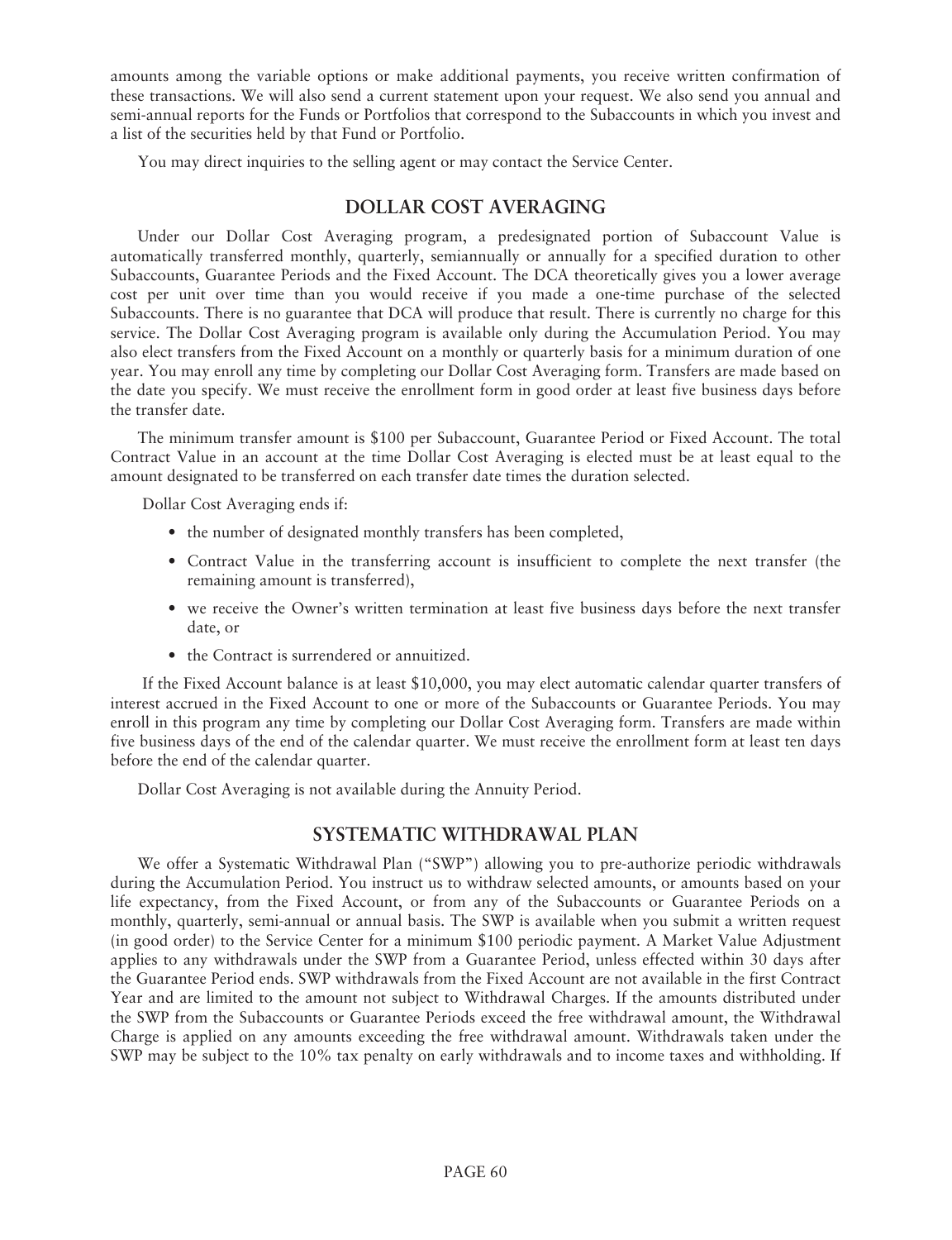amounts among the variable options or make additional payments, you receive written confirmation of these transactions. We will also send a current statement upon your request. We also send you annual and semi-annual reports for the Funds or Portfolios that correspond to the Subaccounts in which you invest and a list of the securities held by that Fund or Portfolio.

You may direct inquiries to the selling agent or may contact the Service Center.

## DOLLAR COST AVERAGING

Under our Dollar Cost Averaging program, a predesignated portion of Subaccount Value is automatically transferred monthly, quarterly, semiannually or annually for a specified duration to other Subaccounts, Guarantee Periods and the Fixed Account. The DCA theoretically gives you a lower average cost per unit over time than you would receive if you made a one-time purchase of the selected Subaccounts. There is no guarantee that DCA will produce that result. There is currently no charge for this service. The Dollar Cost Averaging program is available only during the Accumulation Period. You may also elect transfers from the Fixed Account on a monthly or quarterly basis for a minimum duration of one year. You may enroll any time by completing our Dollar Cost Averaging form. Transfers are made based on the date you specify. We must receive the enrollment form in good order at least five business days before the transfer date.

The minimum transfer amount is $100 per Subaccount, Guarantee Period or Fixed Account. The total Contract Value in an account at the time Dollar Cost Averaging is elected must be at least equal to the amount designated to be transferred on each transfer date times the duration selected.

Dollar Cost Averaging ends if:

- the number of designated monthly transfers has been completed,
- Contract Value in the transferring account is insufficient to complete the next transfer (the remaining amount is transferred),
- we receive the Owner's written termination at least five business days before the next transfer date, or
- the Contract is surrendered or annuitized.

If the Fixed Account balance is at least $10,000, you may elect automatic calendar quarter transfers of interest accrued in the Fixed Account to one or more of the Subaccounts or Guarantee Periods. You may enroll in this program any time by completing our Dollar Cost Averaging form. Transfers are made within five business days of the end of the calendar quarter. We must receive the enrollment form at least ten days before the end of the calendar quarter.

Dollar Cost Averaging is not available during the Annuity Period.

## SYSTEMATIC WITHDRAWAL PLAN

We offer a Systematic Withdrawal Plan ("SWP") allowing you to pre-authorize periodic withdrawals during the Accumulation Period. You instruct us to withdraw selected amounts, or amounts based on your life expectancy, from the Fixed Account, or from any of the Subaccounts or Guarantee Periods on a monthly, quarterly, semi-annual or annual basis. The SWP is available when you submit a written request (in good order) to the Service Center for a minimum $100 periodic payment. A Market Value Adjustment applies to any withdrawals under the SWP from a Guarantee Period, unless effected within 30 days after the Guarantee Period ends. SWP withdrawals from the Fixed Account are not available in the first Contract Year and are limited to the amount not subject to Withdrawal Charges. If the amounts distributed under the SWP from the Subaccounts or Guarantee Periods exceed the free withdrawal amount, the Withdrawal Charge is applied on any amounts exceeding the free withdrawal amount. Withdrawals taken under the SWP may be subject to the 10% tax penalty on early withdrawals and to income taxes and withholding. If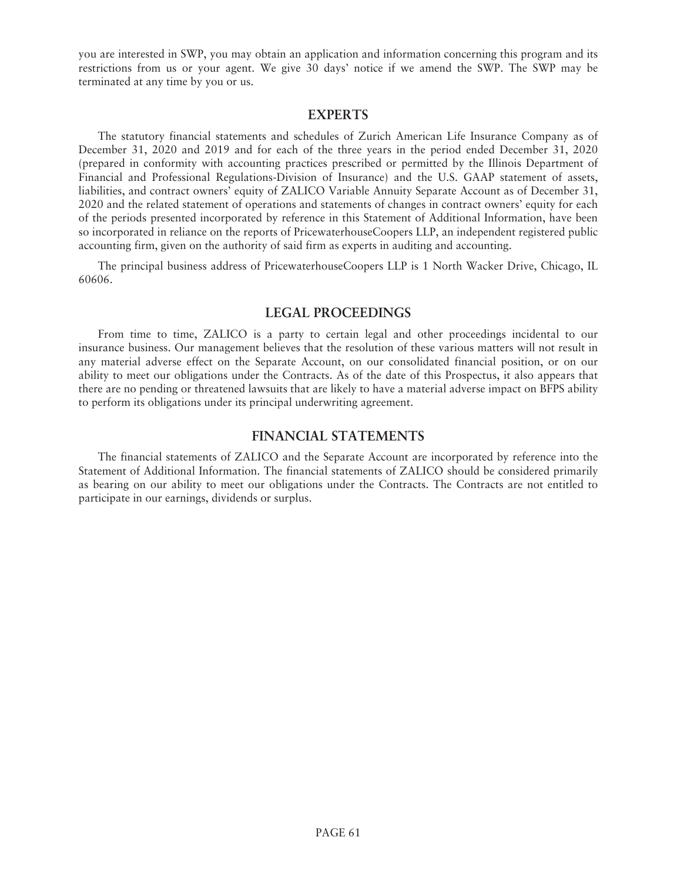you are interested in SWP, you may obtain an application and information concerning this program and its restrictions from us or your agent. We give 30 days' notice if we amend the SWP. The SWP may be terminated at any time by you or us.

## EXPERTS

The statutory financial statements and schedules of Zurich American Life Insurance Company as of December 31, 2020 and 2019 and for each of the three years in the period ended December 31, 2020 (prepared in conformity with accounting practices prescribed or permitted by the Illinois Department of Financial and Professional Regulations-Division of Insurance) and the U.S. GAAP statement of assets, liabilities, and contract owners' equity of ZALICO Variable Annuity Separate Account as of December 31, 2020 and the related statement of operations and statements of changes in contract owners' equity for each of the periods presented incorporated by reference in this Statement of Additional Information, have been so incorporated in reliance on the reports of PricewaterhouseCoopers LLP, an independent registered public accounting firm, given on the authority of said firm as experts in auditing and accounting.

The principal business address of PricewaterhouseCoopers LLP is 1 North Wacker Drive, Chicago, IL 60606.

## LEGAL PROCEEDINGS

From time to time, ZALICO is a party to certain legal and other proceedings incidental to our insurance business. Our management believes that the resolution of these various matters will not result in any material adverse effect on the Separate Account, on our consolidated financial position, or on our ability to meet our obligations under the Contracts. As of the date of this Prospectus, it also appears that there are no pending or threatened lawsuits that are likely to have a material adverse impact on BFPS ability to perform its obligations under its principal underwriting agreement.

## FINANCIAL STATEMENTS

The financial statements of ZALICO and the Separate Account are incorporated by reference into the Statement of Additional Information. The financial statements of ZALICO should be considered primarily as bearing on our ability to meet our obligations under the Contracts. The Contracts are not entitled to participate in our earnings, dividends or surplus.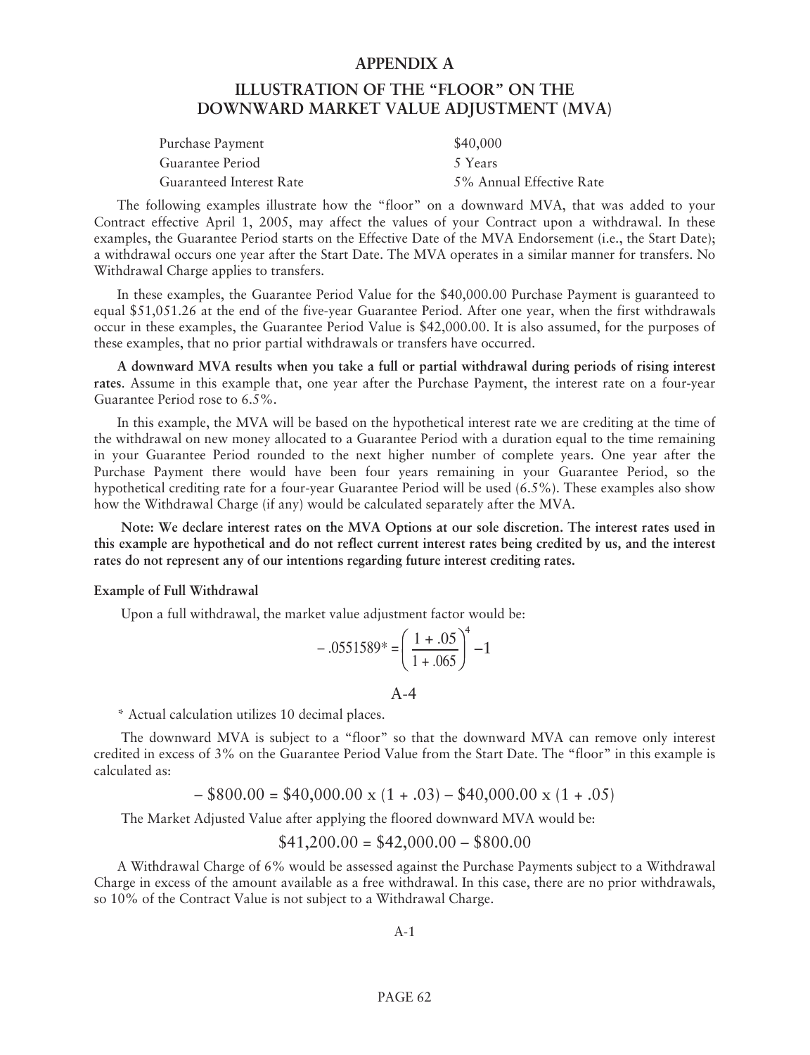## APPENDIX A

## ILLUSTRATION OF THE "FLOOR" ON THE DOWNWARD MARKET VALUE ADJUSTMENT (MVA)

| | |
|---|---|
| Purchase Payment | \$40,000 |
| Guarantee Period | 5 Years |
| Guaranteed Interest Rate | 5% Annual Effective Rate |

The following examples illustrate how the "floor" on a downward MVA, that was added to your Contract effective April 1, 2005, may affect the values of your Contract upon a withdrawal. In these examples, the Guarantee Period starts on the Effective Date of the MVA Endorsement (i.e., the Start Date); a withdrawal occurs one year after the Start Date. The MVA operates in a similar manner for transfers. No Withdrawal Charge applies to transfers.

In these examples, the Guarantee Period Value for the \$40,000.00 Purchase Payment is guaranteed to equal \$51,051.26 at the end of the five-year Guarantee Period. After one year, when the first withdrawals occur in these examples, the Guarantee Period Value is \$42,000.00. It is also assumed, for the purposes of these examples, that no prior partial withdrawals or transfers have occurred.

**A downward MVA results when you take a full or partial withdrawal during periods of rising interest rates**. Assume in this example that, one year after the Purchase Payment, the interest rate on a four-year Guarantee Period rose to 6.5%.

In this example, the MVA will be based on the hypothetical interest rate we are crediting at the time of the withdrawal on new money allocated to a Guarantee Period with a duration equal to the time remaining in your Guarantee Period rounded to the next higher number of complete years. One year after the Purchase Payment there would have been four years remaining in your Guarantee Period, so the hypothetical crediting rate for a four-year Guarantee Period will be used (6.5%). These examples also show how the Withdrawal Charge (if any) would be calculated separately after the MVA.

**Note: We declare interest rates on the MVA Options at our sole discretion. The interest rates used in this example are hypothetical and do not reflect current interest rates being credited by us, and the interest rates do not represent any of our intentions regarding future interest crediting rates.**

**Example of Full Withdrawal**

Upon a full withdrawal, the market value adjustment factor would be:

$$-.0551589^{*} = \left(\frac{1 + .05}{1 + .065}\right)^{4} - 1$$

A-4

\* Actual calculation utilizes 10 decimal places.

The downward MVA is subject to a "floor" so that the downward MVA can remove only interest credited in excess of 3% on the Guarantee Period Value from the Start Date. The "floor" in this example is calculated as:

$$-\$800.00 = \$40{,}000.00 \times (1 + .03) - \$40{,}000.00 \times (1 + .05)$$

The Market Adjusted Value after applying the floored downward MVA would be:

$$\$41{,}200.00 = \$42{,}000.00 - \$800.00$$

A Withdrawal Charge of 6% would be assessed against the Purchase Payments subject to a Withdrawal Charge in excess of the amount available as a free withdrawal. In this case, there are no prior withdrawals, so 10% of the Contract Value is not subject to a Withdrawal Charge.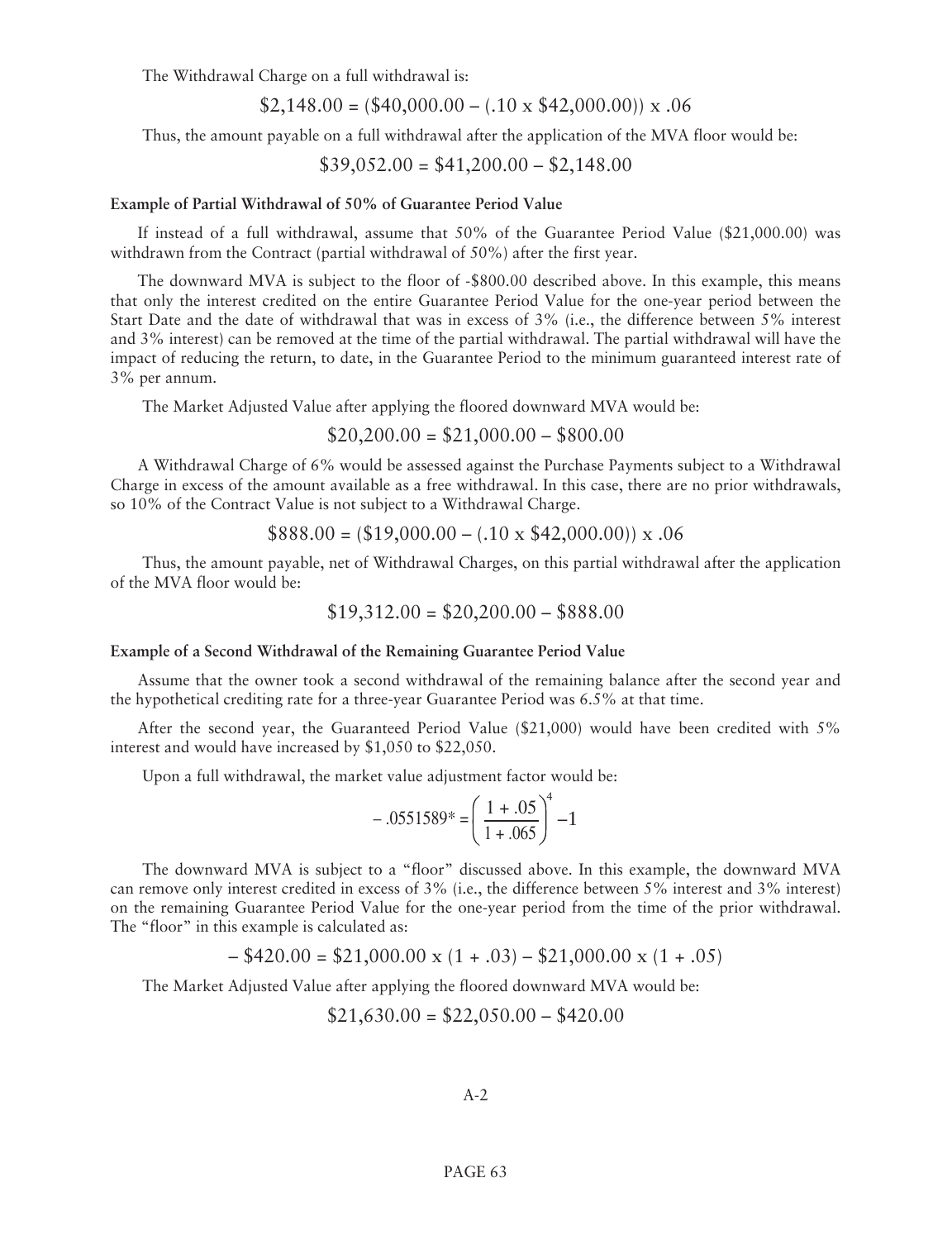The Withdrawal Charge on a full withdrawal is:

$$\$2{,}148.00 = (\$40{,}000.00 - (.10 \times \$42{,}000.00)) \times .06$$

Thus, the amount payable on a full withdrawal after the application of the MVA floor would be:

$$\$39{,}052.00 = \$41{,}200.00 - \$2{,}148.00$$

**Example of Partial Withdrawal of 50% of Guarantee Period Value**

If instead of a full withdrawal, assume that 50% of the Guarantee Period Value ($21,000.00) was withdrawn from the Contract (partial withdrawal of 50%) after the first year.

The downward MVA is subject to the floor of -$800.00 described above. In this example, this means that only the interest credited on the entire Guarantee Period Value for the one-year period between the Start Date and the date of withdrawal that was in excess of 3% (i.e., the difference between 5% interest and 3% interest) can be removed at the time of the partial withdrawal. The partial withdrawal will have the impact of reducing the return, to date, in the Guarantee Period to the minimum guaranteed interest rate of 3% per annum.

The Market Adjusted Value after applying the floored downward MVA would be:

$$\$20{,}200.00 = \$21{,}000.00 - \$800.00$$

A Withdrawal Charge of 6% would be assessed against the Purchase Payments subject to a Withdrawal Charge in excess of the amount available as a free withdrawal. In this case, there are no prior withdrawals, so 10% of the Contract Value is not subject to a Withdrawal Charge.

$$\$888.00 = (\$19{,}000.00 - (.10 \times \$42{,}000.00)) \times .06$$

Thus, the amount payable, net of Withdrawal Charges, on this partial withdrawal after the application of the MVA floor would be:

$$\$19{,}312.00 = \$20{,}200.00 - \$888.00$$

**Example of a Second Withdrawal of the Remaining Guarantee Period Value**

Assume that the owner took a second withdrawal of the remaining balance after the second year and the hypothetical crediting rate for a three-year Guarantee Period was 6.5% at that time.

After the second year, the Guaranteed Period Value ($21,000) would have been credited with 5% interest and would have increased by $1,050 to $22,050.

Upon a full withdrawal, the market value adjustment factor would be:

$$-.0551589^* = \left(\frac{1 + .05}{1 + .065}\right)^4 - 1$$

The downward MVA is subject to a "floor" discussed above. In this example, the downward MVA can remove only interest credited in excess of 3% (i.e., the difference between 5% interest and 3% interest) on the remaining Guarantee Period Value for the one-year period from the time of the prior withdrawal. The "floor" in this example is calculated as:

$$-\$420.00 = \$21{,}000.00 \times (1 + .03) - \$21{,}000.00 \times (1 + .05)$$

The Market Adjusted Value after applying the floored downward MVA would be:

$$\$21{,}630.00 = \$22{,}050.00 - \$420.00$$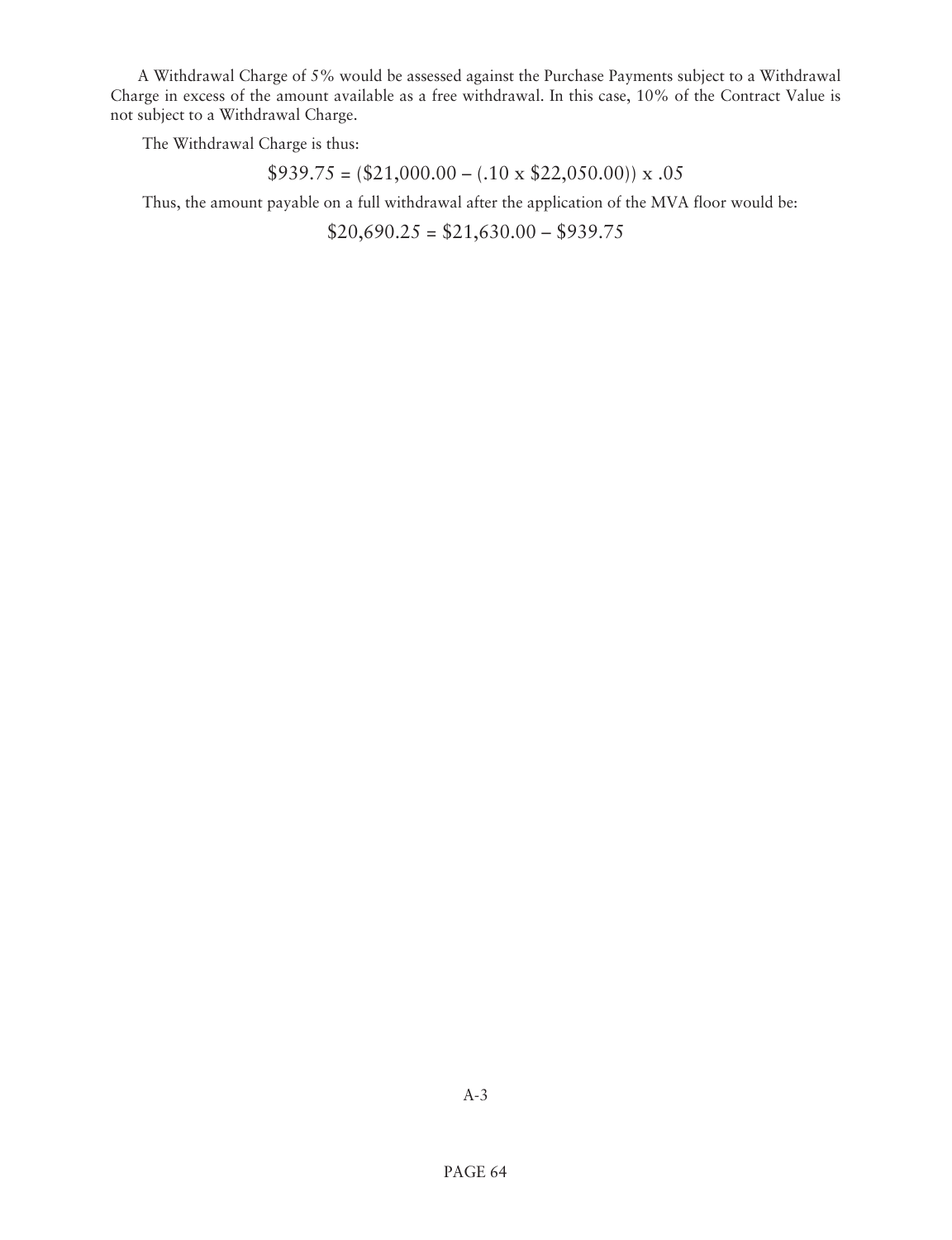A Withdrawal Charge of 5% would be assessed against the Purchase Payments subject to a Withdrawal Charge in excess of the amount available as a free withdrawal. In this case, 10% of the Contract Value is not subject to a Withdrawal Charge.

The Withdrawal Charge is thus:

$$\$939.75 = (\$21{,}000.00 - (.10 \text{ x } \$22{,}050.00)) \text{ x } .05$$

Thus, the amount payable on a full withdrawal after the application of the MVA floor would be:

$$\$20{,}690.25 = \$21{,}630.00 - \$939.75$$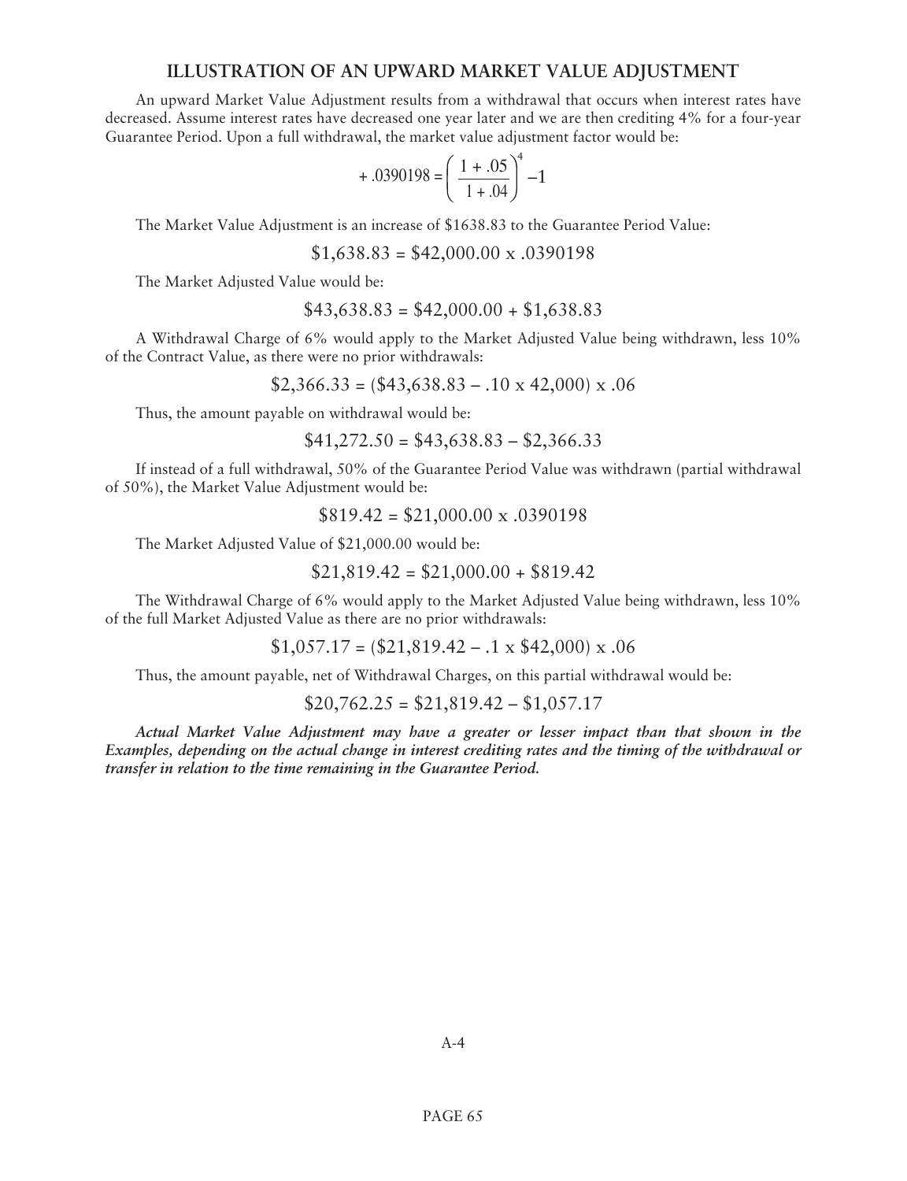## ILLUSTRATION OF AN UPWARD MARKET VALUE ADJUSTMENT

An upward Market Value Adjustment results from a withdrawal that occurs when interest rates have decreased. Assume interest rates have decreased one year later and we are then crediting 4% for a four-year Guarantee Period. Upon a full withdrawal, the market value adjustment factor would be:

$$+.0390198 = \left( \frac{1 + .05}{1 + .04} \right)^{4} - 1$$

The Market Value Adjustment is an increase of $1638.83 to the Guarantee Period Value:

$$\$1{,}638.83 = \$42{,}000.00 \text{ x } .0390198$$

The Market Adjusted Value would be:

$$\$43{,}638.83 = \$42{,}000.00 + \$1{,}638.83$$

A Withdrawal Charge of 6% would apply to the Market Adjusted Value being withdrawn, less 10% of the Contract Value, as there were no prior withdrawals:

$$\$2{,}366.33 = (\$43{,}638.83 - .10 \text{ x } 42{,}000) \text{ x } .06$$

Thus, the amount payable on withdrawal would be:

$$\$41{,}272.50 = \$43{,}638.83 - \$2{,}366.33$$

If instead of a full withdrawal, 50% of the Guarantee Period Value was withdrawn (partial withdrawal of 50%), the Market Value Adjustment would be:

$$\$819.42 = \$21{,}000.00 \text{ x } .0390198$$

The Market Adjusted Value of $21,000.00 would be:

$$\$21{,}819.42 = \$21{,}000.00 + \$819.42$$

The Withdrawal Charge of 6% would apply to the Market Adjusted Value being withdrawn, less 10% of the full Market Adjusted Value as there are no prior withdrawals:

$$\$1{,}057.17 = (\$21{,}819.42 - .1 \text{ x } \$42{,}000) \text{ x } .06$$

Thus, the amount payable, net of Withdrawal Charges, on this partial withdrawal would be:

$$\$20{,}762.25 = \$21{,}819.42 - \$1{,}057.17$$

***Actual Market Value Adjustment may have a greater or lesser impact than that shown in the Examples, depending on the actual change in interest crediting rates and the timing of the withdrawal or transfer in relation to the time remaining in the Guarantee Period.***

A-4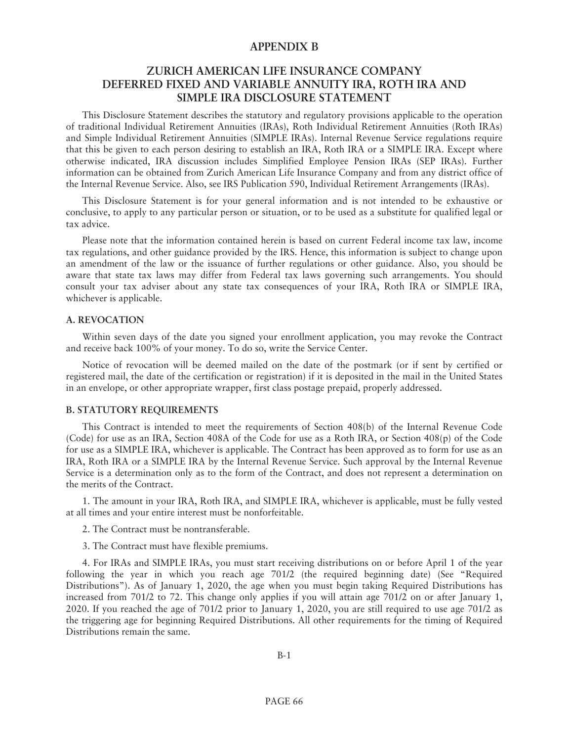## APPENDIX B

## ZURICH AMERICAN LIFE INSURANCE COMPANY DEFERRED FIXED AND VARIABLE ANNUITY IRA, ROTH IRA AND SIMPLE IRA DISCLOSURE STATEMENT

This Disclosure Statement describes the statutory and regulatory provisions applicable to the operation of traditional Individual Retirement Annuities (IRAs), Roth Individual Retirement Annuities (Roth IRAs) and Simple Individual Retirement Annuities (SIMPLE IRAs). Internal Revenue Service regulations require that this be given to each person desiring to establish an IRA, Roth IRA or a SIMPLE IRA. Except where otherwise indicated, IRA discussion includes Simplified Employee Pension IRAs (SEP IRAs). Further information can be obtained from Zurich American Life Insurance Company and from any district office of the Internal Revenue Service. Also, see IRS Publication 590, Individual Retirement Arrangements (IRAs).

This Disclosure Statement is for your general information and is not intended to be exhaustive or conclusive, to apply to any particular person or situation, or to be used as a substitute for qualified legal or tax advice.

Please note that the information contained herein is based on current Federal income tax law, income tax regulations, and other guidance provided by the IRS. Hence, this information is subject to change upon an amendment of the law or the issuance of further regulations or other guidance. Also, you should be aware that state tax laws may differ from Federal tax laws governing such arrangements. You should consult your tax adviser about any state tax consequences of your IRA, Roth IRA or SIMPLE IRA, whichever is applicable.

### A. REVOCATION

Within seven days of the date you signed your enrollment application, you may revoke the Contract and receive back 100% of your money. To do so, write the Service Center.

Notice of revocation will be deemed mailed on the date of the postmark (or if sent by certified or registered mail, the date of the certification or registration) if it is deposited in the mail in the United States in an envelope, or other appropriate wrapper, first class postage prepaid, properly addressed.

### B. STATUTORY REQUIREMENTS

This Contract is intended to meet the requirements of Section 408(b) of the Internal Revenue Code (Code) for use as an IRA, Section 408A of the Code for use as a Roth IRA, or Section 408(p) of the Code for use as a SIMPLE IRA, whichever is applicable. The Contract has been approved as to form for use as an IRA, Roth IRA or a SIMPLE IRA by the Internal Revenue Service. Such approval by the Internal Revenue Service is a determination only as to the form of the Contract, and does not represent a determination on the merits of the Contract.

1. The amount in your IRA, Roth IRA, and SIMPLE IRA, whichever is applicable, must be fully vested at all times and your entire interest must be nonforfeitable.

2. The Contract must be nontransferable.

3. The Contract must have flexible premiums.

4. For IRAs and SIMPLE IRAs, you must start receiving distributions on or before April 1 of the year following the year in which you reach age 701/2 (the required beginning date) (See "Required Distributions"). As of January 1, 2020, the age when you must begin taking Required Distributions has increased from 701/2 to 72. This change only applies if you will attain age 701/2 on or after January 1, 2020. If you reached the age of 701/2 prior to January 1, 2020, you are still required to use age 701/2 as the triggering age for beginning Required Distributions. All other requirements for the timing of Required Distributions remain the same.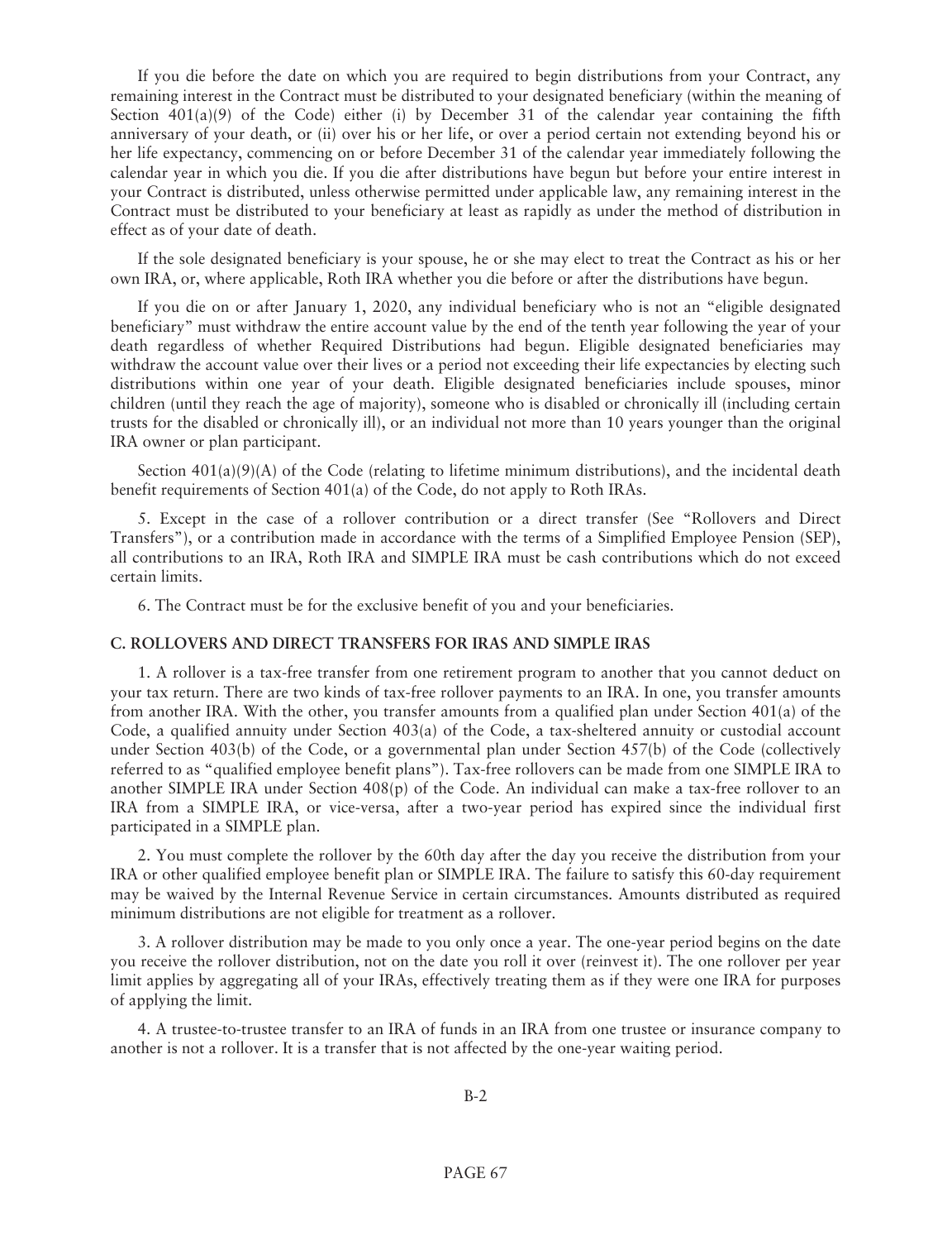If you die before the date on which you are required to begin distributions from your Contract, any remaining interest in the Contract must be distributed to your designated beneficiary (within the meaning of Section 401(a)(9) of the Code) either (i) by December 31 of the calendar year containing the fifth anniversary of your death, or (ii) over his or her life, or over a period certain not extending beyond his or her life expectancy, commencing on or before December 31 of the calendar year immediately following the calendar year in which you die. If you die after distributions have begun but before your entire interest in your Contract is distributed, unless otherwise permitted under applicable law, any remaining interest in the Contract must be distributed to your beneficiary at least as rapidly as under the method of distribution in effect as of your date of death.

If the sole designated beneficiary is your spouse, he or she may elect to treat the Contract as his or her own IRA, or, where applicable, Roth IRA whether you die before or after the distributions have begun.

If you die on or after January 1, 2020, any individual beneficiary who is not an "eligible designated beneficiary" must withdraw the entire account value by the end of the tenth year following the year of your death regardless of whether Required Distributions had begun. Eligible designated beneficiaries may withdraw the account value over their lives or a period not exceeding their life expectancies by electing such distributions within one year of your death. Eligible designated beneficiaries include spouses, minor children (until they reach the age of majority), someone who is disabled or chronically ill (including certain trusts for the disabled or chronically ill), or an individual not more than 10 years younger than the original IRA owner or plan participant.

Section 401(a)(9)(A) of the Code (relating to lifetime minimum distributions), and the incidental death benefit requirements of Section 401(a) of the Code, do not apply to Roth IRAs.

5. Except in the case of a rollover contribution or a direct transfer (See "Rollovers and Direct Transfers"), or a contribution made in accordance with the terms of a Simplified Employee Pension (SEP), all contributions to an IRA, Roth IRA and SIMPLE IRA must be cash contributions which do not exceed certain limits.

6. The Contract must be for the exclusive benefit of you and your beneficiaries.

### C. ROLLOVERS AND DIRECT TRANSFERS FOR IRAS AND SIMPLE IRAS

1. A rollover is a tax-free transfer from one retirement program to another that you cannot deduct on your tax return. There are two kinds of tax-free rollover payments to an IRA. In one, you transfer amounts from another IRA. With the other, you transfer amounts from a qualified plan under Section 401(a) of the Code, a qualified annuity under Section 403(a) of the Code, a tax-sheltered annuity or custodial account under Section 403(b) of the Code, or a governmental plan under Section 457(b) of the Code (collectively referred to as "qualified employee benefit plans"). Tax-free rollovers can be made from one SIMPLE IRA to another SIMPLE IRA under Section 408(p) of the Code. An individual can make a tax-free rollover to an IRA from a SIMPLE IRA, or vice-versa, after a two-year period has expired since the individual first participated in a SIMPLE plan.

2. You must complete the rollover by the 60th day after the day you receive the distribution from your IRA or other qualified employee benefit plan or SIMPLE IRA. The failure to satisfy this 60-day requirement may be waived by the Internal Revenue Service in certain circumstances. Amounts distributed as required minimum distributions are not eligible for treatment as a rollover.

3. A rollover distribution may be made to you only once a year. The one-year period begins on the date you receive the rollover distribution, not on the date you roll it over (reinvest it). The one rollover per year limit applies by aggregating all of your IRAs, effectively treating them as if they were one IRA for purposes of applying the limit.

4. A trustee-to-trustee transfer to an IRA of funds in an IRA from one trustee or insurance company to another is not a rollover. It is a transfer that is not affected by the one-year waiting period.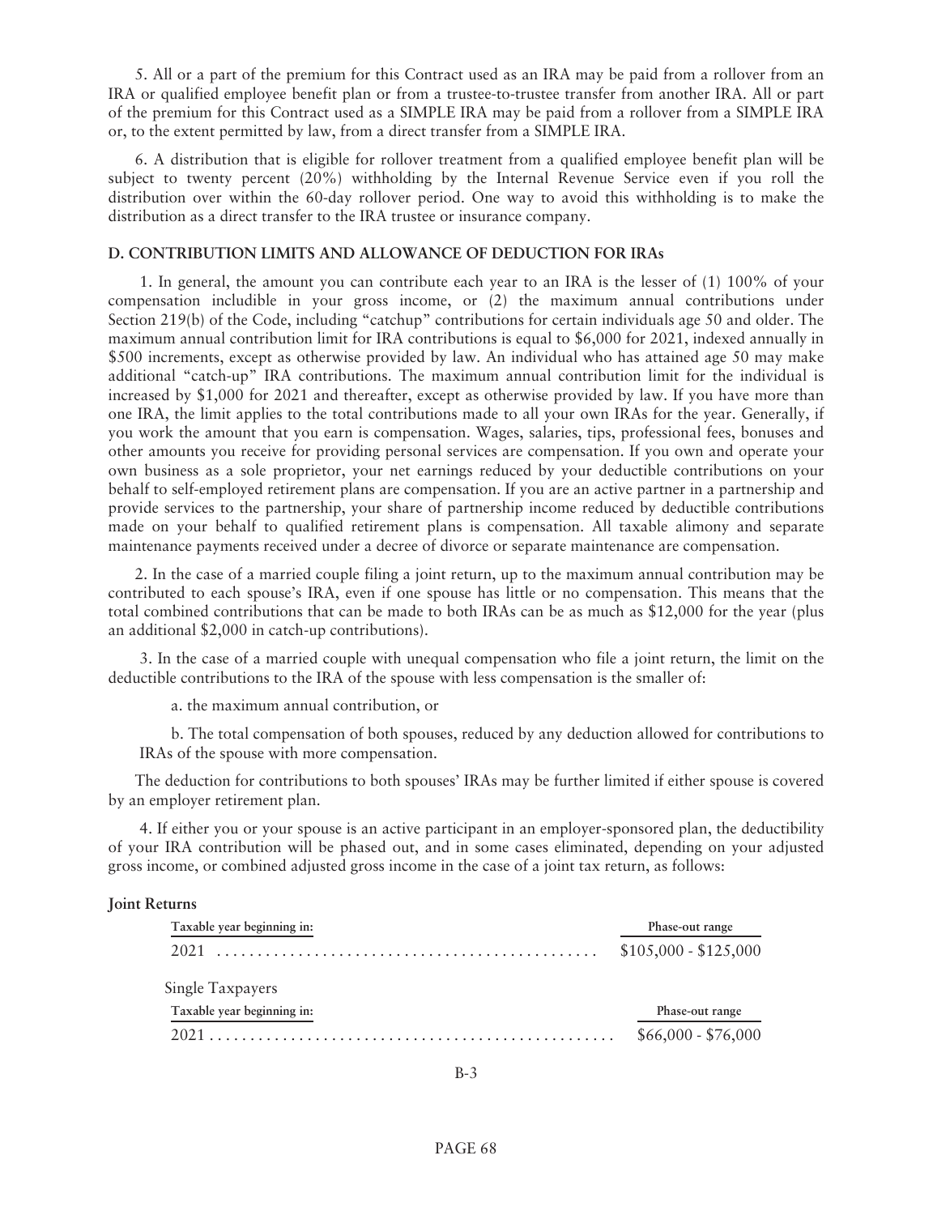5. All or a part of the premium for this Contract used as an IRA may be paid from a rollover from an IRA or qualified employee benefit plan or from a trustee-to-trustee transfer from another IRA. All or part of the premium for this Contract used as a SIMPLE IRA may be paid from a rollover from a SIMPLE IRA or, to the extent permitted by law, from a direct transfer from a SIMPLE IRA.

6. A distribution that is eligible for rollover treatment from a qualified employee benefit plan will be subject to twenty percent (20%) withholding by the Internal Revenue Service even if you roll the distribution over within the 60-day rollover period. One way to avoid this withholding is to make the distribution as a direct transfer to the IRA trustee or insurance company.

**D. CONTRIBUTION LIMITS AND ALLOWANCE OF DEDUCTION FOR IRAs**

1. In general, the amount you can contribute each year to an IRA is the lesser of (1) 100% of your compensation includible in your gross income, or (2) the maximum annual contributions under Section 219(b) of the Code, including "catchup" contributions for certain individuals age 50 and older. The maximum annual contribution limit for IRA contributions is equal to $6,000 for 2021, indexed annually in $500 increments, except as otherwise provided by law. An individual who has attained age 50 may make additional "catch-up" IRA contributions. The maximum annual contribution limit for the individual is increased by $1,000 for 2021 and thereafter, except as otherwise provided by law. If you have more than one IRA, the limit applies to the total contributions made to all your own IRAs for the year. Generally, if you work the amount that you earn is compensation. Wages, salaries, tips, professional fees, bonuses and other amounts you receive for providing personal services are compensation. If you own and operate your own business as a sole proprietor, your net earnings reduced by your deductible contributions on your behalf to self-employed retirement plans are compensation. If you are an active partner in a partnership and provide services to the partnership, your share of partnership income reduced by deductible contributions made on your behalf to qualified retirement plans is compensation. All taxable alimony and separate maintenance payments received under a decree of divorce or separate maintenance are compensation.

2. In the case of a married couple filing a joint return, up to the maximum annual contribution may be contributed to each spouse's IRA, even if one spouse has little or no compensation. This means that the total combined contributions that can be made to both IRAs can be as much as $12,000 for the year (plus an additional $2,000 in catch-up contributions).

3. In the case of a married couple with unequal compensation who file a joint return, the limit on the deductible contributions to the IRA of the spouse with less compensation is the smaller of:

a. the maximum annual contribution, or

b. The total compensation of both spouses, reduced by any deduction allowed for contributions to IRAs of the spouse with more compensation.

The deduction for contributions to both spouses' IRAs may be further limited if either spouse is covered by an employer retirement plan.

4. If either you or your spouse is an active participant in an employer-sponsored plan, the deductibility of your IRA contribution will be phased out, and in some cases eliminated, depending on your adjusted gross income, or combined adjusted gross income in the case of a joint tax return, as follows:

**Joint Returns**

| Taxable year beginning in: | Phase-out range |
|---|---|
| 2021 | $105,000 - $125,000 |

Single Taxpayers

| Taxable year beginning in: | Phase-out range |
|---|---|
| 2021 | $66,000 - $76,000 |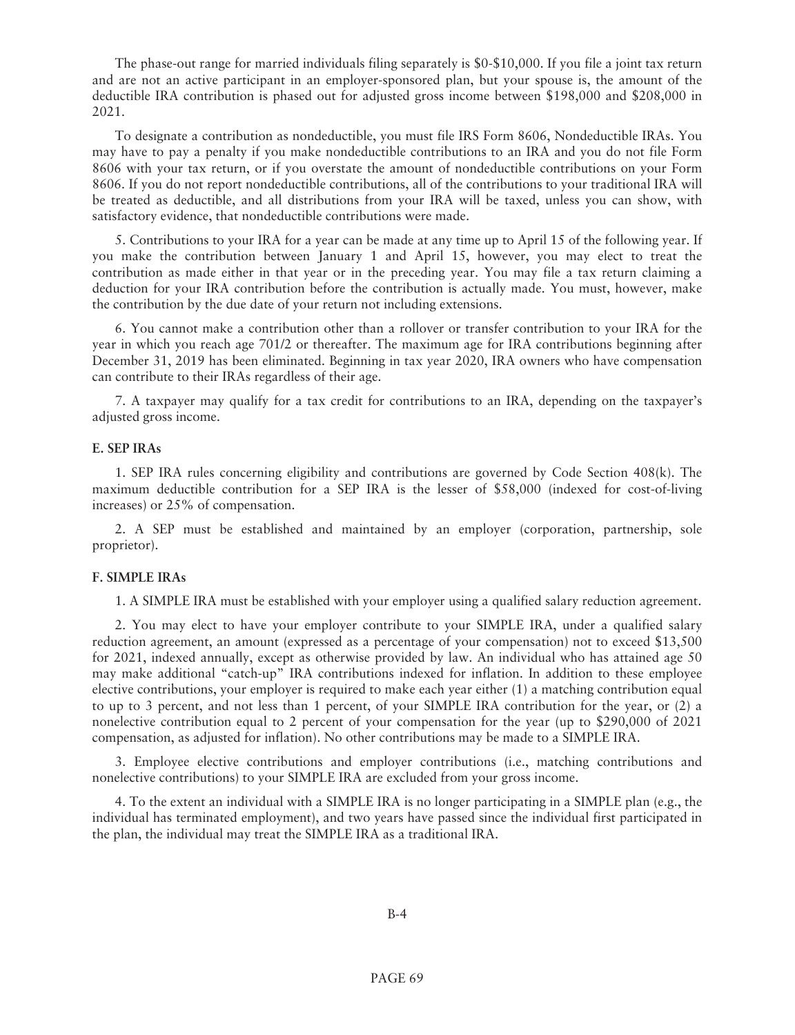The phase-out range for married individuals filing separately is \$0-\$10,000. If you file a joint tax return and are not an active participant in an employer-sponsored plan, but your spouse is, the amount of the deductible IRA contribution is phased out for adjusted gross income between \$198,000 and \$208,000 in 2021.

To designate a contribution as nondeductible, you must file IRS Form 8606, Nondeductible IRAs. You may have to pay a penalty if you make nondeductible contributions to an IRA and you do not file Form 8606 with your tax return, or if you overstate the amount of nondeductible contributions on your Form 8606. If you do not report nondeductible contributions, all of the contributions to your traditional IRA will be treated as deductible, and all distributions from your IRA will be taxed, unless you can show, with satisfactory evidence, that nondeductible contributions were made.

5. Contributions to your IRA for a year can be made at any time up to April 15 of the following year. If you make the contribution between January 1 and April 15, however, you may elect to treat the contribution as made either in that year or in the preceding year. You may file a tax return claiming a deduction for your IRA contribution before the contribution is actually made. You must, however, make the contribution by the due date of your return not including extensions.

6. You cannot make a contribution other than a rollover or transfer contribution to your IRA for the year in which you reach age 701/2 or thereafter. The maximum age for IRA contributions beginning after December 31, 2019 has been eliminated. Beginning in tax year 2020, IRA owners who have compensation can contribute to their IRAs regardless of their age.

7. A taxpayer may qualify for a tax credit for contributions to an IRA, depending on the taxpayer's adjusted gross income.

**E. SEP IRAs**

1. SEP IRA rules concerning eligibility and contributions are governed by Code Section 408(k). The maximum deductible contribution for a SEP IRA is the lesser of \$58,000 (indexed for cost-of-living increases) or 25% of compensation.

2. A SEP must be established and maintained by an employer (corporation, partnership, sole proprietor).

**F. SIMPLE IRAs**

1. A SIMPLE IRA must be established with your employer using a qualified salary reduction agreement.

2. You may elect to have your employer contribute to your SIMPLE IRA, under a qualified salary reduction agreement, an amount (expressed as a percentage of your compensation) not to exceed \$13,500 for 2021, indexed annually, except as otherwise provided by law. An individual who has attained age 50 may make additional "catch-up" IRA contributions indexed for inflation. In addition to these employee elective contributions, your employer is required to make each year either (1) a matching contribution equal to up to 3 percent, and not less than 1 percent, of your SIMPLE IRA contribution for the year, or (2) a nonelective contribution equal to 2 percent of your compensation for the year (up to \$290,000 of 2021 compensation, as adjusted for inflation). No other contributions may be made to a SIMPLE IRA.

3. Employee elective contributions and employer contributions (i.e., matching contributions and nonelective contributions) to your SIMPLE IRA are excluded from your gross income.

4. To the extent an individual with a SIMPLE IRA is no longer participating in a SIMPLE plan (e.g., the individual has terminated employment), and two years have passed since the individual first participated in the plan, the individual may treat the SIMPLE IRA as a traditional IRA.

B-4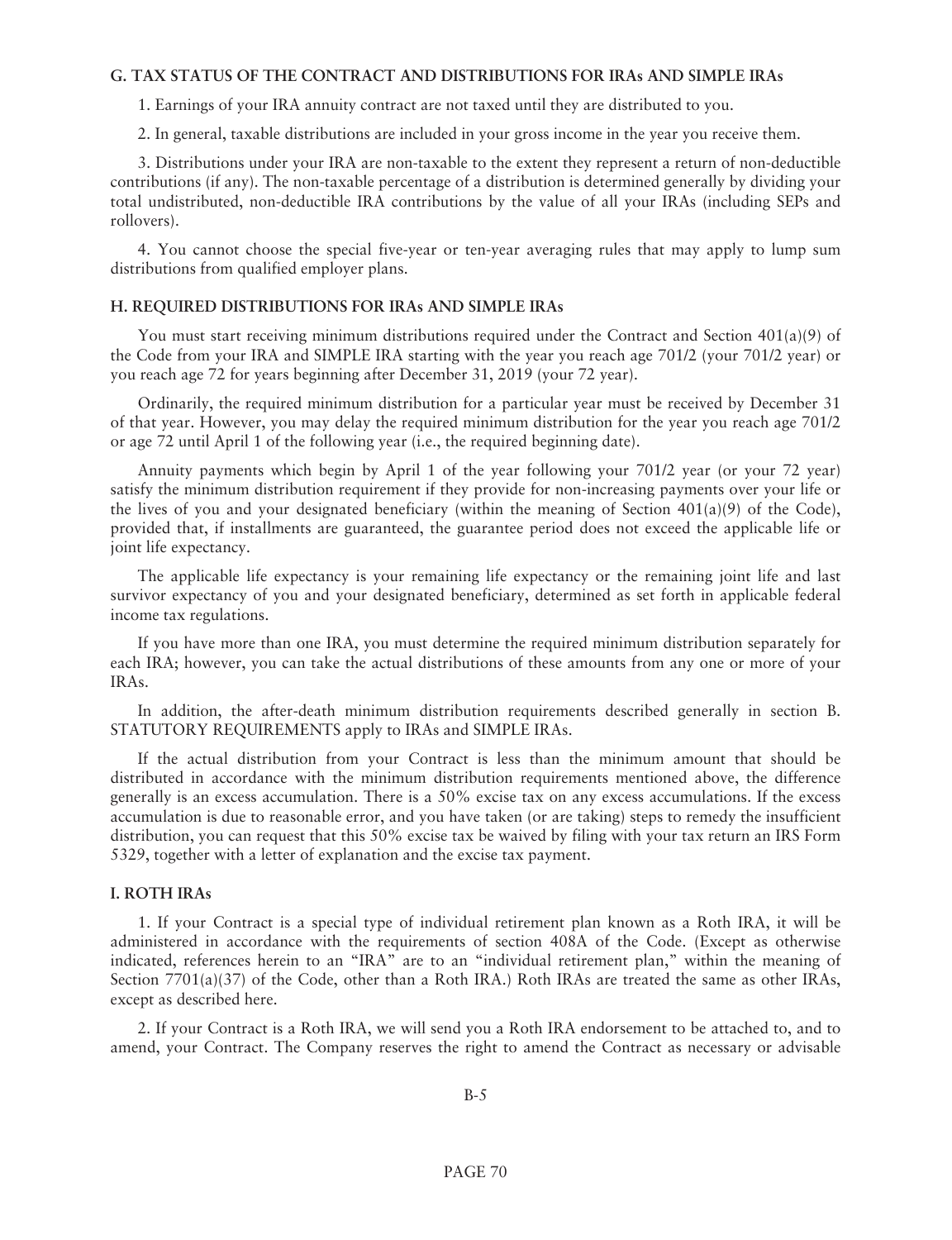### G. TAX STATUS OF THE CONTRACT AND DISTRIBUTIONS FOR IRAs AND SIMPLE IRAs

1. Earnings of your IRA annuity contract are not taxed until they are distributed to you.

2. In general, taxable distributions are included in your gross income in the year you receive them.

3. Distributions under your IRA are non-taxable to the extent they represent a return of non-deductible contributions (if any). The non-taxable percentage of a distribution is determined generally by dividing your total undistributed, non-deductible IRA contributions by the value of all your IRAs (including SEPs and rollovers).

4. You cannot choose the special five-year or ten-year averaging rules that may apply to lump sum distributions from qualified employer plans.

### H. REQUIRED DISTRIBUTIONS FOR IRAs AND SIMPLE IRAs

You must start receiving minimum distributions required under the Contract and Section 401(a)(9) of the Code from your IRA and SIMPLE IRA starting with the year you reach age 701/2 (your 701/2 year) or you reach age 72 for years beginning after December 31, 2019 (your 72 year).

Ordinarily, the required minimum distribution for a particular year must be received by December 31 of that year. However, you may delay the required minimum distribution for the year you reach age 701/2 or age 72 until April 1 of the following year (i.e., the required beginning date).

Annuity payments which begin by April 1 of the year following your 701/2 year (or your 72 year) satisfy the minimum distribution requirement if they provide for non-increasing payments over your life or the lives of you and your designated beneficiary (within the meaning of Section 401(a)(9) of the Code), provided that, if installments are guaranteed, the guarantee period does not exceed the applicable life or joint life expectancy.

The applicable life expectancy is your remaining life expectancy or the remaining joint life and last survivor expectancy of you and your designated beneficiary, determined as set forth in applicable federal income tax regulations.

If you have more than one IRA, you must determine the required minimum distribution separately for each IRA; however, you can take the actual distributions of these amounts from any one or more of your IRAs.

In addition, the after-death minimum distribution requirements described generally in section B. STATUTORY REQUIREMENTS apply to IRAs and SIMPLE IRAs.

If the actual distribution from your Contract is less than the minimum amount that should be distributed in accordance with the minimum distribution requirements mentioned above, the difference generally is an excess accumulation. There is a 50% excise tax on any excess accumulations. If the excess accumulation is due to reasonable error, and you have taken (or are taking) steps to remedy the insufficient distribution, you can request that this 50% excise tax be waived by filing with your tax return an IRS Form 5329, together with a letter of explanation and the excise tax payment.

### I. ROTH IRAs

1. If your Contract is a special type of individual retirement plan known as a Roth IRA, it will be administered in accordance with the requirements of section 408A of the Code. (Except as otherwise indicated, references herein to an "IRA" are to an "individual retirement plan," within the meaning of Section 7701(a)(37) of the Code, other than a Roth IRA.) Roth IRAs are treated the same as other IRAs, except as described here.

2. If your Contract is a Roth IRA, we will send you a Roth IRA endorsement to be attached to, and to amend, your Contract. The Company reserves the right to amend the Contract as necessary or advisable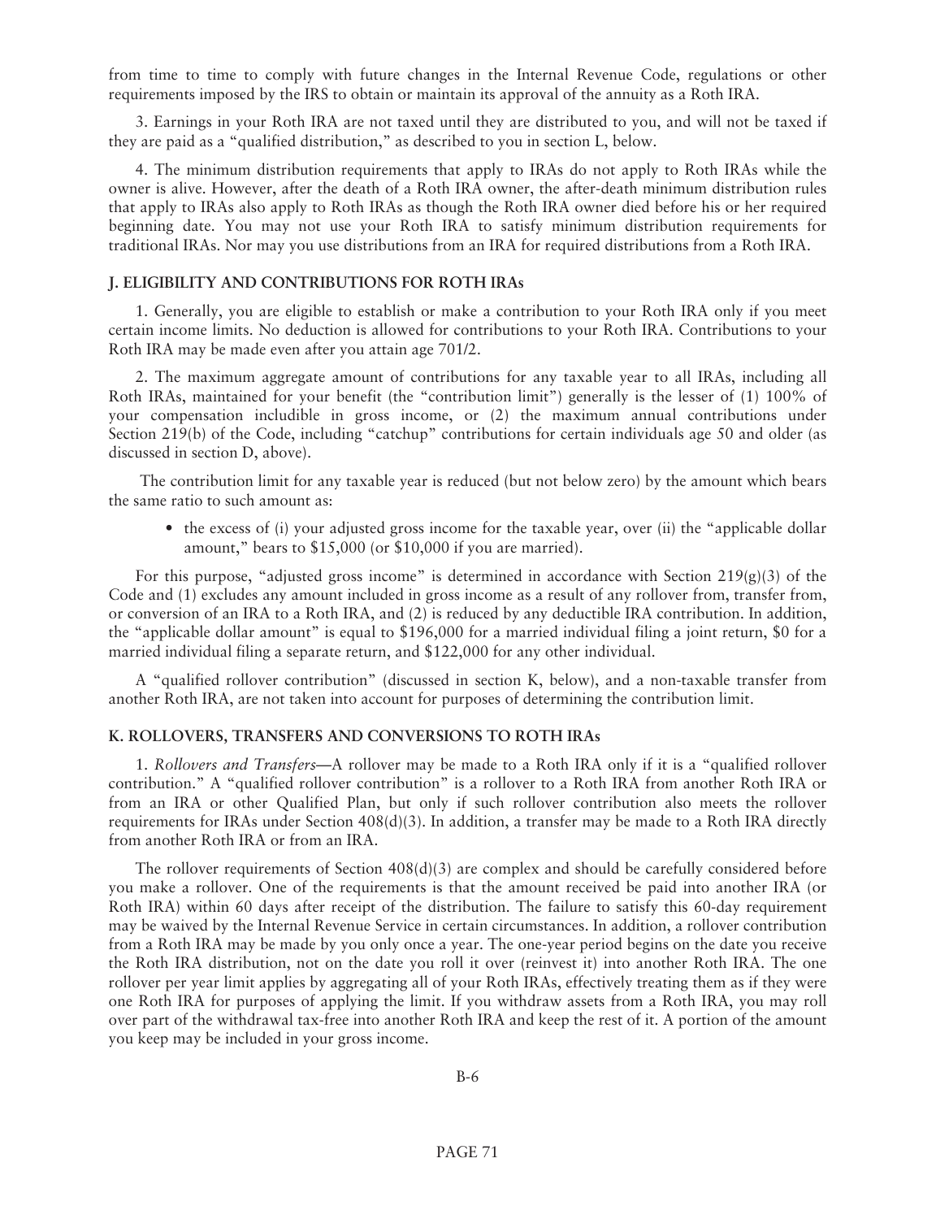from time to time to comply with future changes in the Internal Revenue Code, regulations or other requirements imposed by the IRS to obtain or maintain its approval of the annuity as a Roth IRA.

3. Earnings in your Roth IRA are not taxed until they are distributed to you, and will not be taxed if they are paid as a "qualified distribution," as described to you in section L, below.

4. The minimum distribution requirements that apply to IRAs do not apply to Roth IRAs while the owner is alive. However, after the death of a Roth IRA owner, the after-death minimum distribution rules that apply to IRAs also apply to Roth IRAs as though the Roth IRA owner died before his or her required beginning date. You may not use your Roth IRA to satisfy minimum distribution requirements for traditional IRAs. Nor may you use distributions from an IRA for required distributions from a Roth IRA.

## J. ELIGIBILITY AND CONTRIBUTIONS FOR ROTH IRAs

1. Generally, you are eligible to establish or make a contribution to your Roth IRA only if you meet certain income limits. No deduction is allowed for contributions to your Roth IRA. Contributions to your Roth IRA may be made even after you attain age 701/2.

2. The maximum aggregate amount of contributions for any taxable year to all IRAs, including all Roth IRAs, maintained for your benefit (the "contribution limit") generally is the lesser of (1) 100% of your compensation includible in gross income, or (2) the maximum annual contributions under Section 219(b) of the Code, including "catchup" contributions for certain individuals age 50 and older (as discussed in section D, above).

The contribution limit for any taxable year is reduced (but not below zero) by the amount which bears the same ratio to such amount as:

- the excess of (i) your adjusted gross income for the taxable year, over (ii) the "applicable dollar amount," bears to $15,000 (or $10,000 if you are married).

For this purpose, "adjusted gross income" is determined in accordance with Section 219(g)(3) of the Code and (1) excludes any amount included in gross income as a result of any rollover from, transfer from, or conversion of an IRA to a Roth IRA, and (2) is reduced by any deductible IRA contribution. In addition, the "applicable dollar amount" is equal to $196,000 for a married individual filing a joint return, $0 for a married individual filing a separate return, and $122,000 for any other individual.

A "qualified rollover contribution" (discussed in section K, below), and a non-taxable transfer from another Roth IRA, are not taken into account for purposes of determining the contribution limit.

## K. ROLLOVERS, TRANSFERS AND CONVERSIONS TO ROTH IRAs

1. *Rollovers and Transfers*—A rollover may be made to a Roth IRA only if it is a "qualified rollover contribution." A "qualified rollover contribution" is a rollover to a Roth IRA from another Roth IRA or from an IRA or other Qualified Plan, but only if such rollover contribution also meets the rollover requirements for IRAs under Section 408(d)(3). In addition, a transfer may be made to a Roth IRA directly from another Roth IRA or from an IRA.

The rollover requirements of Section 408(d)(3) are complex and should be carefully considered before you make a rollover. One of the requirements is that the amount received be paid into another IRA (or Roth IRA) within 60 days after receipt of the distribution. The failure to satisfy this 60-day requirement may be waived by the Internal Revenue Service in certain circumstances. In addition, a rollover contribution from a Roth IRA may be made by you only once a year. The one-year period begins on the date you receive the Roth IRA distribution, not on the date you roll it over (reinvest it) into another Roth IRA. The one rollover per year limit applies by aggregating all of your Roth IRAs, effectively treating them as if they were one Roth IRA for purposes of applying the limit. If you withdraw assets from a Roth IRA, you may roll over part of the withdrawal tax-free into another Roth IRA and keep the rest of it. A portion of the amount you keep may be included in your gross income.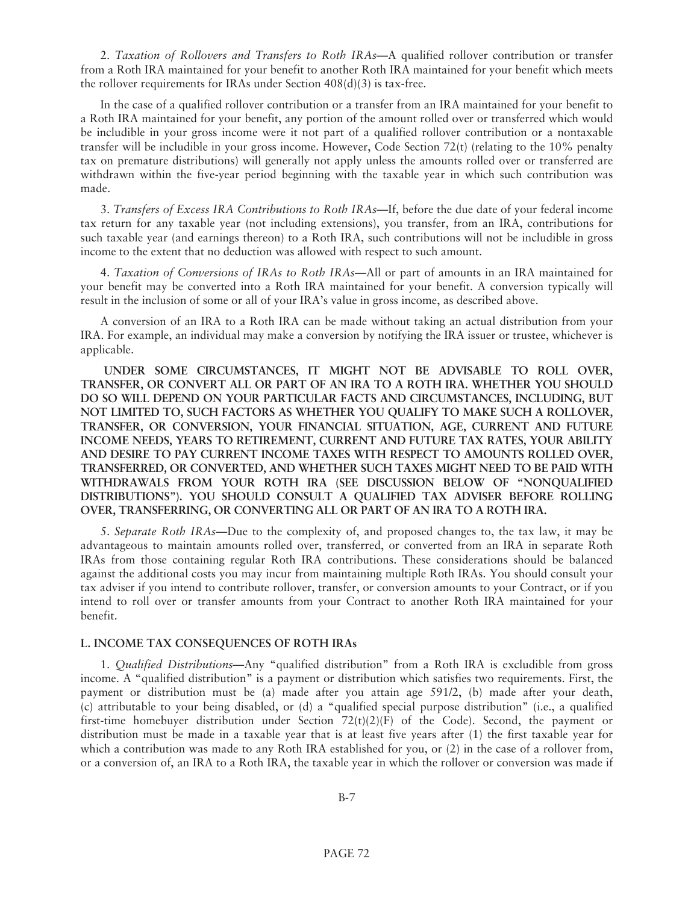2. *Taxation of Rollovers and Transfers to Roth IRAs*—A qualified rollover contribution or transfer from a Roth IRA maintained for your benefit to another Roth IRA maintained for your benefit which meets the rollover requirements for IRAs under Section 408(d)(3) is tax-free.

In the case of a qualified rollover contribution or a transfer from an IRA maintained for your benefit to a Roth IRA maintained for your benefit, any portion of the amount rolled over or transferred which would be includible in your gross income were it not part of a qualified rollover contribution or a nontaxable transfer will be includible in your gross income. However, Code Section 72(t) (relating to the 10% penalty tax on premature distributions) will generally not apply unless the amounts rolled over or transferred are withdrawn within the five-year period beginning with the taxable year in which such contribution was made.

3. *Transfers of Excess IRA Contributions to Roth IRAs*—If, before the due date of your federal income tax return for any taxable year (not including extensions), you transfer, from an IRA, contributions for such taxable year (and earnings thereon) to a Roth IRA, such contributions will not be includible in gross income to the extent that no deduction was allowed with respect to such amount.

4. *Taxation of Conversions of IRAs to Roth IRAs*—All or part of amounts in an IRA maintained for your benefit may be converted into a Roth IRA maintained for your benefit. A conversion typically will result in the inclusion of some or all of your IRA's value in gross income, as described above.

A conversion of an IRA to a Roth IRA can be made without taking an actual distribution from your IRA. For example, an individual may make a conversion by notifying the IRA issuer or trustee, whichever is applicable.

**UNDER SOME CIRCUMSTANCES, IT MIGHT NOT BE ADVISABLE TO ROLL OVER, TRANSFER, OR CONVERT ALL OR PART OF AN IRA TO A ROTH IRA. WHETHER YOU SHOULD DO SO WILL DEPEND ON YOUR PARTICULAR FACTS AND CIRCUMSTANCES, INCLUDING, BUT NOT LIMITED TO, SUCH FACTORS AS WHETHER YOU QUALIFY TO MAKE SUCH A ROLLOVER, TRANSFER, OR CONVERSION, YOUR FINANCIAL SITUATION, AGE, CURRENT AND FUTURE INCOME NEEDS, YEARS TO RETIREMENT, CURRENT AND FUTURE TAX RATES, YOUR ABILITY AND DESIRE TO PAY CURRENT INCOME TAXES WITH RESPECT TO AMOUNTS ROLLED OVER, TRANSFERRED, OR CONVERTED, AND WHETHER SUCH TAXES MIGHT NEED TO BE PAID WITH WITHDRAWALS FROM YOUR ROTH IRA (SEE DISCUSSION BELOW OF "NONQUALIFIED DISTRIBUTIONS"). YOU SHOULD CONSULT A QUALIFIED TAX ADVISER BEFORE ROLLING OVER, TRANSFERRING, OR CONVERTING ALL OR PART OF AN IRA TO A ROTH IRA.**

5. *Separate Roth IRAs*—Due to the complexity of, and proposed changes to, the tax law, it may be advantageous to maintain amounts rolled over, transferred, or converted from an IRA in separate Roth IRAs from those containing regular Roth IRA contributions. These considerations should be balanced against the additional costs you may incur from maintaining multiple Roth IRAs. You should consult your tax adviser if you intend to contribute rollover, transfer, or conversion amounts to your Contract, or if you intend to roll over or transfer amounts from your Contract to another Roth IRA maintained for your benefit.

### L. INCOME TAX CONSEQUENCES OF ROTH IRAs

1. *Qualified Distributions*—Any "qualified distribution" from a Roth IRA is excludible from gross income. A "qualified distribution" is a payment or distribution which satisfies two requirements. First, the payment or distribution must be (a) made after you attain age 591/2, (b) made after your death, (c) attributable to your being disabled, or (d) a "qualified special purpose distribution" (i.e., a qualified first-time homebuyer distribution under Section 72(t)(2)(F) of the Code). Second, the payment or distribution must be made in a taxable year that is at least five years after (1) the first taxable year for which a contribution was made to any Roth IRA established for you, or (2) in the case of a rollover from, or a conversion of, an IRA to a Roth IRA, the taxable year in which the rollover or conversion was made if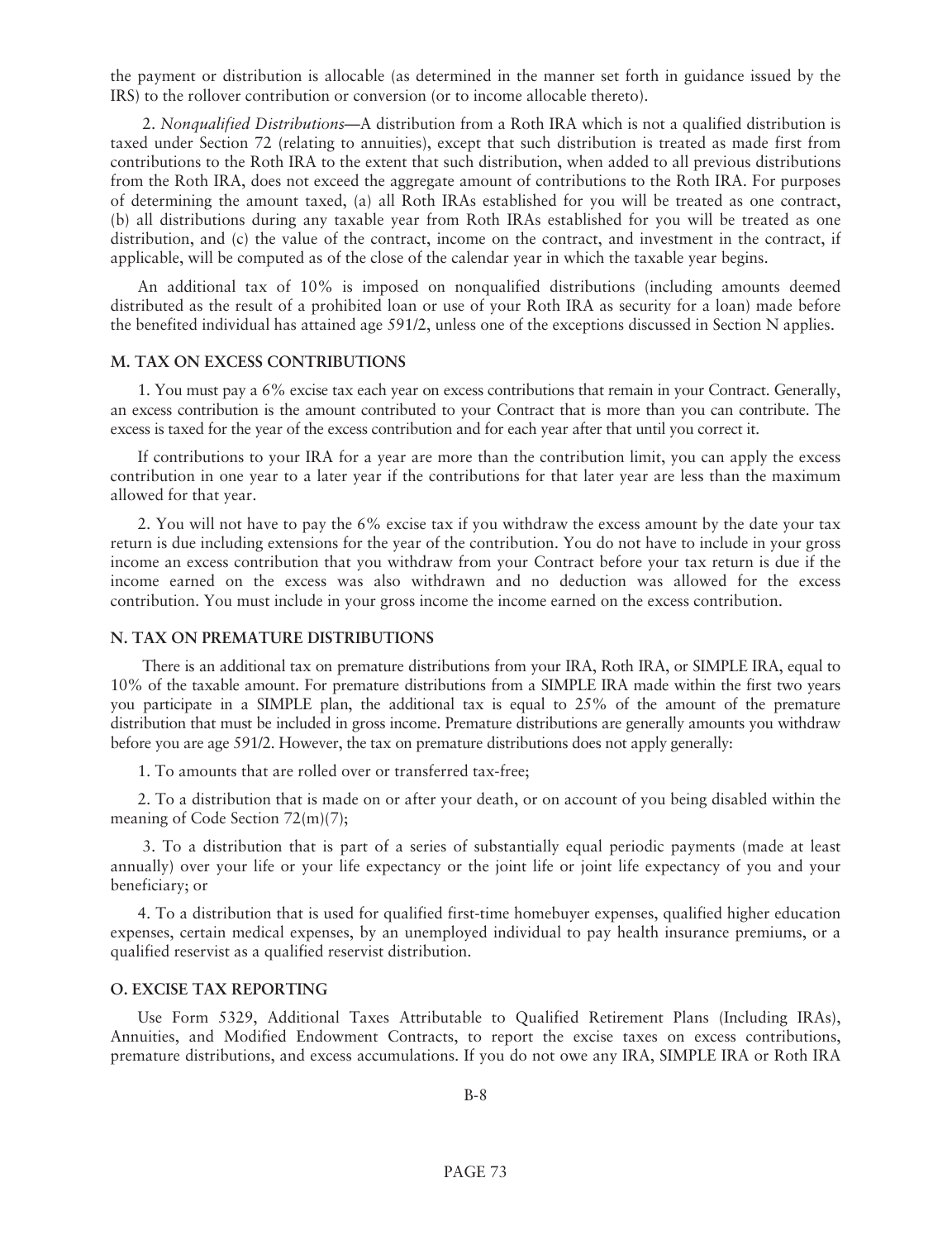the payment or distribution is allocable (as determined in the manner set forth in guidance issued by the IRS) to the rollover contribution or conversion (or to income allocable thereto).

2. *Nonqualified Distributions*—A distribution from a Roth IRA which is not a qualified distribution is taxed under Section 72 (relating to annuities), except that such distribution is treated as made first from contributions to the Roth IRA to the extent that such distribution, when added to all previous distributions from the Roth IRA, does not exceed the aggregate amount of contributions to the Roth IRA. For purposes of determining the amount taxed, (a) all Roth IRAs established for you will be treated as one contract, (b) all distributions during any taxable year from Roth IRAs established for you will be treated as one distribution, and (c) the value of the contract, income on the contract, and investment in the contract, if applicable, will be computed as of the close of the calendar year in which the taxable year begins.

An additional tax of 10% is imposed on nonqualified distributions (including amounts deemed distributed as the result of a prohibited loan or use of your Roth IRA as security for a loan) made before the benefited individual has attained age 591/2, unless one of the exceptions discussed in Section N applies.

### M. TAX ON EXCESS CONTRIBUTIONS

1. You must pay a 6% excise tax each year on excess contributions that remain in your Contract. Generally, an excess contribution is the amount contributed to your Contract that is more than you can contribute. The excess is taxed for the year of the excess contribution and for each year after that until you correct it.

If contributions to your IRA for a year are more than the contribution limit, you can apply the excess contribution in one year to a later year if the contributions for that later year are less than the maximum allowed for that year.

2. You will not have to pay the 6% excise tax if you withdraw the excess amount by the date your tax return is due including extensions for the year of the contribution. You do not have to include in your gross income an excess contribution that you withdraw from your Contract before your tax return is due if the income earned on the excess was also withdrawn and no deduction was allowed for the excess contribution. You must include in your gross income the income earned on the excess contribution.

### N. TAX ON PREMATURE DISTRIBUTIONS

There is an additional tax on premature distributions from your IRA, Roth IRA, or SIMPLE IRA, equal to 10% of the taxable amount. For premature distributions from a SIMPLE IRA made within the first two years you participate in a SIMPLE plan, the additional tax is equal to 25% of the amount of the premature distribution that must be included in gross income. Premature distributions are generally amounts you withdraw before you are age 591/2. However, the tax on premature distributions does not apply generally:

1. To amounts that are rolled over or transferred tax-free;

2. To a distribution that is made on or after your death, or on account of you being disabled within the meaning of Code Section 72(m)(7);

3. To a distribution that is part of a series of substantially equal periodic payments (made at least annually) over your life or your life expectancy or the joint life or joint life expectancy of you and your beneficiary; or

4. To a distribution that is used for qualified first-time homebuyer expenses, qualified higher education expenses, certain medical expenses, by an unemployed individual to pay health insurance premiums, or a qualified reservist as a qualified reservist distribution.

### O. EXCISE TAX REPORTING

Use Form 5329, Additional Taxes Attributable to Qualified Retirement Plans (Including IRAs), Annuities, and Modified Endowment Contracts, to report the excise taxes on excess contributions, premature distributions, and excess accumulations. If you do not owe any IRA, SIMPLE IRA or Roth IRA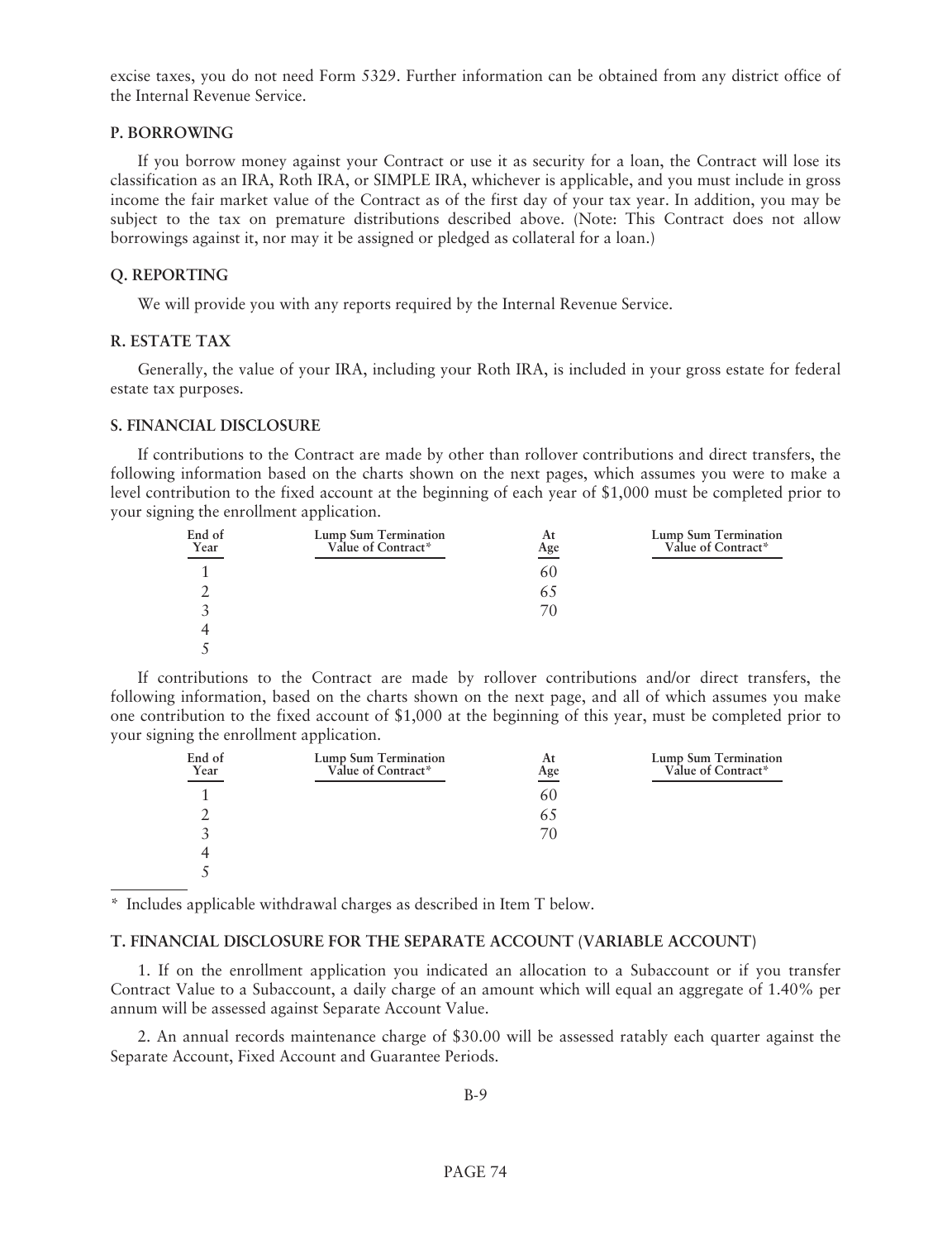excise taxes, you do not need Form 5329. Further information can be obtained from any district office of the Internal Revenue Service.

**P. BORROWING**

If you borrow money against your Contract or use it as security for a loan, the Contract will lose its classification as an IRA, Roth IRA, or SIMPLE IRA, whichever is applicable, and you must include in gross income the fair market value of the Contract as of the first day of your tax year. In addition, you may be subject to the tax on premature distributions described above. (Note: This Contract does not allow borrowings against it, nor may it be assigned or pledged as collateral for a loan.)

**Q. REPORTING**

We will provide you with any reports required by the Internal Revenue Service.

**R. ESTATE TAX**

Generally, the value of your IRA, including your Roth IRA, is included in your gross estate for federal estate tax purposes.

**S. FINANCIAL DISCLOSURE**

If contributions to the Contract are made by other than rollover contributions and direct transfers, the following information based on the charts shown on the next pages, which assumes you were to make a level contribution to the fixed account at the beginning of each year of $1,000 must be completed prior to your signing the enrollment application.

| End of Year | Lump Sum Termination Value of Contract* | At Age | Lump Sum Termination Value of Contract* |
|---|---|---|---|
| 1 | | 60 | |
| 2 | | 65 | |
| 3 | | 70 | |
| 4 | | | |
| 5 | | | |

If contributions to the Contract are made by rollover contributions and/or direct transfers, the following information, based on the charts shown on the next page, and all of which assumes you make one contribution to the fixed account of $1,000 at the beginning of this year, must be completed prior to your signing the enrollment application.

| End of Year | Lump Sum Termination Value of Contract* | At Age | Lump Sum Termination Value of Contract* |
|---|---|---|---|
| 1 | | 60 | |
| 2 | | 65 | |
| 3 | | 70 | |
| 4 | | | |
| 5 | | | |

\* Includes applicable withdrawal charges as described in Item T below.

**T. FINANCIAL DISCLOSURE FOR THE SEPARATE ACCOUNT (VARIABLE ACCOUNT)**

1. If on the enrollment application you indicated an allocation to a Subaccount or if you transfer Contract Value to a Subaccount, a daily charge of an amount which will equal an aggregate of 1.40% per annum will be assessed against Separate Account Value.

2. An annual records maintenance charge of $30.00 will be assessed ratably each quarter against the Separate Account, Fixed Account and Guarantee Periods.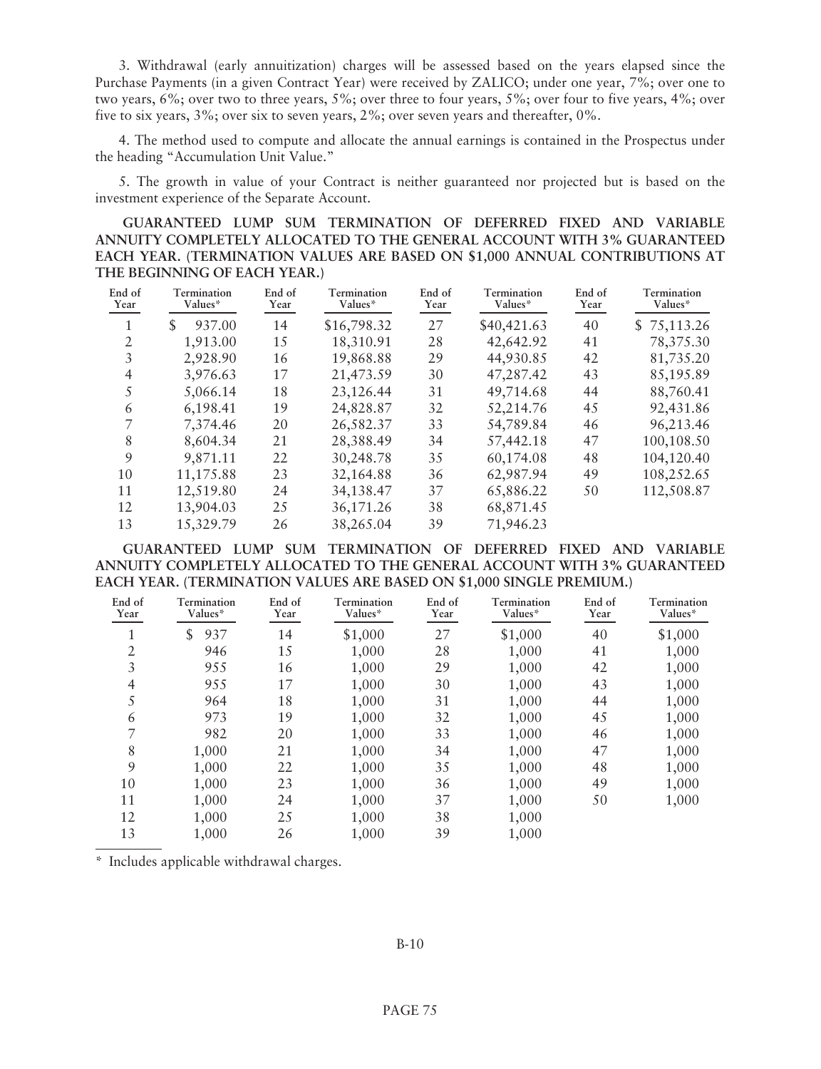3. Withdrawal (early annuitization) charges will be assessed based on the years elapsed since the Purchase Payments (in a given Contract Year) were received by ZALICO; under one year, 7%; over one to two years, 6%; over two to three years, 5%; over three to four years, 5%; over four to five years, 4%; over five to six years, 3%; over six to seven years, 2%; over seven years and thereafter, 0%.

4. The method used to compute and allocate the annual earnings is contained in the Prospectus under the heading "Accumulation Unit Value."

5. The growth in value of your Contract is neither guaranteed nor projected but is based on the investment experience of the Separate Account.

**GUARANTEED LUMP SUM TERMINATION OF DEFERRED FIXED AND VARIABLE ANNUITY COMPLETELY ALLOCATED TO THE GENERAL ACCOUNT WITH 3% GUARANTEED EACH YEAR. (TERMINATION VALUES ARE BASED ON $1,000 ANNUAL CONTRIBUTIONS AT THE BEGINNING OF EACH YEAR.)**

| End of Year | Termination Values* | End of Year | Termination Values* | End of Year | Termination Values* | End of Year | Termination Values* |
|---|---|---|---|---|---|---|---|
| 1 | $ 937.00 | 14 | $16,798.32 | 27 | $40,421.63 | 40 | $ 75,113.26 |
| 2 | 1,913.00 | 15 | 18,310.91 | 28 | 42,642.92 | 41 | 78,375.30 |
| 3 | 2,928.90 | 16 | 19,868.88 | 29 | 44,930.85 | 42 | 81,735.20 |
| 4 | 3,976.63 | 17 | 21,473.59 | 30 | 47,287.42 | 43 | 85,195.89 |
| 5 | 5,066.14 | 18 | 23,126.44 | 31 | 49,714.68 | 44 | 88,760.41 |
| 6 | 6,198.41 | 19 | 24,828.87 | 32 | 52,214.76 | 45 | 92,431.86 |
| 7 | 7,374.46 | 20 | 26,582.37 | 33 | 54,789.84 | 46 | 96,213.46 |
| 8 | 8,604.34 | 21 | 28,388.49 | 34 | 57,442.18 | 47 | 100,108.50 |
| 9 | 9,871.11 | 22 | 30,248.78 | 35 | 60,174.08 | 48 | 104,120.40 |
| 10 | 11,175.88 | 23 | 32,164.88 | 36 | 62,987.94 | 49 | 108,252.65 |
| 11 | 12,519.80 | 24 | 34,138.47 | 37 | 65,886.22 | 50 | 112,508.87 |
| 12 | 13,904.03 | 25 | 36,171.26 | 38 | 68,871.45 | | |
| 13 | 15,329.79 | 26 | 38,265.04 | 39 | 71,946.23 | | |

**GUARANTEED LUMP SUM TERMINATION OF DEFERRED FIXED AND VARIABLE ANNUITY COMPLETELY ALLOCATED TO THE GENERAL ACCOUNT WITH 3% GUARANTEED EACH YEAR. (TERMINATION VALUES ARE BASED ON $1,000 SINGLE PREMIUM.)**

| End of Year | Termination Values* | End of Year | Termination Values* | End of Year | Termination Values* | End of Year | Termination Values* |
|---|---|---|---|---|---|---|---|
| 1 | $ 937 | 14 | $1,000 | 27 | $1,000 | 40 | $1,000 |
| 2 | 946 | 15 | 1,000 | 28 | 1,000 | 41 | 1,000 |
| 3 | 955 | 16 | 1,000 | 29 | 1,000 | 42 | 1,000 |
| 4 | 955 | 17 | 1,000 | 30 | 1,000 | 43 | 1,000 |
| 5 | 964 | 18 | 1,000 | 31 | 1,000 | 44 | 1,000 |
| 6 | 973 | 19 | 1,000 | 32 | 1,000 | 45 | 1,000 |
| 7 | 982 | 20 | 1,000 | 33 | 1,000 | 46 | 1,000 |
| 8 | 1,000 | 21 | 1,000 | 34 | 1,000 | 47 | 1,000 |
| 9 | 1,000 | 22 | 1,000 | 35 | 1,000 | 48 | 1,000 |
| 10 | 1,000 | 23 | 1,000 | 36 | 1,000 | 49 | 1,000 |
| 11 | 1,000 | 24 | 1,000 | 37 | 1,000 | 50 | 1,000 |
| 12 | 1,000 | 25 | 1,000 | 38 | 1,000 | | |
| 13 | 1,000 | 26 | 1,000 | 39 | 1,000 | | |

\* Includes applicable withdrawal charges.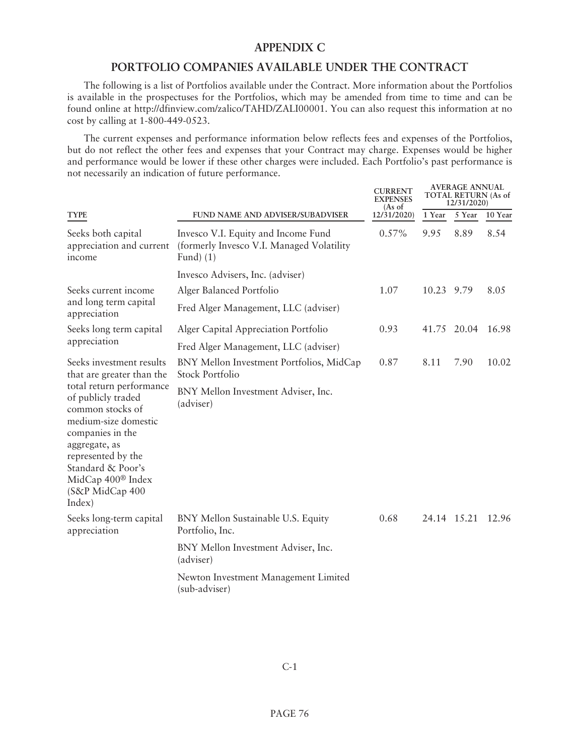## APPENDIX C

## PORTFOLIO COMPANIES AVAILABLE UNDER THE CONTRACT

The following is a list of Portfolios available under the Contract. More information about the Portfolios is available in the prospectuses for the Portfolios, which may be amended from time to time and can be found online at http://dfinview.com/zalico/TAHD/ZALI00001. You can also request this information at no cost by calling at 1-800-449-0523.

The current expenses and performance information below reflects fees and expenses of the Portfolios, but do not reflect the other fees and expenses that your Contract may charge. Expenses would be higher and performance would be lower if these other charges were included. Each Portfolio's past performance is not necessarily an indication of future performance.

| TYPE | FUND NAME AND ADVISER/SUBADVISER | CURRENT EXPENSES (As of 12/31/2020) | AVERAGE ANNUAL TOTAL RETURN (As of 12/31/2020) | | |
|---|---|---|---|---|---|
| | | | 1 Year | 5 Year | 10 Year |
| Seeks both capital appreciation and current income | Invesco V.I. Equity and Income Fund (formerly Invesco V.I. Managed Volatility Fund) (1)<br>Invesco Advisers, Inc. (adviser) | 0.57% | 9.95 | 8.89 | 8.54 |
| Seeks current income and long term capital appreciation | Alger Balanced Portfolio<br>Fred Alger Management, LLC (adviser) | 1.07 | 10.23 | 9.79 | 8.05 |
| Seeks long term capital appreciation | Alger Capital Appreciation Portfolio<br>Fred Alger Management, LLC (adviser) | 0.93 | 41.75 | 20.04 | 16.98 |
| Seeks investment results that are greater than the total return performance of publicly traded common stocks of medium-size domestic companies in the aggregate, as represented by the Standard & Poor's MidCap 400® Index (S&P MidCap 400 Index) | BNY Mellon Investment Portfolios, MidCap Stock Portfolio<br>BNY Mellon Investment Adviser, Inc. (adviser) | 0.87 | 8.11 | 7.90 | 10.02 |
| Seeks long-term capital appreciation | BNY Mellon Sustainable U.S. Equity Portfolio, Inc.<br>BNY Mellon Investment Adviser, Inc. (adviser)<br>Newton Investment Management Limited (sub-adviser) | 0.68 | 24.14 | 15.21 | 12.96 |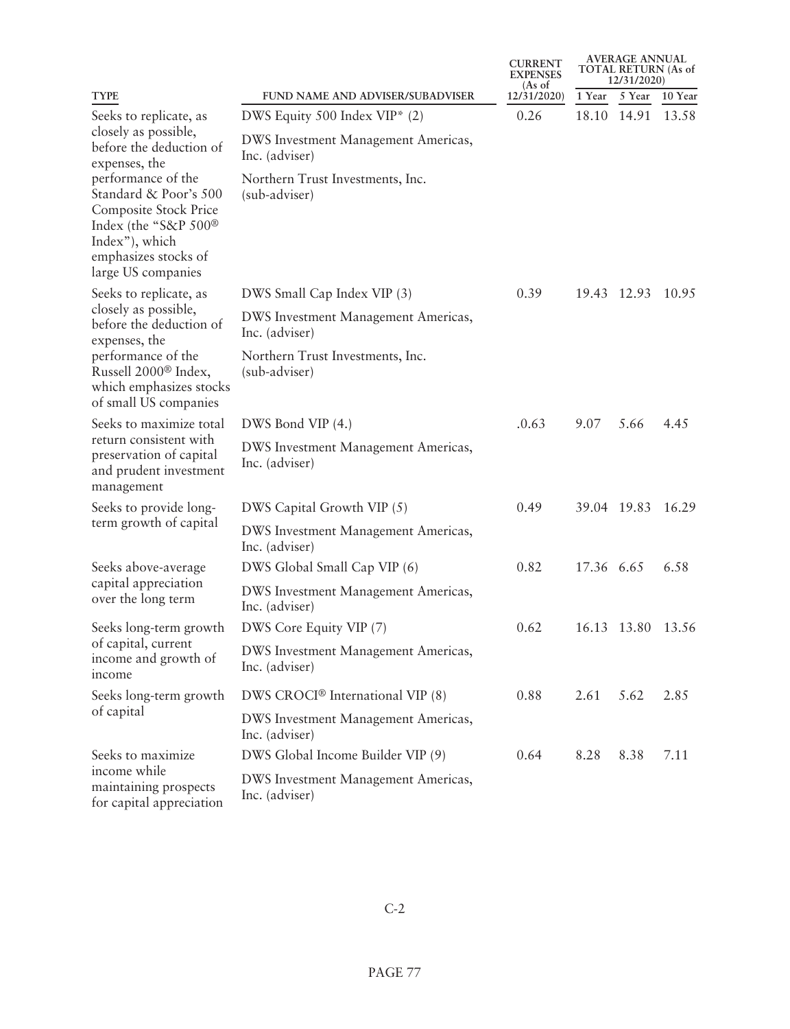| TYPE | FUND NAME AND ADVISER/SUBADVISER | CURRENT EXPENSES (As of 12/31/2020) | AVERAGE ANNUAL TOTAL RETURN (As of 12/31/2020) | | |
|---|---|---|---|---|---|
| | | | 1 Year | 5 Year | 10 Year |
| Seeks to replicate, as closely as possible, before the deduction of expenses, the performance of the Standard & Poor's 500 Composite Stock Price Index (the "S&P 500® Index"), which emphasizes stocks of large US companies | DWS Equity 500 Index VIP* (2)<br>DWS Investment Management Americas, Inc. (adviser)<br>Northern Trust Investments, Inc. (sub-adviser) | 0.26 | 18.10 | 14.91 | 13.58 |
| Seeks to replicate, as closely as possible, before the deduction of expenses, the performance of the Russell 2000® Index, which emphasizes stocks of small US companies | DWS Small Cap Index VIP (3)<br>DWS Investment Management Americas, Inc. (adviser)<br>Northern Trust Investments, Inc. (sub-adviser) | 0.39 | 19.43 | 12.93 | 10.95 |
| Seeks to maximize total return consistent with preservation of capital and prudent investment management | DWS Bond VIP (4.)<br>DWS Investment Management Americas, Inc. (adviser) | .0.63 | 9.07 | 5.66 | 4.45 |
| Seeks to provide long-term growth of capital | DWS Capital Growth VIP (5)<br>DWS Investment Management Americas, Inc. (adviser) | 0.49 | 39.04 | 19.83 | 16.29 |
| Seeks above-average capital appreciation over the long term | DWS Global Small Cap VIP (6)<br>DWS Investment Management Americas, Inc. (adviser) | 0.82 | 17.36 | 6.65 | 6.58 |
| Seeks long-term growth of capital, current income and growth of income | DWS Core Equity VIP (7)<br>DWS Investment Management Americas, Inc. (adviser) | 0.62 | 16.13 | 13.80 | 13.56 |
| Seeks long-term growth of capital | DWS CROCI® International VIP (8)<br>DWS Investment Management Americas, Inc. (adviser) | 0.88 | 2.61 | 5.62 | 2.85 |
| Seeks to maximize income while maintaining prospects for capital appreciation | DWS Global Income Builder VIP (9)<br>DWS Investment Management Americas, Inc. (adviser) | 0.64 | 8.28 | 8.38 | 7.11 |

C-2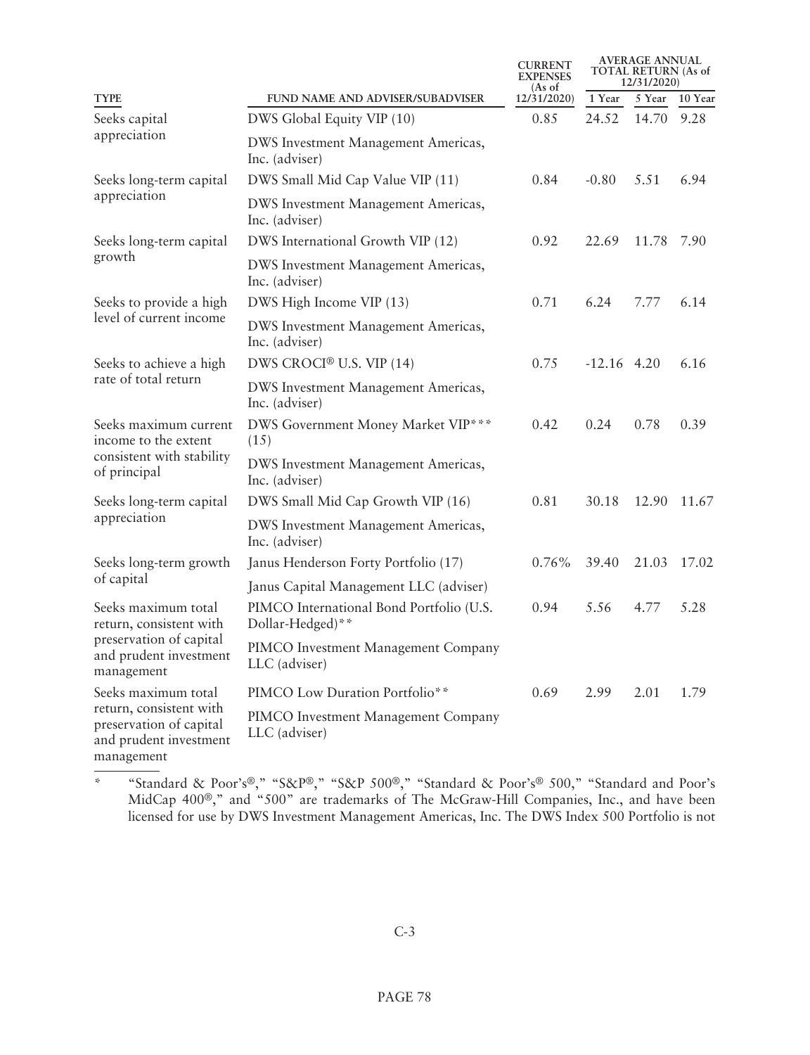| TYPE | FUND NAME AND ADVISER/SUBADVISER | CURRENT EXPENSES (As of 12/31/2020) | AVERAGE ANNUAL TOTAL RETURN (As of 12/31/2020) | | |
|---|---|---|---|---|---|
| | | | 1 Year | 5 Year | 10 Year |
| Seeks capital appreciation | DWS Global Equity VIP (10)<br>DWS Investment Management Americas, Inc. (adviser) | 0.85 | 24.52 | 14.70 | 9.28 |
| Seeks long-term capital appreciation | DWS Small Mid Cap Value VIP (11)<br>DWS Investment Management Americas, Inc. (adviser) | 0.84 | -0.80 | 5.51 | 6.94 |
| Seeks long-term capital growth | DWS International Growth VIP (12)<br>DWS Investment Management Americas, Inc. (adviser) | 0.92 | 22.69 | 11.78 | 7.90 |
| Seeks to provide a high level of current income | DWS High Income VIP (13)<br>DWS Investment Management Americas, Inc. (adviser) | 0.71 | 6.24 | 7.77 | 6.14 |
| Seeks to achieve a high rate of total return | DWS CROCI® U.S. VIP (14)<br>DWS Investment Management Americas, Inc. (adviser) | 0.75 | -12.16 | 4.20 | 6.16 |
| Seeks maximum current income to the extent consistent with stability of principal | DWS Government Money Market VIP*** (15)<br>DWS Investment Management Americas, Inc. (adviser) | 0.42 | 0.24 | 0.78 | 0.39 |
| Seeks long-term capital appreciation | DWS Small Mid Cap Growth VIP (16)<br>DWS Investment Management Americas, Inc. (adviser) | 0.81 | 30.18 | 12.90 | 11.67 |
| Seeks long-term growth of capital | Janus Henderson Forty Portfolio (17)<br>Janus Capital Management LLC (adviser) | 0.76% | 39.40 | 21.03 | 17.02 |
| Seeks maximum total return, consistent with preservation of capital and prudent investment management | PIMCO International Bond Portfolio (U.S. Dollar-Hedged)**<br>PIMCO Investment Management Company LLC (adviser) | 0.94 | 5.56 | 4.77 | 5.28 |
| Seeks maximum total return, consistent with preservation of capital and prudent investment management | PIMCO Low Duration Portfolio**<br>PIMCO Investment Management Company LLC (adviser) | 0.69 | 2.99 | 2.01 | 1.79 |

\* "Standard & Poor's®," "S&P®," "S&P 500®," "Standard & Poor's® 500," "Standard and Poor's MidCap 400®," and "500" are trademarks of The McGraw-Hill Companies, Inc., and have been licensed for use by DWS Investment Management Americas, Inc. The DWS Index 500 Portfolio is not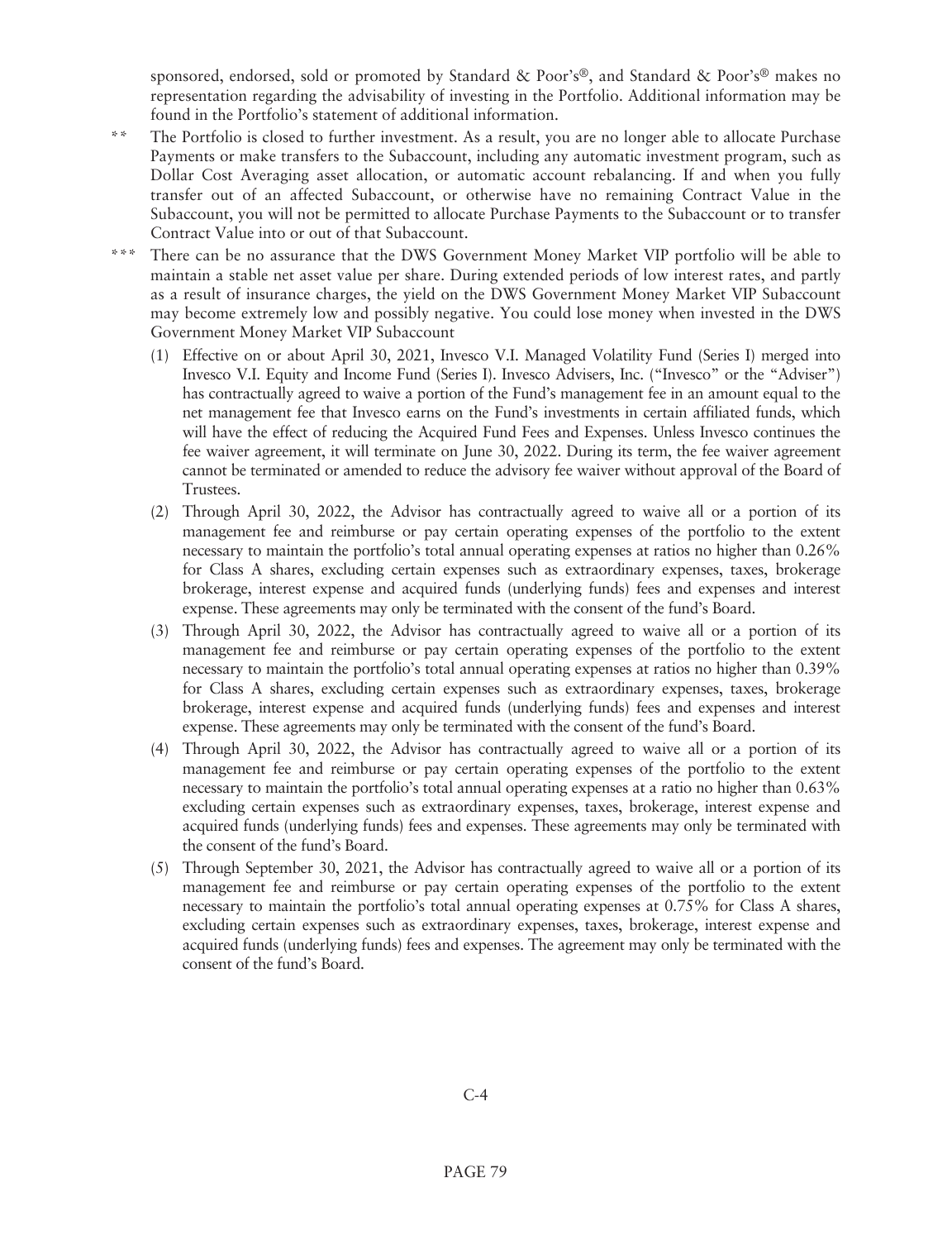sponsored, endorsed, sold or promoted by Standard & Poor's®, and Standard & Poor's® makes no representation regarding the advisability of investing in the Portfolio. Additional information may be found in the Portfolio's statement of additional information.

\*\* The Portfolio is closed to further investment. As a result, you are no longer able to allocate Purchase Payments or make transfers to the Subaccount, including any automatic investment program, such as Dollar Cost Averaging asset allocation, or automatic account rebalancing. If and when you fully transfer out of an affected Subaccount, or otherwise have no remaining Contract Value in the Subaccount, you will not be permitted to allocate Purchase Payments to the Subaccount or to transfer Contract Value into or out of that Subaccount.

\*\*\* There can be no assurance that the DWS Government Money Market VIP portfolio will be able to maintain a stable net asset value per share. During extended periods of low interest rates, and partly as a result of insurance charges, the yield on the DWS Government Money Market VIP Subaccount may become extremely low and possibly negative. You could lose money when invested in the DWS Government Money Market VIP Subaccount

(1) Effective on or about April 30, 2021, Invesco V.I. Managed Volatility Fund (Series I) merged into Invesco V.I. Equity and Income Fund (Series I). Invesco Advisers, Inc. ("Invesco" or the "Adviser") has contractually agreed to waive a portion of the Fund's management fee in an amount equal to the net management fee that Invesco earns on the Fund's investments in certain affiliated funds, which will have the effect of reducing the Acquired Fund Fees and Expenses. Unless Invesco continues the fee waiver agreement, it will terminate on June 30, 2022. During its term, the fee waiver agreement cannot be terminated or amended to reduce the advisory fee waiver without approval of the Board of Trustees.

(2) Through April 30, 2022, the Advisor has contractually agreed to waive all or a portion of its management fee and reimburse or pay certain operating expenses of the portfolio to the extent necessary to maintain the portfolio's total annual operating expenses at ratios no higher than 0.26% for Class A shares, excluding certain expenses such as extraordinary expenses, taxes, brokerage brokerage, interest expense and acquired funds (underlying funds) fees and expenses and interest expense. These agreements may only be terminated with the consent of the fund's Board.

(3) Through April 30, 2022, the Advisor has contractually agreed to waive all or a portion of its management fee and reimburse or pay certain operating expenses of the portfolio to the extent necessary to maintain the portfolio's total annual operating expenses at ratios no higher than 0.39% for Class A shares, excluding certain expenses such as extraordinary expenses, taxes, brokerage brokerage, interest expense and acquired funds (underlying funds) fees and expenses and interest expense. These agreements may only be terminated with the consent of the fund's Board.

(4) Through April 30, 2022, the Advisor has contractually agreed to waive all or a portion of its management fee and reimburse or pay certain operating expenses of the portfolio to the extent necessary to maintain the portfolio's total annual operating expenses at a ratio no higher than 0.63% excluding certain expenses such as extraordinary expenses, taxes, brokerage, interest expense and acquired funds (underlying funds) fees and expenses. These agreements may only be terminated with the consent of the fund's Board.

(5) Through September 30, 2021, the Advisor has contractually agreed to waive all or a portion of its management fee and reimburse or pay certain operating expenses of the portfolio to the extent necessary to maintain the portfolio's total annual operating expenses at 0.75% for Class A shares, excluding certain expenses such as extraordinary expenses, taxes, brokerage, interest expense and acquired funds (underlying funds) fees and expenses. The agreement may only be terminated with the consent of the fund's Board.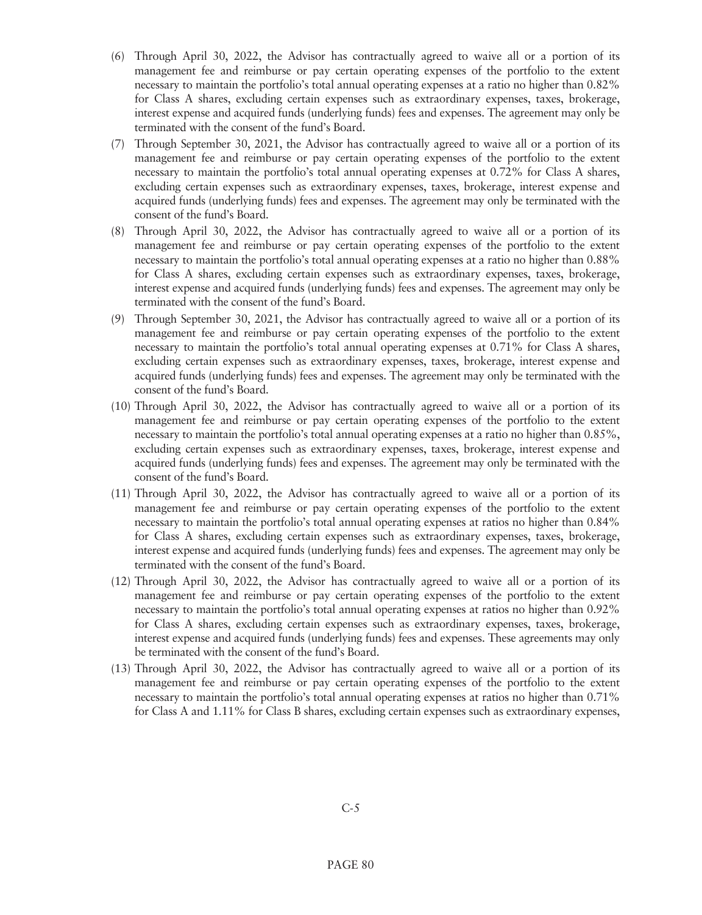(6) Through April 30, 2022, the Advisor has contractually agreed to waive all or a portion of its management fee and reimburse or pay certain operating expenses of the portfolio to the extent necessary to maintain the portfolio's total annual operating expenses at a ratio no higher than 0.82% for Class A shares, excluding certain expenses such as extraordinary expenses, taxes, brokerage, interest expense and acquired funds (underlying funds) fees and expenses. The agreement may only be terminated with the consent of the fund's Board.

(7) Through September 30, 2021, the Advisor has contractually agreed to waive all or a portion of its management fee and reimburse or pay certain operating expenses of the portfolio to the extent necessary to maintain the portfolio's total annual operating expenses at 0.72% for Class A shares, excluding certain expenses such as extraordinary expenses, taxes, brokerage, interest expense and acquired funds (underlying funds) fees and expenses. The agreement may only be terminated with the consent of the fund's Board.

(8) Through April 30, 2022, the Advisor has contractually agreed to waive all or a portion of its management fee and reimburse or pay certain operating expenses of the portfolio to the extent necessary to maintain the portfolio's total annual operating expenses at a ratio no higher than 0.88% for Class A shares, excluding certain expenses such as extraordinary expenses, taxes, brokerage, interest expense and acquired funds (underlying funds) fees and expenses. The agreement may only be terminated with the consent of the fund's Board.

(9) Through September 30, 2021, the Advisor has contractually agreed to waive all or a portion of its management fee and reimburse or pay certain operating expenses of the portfolio to the extent necessary to maintain the portfolio's total annual operating expenses at 0.71% for Class A shares, excluding certain expenses such as extraordinary expenses, taxes, brokerage, interest expense and acquired funds (underlying funds) fees and expenses. The agreement may only be terminated with the consent of the fund's Board.

(10) Through April 30, 2022, the Advisor has contractually agreed to waive all or a portion of its management fee and reimburse or pay certain operating expenses of the portfolio to the extent necessary to maintain the portfolio's total annual operating expenses at a ratio no higher than 0.85%, excluding certain expenses such as extraordinary expenses, taxes, brokerage, interest expense and acquired funds (underlying funds) fees and expenses. The agreement may only be terminated with the consent of the fund's Board.

(11) Through April 30, 2022, the Advisor has contractually agreed to waive all or a portion of its management fee and reimburse or pay certain operating expenses of the portfolio to the extent necessary to maintain the portfolio's total annual operating expenses at ratios no higher than 0.84% for Class A shares, excluding certain expenses such as extraordinary expenses, taxes, brokerage, interest expense and acquired funds (underlying funds) fees and expenses. The agreement may only be terminated with the consent of the fund's Board.

(12) Through April 30, 2022, the Advisor has contractually agreed to waive all or a portion of its management fee and reimburse or pay certain operating expenses of the portfolio to the extent necessary to maintain the portfolio's total annual operating expenses at ratios no higher than 0.92% for Class A shares, excluding certain expenses such as extraordinary expenses, taxes, brokerage, interest expense and acquired funds (underlying funds) fees and expenses. These agreements may only be terminated with the consent of the fund's Board.

(13) Through April 30, 2022, the Advisor has contractually agreed to waive all or a portion of its management fee and reimburse or pay certain operating expenses of the portfolio to the extent necessary to maintain the portfolio's total annual operating expenses at ratios no higher than 0.71% for Class A and 1.11% for Class B shares, excluding certain expenses such as extraordinary expenses,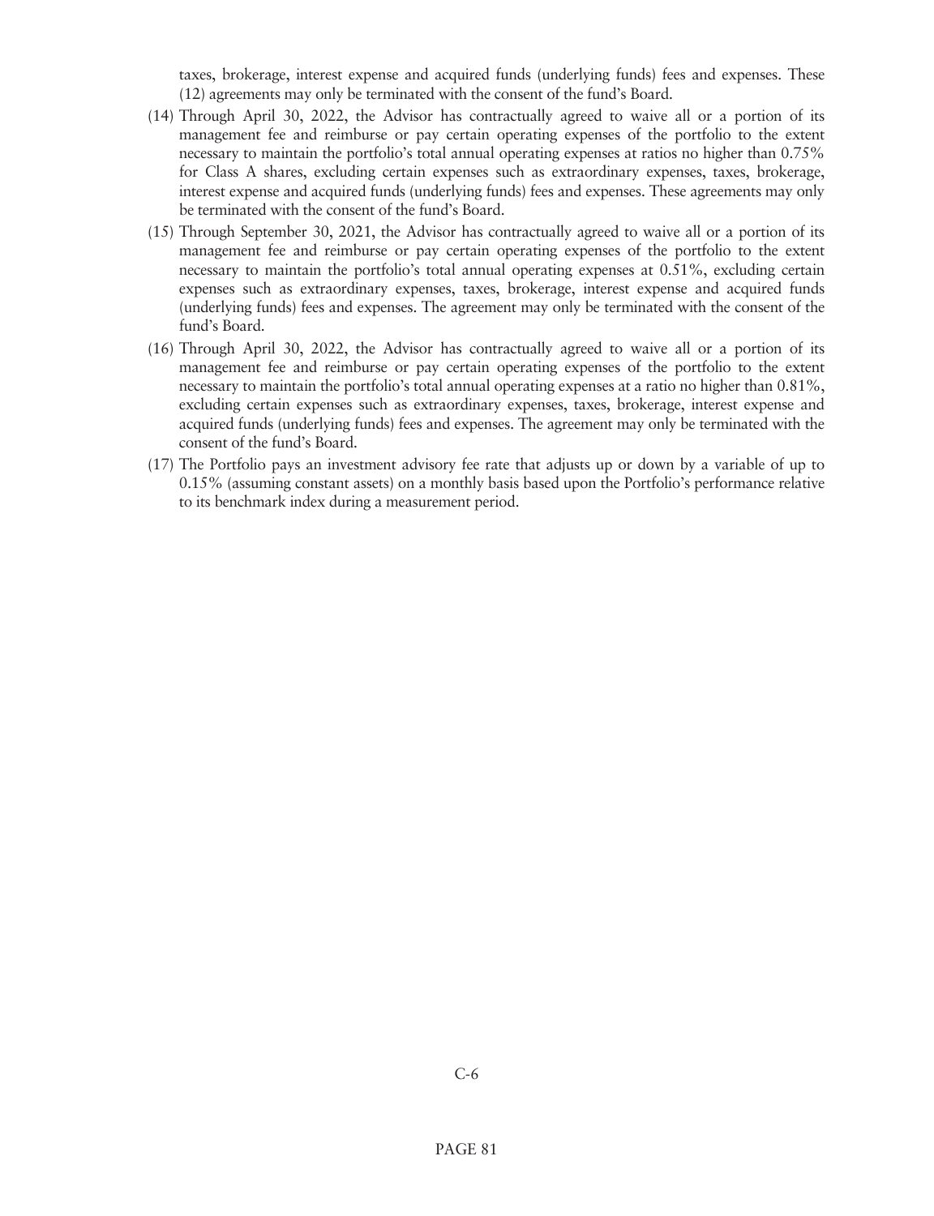taxes, brokerage, interest expense and acquired funds (underlying funds) fees and expenses. These (12) agreements may only be terminated with the consent of the fund's Board.

(14) Through April 30, 2022, the Advisor has contractually agreed to waive all or a portion of its management fee and reimburse or pay certain operating expenses of the portfolio to the extent necessary to maintain the portfolio's total annual operating expenses at ratios no higher than 0.75% for Class A shares, excluding certain expenses such as extraordinary expenses, taxes, brokerage, interest expense and acquired funds (underlying funds) fees and expenses. These agreements may only be terminated with the consent of the fund's Board.

(15) Through September 30, 2021, the Advisor has contractually agreed to waive all or a portion of its management fee and reimburse or pay certain operating expenses of the portfolio to the extent necessary to maintain the portfolio's total annual operating expenses at 0.51%, excluding certain expenses such as extraordinary expenses, taxes, brokerage, interest expense and acquired funds (underlying funds) fees and expenses. The agreement may only be terminated with the consent of the fund's Board.

(16) Through April 30, 2022, the Advisor has contractually agreed to waive all or a portion of its management fee and reimburse or pay certain operating expenses of the portfolio to the extent necessary to maintain the portfolio's total annual operating expenses at a ratio no higher than 0.81%, excluding certain expenses such as extraordinary expenses, taxes, brokerage, interest expense and acquired funds (underlying funds) fees and expenses. The agreement may only be terminated with the consent of the fund's Board.

(17) The Portfolio pays an investment advisory fee rate that adjusts up or down by a variable of up to 0.15% (assuming constant assets) on a monthly basis based upon the Portfolio's performance relative to its benchmark index during a measurement period.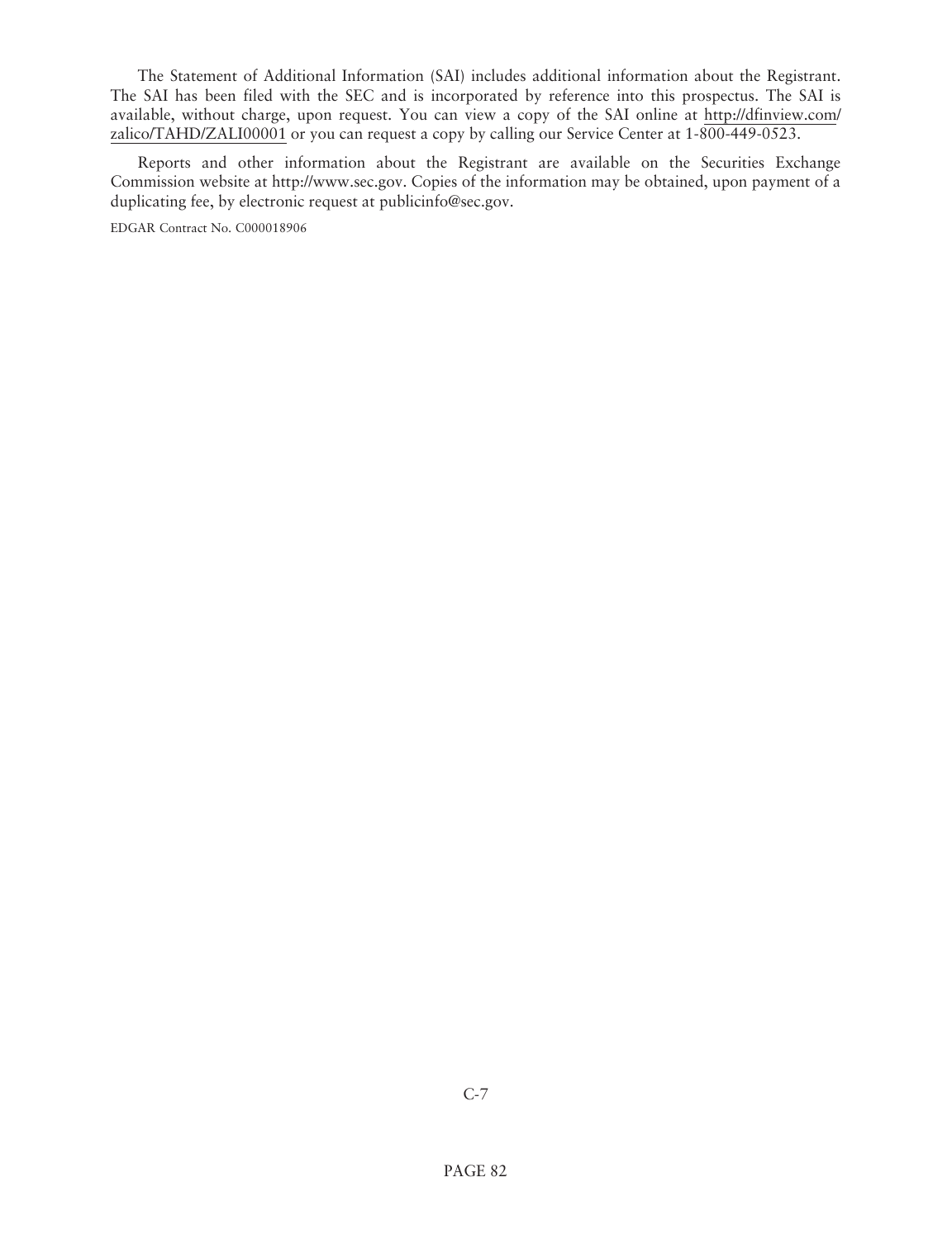The Statement of Additional Information (SAI) includes additional information about the Registrant. The SAI has been filed with the SEC and is incorporated by reference into this prospectus. The SAI is available, without charge, upon request. You can view a copy of the SAI online at http://dfinview.com/zalico/TAHD/ZALI00001 or you can request a copy by calling our Service Center at 1-800-449-0523.

Reports and other information about the Registrant are available on the Securities Exchange Commission website at http://www.sec.gov. Copies of the information may be obtained, upon payment of a duplicating fee, by electronic request at publicinfo@sec.gov.

EDGAR Contract No. C000018906